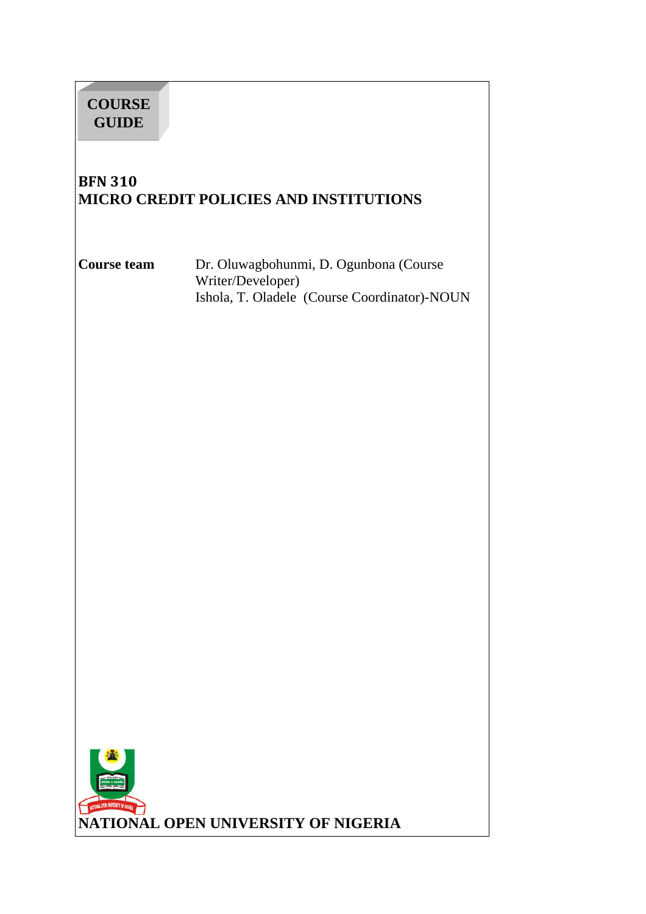**COURSE GUIDE**

# BFN 310
# MICRO CREDIT POLICIES AND INSTITUTIONS

**Course team** Dr. Oluwagbohunmi, D. Ogunbona (Course Writer/Developer)
Ishola, T. Oladele (Course Coordinator)-NOUN

**NATIONAL OPEN UNIVERSITY OF NIGERIA**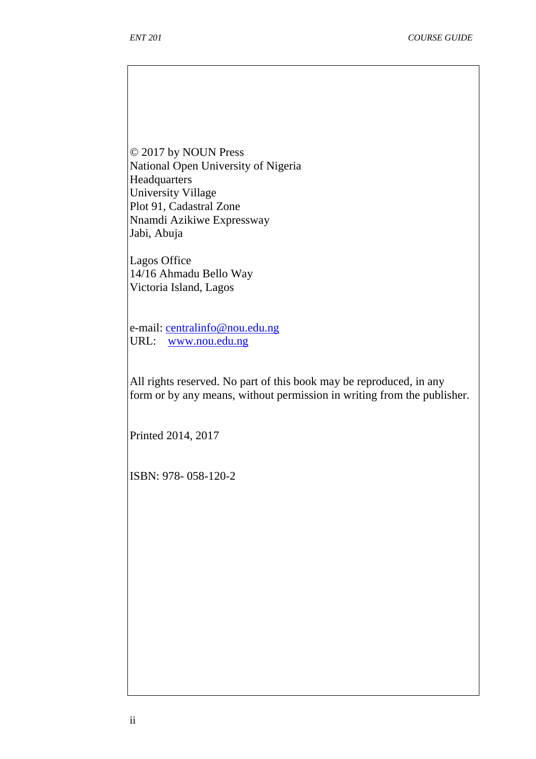© 2017 by NOUN Press
National Open University of Nigeria
Headquarters
University Village
Plot 91, Cadastral Zone
Nnamdi Azikiwe Expressway
Jabi, Abuja

Lagos Office
14/16 Ahmadu Bello Way
Victoria Island, Lagos

e-mail: centralinfo@nou.edu.ng
URL: www.nou.edu.ng

All rights reserved. No part of this book may be reproduced, in any form or by any means, without permission in writing from the publisher.

Printed 2014, 2017

ISBN: 978- 058-120-2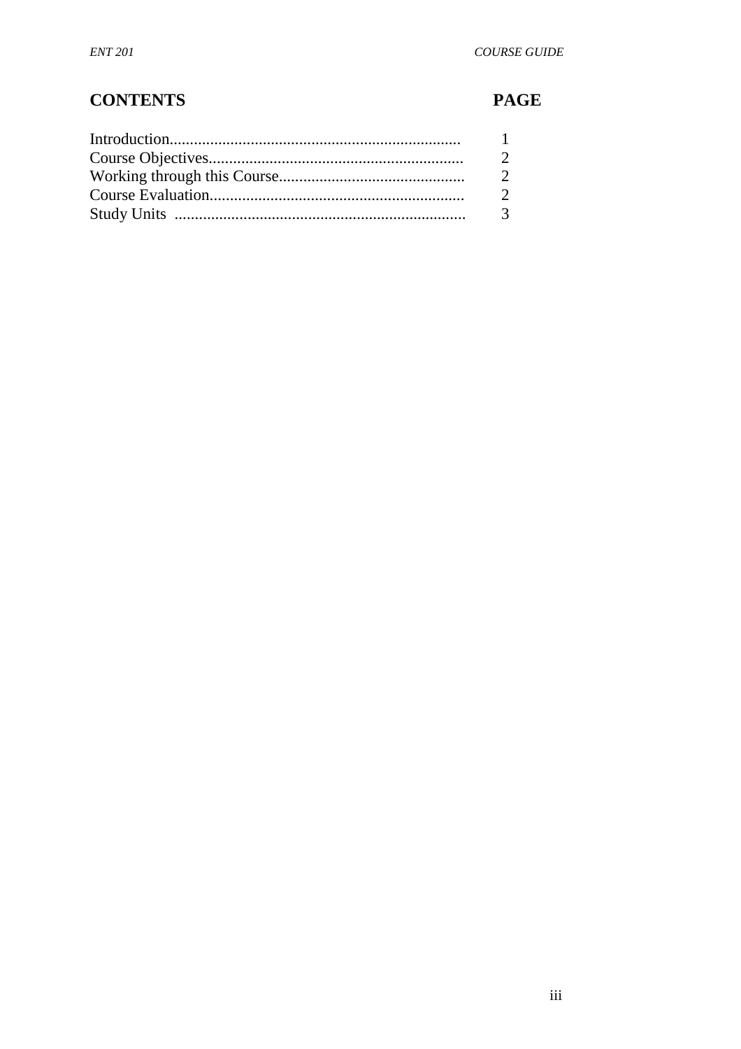| CONTENTS | PAGE |
| --- | --- |
| Introduction...................................................................... | 1 |
| Course Objectives.............................................................. | 2 |
| Working through this Course............................................. | 2 |
| Course Evaluation.............................................................. | 2 |
| Study Units ....................................................................... | 3 |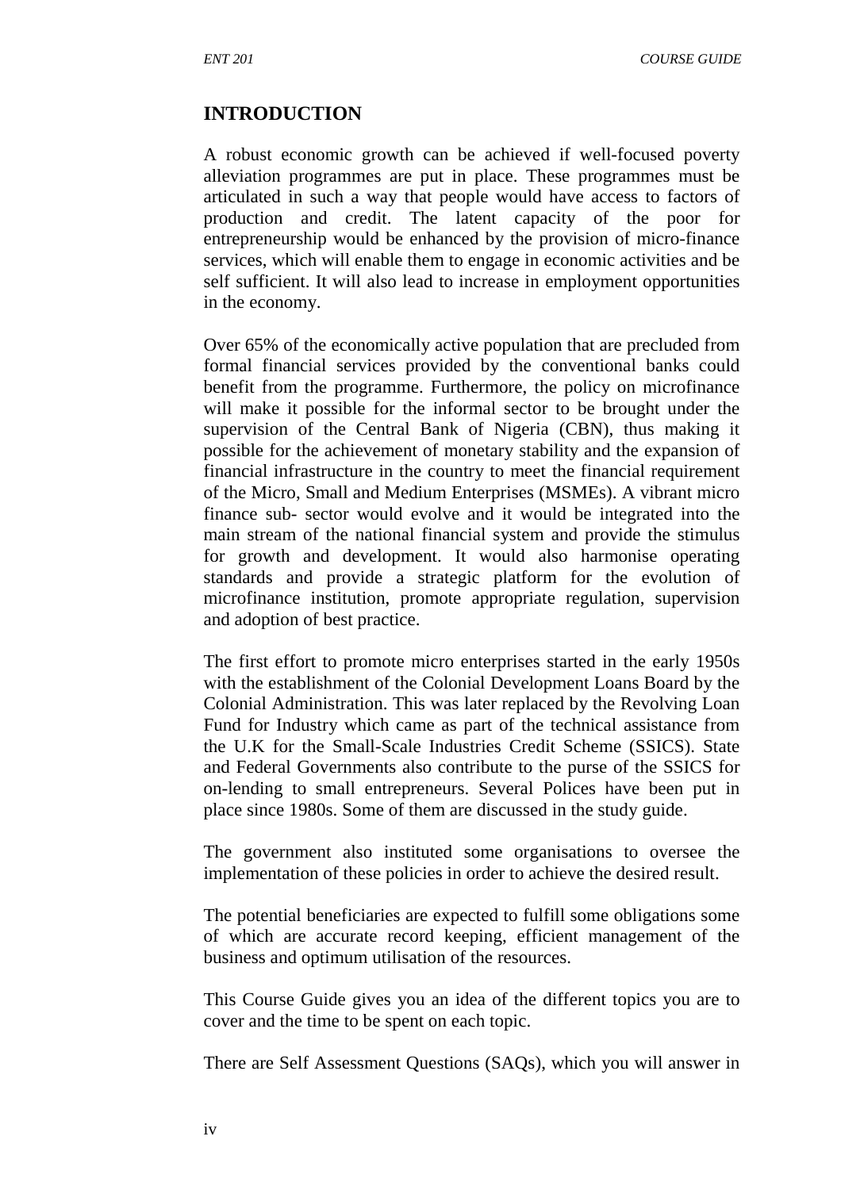## INTRODUCTION

A robust economic growth can be achieved if well-focused poverty alleviation programmes are put in place. These programmes must be articulated in such a way that people would have access to factors of production and credit. The latent capacity of the poor for entrepreneurship would be enhanced by the provision of micro-finance services, which will enable them to engage in economic activities and be self sufficient. It will also lead to increase in employment opportunities in the economy.

Over 65% of the economically active population that are precluded from formal financial services provided by the conventional banks could benefit from the programme. Furthermore, the policy on microfinance will make it possible for the informal sector to be brought under the supervision of the Central Bank of Nigeria (CBN), thus making it possible for the achievement of monetary stability and the expansion of financial infrastructure in the country to meet the financial requirement of the Micro, Small and Medium Enterprises (MSMEs). A vibrant micro finance sub- sector would evolve and it would be integrated into the main stream of the national financial system and provide the stimulus for growth and development. It would also harmonise operating standards and provide a strategic platform for the evolution of microfinance institution, promote appropriate regulation, supervision and adoption of best practice.

The first effort to promote micro enterprises started in the early 1950s with the establishment of the Colonial Development Loans Board by the Colonial Administration. This was later replaced by the Revolving Loan Fund for Industry which came as part of the technical assistance from the U.K for the Small-Scale Industries Credit Scheme (SSICS). State and Federal Governments also contribute to the purse of the SSICS for on-lending to small entrepreneurs. Several Polices have been put in place since 1980s. Some of them are discussed in the study guide.

The government also instituted some organisations to oversee the implementation of these policies in order to achieve the desired result.

The potential beneficiaries are expected to fulfill some obligations some of which are accurate record keeping, efficient management of the business and optimum utilisation of the resources.

This Course Guide gives you an idea of the different topics you are to cover and the time to be spent on each topic.

There are Self Assessment Questions (SAQs), which you will answer in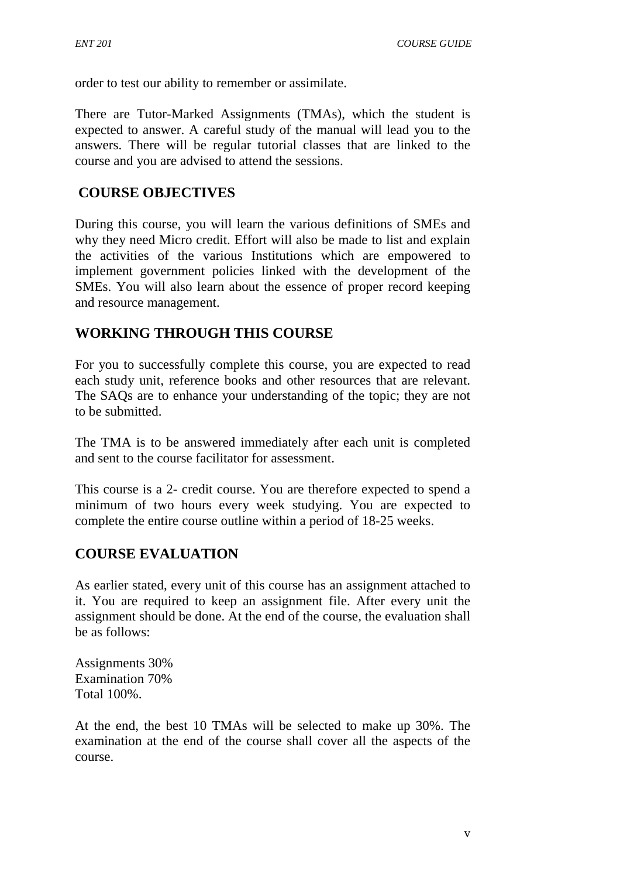order to test our ability to remember or assimilate.

There are Tutor-Marked Assignments (TMAs), which the student is expected to answer. A careful study of the manual will lead you to the answers. There will be regular tutorial classes that are linked to the course and you are advised to attend the sessions.

## COURSE OBJECTIVES

During this course, you will learn the various definitions of SMEs and why they need Micro credit. Effort will also be made to list and explain the activities of the various Institutions which are empowered to implement government policies linked with the development of the SMEs. You will also learn about the essence of proper record keeping and resource management.

## WORKING THROUGH THIS COURSE

For you to successfully complete this course, you are expected to read each study unit, reference books and other resources that are relevant. The SAQs are to enhance your understanding of the topic; they are not to be submitted.

The TMA is to be answered immediately after each unit is completed and sent to the course facilitator for assessment.

This course is a 2- credit course. You are therefore expected to spend a minimum of two hours every week studying. You are expected to complete the entire course outline within a period of 18-25 weeks.

## COURSE EVALUATION

As earlier stated, every unit of this course has an assignment attached to it. You are required to keep an assignment file. After every unit the assignment should be done. At the end of the course, the evaluation shall be as follows:

Assignments 30%
Examination 70%
Total 100%.

At the end, the best 10 TMAs will be selected to make up 30%. The examination at the end of the course shall cover all the aspects of the course.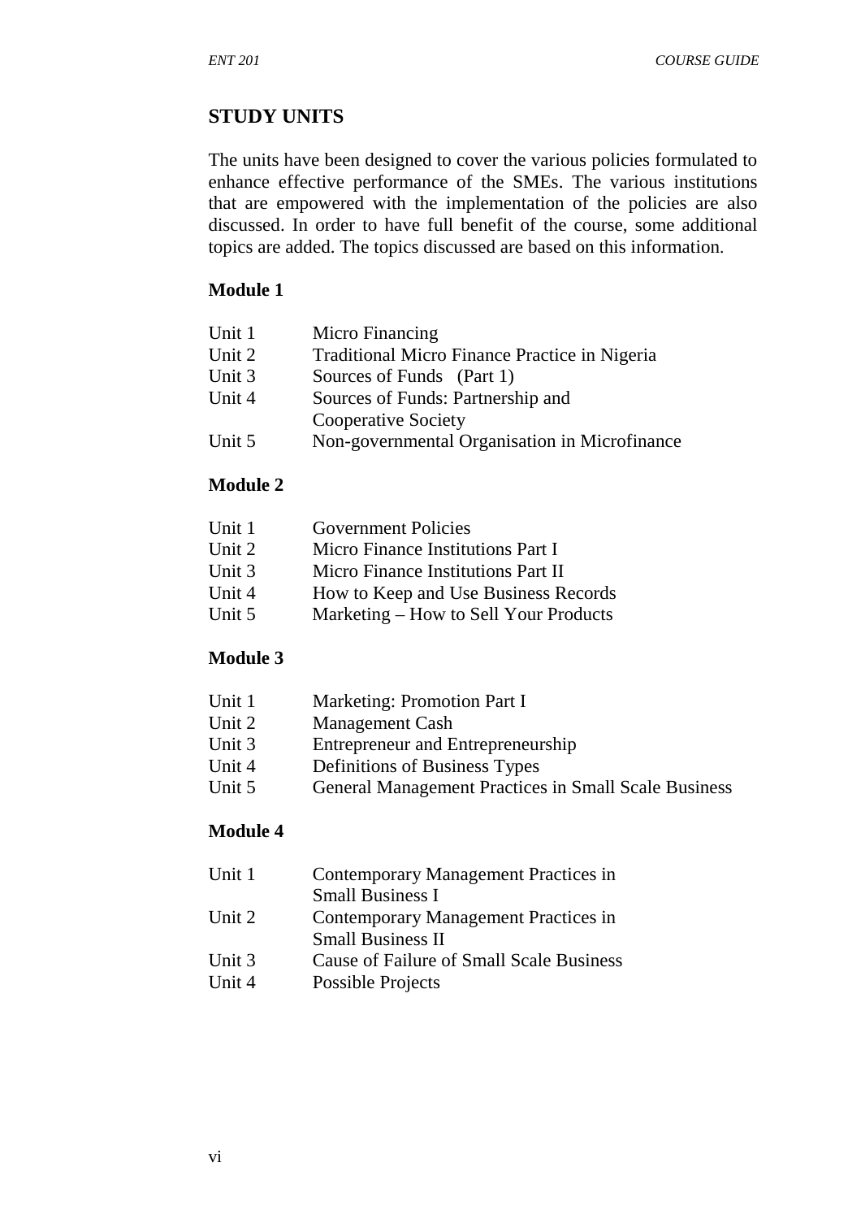## STUDY UNITS

The units have been designed to cover the various policies formulated to enhance effective performance of the SMEs. The various institutions that are empowered with the implementation of the policies are also discussed. In order to have full benefit of the course, some additional topics are added. The topics discussed are based on this information.

**Module 1**

| | |
|---|---|
| Unit 1 | Micro Financing |
| Unit 2 | Traditional Micro Finance Practice in Nigeria |
| Unit 3 | Sources of Funds (Part 1) |
| Unit 4 | Sources of Funds: Partnership and Cooperative Society |
| Unit 5 | Non-governmental Organisation in Microfinance |

**Module 2**

| | |
|---|---|
| Unit 1 | Government Policies |
| Unit 2 | Micro Finance Institutions Part I |
| Unit 3 | Micro Finance Institutions Part II |
| Unit 4 | How to Keep and Use Business Records |
| Unit 5 | Marketing – How to Sell Your Products |

**Module 3**

| | |
|---|---|
| Unit 1 | Marketing: Promotion Part I |
| Unit 2 | Management Cash |
| Unit 3 | Entrepreneur and Entrepreneurship |
| Unit 4 | Definitions of Business Types |
| Unit 5 | General Management Practices in Small Scale Business |

**Module 4**

| | |
|---|---|
| Unit 1 | Contemporary Management Practices in Small Business I |
| Unit 2 | Contemporary Management Practices in Small Business II |
| Unit 3 | Cause of Failure of Small Scale Business |
| Unit 4 | Possible Projects |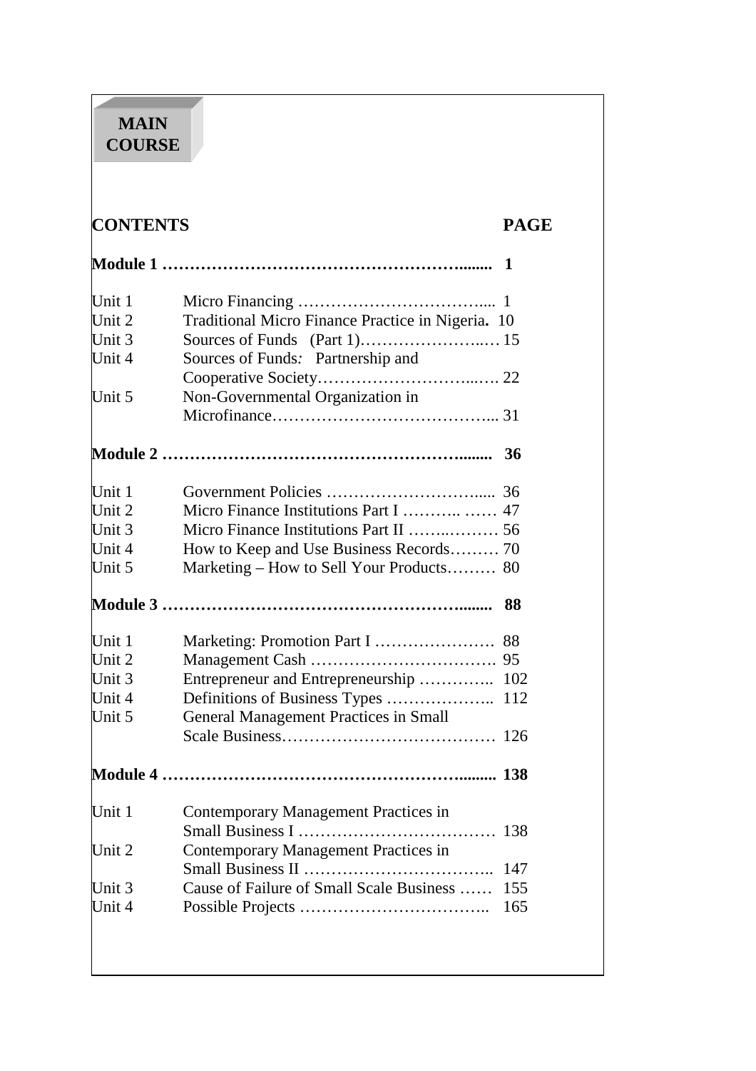# MAIN COURSE

| CONTENTS | | PAGE |
|---|---|---|
| **Module 1** | | **1** |
| Unit 1 | Micro Financing | 1 |
| Unit 2 | Traditional Micro Finance Practice in Nigeria. | 10 |
| Unit 3 | Sources of Funds (Part 1) | 15 |
| Unit 4 | Sources of Funds: Partnership and Cooperative Society | 22 |
| Unit 5 | Non-Governmental Organization in Microfinance | 31 |
| **Module 2** | | **36** |
| Unit 1 | Government Policies | 36 |
| Unit 2 | Micro Finance Institutions Part I | 47 |
| Unit 3 | Micro Finance Institutions Part II | 56 |
| Unit 4 | How to Keep and Use Business Records | 70 |
| Unit 5 | Marketing – How to Sell Your Products | 80 |
| **Module 3** | | **88** |
| Unit 1 | Marketing: Promotion Part I | 88 |
| Unit 2 | Management Cash | 95 |
| Unit 3 | Entrepreneur and Entrepreneurship | 102 |
| Unit 4 | Definitions of Business Types | 112 |
| Unit 5 | General Management Practices in Small Scale Business | 126 |
| **Module 4** | | **138** |
| Unit 1 | Contemporary Management Practices in Small Business I | 138 |
| Unit 2 | Contemporary Management Practices in Small Business II | 147 |
| Unit 3 | Cause of Failure of Small Scale Business | 155 |
| Unit 4 | Possible Projects | 165 |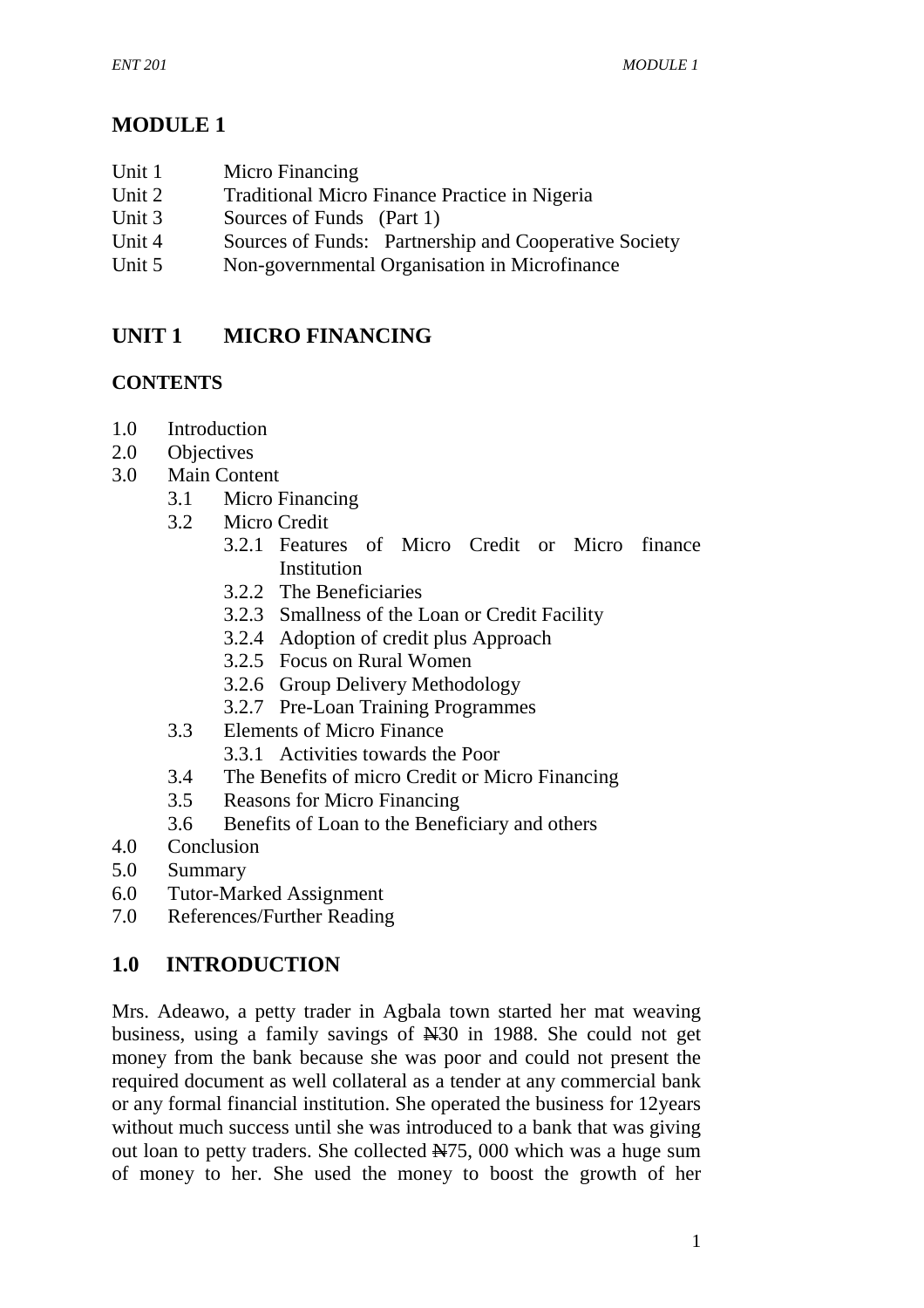# MODULE 1

Unit 1 Micro Financing
Unit 2 Traditional Micro Finance Practice in Nigeria
Unit 3 Sources of Funds (Part 1)
Unit 4 Sources of Funds: Partnership and Cooperative Society
Unit 5 Non-governmental Organisation in Microfinance

## UNIT 1 MICRO FINANCING

### CONTENTS

1.0 Introduction
2.0 Objectives
3.0 Main Content
  3.1 Micro Financing
  3.2 Micro Credit
    3.2.1 Features of Micro Credit or Micro finance Institution
    3.2.2 The Beneficiaries
    3.2.3 Smallness of the Loan or Credit Facility
    3.2.4 Adoption of credit plus Approach
    3.2.5 Focus on Rural Women
    3.2.6 Group Delivery Methodology
    3.2.7 Pre-Loan Training Programmes
  3.3 Elements of Micro Finance
    3.3.1 Activities towards the Poor
  3.4 The Benefits of micro Credit or Micro Financing
  3.5 Reasons for Micro Financing
  3.6 Benefits of Loan to the Beneficiary and others
4.0 Conclusion
5.0 Summary
6.0 Tutor-Marked Assignment
7.0 References/Further Reading

## 1.0 INTRODUCTION

Mrs. Adeawo, a petty trader in Agbala town started her mat weaving business, using a family savings of ₦30 in 1988. She could not get money from the bank because she was poor and could not present the required document as well collateral as a tender at any commercial bank or any formal financial institution. She operated the business for 12years without much success until she was introduced to a bank that was giving out loan to petty traders. She collected ₦75, 000 which was a huge sum of money to her. She used the money to boost the growth of her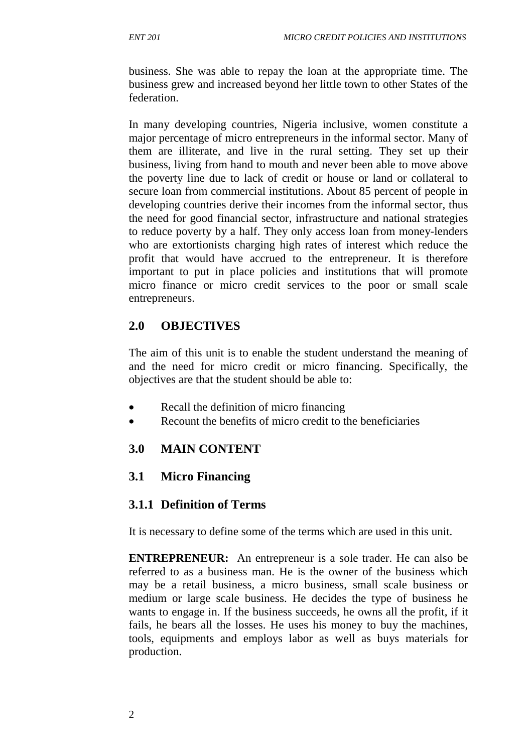business. She was able to repay the loan at the appropriate time. The business grew and increased beyond her little town to other States of the federation.

In many developing countries, Nigeria inclusive, women constitute a major percentage of micro entrepreneurs in the informal sector. Many of them are illiterate, and live in the rural setting. They set up their business, living from hand to mouth and never been able to move above the poverty line due to lack of credit or house or land or collateral to secure loan from commercial institutions. About 85 percent of people in developing countries derive their incomes from the informal sector, thus the need for good financial sector, infrastructure and national strategies to reduce poverty by a half. They only access loan from money-lenders who are extortionists charging high rates of interest which reduce the profit that would have accrued to the entrepreneur. It is therefore important to put in place policies and institutions that will promote micro finance or micro credit services to the poor or small scale entrepreneurs.

## 2.0 OBJECTIVES

The aim of this unit is to enable the student understand the meaning of and the need for micro credit or micro financing. Specifically, the objectives are that the student should be able to:

- Recall the definition of micro financing
- Recount the benefits of micro credit to the beneficiaries

## 3.0 MAIN CONTENT

### 3.1 Micro Financing

#### 3.1.1 Definition of Terms

It is necessary to define some of the terms which are used in this unit.

**ENTREPRENEUR:** An entrepreneur is a sole trader. He can also be referred to as a business man. He is the owner of the business which may be a retail business, a micro business, small scale business or medium or large scale business. He decides the type of business he wants to engage in. If the business succeeds, he owns all the profit, if it fails, he bears all the losses. He uses his money to buy the machines, tools, equipments and employs labor as well as buys materials for production.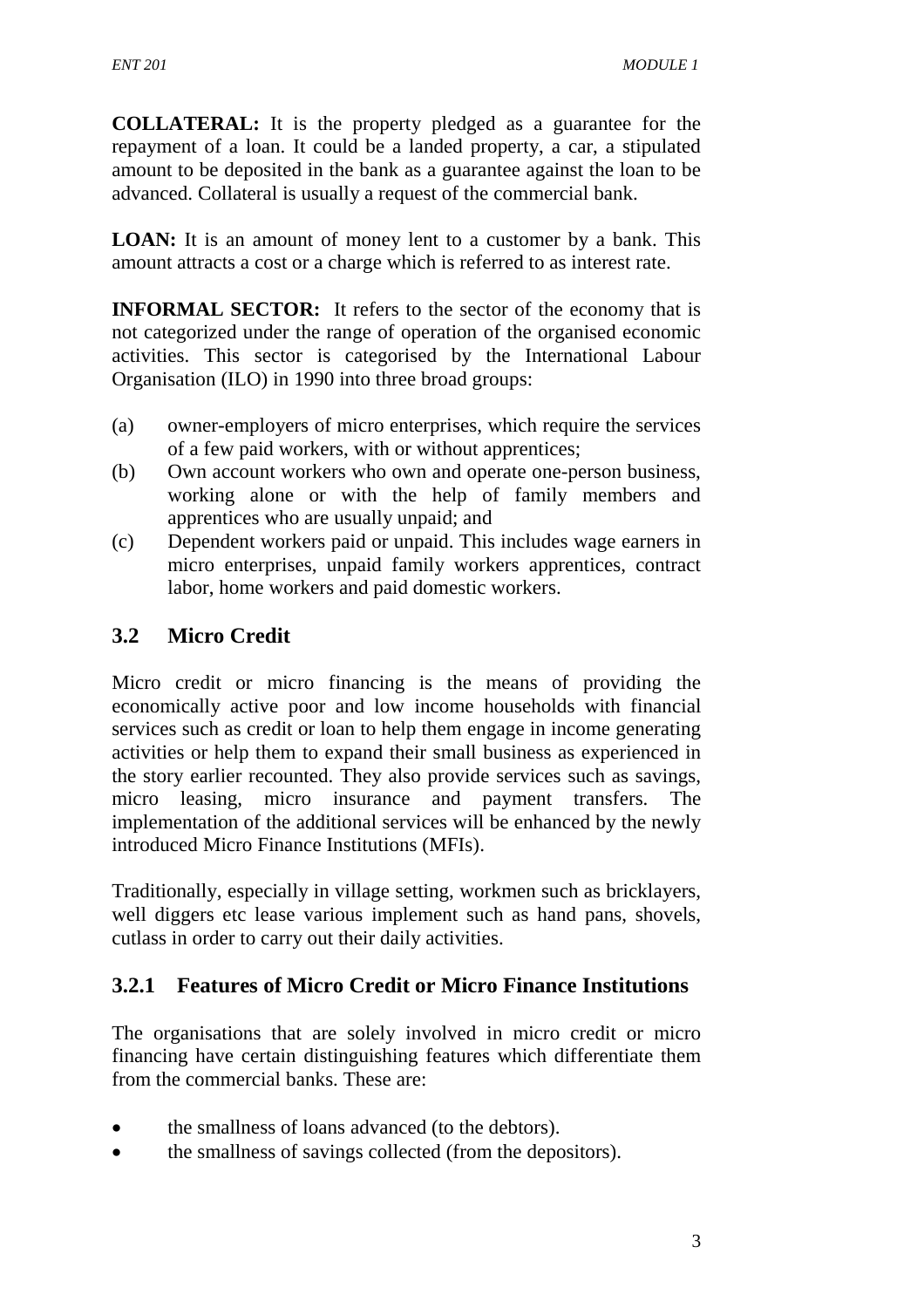**COLLATERAL:** It is the property pledged as a guarantee for the repayment of a loan. It could be a landed property, a car, a stipulated amount to be deposited in the bank as a guarantee against the loan to be advanced. Collateral is usually a request of the commercial bank.

**LOAN:** It is an amount of money lent to a customer by a bank. This amount attracts a cost or a charge which is referred to as interest rate.

**INFORMAL SECTOR:** It refers to the sector of the economy that is not categorized under the range of operation of the organised economic activities. This sector is categorised by the International Labour Organisation (ILO) in 1990 into three broad groups:

(a) owner-employers of micro enterprises, which require the services of a few paid workers, with or without apprentices;
(b) Own account workers who own and operate one-person business, working alone or with the help of family members and apprentices who are usually unpaid; and
(c) Dependent workers paid or unpaid. This includes wage earners in micro enterprises, unpaid family workers apprentices, contract labor, home workers and paid domestic workers.

## 3.2 Micro Credit

Micro credit or micro financing is the means of providing the economically active poor and low income households with financial services such as credit or loan to help them engage in income generating activities or help them to expand their small business as experienced in the story earlier recounted. They also provide services such as savings, micro leasing, micro insurance and payment transfers. The implementation of the additional services will be enhanced by the newly introduced Micro Finance Institutions (MFIs).

Traditionally, especially in village setting, workmen such as bricklayers, well diggers etc lease various implement such as hand pans, shovels, cutlass in order to carry out their daily activities.

### 3.2.1 Features of Micro Credit or Micro Finance Institutions

The organisations that are solely involved in micro credit or micro financing have certain distinguishing features which differentiate them from the commercial banks. These are:

- the smallness of loans advanced (to the debtors).
- the smallness of savings collected (from the depositors).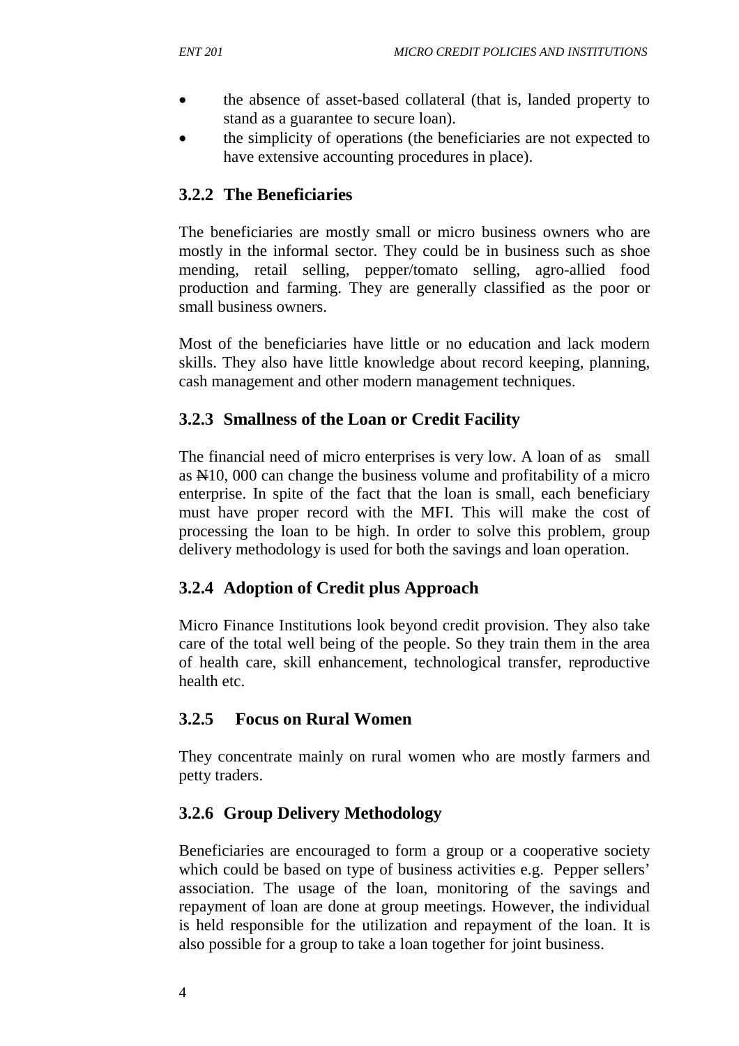- the absence of asset-based collateral (that is, landed property to stand as a guarantee to secure loan).
- the simplicity of operations (the beneficiaries are not expected to have extensive accounting procedures in place).

### 3.2.2 The Beneficiaries

The beneficiaries are mostly small or micro business owners who are mostly in the informal sector. They could be in business such as shoe mending, retail selling, pepper/tomato selling, agro-allied food production and farming. They are generally classified as the poor or small business owners.

Most of the beneficiaries have little or no education and lack modern skills. They also have little knowledge about record keeping, planning, cash management and other modern management techniques.

### 3.2.3 Smallness of the Loan or Credit Facility

The financial need of micro enterprises is very low. A loan of as small as ₦10, 000 can change the business volume and profitability of a micro enterprise. In spite of the fact that the loan is small, each beneficiary must have proper record with the MFI. This will make the cost of processing the loan to be high. In order to solve this problem, group delivery methodology is used for both the savings and loan operation.

### 3.2.4 Adoption of Credit plus Approach

Micro Finance Institutions look beyond credit provision. They also take care of the total well being of the people. So they train them in the area of health care, skill enhancement, technological transfer, reproductive health etc.

### 3.2.5 Focus on Rural Women

They concentrate mainly on rural women who are mostly farmers and petty traders.

### 3.2.6 Group Delivery Methodology

Beneficiaries are encouraged to form a group or a cooperative society which could be based on type of business activities e.g. Pepper sellers' association. The usage of the loan, monitoring of the savings and repayment of loan are done at group meetings. However, the individual is held responsible for the utilization and repayment of the loan. It is also possible for a group to take a loan together for joint business.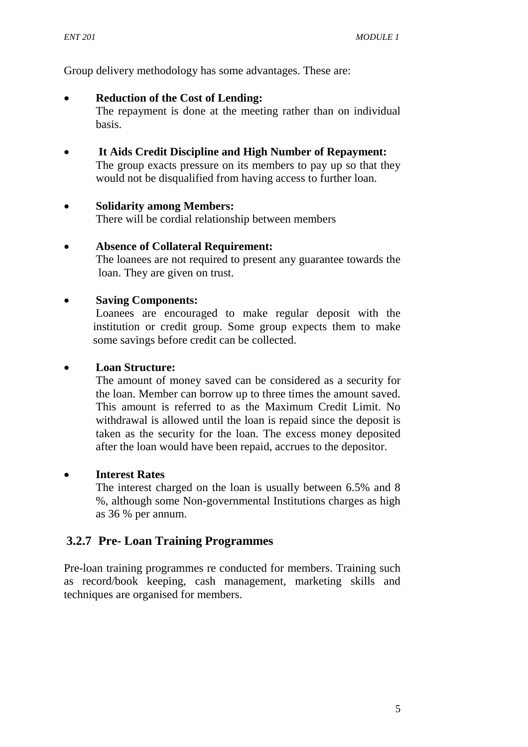Group delivery methodology has some advantages. These are:

- **Reduction of the Cost of Lending:**
  The repayment is done at the meeting rather than on individual basis.

- **It Aids Credit Discipline and High Number of Repayment:**
  The group exacts pressure on its members to pay up so that they would not be disqualified from having access to further loan.

- **Solidarity among Members:**
  There will be cordial relationship between members

- **Absence of Collateral Requirement:**
  The loanees are not required to present any guarantee towards the loan. They are given on trust.

- **Saving Components:**
  Loanees are encouraged to make regular deposit with the institution or credit group. Some group expects them to make some savings before credit can be collected.

- **Loan Structure:**
  The amount of money saved can be considered as a security for the loan. Member can borrow up to three times the amount saved. This amount is referred to as the Maximum Credit Limit. No withdrawal is allowed until the loan is repaid since the deposit is taken as the security for the loan. The excess money deposited after the loan would have been repaid, accrues to the depositor.

- **Interest Rates**
  The interest charged on the loan is usually between 6.5% and 8 %, although some Non-governmental Institutions charges as high as 36 % per annum.

### 3.2.7 Pre- Loan Training Programmes

Pre-loan training programmes re conducted for members. Training such as record/book keeping, cash management, marketing skills and techniques are organised for members.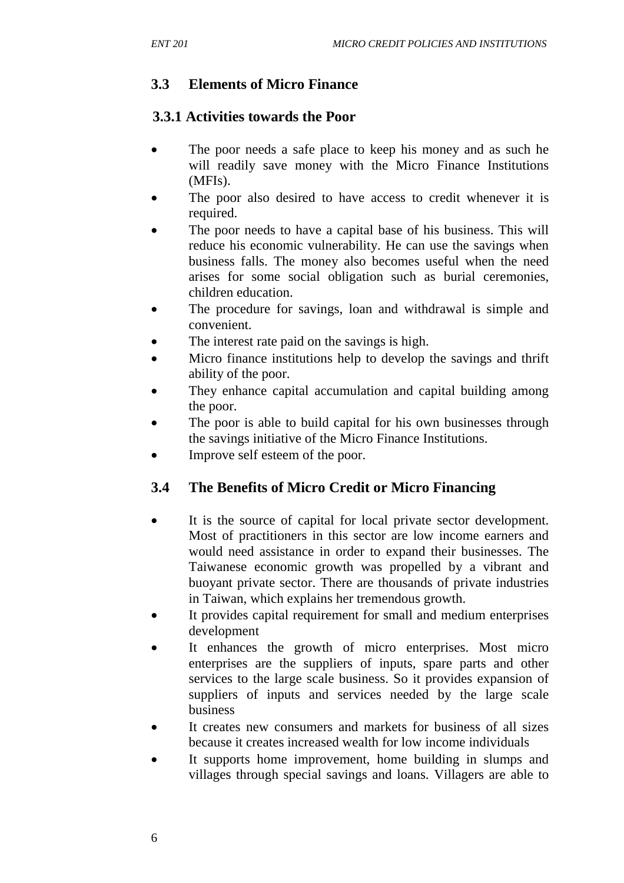## 3.3 Elements of Micro Finance

### 3.3.1 Activities towards the Poor

- The poor needs a safe place to keep his money and as such he will readily save money with the Micro Finance Institutions (MFIs).
- The poor also desired to have access to credit whenever it is required.
- The poor needs to have a capital base of his business. This will reduce his economic vulnerability. He can use the savings when business falls. The money also becomes useful when the need arises for some social obligation such as burial ceremonies, children education.
- The procedure for savings, loan and withdrawal is simple and convenient.
- The interest rate paid on the savings is high.
- Micro finance institutions help to develop the savings and thrift ability of the poor.
- They enhance capital accumulation and capital building among the poor.
- The poor is able to build capital for his own businesses through the savings initiative of the Micro Finance Institutions.
- Improve self esteem of the poor.

## 3.4 The Benefits of Micro Credit or Micro Financing

- It is the source of capital for local private sector development. Most of practitioners in this sector are low income earners and would need assistance in order to expand their businesses. The Taiwanese economic growth was propelled by a vibrant and buoyant private sector. There are thousands of private industries in Taiwan, which explains her tremendous growth.
- It provides capital requirement for small and medium enterprises development
- It enhances the growth of micro enterprises. Most micro enterprises are the suppliers of inputs, spare parts and other services to the large scale business. So it provides expansion of suppliers of inputs and services needed by the large scale business
- It creates new consumers and markets for business of all sizes because it creates increased wealth for low income individuals
- It supports home improvement, home building in slumps and villages through special savings and loans. Villagers are able to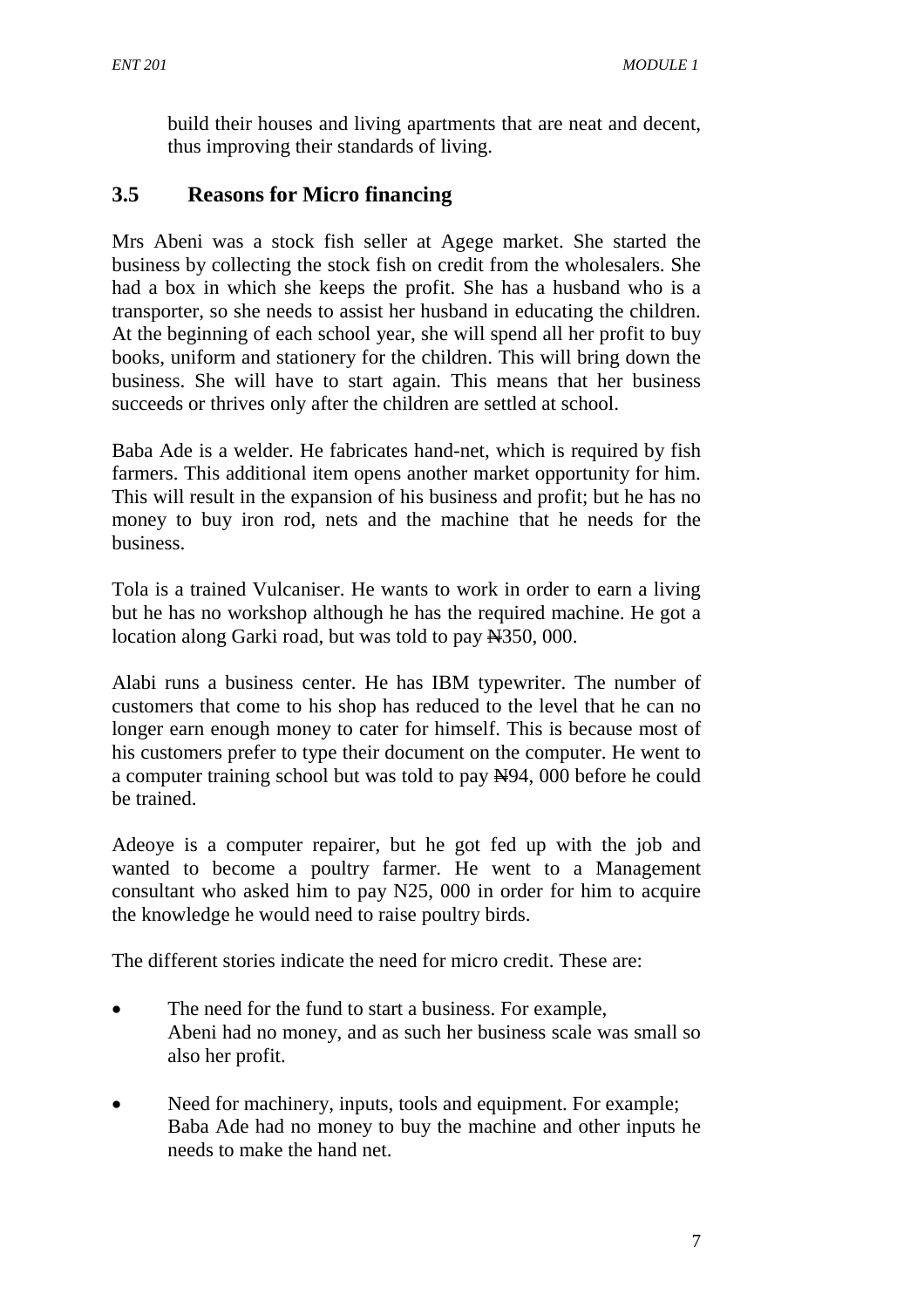build their houses and living apartments that are neat and decent, thus improving their standards of living.

## 3.5 Reasons for Micro financing

Mrs Abeni was a stock fish seller at Agege market. She started the business by collecting the stock fish on credit from the wholesalers. She had a box in which she keeps the profit. She has a husband who is a transporter, so she needs to assist her husband in educating the children. At the beginning of each school year, she will spend all her profit to buy books, uniform and stationery for the children. This will bring down the business. She will have to start again. This means that her business succeeds or thrives only after the children are settled at school.

Baba Ade is a welder. He fabricates hand-net, which is required by fish farmers. This additional item opens another market opportunity for him. This will result in the expansion of his business and profit; but he has no money to buy iron rod, nets and the machine that he needs for the business.

Tola is a trained Vulcaniser. He wants to work in order to earn a living but he has no workshop although he has the required machine. He got a location along Garki road, but was told to pay ₦350, 000.

Alabi runs a business center. He has IBM typewriter. The number of customers that come to his shop has reduced to the level that he can no longer earn enough money to cater for himself. This is because most of his customers prefer to type their document on the computer. He went to a computer training school but was told to pay ₦94, 000 before he could be trained.

Adeoye is a computer repairer, but he got fed up with the job and wanted to become a poultry farmer. He went to a Management consultant who asked him to pay N25, 000 in order for him to acquire the knowledge he would need to raise poultry birds.

The different stories indicate the need for micro credit. These are:

- The need for the fund to start a business. For example, Abeni had no money, and as such her business scale was small so also her profit.
- Need for machinery, inputs, tools and equipment. For example; Baba Ade had no money to buy the machine and other inputs he needs to make the hand net.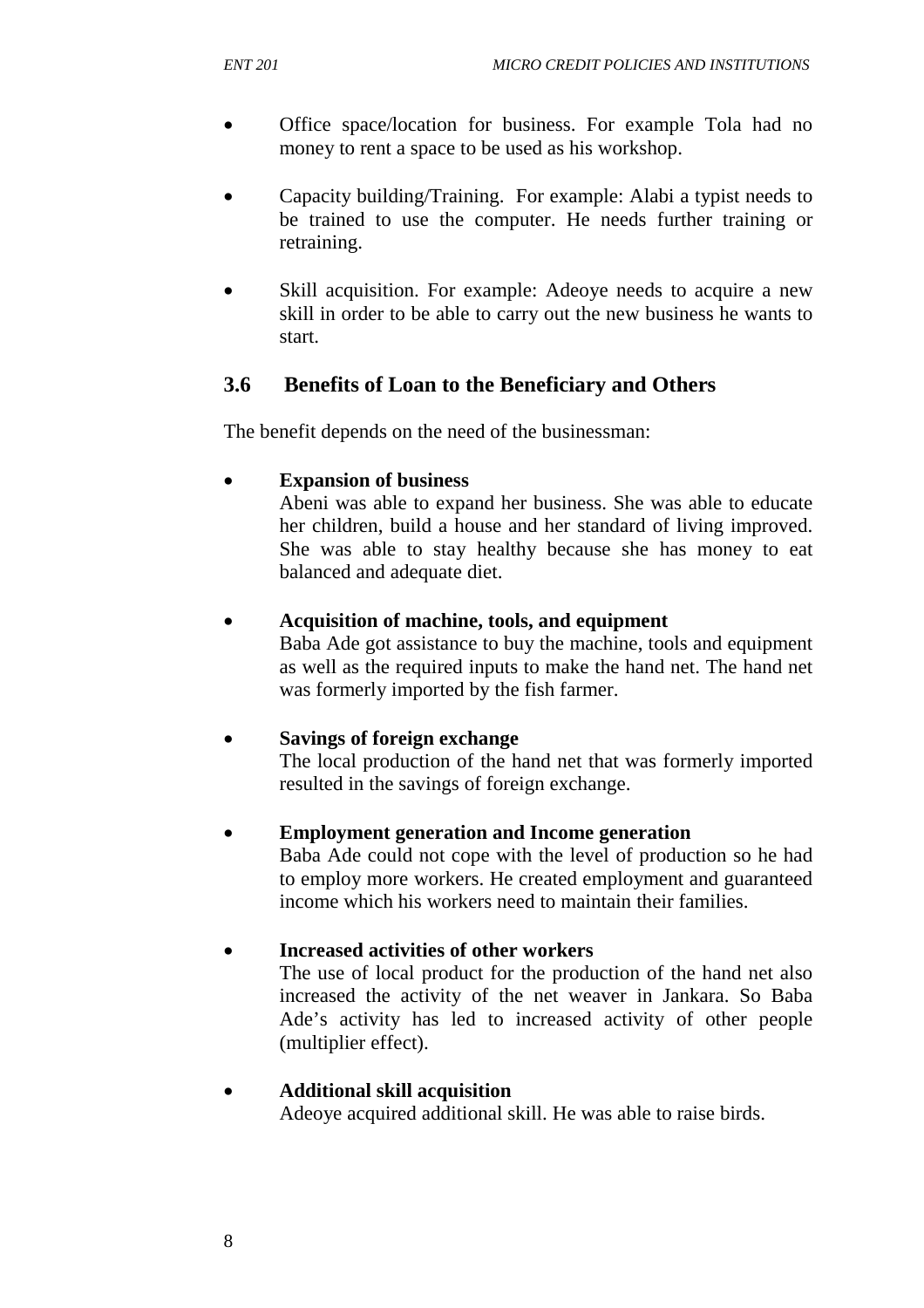- Office space/location for business. For example Tola had no money to rent a space to be used as his workshop.
- Capacity building/Training. For example: Alabi a typist needs to be trained to use the computer. He needs further training or retraining.
- Skill acquisition. For example: Adeoye needs to acquire a new skill in order to be able to carry out the new business he wants to start.

### 3.6 Benefits of Loan to the Beneficiary and Others

The benefit depends on the need of the businessman:

- **Expansion of business**
  Abeni was able to expand her business. She was able to educate her children, build a house and her standard of living improved. She was able to stay healthy because she has money to eat balanced and adequate diet.

- **Acquisition of machine, tools, and equipment**
  Baba Ade got assistance to buy the machine, tools and equipment as well as the required inputs to make the hand net. The hand net was formerly imported by the fish farmer.

- **Savings of foreign exchange**
  The local production of the hand net that was formerly imported resulted in the savings of foreign exchange.

- **Employment generation and Income generation**
  Baba Ade could not cope with the level of production so he had to employ more workers. He created employment and guaranteed income which his workers need to maintain their families.

- **Increased activities of other workers**
  The use of local product for the production of the hand net also increased the activity of the net weaver in Jankara. So Baba Ade's activity has led to increased activity of other people (multiplier effect).

- **Additional skill acquisition**
  Adeoye acquired additional skill. He was able to raise birds.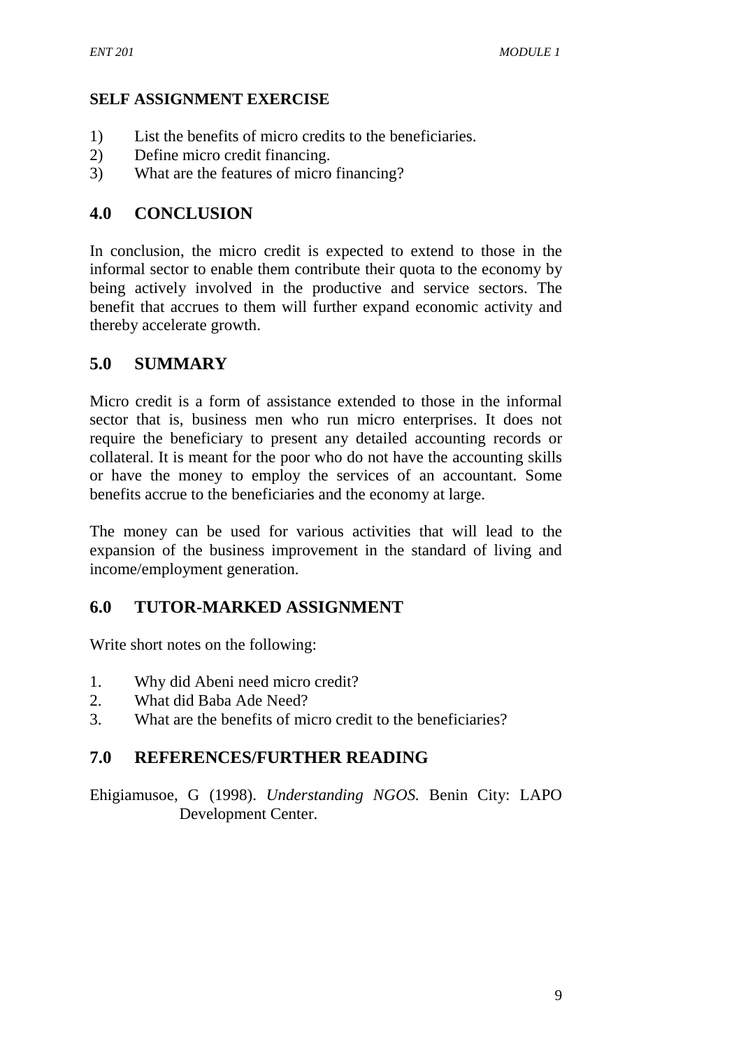**SELF ASSIGNMENT EXERCISE**

1) List the benefits of micro credits to the beneficiaries.
2) Define micro credit financing.
3) What are the features of micro financing?

## 4.0 CONCLUSION

In conclusion, the micro credit is expected to extend to those in the informal sector to enable them contribute their quota to the economy by being actively involved in the productive and service sectors. The benefit that accrues to them will further expand economic activity and thereby accelerate growth.

## 5.0 SUMMARY

Micro credit is a form of assistance extended to those in the informal sector that is, business men who run micro enterprises. It does not require the beneficiary to present any detailed accounting records or collateral. It is meant for the poor who do not have the accounting skills or have the money to employ the services of an accountant. Some benefits accrue to the beneficiaries and the economy at large.

The money can be used for various activities that will lead to the expansion of the business improvement in the standard of living and income/employment generation.

## 6.0 TUTOR-MARKED ASSIGNMENT

Write short notes on the following:

1. Why did Abeni need micro credit?
2. What did Baba Ade Need?
3. What are the benefits of micro credit to the beneficiaries?

## 7.0 REFERENCES/FURTHER READING

Ehigiamusoe, G (1998). *Understanding NGOS.* Benin City: LAPO Development Center.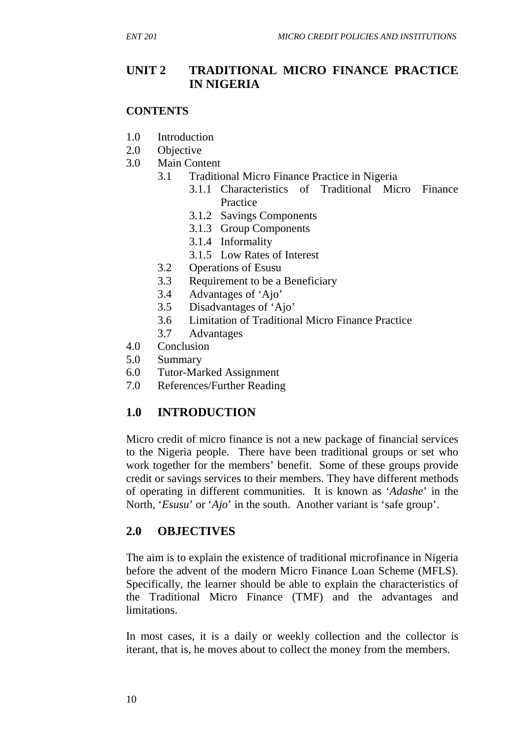## UNIT 2 TRADITIONAL MICRO FINANCE PRACTICE IN NIGERIA

**CONTENTS**

- 1.0 Introduction
- 2.0 Objective
- 3.0 Main Content
    - 3.1 Traditional Micro Finance Practice in Nigeria
        - 3.1.1 Characteristics of Traditional Micro Finance Practice
        - 3.1.2 Savings Components
        - 3.1.3 Group Components
        - 3.1.4 Informality
        - 3.1.5 Low Rates of Interest
    - 3.2 Operations of Esusu
    - 3.3 Requirement to be a Beneficiary
    - 3.4 Advantages of 'Ajo'
    - 3.5 Disadvantages of 'Ajo'
    - 3.6 Limitation of Traditional Micro Finance Practice
    - 3.7 Advantages
- 4.0 Conclusion
- 5.0 Summary
- 6.0 Tutor-Marked Assignment
- 7.0 References/Further Reading

## 1.0 INTRODUCTION

Micro credit of micro finance is not a new package of financial services to the Nigeria people. There have been traditional groups or set who work together for the members' benefit. Some of these groups provide credit or savings services to their members. They have different methods of operating in different communities. It is known as '*Adashe*' in the North, '*Esusu*' or '*Ajo*' in the south. Another variant is 'safe group'.

## 2.0 OBJECTIVES

The aim is to explain the existence of traditional microfinance in Nigeria before the advent of the modern Micro Finance Loan Scheme (MFLS). Specifically, the learner should be able to explain the characteristics of the Traditional Micro Finance (TMF) and the advantages and limitations.

In most cases, it is a daily or weekly collection and the collector is iterant, that is, he moves about to collect the money from the members.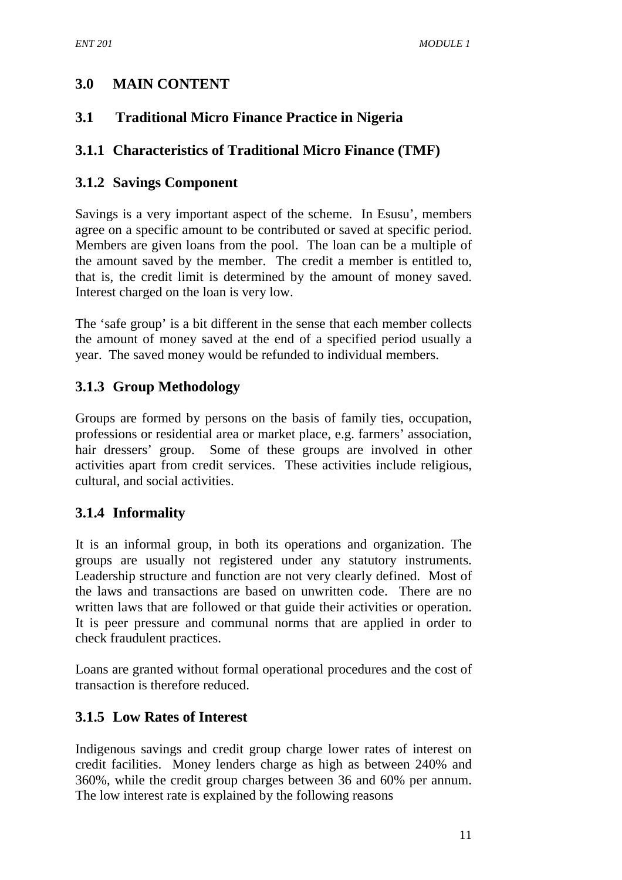## 3.0 MAIN CONTENT

## 3.1 Traditional Micro Finance Practice in Nigeria

### 3.1.1 Characteristics of Traditional Micro Finance (TMF)

### 3.1.2 Savings Component

Savings is a very important aspect of the scheme. In Esusu', members agree on a specific amount to be contributed or saved at specific period. Members are given loans from the pool. The loan can be a multiple of the amount saved by the member. The credit a member is entitled to, that is, the credit limit is determined by the amount of money saved. Interest charged on the loan is very low.

The 'safe group' is a bit different in the sense that each member collects the amount of money saved at the end of a specified period usually a year. The saved money would be refunded to individual members.

### 3.1.3 Group Methodology

Groups are formed by persons on the basis of family ties, occupation, professions or residential area or market place, e.g. farmers' association, hair dressers' group. Some of these groups are involved in other activities apart from credit services. These activities include religious, cultural, and social activities.

### 3.1.4 Informality

It is an informal group, in both its operations and organization. The groups are usually not registered under any statutory instruments. Leadership structure and function are not very clearly defined. Most of the laws and transactions are based on unwritten code. There are no written laws that are followed or that guide their activities or operation. It is peer pressure and communal norms that are applied in order to check fraudulent practices.

Loans are granted without formal operational procedures and the cost of transaction is therefore reduced.

### 3.1.5 Low Rates of Interest

Indigenous savings and credit group charge lower rates of interest on credit facilities. Money lenders charge as high as between 240% and 360%, while the credit group charges between 36 and 60% per annum. The low interest rate is explained by the following reasons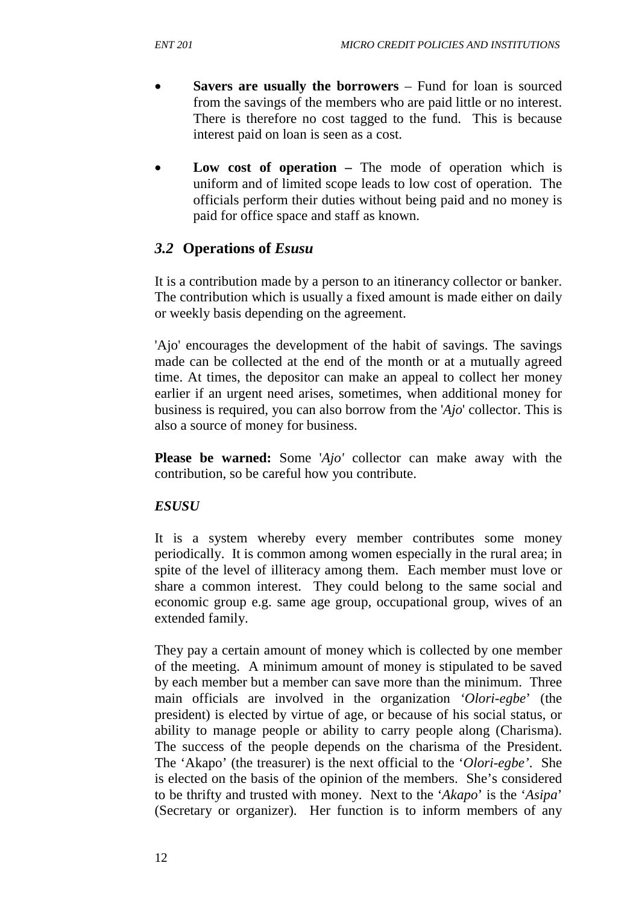- **Savers are usually the borrowers** – Fund for loan is sourced from the savings of the members who are paid little or no interest. There is therefore no cost tagged to the fund. This is because interest paid on loan is seen as a cost.

- **Low cost of operation –** The mode of operation which is uniform and of limited scope leads to low cost of operation. The officials perform their duties without being paid and no money is paid for office space and staff as known.

## *3.2* Operations of *Esusu*

It is a contribution made by a person to an itinerancy collector or banker. The contribution which is usually a fixed amount is made either on daily or weekly basis depending on the agreement.

'Ajo' encourages the development of the habit of savings. The savings made can be collected at the end of the month or at a mutually agreed time. At times, the depositor can make an appeal to collect her money earlier if an urgent need arises, sometimes, when additional money for business is required, you can also borrow from the '*Ajo*' collector. This is also a source of money for business.

**Please be warned:** Some '*Ajo'* collector can make away with the contribution, so be careful how you contribute.

***ESUSU***

It is a system whereby every member contributes some money periodically. It is common among women especially in the rural area; in spite of the level of illiteracy among them. Each member must love or share a common interest. They could belong to the same social and economic group e.g. same age group, occupational group, wives of an extended family.

They pay a certain amount of money which is collected by one member of the meeting. A minimum amount of money is stipulated to be saved by each member but a member can save more than the minimum. Three main officials are involved in the organization '*Olori-egbe*' (the president) is elected by virtue of age, or because of his social status, or ability to manage people or ability to carry people along (Charisma). The success of the people depends on the charisma of the President. The 'Akapo' (the treasurer) is the next official to the '*Olori-egbe'*. She is elected on the basis of the opinion of the members. She's considered to be thrifty and trusted with money. Next to the '*Akapo*' is the '*Asipa*' (Secretary or organizer). Her function is to inform members of any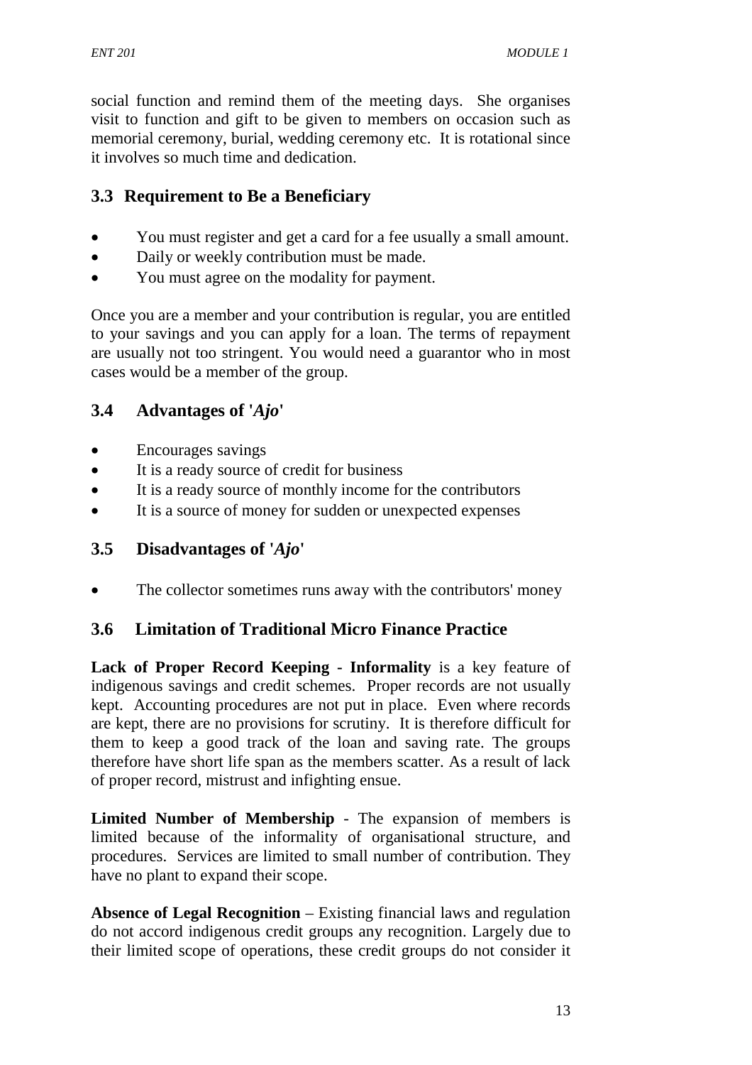social function and remind them of the meeting days. She organises visit to function and gift to be given to members on occasion such as memorial ceremony, burial, wedding ceremony etc. It is rotational since it involves so much time and dedication.

### 3.3 Requirement to Be a Beneficiary

- You must register and get a card for a fee usually a small amount.
- Daily or weekly contribution must be made.
- You must agree on the modality for payment.

Once you are a member and your contribution is regular, you are entitled to your savings and you can apply for a loan. The terms of repayment are usually not too stringent. You would need a guarantor who in most cases would be a member of the group.

### 3.4 Advantages of '*Ajo*'

- Encourages savings
- It is a ready source of credit for business
- It is a ready source of monthly income for the contributors
- It is a source of money for sudden or unexpected expenses

### 3.5 Disadvantages of '*Ajo*'

- The collector sometimes runs away with the contributors' money

### 3.6 Limitation of Traditional Micro Finance Practice

**Lack of Proper Record Keeping - Informality** is a key feature of indigenous savings and credit schemes. Proper records are not usually kept. Accounting procedures are not put in place. Even where records are kept, there are no provisions for scrutiny. It is therefore difficult for them to keep a good track of the loan and saving rate. The groups therefore have short life span as the members scatter. As a result of lack of proper record, mistrust and infighting ensue.

**Limited Number of Membership** - The expansion of members is limited because of the informality of organisational structure, and procedures. Services are limited to small number of contribution. They have no plant to expand their scope.

**Absence of Legal Recognition** – Existing financial laws and regulation do not accord indigenous credit groups any recognition. Largely due to their limited scope of operations, these credit groups do not consider it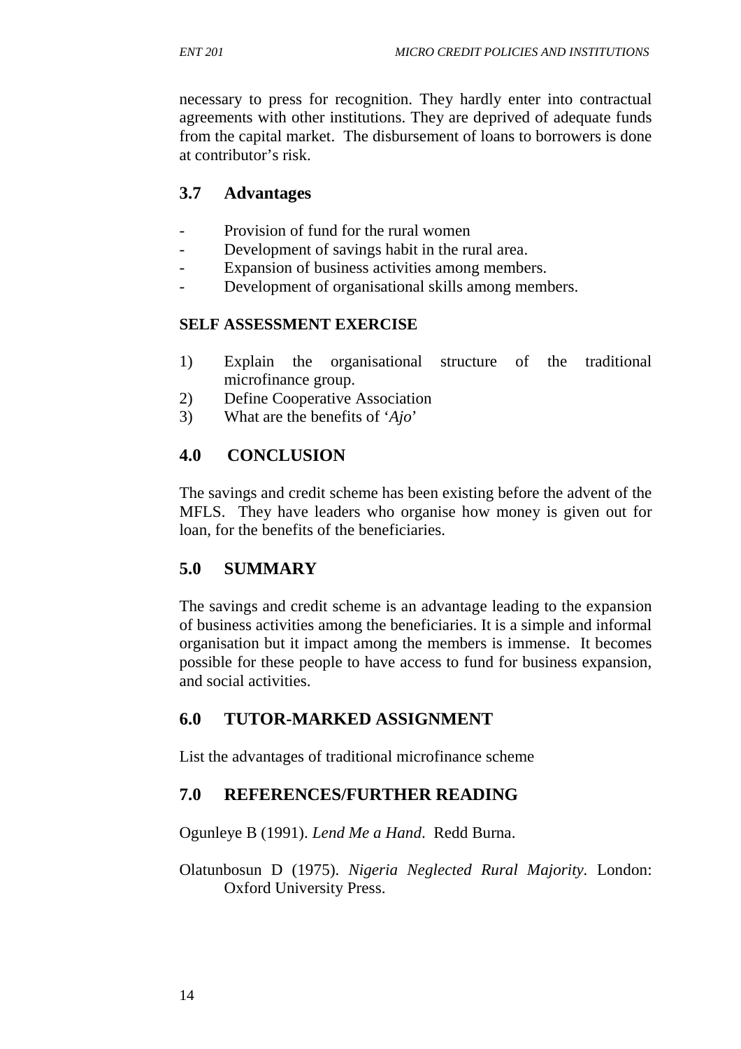necessary to press for recognition. They hardly enter into contractual agreements with other institutions. They are deprived of adequate funds from the capital market. The disbursement of loans to borrowers is done at contributor's risk.

## 3.7 Advantages

- Provision of fund for the rural women
- Development of savings habit in the rural area.
- Expansion of business activities among members.
- Development of organisational skills among members.

**SELF ASSESSMENT EXERCISE**

1) Explain the organisational structure of the traditional microfinance group.
2) Define Cooperative Association
3) What are the benefits of '*Ajo*'

## 4.0 CONCLUSION

The savings and credit scheme has been existing before the advent of the MFLS. They have leaders who organise how money is given out for loan, for the benefits of the beneficiaries.

## 5.0 SUMMARY

The savings and credit scheme is an advantage leading to the expansion of business activities among the beneficiaries. It is a simple and informal organisation but it impact among the members is immense. It becomes possible for these people to have access to fund for business expansion, and social activities.

## 6.0 TUTOR-MARKED ASSIGNMENT

List the advantages of traditional microfinance scheme

## 7.0 REFERENCES/FURTHER READING

Ogunleye B (1991). *Lend Me a Hand*. Redd Burna.

Olatunbosun D (1975). *Nigeria Neglected Rural Majority*. London: Oxford University Press.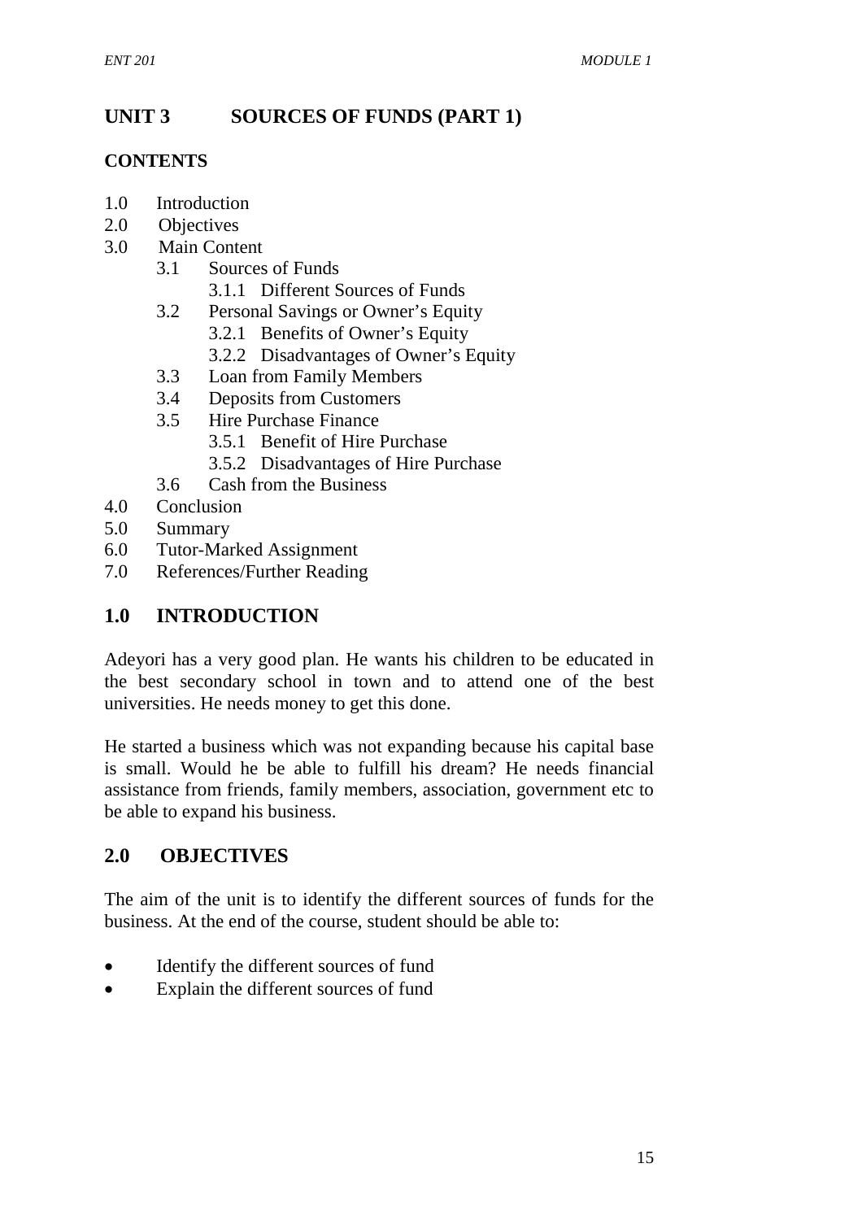# UNIT 3 SOURCES OF FUNDS (PART 1)

## CONTENTS

- 1.0 Introduction
- 2.0 Objectives
- 3.0 Main Content
  - 3.1 Sources of Funds
    - 3.1.1 Different Sources of Funds
  - 3.2 Personal Savings or Owner's Equity
    - 3.2.1 Benefits of Owner's Equity
    - 3.2.2 Disadvantages of Owner's Equity
  - 3.3 Loan from Family Members
  - 3.4 Deposits from Customers
  - 3.5 Hire Purchase Finance
    - 3.5.1 Benefit of Hire Purchase
    - 3.5.2 Disadvantages of Hire Purchase
  - 3.6 Cash from the Business
- 4.0 Conclusion
- 5.0 Summary
- 6.0 Tutor-Marked Assignment
- 7.0 References/Further Reading

## 1.0 INTRODUCTION

Adeyori has a very good plan. He wants his children to be educated in the best secondary school in town and to attend one of the best universities. He needs money to get this done.

He started a business which was not expanding because his capital base is small. Would he be able to fulfill his dream? He needs financial assistance from friends, family members, association, government etc to be able to expand his business.

## 2.0 OBJECTIVES

The aim of the unit is to identify the different sources of funds for the business. At the end of the course, student should be able to:

- Identify the different sources of fund
- Explain the different sources of fund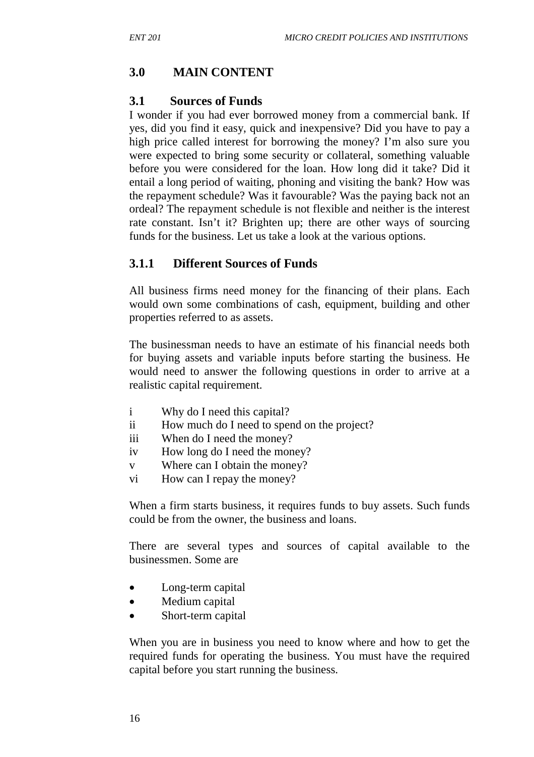## 3.0 MAIN CONTENT

### 3.1 Sources of Funds

I wonder if you had ever borrowed money from a commercial bank. If yes, did you find it easy, quick and inexpensive? Did you have to pay a high price called interest for borrowing the money? I'm also sure you were expected to bring some security or collateral, something valuable before you were considered for the loan. How long did it take? Did it entail a long period of waiting, phoning and visiting the bank? How was the repayment schedule? Was it favourable? Was the paying back not an ordeal? The repayment schedule is not flexible and neither is the interest rate constant. Isn't it? Brighten up; there are other ways of sourcing funds for the business. Let us take a look at the various options.

#### 3.1.1 Different Sources of Funds

All business firms need money for the financing of their plans. Each would own some combinations of cash, equipment, building and other properties referred to as assets.

The businessman needs to have an estimate of his financial needs both for buying assets and variable inputs before starting the business. He would need to answer the following questions in order to arrive at a realistic capital requirement.

i Why do I need this capital?
ii How much do I need to spend on the project?
iii When do I need the money?
iv How long do I need the money?
v Where can I obtain the money?
vi How can I repay the money?

When a firm starts business, it requires funds to buy assets. Such funds could be from the owner, the business and loans.

There are several types and sources of capital available to the businessmen. Some are

- Long-term capital
- Medium capital
- Short-term capital

When you are in business you need to know where and how to get the required funds for operating the business. You must have the required capital before you start running the business.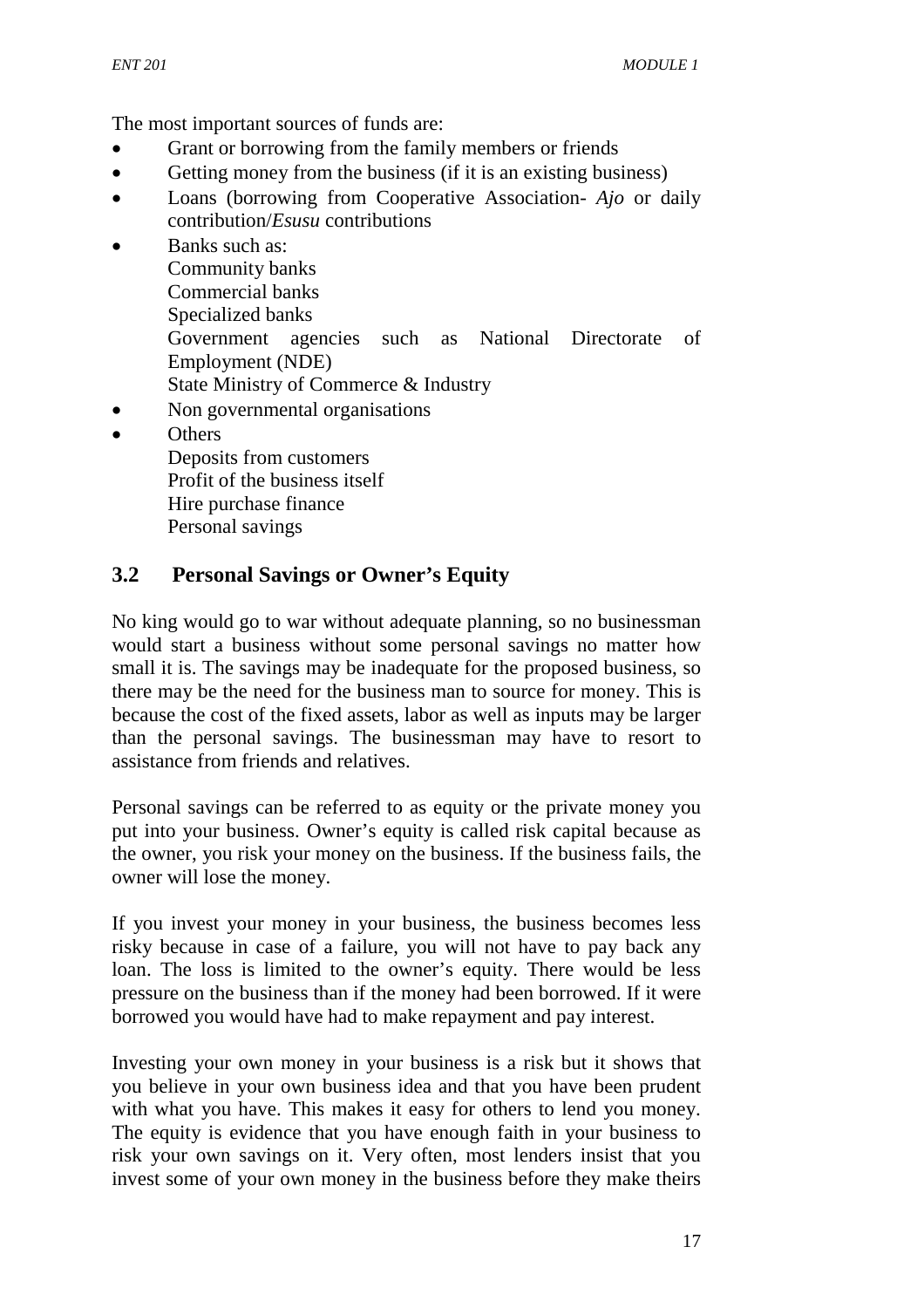The most important sources of funds are:

- Grant or borrowing from the family members or friends
- Getting money from the business (if it is an existing business)
- Loans (borrowing from Cooperative Association- *Ajo* or daily contribution/*Esusu* contributions
- Banks such as:
  Community banks
  Commercial banks
  Specialized banks
  Government agencies such as National Directorate of Employment (NDE)
  State Ministry of Commerce & Industry
- Non governmental organisations
- Others
  Deposits from customers
  Profit of the business itself
  Hire purchase finance
  Personal savings

## 3.2 Personal Savings or Owner's Equity

No king would go to war without adequate planning, so no businessman would start a business without some personal savings no matter how small it is. The savings may be inadequate for the proposed business, so there may be the need for the business man to source for money. This is because the cost of the fixed assets, labor as well as inputs may be larger than the personal savings. The businessman may have to resort to assistance from friends and relatives.

Personal savings can be referred to as equity or the private money you put into your business. Owner's equity is called risk capital because as the owner, you risk your money on the business. If the business fails, the owner will lose the money.

If you invest your money in your business, the business becomes less risky because in case of a failure, you will not have to pay back any loan. The loss is limited to the owner's equity. There would be less pressure on the business than if the money had been borrowed. If it were borrowed you would have had to make repayment and pay interest.

Investing your own money in your business is a risk but it shows that you believe in your own business idea and that you have been prudent with what you have. This makes it easy for others to lend you money. The equity is evidence that you have enough faith in your business to risk your own savings on it. Very often, most lenders insist that you invest some of your own money in the business before they make theirs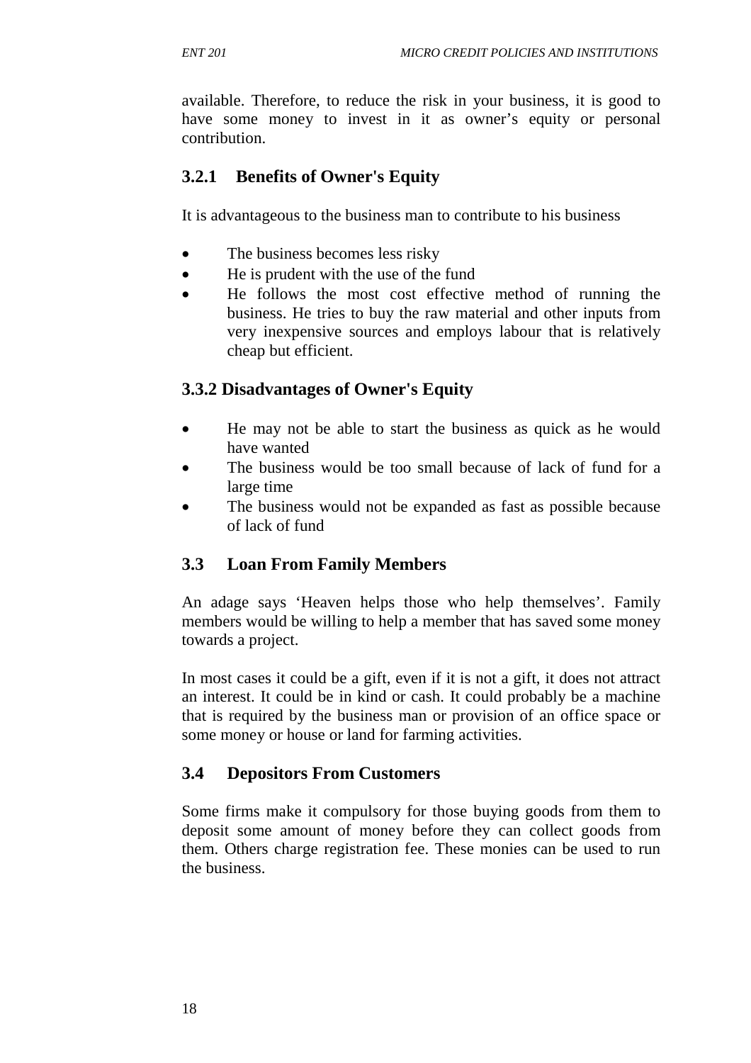available. Therefore, to reduce the risk in your business, it is good to have some money to invest in it as owner's equity or personal contribution.

### 3.2.1 Benefits of Owner's Equity

It is advantageous to the business man to contribute to his business

- The business becomes less risky
- He is prudent with the use of the fund
- He follows the most cost effective method of running the business. He tries to buy the raw material and other inputs from very inexpensive sources and employs labour that is relatively cheap but efficient.

### 3.3.2 Disadvantages of Owner's Equity

- He may not be able to start the business as quick as he would have wanted
- The business would be too small because of lack of fund for a large time
- The business would not be expanded as fast as possible because of lack of fund

## 3.3 Loan From Family Members

An adage says 'Heaven helps those who help themselves'. Family members would be willing to help a member that has saved some money towards a project.

In most cases it could be a gift, even if it is not a gift, it does not attract an interest. It could be in kind or cash. It could probably be a machine that is required by the business man or provision of an office space or some money or house or land for farming activities.

## 3.4 Depositors From Customers

Some firms make it compulsory for those buying goods from them to deposit some amount of money before they can collect goods from them. Others charge registration fee. These monies can be used to run the business.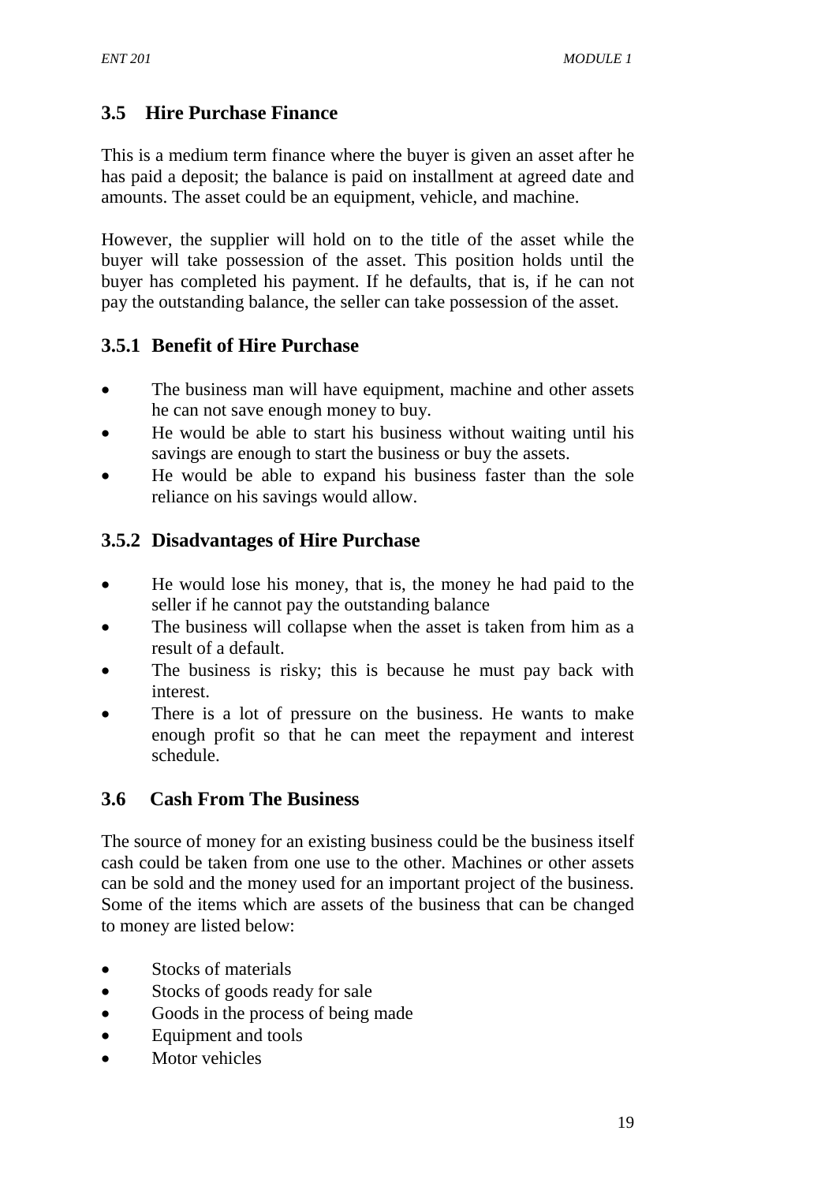## 3.5 Hire Purchase Finance

This is a medium term finance where the buyer is given an asset after he has paid a deposit; the balance is paid on installment at agreed date and amounts. The asset could be an equipment, vehicle, and machine.

However, the supplier will hold on to the title of the asset while the buyer will take possession of the asset. This position holds until the buyer has completed his payment. If he defaults, that is, if he can not pay the outstanding balance, the seller can take possession of the asset.

### 3.5.1 Benefit of Hire Purchase

- The business man will have equipment, machine and other assets he can not save enough money to buy.
- He would be able to start his business without waiting until his savings are enough to start the business or buy the assets.
- He would be able to expand his business faster than the sole reliance on his savings would allow.

### 3.5.2 Disadvantages of Hire Purchase

- He would lose his money, that is, the money he had paid to the seller if he cannot pay the outstanding balance
- The business will collapse when the asset is taken from him as a result of a default.
- The business is risky; this is because he must pay back with interest.
- There is a lot of pressure on the business. He wants to make enough profit so that he can meet the repayment and interest schedule.

## 3.6 Cash From The Business

The source of money for an existing business could be the business itself cash could be taken from one use to the other. Machines or other assets can be sold and the money used for an important project of the business. Some of the items which are assets of the business that can be changed to money are listed below:

- Stocks of materials
- Stocks of goods ready for sale
- Goods in the process of being made
- Equipment and tools
- Motor vehicles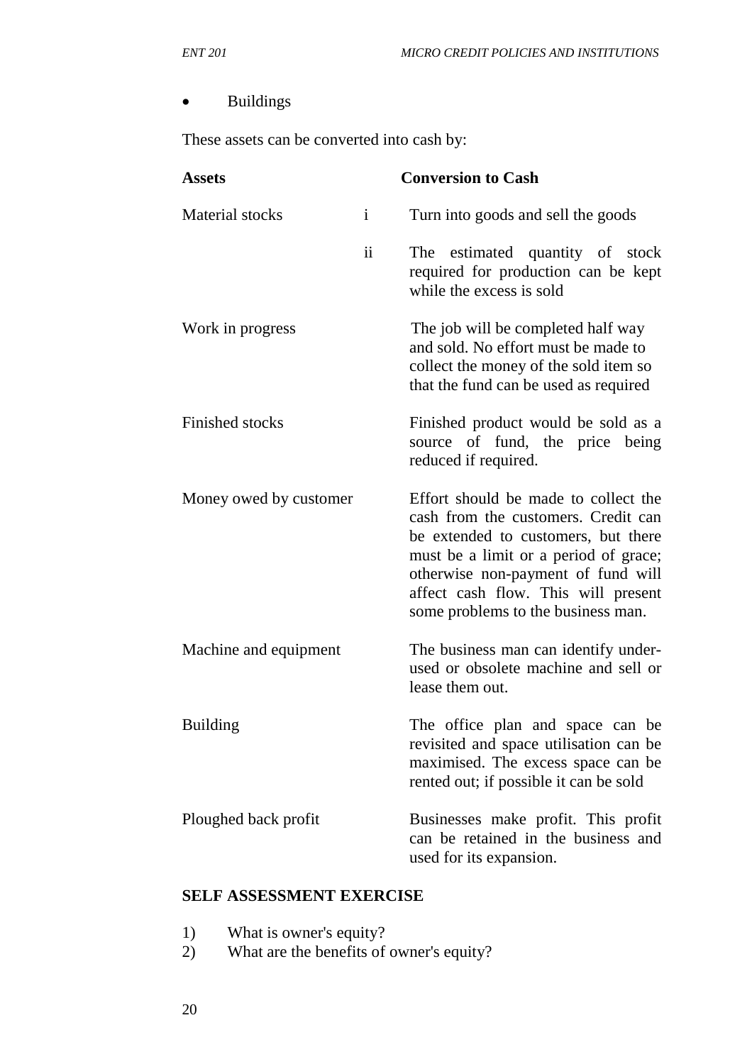- Buildings

These assets can be converted into cash by:

| Assets | | Conversion to Cash |
|---|---|---|
| Material stocks | i | Turn into goods and sell the goods |
| | ii | The estimated quantity of stock required for production can be kept while the excess is sold |
| Work in progress | | The job will be completed half way and sold. No effort must be made to collect the money of the sold item so that the fund can be used as required |
| Finished stocks | | Finished product would be sold as a source of fund, the price being reduced if required. |
| Money owed by customer | | Effort should be made to collect the cash from the customers. Credit can be extended to customers, but there must be a limit or a period of grace; otherwise non-payment of fund will affect cash flow. This will present some problems to the business man. |
| Machine and equipment | | The business man can identify under-used or obsolete machine and sell or lease them out. |
| Building | | The office plan and space can be revisited and space utilisation can be maximised. The excess space can be rented out; if possible it can be sold |
| Ploughed back profit | | Businesses make profit. This profit can be retained in the business and used for its expansion. |

**SELF ASSESSMENT EXERCISE**

1) What is owner's equity?
2) What are the benefits of owner's equity?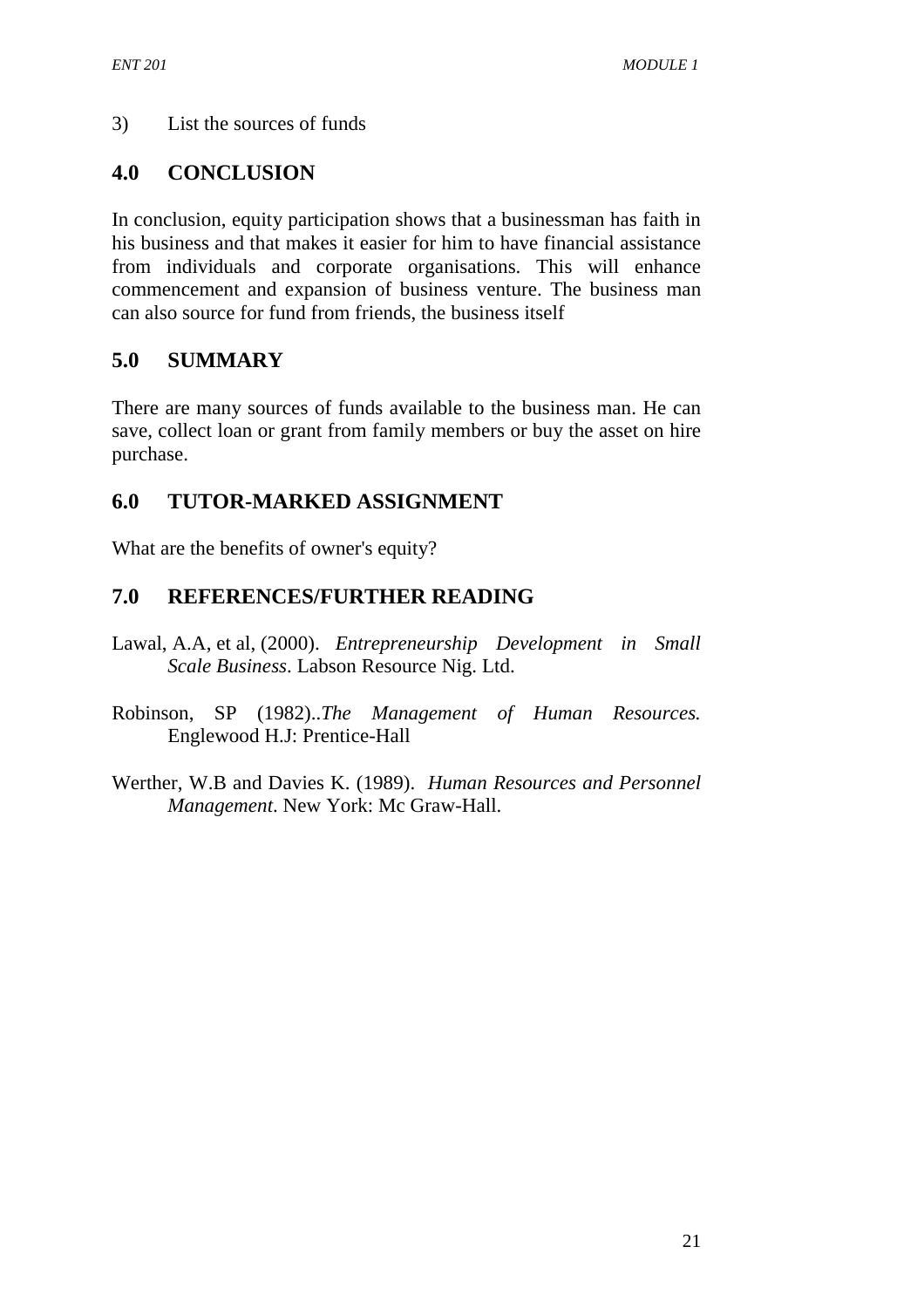3) List the sources of funds

## 4.0 CONCLUSION

In conclusion, equity participation shows that a businessman has faith in his business and that makes it easier for him to have financial assistance from individuals and corporate organisations. This will enhance commencement and expansion of business venture. The business man can also source for fund from friends, the business itself

## 5.0 SUMMARY

There are many sources of funds available to the business man. He can save, collect loan or grant from family members or buy the asset on hire purchase.

## 6.0 TUTOR-MARKED ASSIGNMENT

What are the benefits of owner's equity?

## 7.0 REFERENCES/FURTHER READING

Lawal, A.A, et al, (2000). *Entrepreneurship Development in Small Scale Business*. Labson Resource Nig. Ltd.

Robinson, SP (1982)..*The Management of Human Resources.* Englewood H.J: Prentice-Hall

Werther, W.B and Davies K. (1989). *Human Resources and Personnel Management*. New York: Mc Graw-Hall.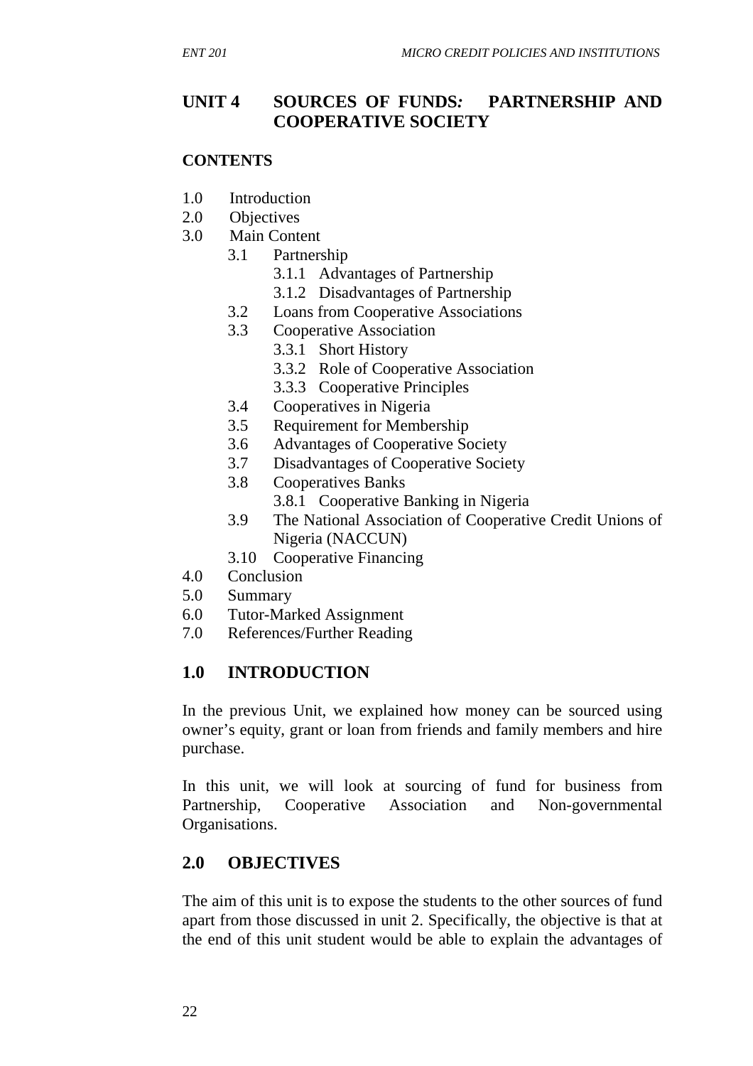# UNIT 4 SOURCES OF FUNDS: PARTNERSHIP AND COOPERATIVE SOCIETY

**CONTENTS**

- 1.0 Introduction
- 2.0 Objectives
- 3.0 Main Content
    - 3.1 Partnership
        - 3.1.1 Advantages of Partnership
        - 3.1.2 Disadvantages of Partnership
    - 3.2 Loans from Cooperative Associations
    - 3.3 Cooperative Association
        - 3.3.1 Short History
        - 3.3.2 Role of Cooperative Association
        - 3.3.3 Cooperative Principles
    - 3.4 Cooperatives in Nigeria
    - 3.5 Requirement for Membership
    - 3.6 Advantages of Cooperative Society
    - 3.7 Disadvantages of Cooperative Society
    - 3.8 Cooperatives Banks
        - 3.8.1 Cooperative Banking in Nigeria
    - 3.9 The National Association of Cooperative Credit Unions of Nigeria (NACCUN)
    - 3.10 Cooperative Financing
- 4.0 Conclusion
- 5.0 Summary
- 6.0 Tutor-Marked Assignment
- 7.0 References/Further Reading

## 1.0 INTRODUCTION

In the previous Unit, we explained how money can be sourced using owner's equity, grant or loan from friends and family members and hire purchase.

In this unit, we will look at sourcing of fund for business from Partnership, Cooperative Association and Non-governmental Organisations.

## 2.0 OBJECTIVES

The aim of this unit is to expose the students to the other sources of fund apart from those discussed in unit 2. Specifically, the objective is that at the end of this unit student would be able to explain the advantages of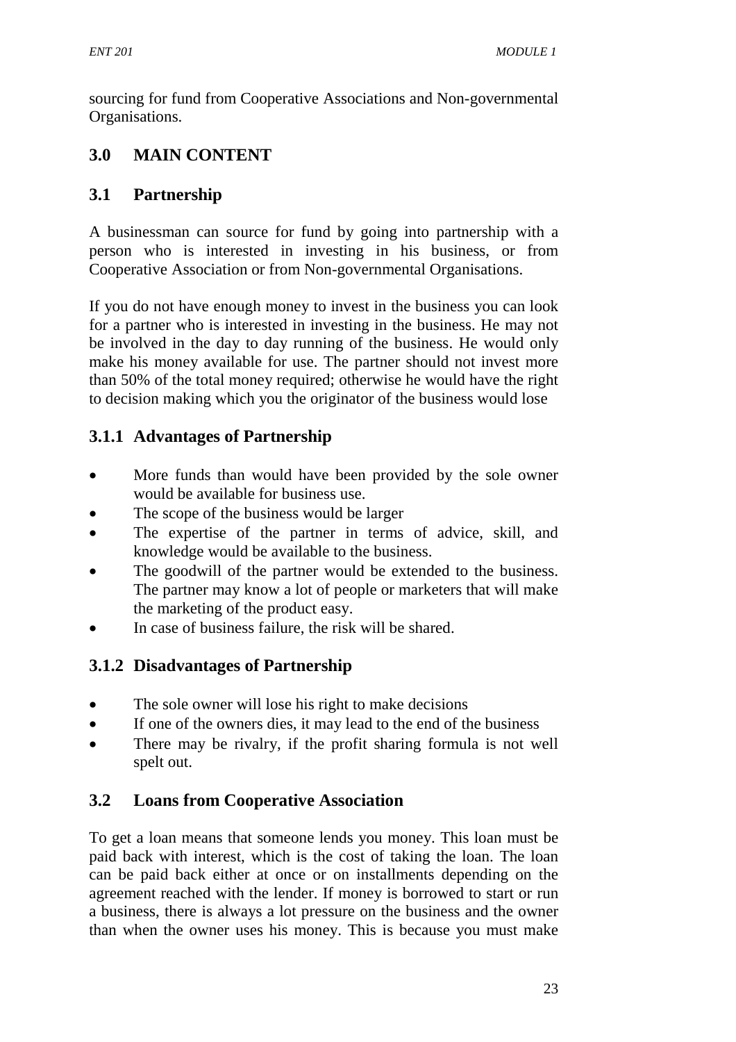sourcing for fund from Cooperative Associations and Non-governmental Organisations.

## 3.0 MAIN CONTENT

### 3.1 Partnership

A businessman can source for fund by going into partnership with a person who is interested in investing in his business, or from Cooperative Association or from Non-governmental Organisations.

If you do not have enough money to invest in the business you can look for a partner who is interested in investing in the business. He may not be involved in the day to day running of the business. He would only make his money available for use. The partner should not invest more than 50% of the total money required; otherwise he would have the right to decision making which you the originator of the business would lose

#### 3.1.1 Advantages of Partnership

- More funds than would have been provided by the sole owner would be available for business use.
- The scope of the business would be larger
- The expertise of the partner in terms of advice, skill, and knowledge would be available to the business.
- The goodwill of the partner would be extended to the business. The partner may know a lot of people or marketers that will make the marketing of the product easy.
- In case of business failure, the risk will be shared.

#### 3.1.2 Disadvantages of Partnership

- The sole owner will lose his right to make decisions
- If one of the owners dies, it may lead to the end of the business
- There may be rivalry, if the profit sharing formula is not well spelt out.

### 3.2 Loans from Cooperative Association

To get a loan means that someone lends you money. This loan must be paid back with interest, which is the cost of taking the loan. The loan can be paid back either at once or on installments depending on the agreement reached with the lender. If money is borrowed to start or run a business, there is always a lot pressure on the business and the owner than when the owner uses his money. This is because you must make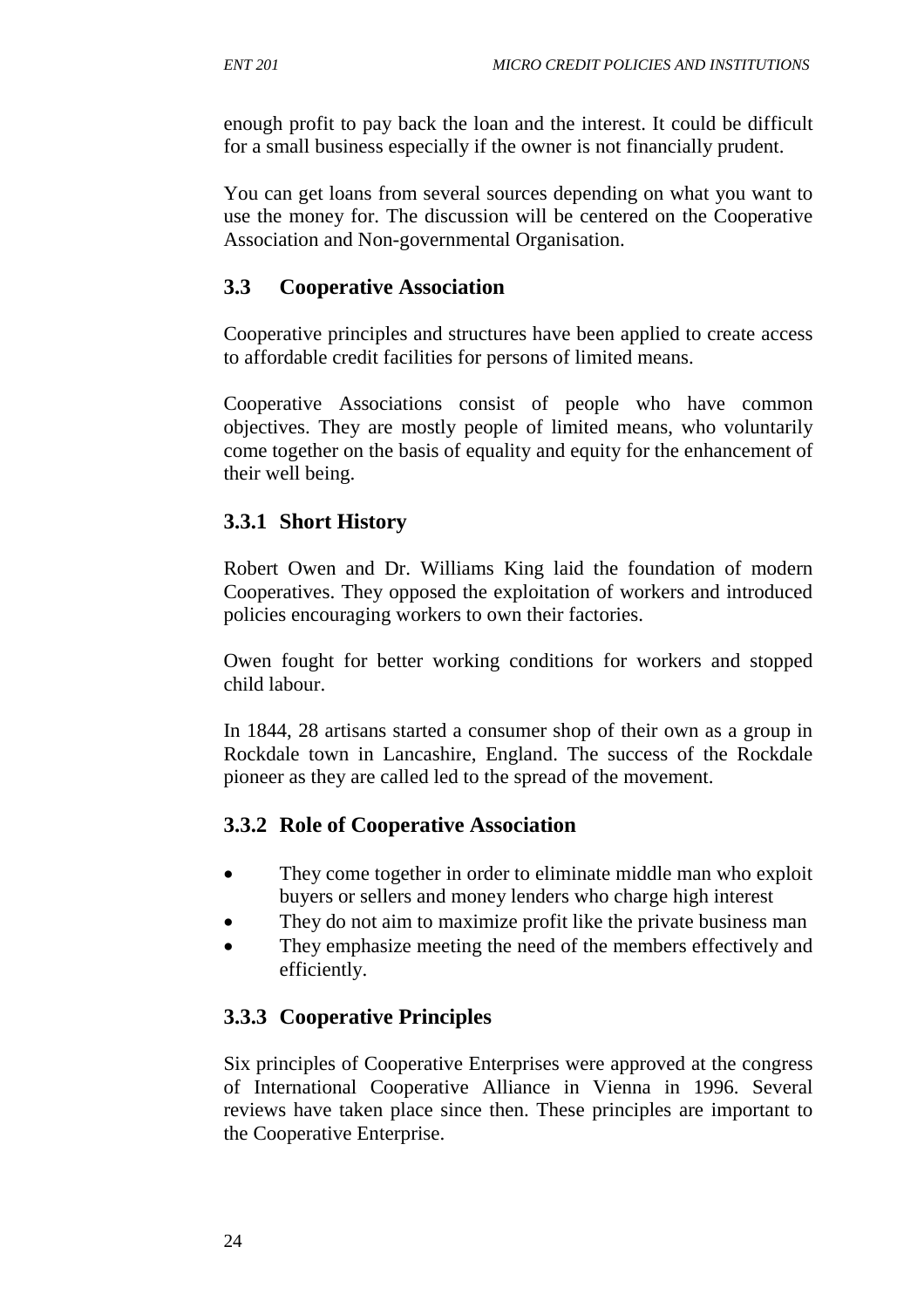enough profit to pay back the loan and the interest. It could be difficult for a small business especially if the owner is not financially prudent.

You can get loans from several sources depending on what you want to use the money for. The discussion will be centered on the Cooperative Association and Non-governmental Organisation.

## 3.3 Cooperative Association

Cooperative principles and structures have been applied to create access to affordable credit facilities for persons of limited means.

Cooperative Associations consist of people who have common objectives. They are mostly people of limited means, who voluntarily come together on the basis of equality and equity for the enhancement of their well being.

### 3.3.1 Short History

Robert Owen and Dr. Williams King laid the foundation of modern Cooperatives. They opposed the exploitation of workers and introduced policies encouraging workers to own their factories.

Owen fought for better working conditions for workers and stopped child labour.

In 1844, 28 artisans started a consumer shop of their own as a group in Rockdale town in Lancashire, England. The success of the Rockdale pioneer as they are called led to the spread of the movement.

### 3.3.2 Role of Cooperative Association

- They come together in order to eliminate middle man who exploit buyers or sellers and money lenders who charge high interest
- They do not aim to maximize profit like the private business man
- They emphasize meeting the need of the members effectively and efficiently.

### 3.3.3 Cooperative Principles

Six principles of Cooperative Enterprises were approved at the congress of International Cooperative Alliance in Vienna in 1996. Several reviews have taken place since then. These principles are important to the Cooperative Enterprise.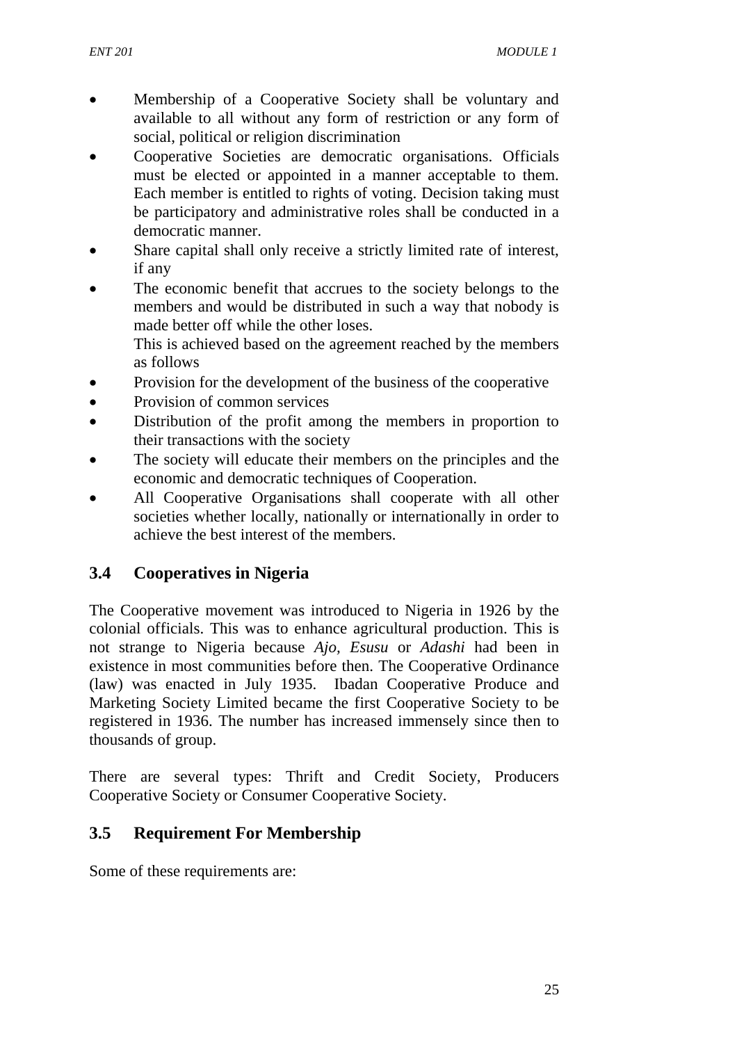- Membership of a Cooperative Society shall be voluntary and available to all without any form of restriction or any form of social, political or religion discrimination
- Cooperative Societies are democratic organisations. Officials must be elected or appointed in a manner acceptable to them. Each member is entitled to rights of voting. Decision taking must be participatory and administrative roles shall be conducted in a democratic manner.
- Share capital shall only receive a strictly limited rate of interest, if any
- The economic benefit that accrues to the society belongs to the members and would be distributed in such a way that nobody is made better off while the other loses.

  This is achieved based on the agreement reached by the members as follows
- Provision for the development of the business of the cooperative
- Provision of common services
- Distribution of the profit among the members in proportion to their transactions with the society
- The society will educate their members on the principles and the economic and democratic techniques of Cooperation.
- All Cooperative Organisations shall cooperate with all other societies whether locally, nationally or internationally in order to achieve the best interest of the members.

## 3.4 Cooperatives in Nigeria

The Cooperative movement was introduced to Nigeria in 1926 by the colonial officials. This was to enhance agricultural production. This is not strange to Nigeria because *Ajo, Esusu* or *Adashi* had been in existence in most communities before then. The Cooperative Ordinance (law) was enacted in July 1935. Ibadan Cooperative Produce and Marketing Society Limited became the first Cooperative Society to be registered in 1936. The number has increased immensely since then to thousands of group.

There are several types: Thrift and Credit Society, Producers Cooperative Society or Consumer Cooperative Society.

## 3.5 Requirement For Membership

Some of these requirements are: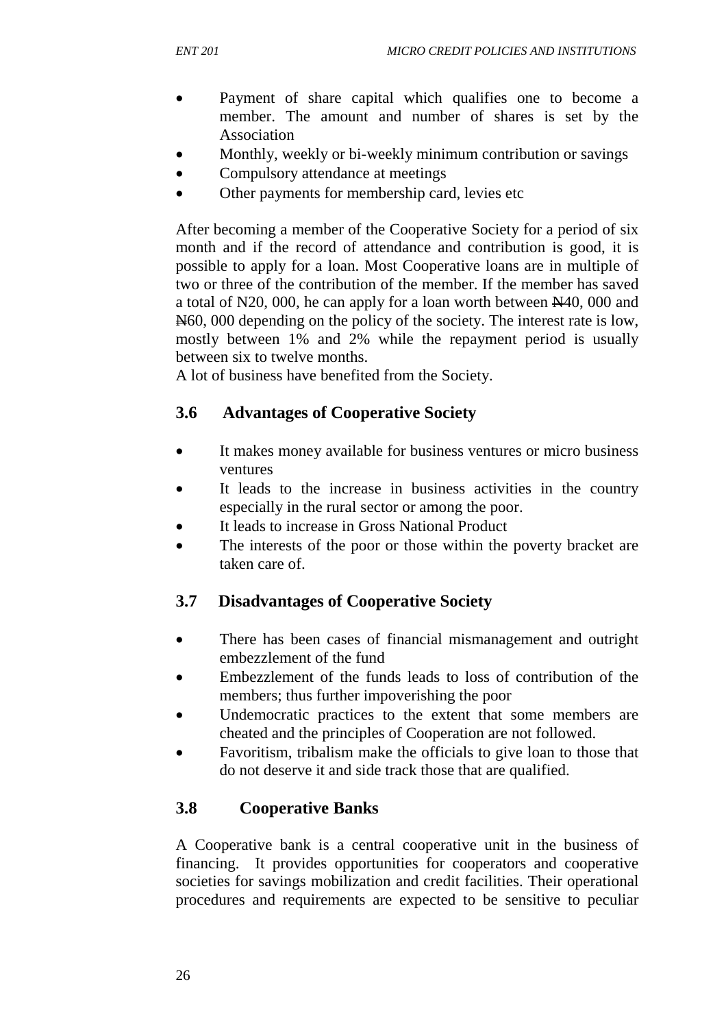- Payment of share capital which qualifies one to become a member. The amount and number of shares is set by the Association
- Monthly, weekly or bi-weekly minimum contribution or savings
- Compulsory attendance at meetings
- Other payments for membership card, levies etc

After becoming a member of the Cooperative Society for a period of six month and if the record of attendance and contribution is good, it is possible to apply for a loan. Most Cooperative loans are in multiple of two or three of the contribution of the member. If the member has saved a total of N20, 000, he can apply for a loan worth between ₦40, 000 and ₦60, 000 depending on the policy of the society. The interest rate is low, mostly between 1% and 2% while the repayment period is usually between six to twelve months.
A lot of business have benefited from the Society.

### 3.6 Advantages of Cooperative Society

- It makes money available for business ventures or micro business ventures
- It leads to the increase in business activities in the country especially in the rural sector or among the poor.
- It leads to increase in Gross National Product
- The interests of the poor or those within the poverty bracket are taken care of.

### 3.7 Disadvantages of Cooperative Society

- There has been cases of financial mismanagement and outright embezzlement of the fund
- Embezzlement of the funds leads to loss of contribution of the members; thus further impoverishing the poor
- Undemocratic practices to the extent that some members are cheated and the principles of Cooperation are not followed.
- Favoritism, tribalism make the officials to give loan to those that do not deserve it and side track those that are qualified.

### 3.8 Cooperative Banks

A Cooperative bank is a central cooperative unit in the business of financing. It provides opportunities for cooperators and cooperative societies for savings mobilization and credit facilities. Their operational procedures and requirements are expected to be sensitive to peculiar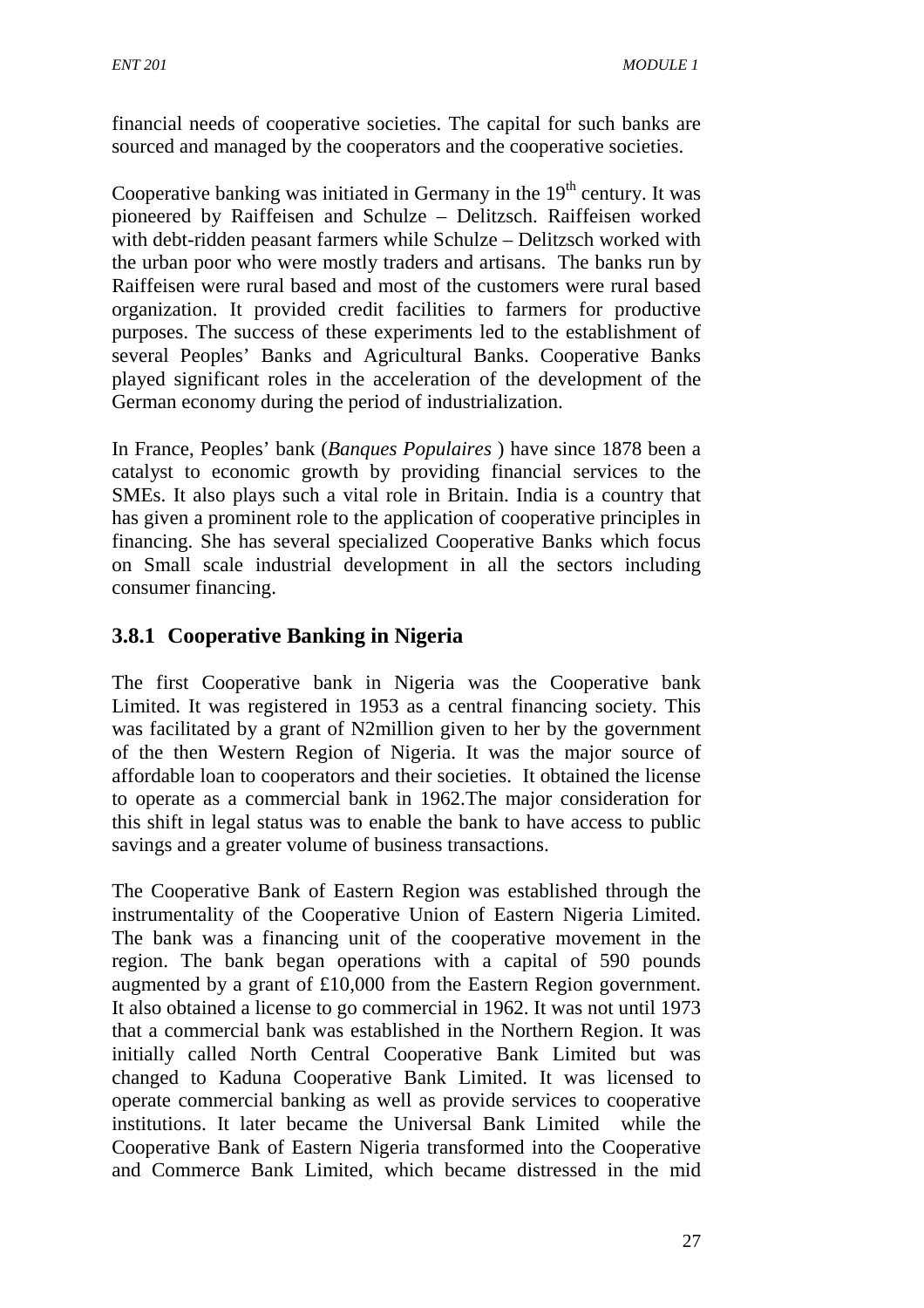financial needs of cooperative societies. The capital for such banks are sourced and managed by the cooperators and the cooperative societies.

Cooperative banking was initiated in Germany in the 19th century. It was pioneered by Raiffeisen and Schulze – Delitzsch. Raiffeisen worked with debt-ridden peasant farmers while Schulze – Delitzsch worked with the urban poor who were mostly traders and artisans. The banks run by Raiffeisen were rural based and most of the customers were rural based organization. It provided credit facilities to farmers for productive purposes. The success of these experiments led to the establishment of several Peoples' Banks and Agricultural Banks. Cooperative Banks played significant roles in the acceleration of the development of the German economy during the period of industrialization.

In France, Peoples' bank (*Banques Populaires* ) have since 1878 been a catalyst to economic growth by providing financial services to the SMEs. It also plays such a vital role in Britain. India is a country that has given a prominent role to the application of cooperative principles in financing. She has several specialized Cooperative Banks which focus on Small scale industrial development in all the sectors including consumer financing.

### 3.8.1 Cooperative Banking in Nigeria

The first Cooperative bank in Nigeria was the Cooperative bank Limited. It was registered in 1953 as a central financing society. This was facilitated by a grant of N2million given to her by the government of the then Western Region of Nigeria. It was the major source of affordable loan to cooperators and their societies. It obtained the license to operate as a commercial bank in 1962.The major consideration for this shift in legal status was to enable the bank to have access to public savings and a greater volume of business transactions.

The Cooperative Bank of Eastern Region was established through the instrumentality of the Cooperative Union of Eastern Nigeria Limited. The bank was a financing unit of the cooperative movement in the region. The bank began operations with a capital of 590 pounds augmented by a grant of £10,000 from the Eastern Region government. It also obtained a license to go commercial in 1962. It was not until 1973 that a commercial bank was established in the Northern Region. It was initially called North Central Cooperative Bank Limited but was changed to Kaduna Cooperative Bank Limited. It was licensed to operate commercial banking as well as provide services to cooperative institutions. It later became the Universal Bank Limited while the Cooperative Bank of Eastern Nigeria transformed into the Cooperative and Commerce Bank Limited, which became distressed in the mid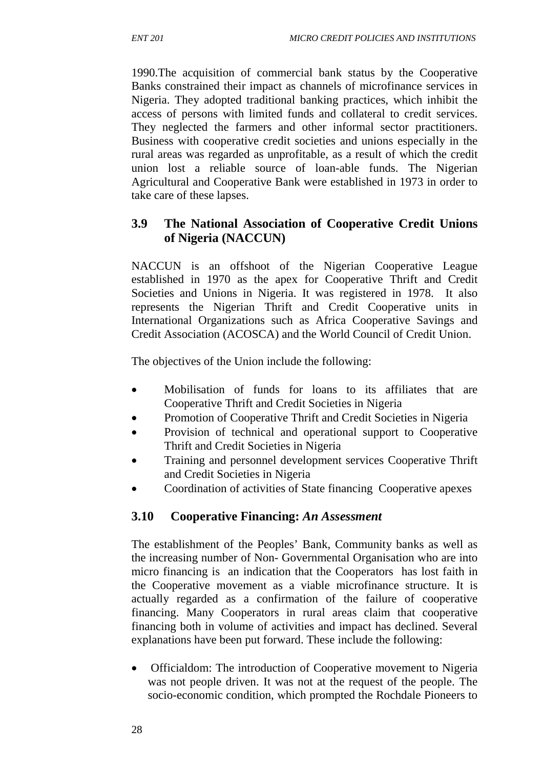1990.The acquisition of commercial bank status by the Cooperative Banks constrained their impact as channels of microfinance services in Nigeria. They adopted traditional banking practices, which inhibit the access of persons with limited funds and collateral to credit services. They neglected the farmers and other informal sector practitioners. Business with cooperative credit societies and unions especially in the rural areas was regarded as unprofitable, as a result of which the credit union lost a reliable source of loan-able funds. The Nigerian Agricultural and Cooperative Bank were established in 1973 in order to take care of these lapses.

### 3.9 The National Association of Cooperative Credit Unions of Nigeria (NACCUN)

NACCUN is an offshoot of the Nigerian Cooperative League established in 1970 as the apex for Cooperative Thrift and Credit Societies and Unions in Nigeria. It was registered in 1978. It also represents the Nigerian Thrift and Credit Cooperative units in International Organizations such as Africa Cooperative Savings and Credit Association (ACOSCA) and the World Council of Credit Union.

The objectives of the Union include the following:

- Mobilisation of funds for loans to its affiliates that are Cooperative Thrift and Credit Societies in Nigeria
- Promotion of Cooperative Thrift and Credit Societies in Nigeria
- Provision of technical and operational support to Cooperative Thrift and Credit Societies in Nigeria
- Training and personnel development services Cooperative Thrift and Credit Societies in Nigeria
- Coordination of activities of State financing Cooperative apexes

### 3.10 Cooperative Financing: *An Assessment*

The establishment of the Peoples' Bank, Community banks as well as the increasing number of Non- Governmental Organisation who are into micro financing is an indication that the Cooperators has lost faith in the Cooperative movement as a viable microfinance structure. It is actually regarded as a confirmation of the failure of cooperative financing. Many Cooperators in rural areas claim that cooperative financing both in volume of activities and impact has declined. Several explanations have been put forward. These include the following:

- Officialdom: The introduction of Cooperative movement to Nigeria was not people driven. It was not at the request of the people. The socio-economic condition, which prompted the Rochdale Pioneers to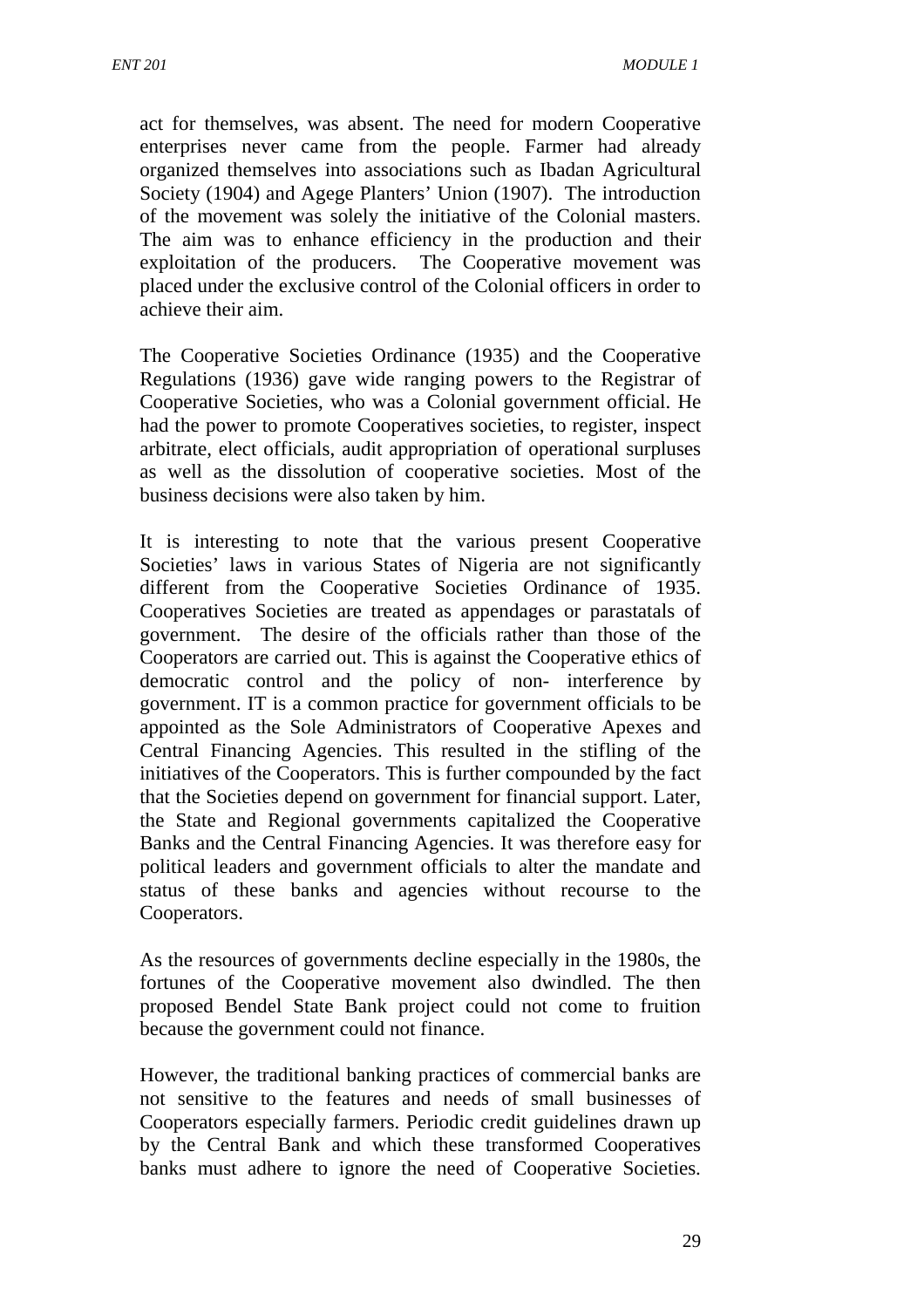act for themselves, was absent. The need for modern Cooperative enterprises never came from the people. Farmer had already organized themselves into associations such as Ibadan Agricultural Society (1904) and Agege Planters' Union (1907). The introduction of the movement was solely the initiative of the Colonial masters. The aim was to enhance efficiency in the production and their exploitation of the producers. The Cooperative movement was placed under the exclusive control of the Colonial officers in order to achieve their aim.

The Cooperative Societies Ordinance (1935) and the Cooperative Regulations (1936) gave wide ranging powers to the Registrar of Cooperative Societies, who was a Colonial government official. He had the power to promote Cooperatives societies, to register, inspect arbitrate, elect officials, audit appropriation of operational surpluses as well as the dissolution of cooperative societies. Most of the business decisions were also taken by him.

It is interesting to note that the various present Cooperative Societies' laws in various States of Nigeria are not significantly different from the Cooperative Societies Ordinance of 1935. Cooperatives Societies are treated as appendages or parastatals of government. The desire of the officials rather than those of the Cooperators are carried out. This is against the Cooperative ethics of democratic control and the policy of non- interference by government. IT is a common practice for government officials to be appointed as the Sole Administrators of Cooperative Apexes and Central Financing Agencies. This resulted in the stifling of the initiatives of the Cooperators. This is further compounded by the fact that the Societies depend on government for financial support. Later, the State and Regional governments capitalized the Cooperative Banks and the Central Financing Agencies. It was therefore easy for political leaders and government officials to alter the mandate and status of these banks and agencies without recourse to the Cooperators.

As the resources of governments decline especially in the 1980s, the fortunes of the Cooperative movement also dwindled. The then proposed Bendel State Bank project could not come to fruition because the government could not finance.

However, the traditional banking practices of commercial banks are not sensitive to the features and needs of small businesses of Cooperators especially farmers. Periodic credit guidelines drawn up by the Central Bank and which these transformed Cooperatives banks must adhere to ignore the need of Cooperative Societies.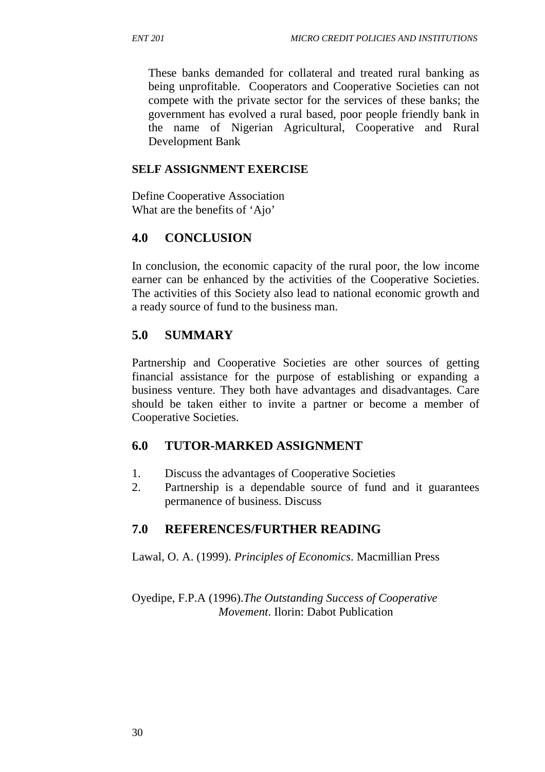These banks demanded for collateral and treated rural banking as being unprofitable. Cooperators and Cooperative Societies can not compete with the private sector for the services of these banks; the government has evolved a rural based, poor people friendly bank in the name of Nigerian Agricultural, Cooperative and Rural Development Bank

**SELF ASSIGNMENT EXERCISE**

Define Cooperative Association
What are the benefits of 'Ajo'

## 4.0 CONCLUSION

In conclusion, the economic capacity of the rural poor, the low income earner can be enhanced by the activities of the Cooperative Societies. The activities of this Society also lead to national economic growth and a ready source of fund to the business man.

## 5.0 SUMMARY

Partnership and Cooperative Societies are other sources of getting financial assistance for the purpose of establishing or expanding a business venture. They both have advantages and disadvantages. Care should be taken either to invite a partner or become a member of Cooperative Societies.

## 6.0 TUTOR-MARKED ASSIGNMENT

1. Discuss the advantages of Cooperative Societies
2. Partnership is a dependable source of fund and it guarantees permanence of business. Discuss

## 7.0 REFERENCES/FURTHER READING

Lawal, O. A. (1999). *Principles of Economics*. Macmillian Press

Oyedipe, F.P.A (1996).*The Outstanding Success of Cooperative Movement*. Ilorin: Dabot Publication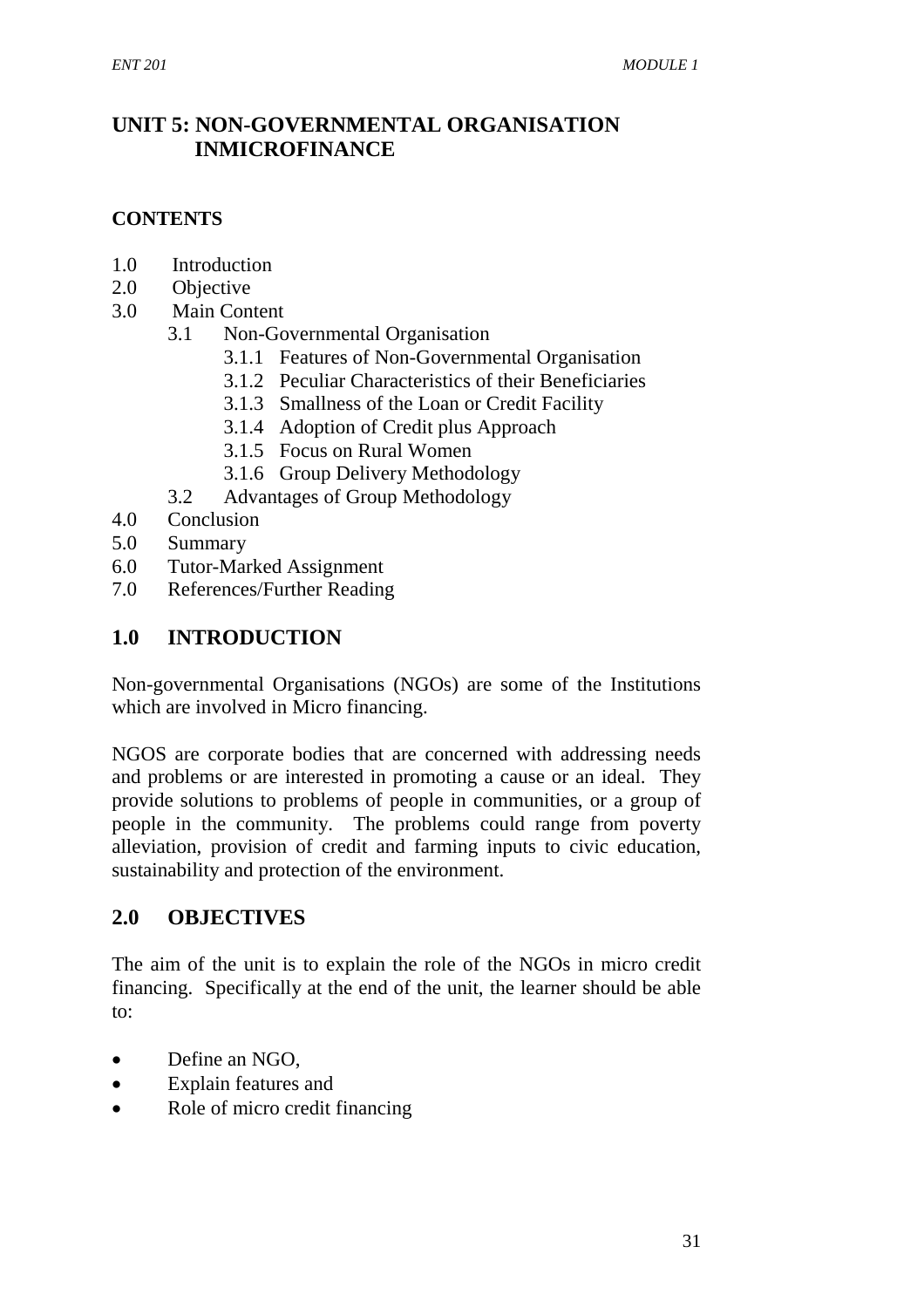# UNIT 5: NON-GOVERNMENTAL ORGANISATION INMICROFINANCE

**CONTENTS**

1.0 Introduction
2.0 Objective
3.0 Main Content
   3.1 Non-Governmental Organisation
      3.1.1 Features of Non-Governmental Organisation
      3.1.2 Peculiar Characteristics of their Beneficiaries
      3.1.3 Smallness of the Loan or Credit Facility
      3.1.4 Adoption of Credit plus Approach
      3.1.5 Focus on Rural Women
      3.1.6 Group Delivery Methodology
   3.2 Advantages of Group Methodology
4.0 Conclusion
5.0 Summary
6.0 Tutor-Marked Assignment
7.0 References/Further Reading

## 1.0 INTRODUCTION

Non-governmental Organisations (NGOs) are some of the Institutions which are involved in Micro financing.

NGOS are corporate bodies that are concerned with addressing needs and problems or are interested in promoting a cause or an ideal. They provide solutions to problems of people in communities, or a group of people in the community. The problems could range from poverty alleviation, provision of credit and farming inputs to civic education, sustainability and protection of the environment.

## 2.0 OBJECTIVES

The aim of the unit is to explain the role of the NGOs in micro credit financing. Specifically at the end of the unit, the learner should be able to:

- Define an NGO,
- Explain features and
- Role of micro credit financing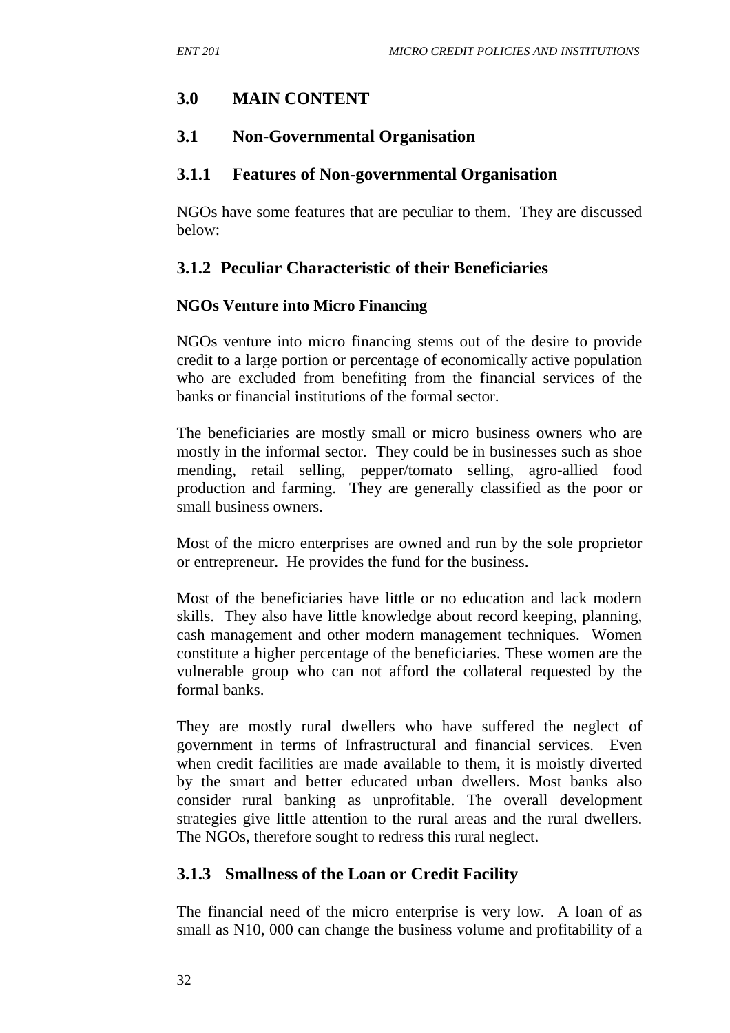## 3.0 MAIN CONTENT

## 3.1 Non-Governmental Organisation

### 3.1.1 Features of Non-governmental Organisation

NGOs have some features that are peculiar to them. They are discussed below:

### 3.1.2 Peculiar Characteristic of their Beneficiaries

**NGOs Venture into Micro Financing**

NGOs venture into micro financing stems out of the desire to provide credit to a large portion or percentage of economically active population who are excluded from benefiting from the financial services of the banks or financial institutions of the formal sector.

The beneficiaries are mostly small or micro business owners who are mostly in the informal sector. They could be in businesses such as shoe mending, retail selling, pepper/tomato selling, agro-allied food production and farming. They are generally classified as the poor or small business owners.

Most of the micro enterprises are owned and run by the sole proprietor or entrepreneur. He provides the fund for the business.

Most of the beneficiaries have little or no education and lack modern skills. They also have little knowledge about record keeping, planning, cash management and other modern management techniques. Women constitute a higher percentage of the beneficiaries. These women are the vulnerable group who can not afford the collateral requested by the formal banks.

They are mostly rural dwellers who have suffered the neglect of government in terms of Infrastructural and financial services. Even when credit facilities are made available to them, it is moistly diverted by the smart and better educated urban dwellers. Most banks also consider rural banking as unprofitable. The overall development strategies give little attention to the rural areas and the rural dwellers. The NGOs, therefore sought to redress this rural neglect.

### 3.1.3 Smallness of the Loan or Credit Facility

The financial need of the micro enterprise is very low. A loan of as small as N10, 000 can change the business volume and profitability of a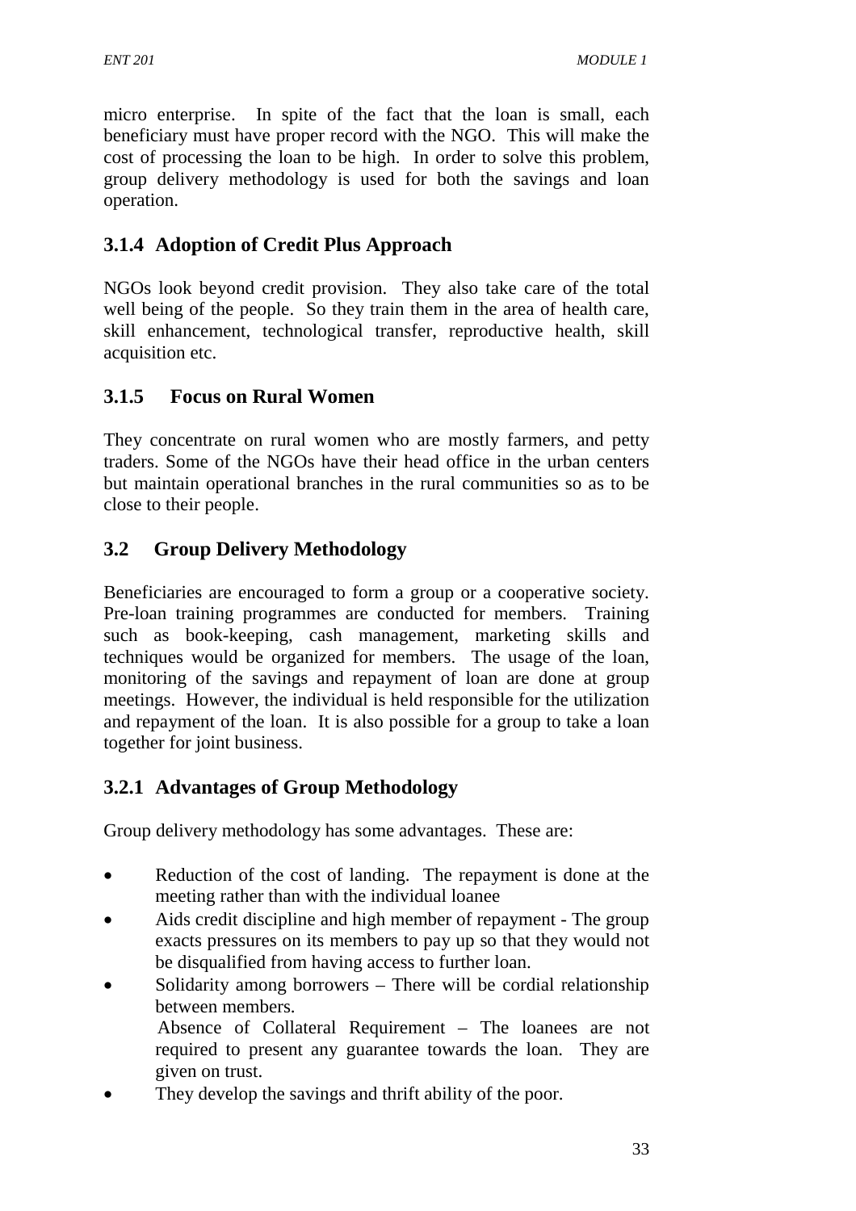micro enterprise. In spite of the fact that the loan is small, each beneficiary must have proper record with the NGO. This will make the cost of processing the loan to be high. In order to solve this problem, group delivery methodology is used for both the savings and loan operation.

### 3.1.4 Adoption of Credit Plus Approach

NGOs look beyond credit provision. They also take care of the total well being of the people. So they train them in the area of health care, skill enhancement, technological transfer, reproductive health, skill acquisition etc.

### 3.1.5 Focus on Rural Women

They concentrate on rural women who are mostly farmers, and petty traders. Some of the NGOs have their head office in the urban centers but maintain operational branches in the rural communities so as to be close to their people.

## 3.2 Group Delivery Methodology

Beneficiaries are encouraged to form a group or a cooperative society. Pre-loan training programmes are conducted for members. Training such as book-keeping, cash management, marketing skills and techniques would be organized for members. The usage of the loan, monitoring of the savings and repayment of loan are done at group meetings. However, the individual is held responsible for the utilization and repayment of the loan. It is also possible for a group to take a loan together for joint business.

### 3.2.1 Advantages of Group Methodology

Group delivery methodology has some advantages. These are:

- Reduction of the cost of landing. The repayment is done at the meeting rather than with the individual loanee
- Aids credit discipline and high member of repayment - The group exacts pressures on its members to pay up so that they would not be disqualified from having access to further loan.
- Solidarity among borrowers – There will be cordial relationship between members.
  Absence of Collateral Requirement – The loanees are not required to present any guarantee towards the loan. They are given on trust.
- They develop the savings and thrift ability of the poor.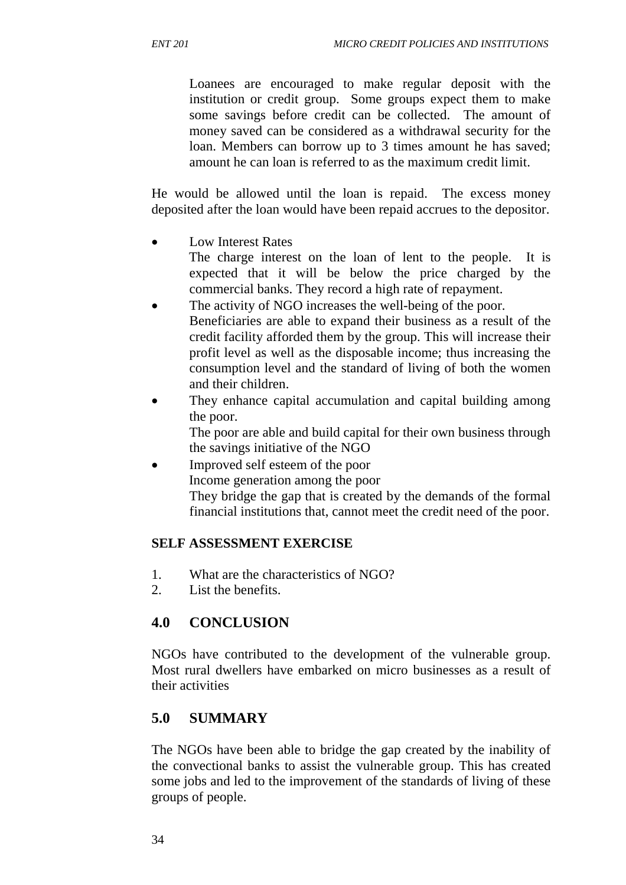Loanees are encouraged to make regular deposit with the institution or credit group. Some groups expect them to make some savings before credit can be collected. The amount of money saved can be considered as a withdrawal security for the loan. Members can borrow up to 3 times amount he has saved; amount he can loan is referred to as the maximum credit limit.

He would be allowed until the loan is repaid. The excess money deposited after the loan would have been repaid accrues to the depositor.

- Low Interest Rates
  The charge interest on the loan of lent to the people. It is expected that it will be below the price charged by the commercial banks. They record a high rate of repayment.
- The activity of NGO increases the well-being of the poor.
  Beneficiaries are able to expand their business as a result of the credit facility afforded them by the group. This will increase their profit level as well as the disposable income; thus increasing the consumption level and the standard of living of both the women and their children.
- They enhance capital accumulation and capital building among the poor.
  The poor are able and build capital for their own business through the savings initiative of the NGO
- Improved self esteem of the poor
  Income generation among the poor
  They bridge the gap that is created by the demands of the formal financial institutions that, cannot meet the credit need of the poor.

**SELF ASSESSMENT EXERCISE**

1. What are the characteristics of NGO?
2. List the benefits.

## 4.0 CONCLUSION

NGOs have contributed to the development of the vulnerable group. Most rural dwellers have embarked on micro businesses as a result of their activities

## 5.0 SUMMARY

The NGOs have been able to bridge the gap created by the inability of the convectional banks to assist the vulnerable group. This has created some jobs and led to the improvement of the standards of living of these groups of people.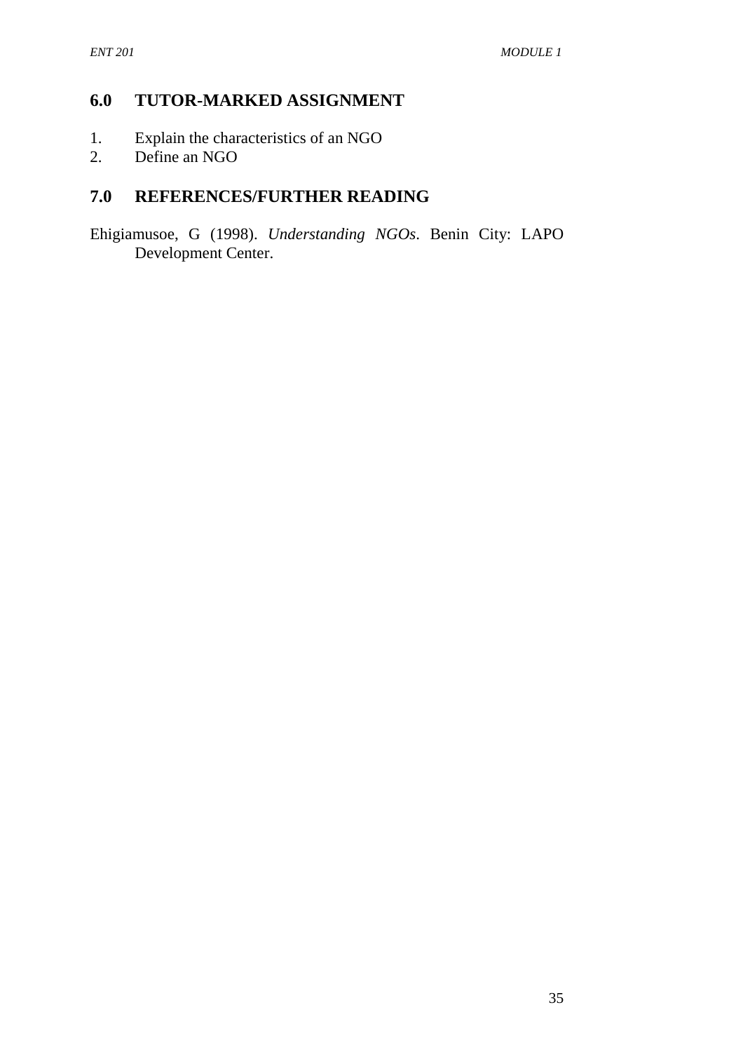## 6.0 TUTOR-MARKED ASSIGNMENT

1. Explain the characteristics of an NGO
2. Define an NGO

## 7.0 REFERENCES/FURTHER READING

Ehigiamusoe, G (1998). *Understanding NGOs*. Benin City: LAPO Development Center.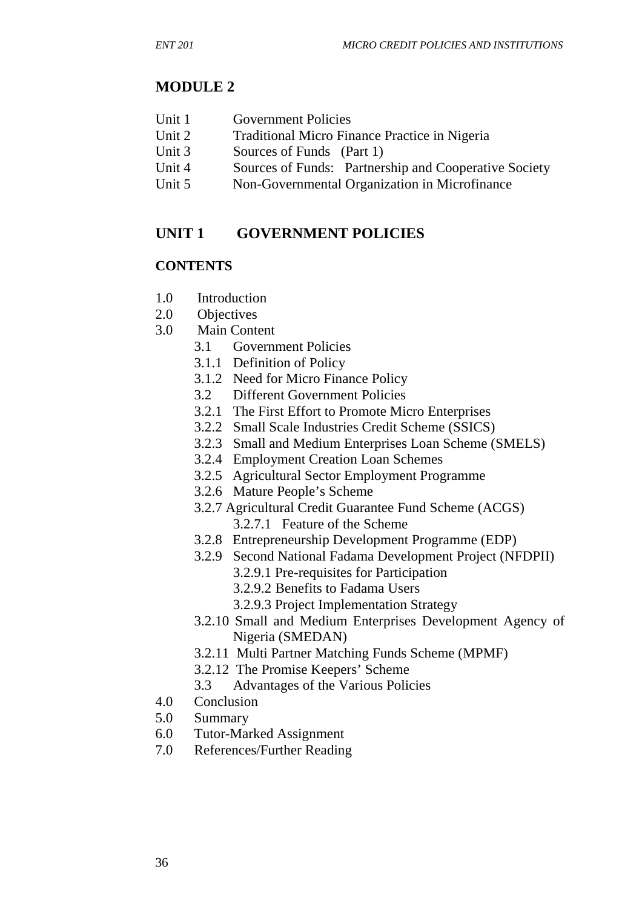# MODULE 2

| | |
|---|---|
| Unit 1 | Government Policies |
| Unit 2 | Traditional Micro Finance Practice in Nigeria |
| Unit 3 | Sources of Funds (Part 1) |
| Unit 4 | Sources of Funds: Partnership and Cooperative Society |
| Unit 5 | Non-Governmental Organization in Microfinance |

## UNIT 1 GOVERNMENT POLICIES

### CONTENTS

1.0 Introduction
2.0 Objectives
3.0 Main Content
 3.1 Government Policies
 3.1.1 Definition of Policy
 3.1.2 Need for Micro Finance Policy
 3.2 Different Government Policies
 3.2.1 The First Effort to Promote Micro Enterprises
 3.2.2 Small Scale Industries Credit Scheme (SSICS)
 3.2.3 Small and Medium Enterprises Loan Scheme (SMELS)
 3.2.4 Employment Creation Loan Schemes
 3.2.5 Agricultural Sector Employment Programme
 3.2.6 Mature People's Scheme
 3.2.7 Agricultural Credit Guarantee Fund Scheme (ACGS)
  3.2.7.1 Feature of the Scheme
 3.2.8 Entrepreneurship Development Programme (EDP)
 3.2.9 Second National Fadama Development Project (NFDPII)
  3.2.9.1 Pre-requisites for Participation
  3.2.9.2 Benefits to Fadama Users
  3.2.9.3 Project Implementation Strategy
 3.2.10 Small and Medium Enterprises Development Agency of Nigeria (SMEDAN)
 3.2.11 Multi Partner Matching Funds Scheme (MPMF)
 3.2.12 The Promise Keepers' Scheme
 3.3 Advantages of the Various Policies
4.0 Conclusion
5.0 Summary
6.0 Tutor-Marked Assignment
7.0 References/Further Reading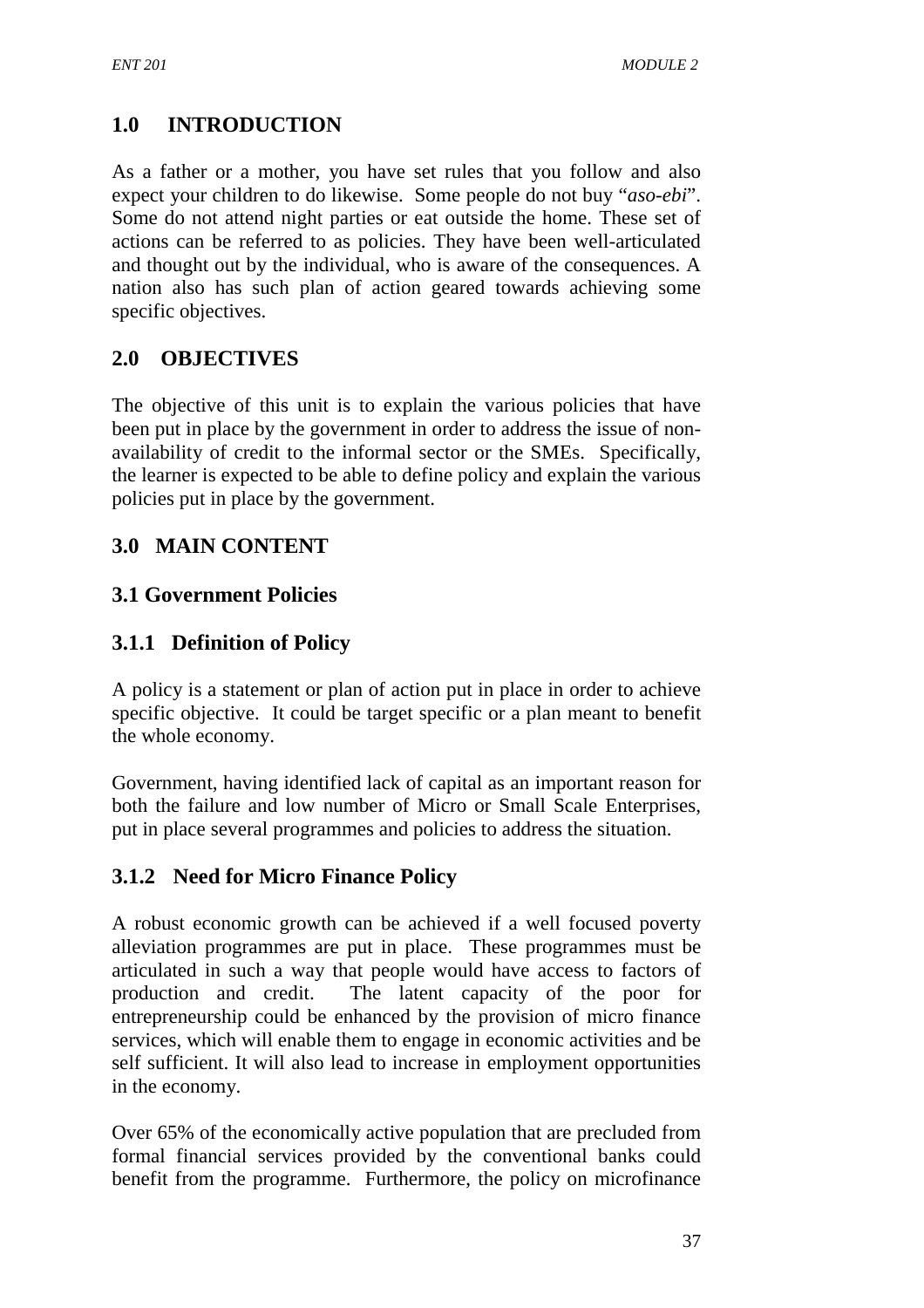## 1.0 INTRODUCTION

As a father or a mother, you have set rules that you follow and also expect your children to do likewise. Some people do not buy "*aso-ebi*". Some do not attend night parties or eat outside the home. These set of actions can be referred to as policies. They have been well-articulated and thought out by the individual, who is aware of the consequences. A nation also has such plan of action geared towards achieving some specific objectives.

## 2.0 OBJECTIVES

The objective of this unit is to explain the various policies that have been put in place by the government in order to address the issue of non-availability of credit to the informal sector or the SMEs. Specifically, the learner is expected to be able to define policy and explain the various policies put in place by the government.

## 3.0 MAIN CONTENT

### 3.1 Government Policies

#### 3.1.1 Definition of Policy

A policy is a statement or plan of action put in place in order to achieve specific objective. It could be target specific or a plan meant to benefit the whole economy.

Government, having identified lack of capital as an important reason for both the failure and low number of Micro or Small Scale Enterprises, put in place several programmes and policies to address the situation.

#### 3.1.2 Need for Micro Finance Policy

A robust economic growth can be achieved if a well focused poverty alleviation programmes are put in place. These programmes must be articulated in such a way that people would have access to factors of production and credit. The latent capacity of the poor for entrepreneurship could be enhanced by the provision of micro finance services, which will enable them to engage in economic activities and be self sufficient. It will also lead to increase in employment opportunities in the economy.

Over 65% of the economically active population that are precluded from formal financial services provided by the conventional banks could benefit from the programme. Furthermore, the policy on microfinance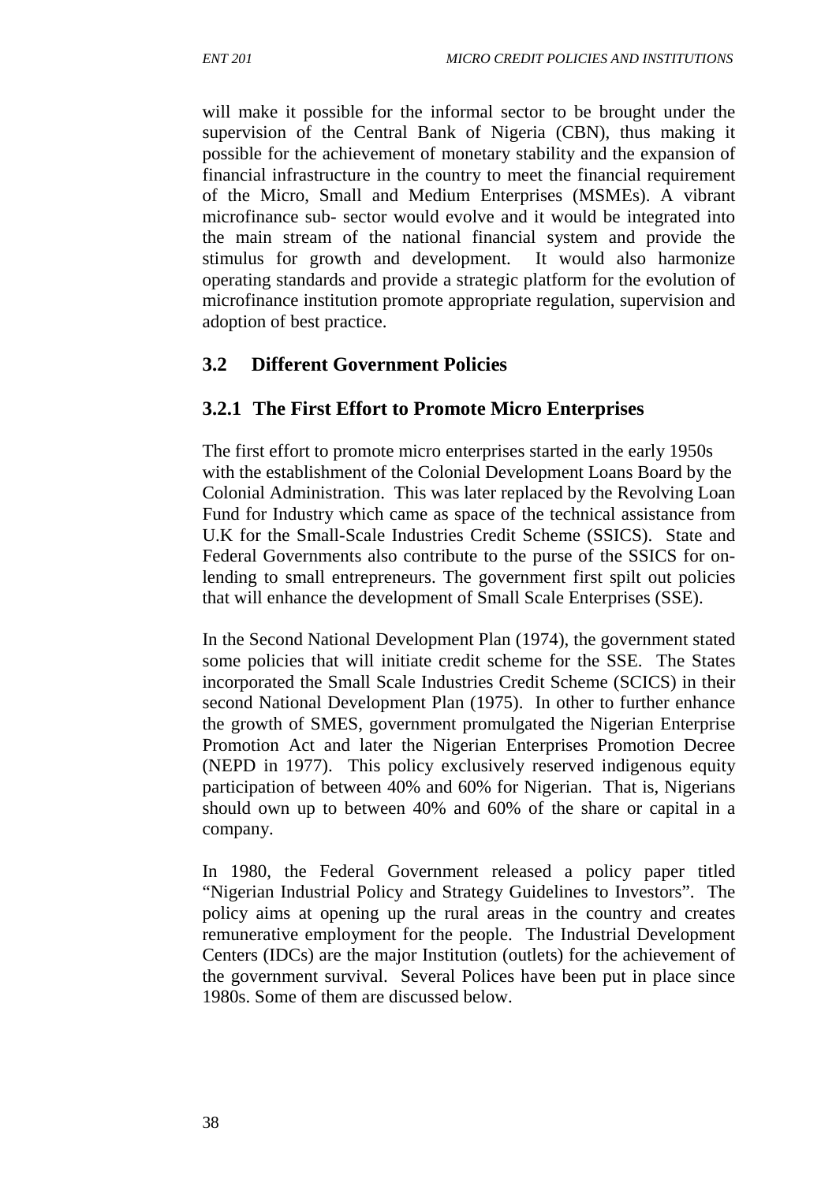will make it possible for the informal sector to be brought under the supervision of the Central Bank of Nigeria (CBN), thus making it possible for the achievement of monetary stability and the expansion of financial infrastructure in the country to meet the financial requirement of the Micro, Small and Medium Enterprises (MSMEs). A vibrant microfinance sub- sector would evolve and it would be integrated into the main stream of the national financial system and provide the stimulus for growth and development. It would also harmonize operating standards and provide a strategic platform for the evolution of microfinance institution promote appropriate regulation, supervision and adoption of best practice.

## 3.2 Different Government Policies

### 3.2.1 The First Effort to Promote Micro Enterprises

The first effort to promote micro enterprises started in the early 1950s with the establishment of the Colonial Development Loans Board by the Colonial Administration. This was later replaced by the Revolving Loan Fund for Industry which came as space of the technical assistance from U.K for the Small-Scale Industries Credit Scheme (SSICS). State and Federal Governments also contribute to the purse of the SSICS for on-lending to small entrepreneurs. The government first spilt out policies that will enhance the development of Small Scale Enterprises (SSE).

In the Second National Development Plan (1974), the government stated some policies that will initiate credit scheme for the SSE. The States incorporated the Small Scale Industries Credit Scheme (SCICS) in their second National Development Plan (1975). In other to further enhance the growth of SMES, government promulgated the Nigerian Enterprise Promotion Act and later the Nigerian Enterprises Promotion Decree (NEPD in 1977). This policy exclusively reserved indigenous equity participation of between 40% and 60% for Nigerian. That is, Nigerians should own up to between 40% and 60% of the share or capital in a company.

In 1980, the Federal Government released a policy paper titled "Nigerian Industrial Policy and Strategy Guidelines to Investors". The policy aims at opening up the rural areas in the country and creates remunerative employment for the people. The Industrial Development Centers (IDCs) are the major Institution (outlets) for the achievement of the government survival. Several Polices have been put in place since 1980s. Some of them are discussed below.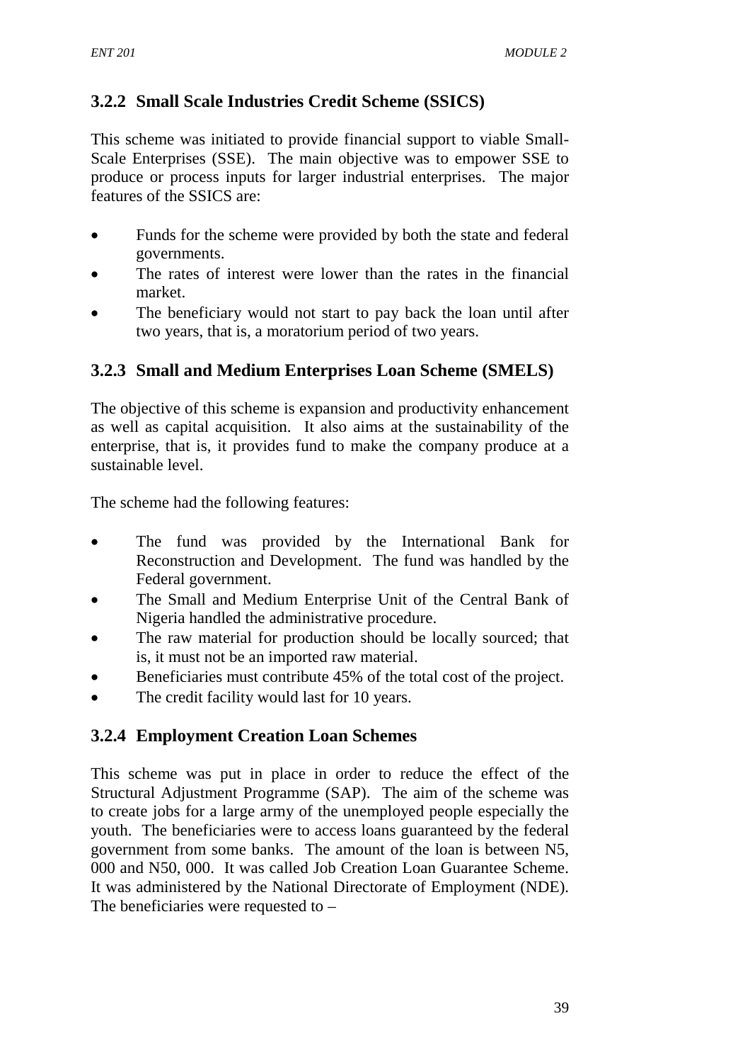### 3.2.2 Small Scale Industries Credit Scheme (SSICS)

This scheme was initiated to provide financial support to viable Small-Scale Enterprises (SSE). The main objective was to empower SSE to produce or process inputs for larger industrial enterprises. The major features of the SSICS are:

- Funds for the scheme were provided by both the state and federal governments.
- The rates of interest were lower than the rates in the financial market.
- The beneficiary would not start to pay back the loan until after two years, that is, a moratorium period of two years.

### 3.2.3 Small and Medium Enterprises Loan Scheme (SMELS)

The objective of this scheme is expansion and productivity enhancement as well as capital acquisition. It also aims at the sustainability of the enterprise, that is, it provides fund to make the company produce at a sustainable level.

The scheme had the following features:

- The fund was provided by the International Bank for Reconstruction and Development. The fund was handled by the Federal government.
- The Small and Medium Enterprise Unit of the Central Bank of Nigeria handled the administrative procedure.
- The raw material for production should be locally sourced; that is, it must not be an imported raw material.
- Beneficiaries must contribute 45% of the total cost of the project.
- The credit facility would last for 10 years.

### 3.2.4 Employment Creation Loan Schemes

This scheme was put in place in order to reduce the effect of the Structural Adjustment Programme (SAP). The aim of the scheme was to create jobs for a large army of the unemployed people especially the youth. The beneficiaries were to access loans guaranteed by the federal government from some banks. The amount of the loan is between N5, 000 and N50, 000. It was called Job Creation Loan Guarantee Scheme. It was administered by the National Directorate of Employment (NDE). The beneficiaries were requested to –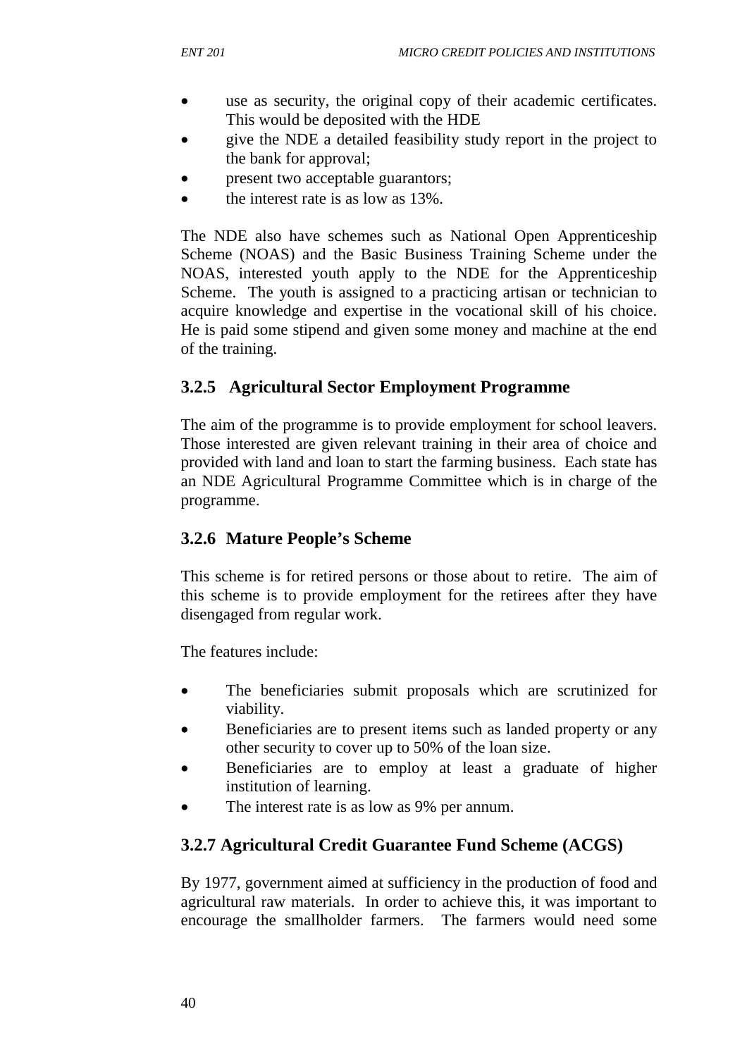- use as security, the original copy of their academic certificates. This would be deposited with the HDE
- give the NDE a detailed feasibility study report in the project to the bank for approval;
- present two acceptable guarantors;
- the interest rate is as low as 13%.

The NDE also have schemes such as National Open Apprenticeship Scheme (NOAS) and the Basic Business Training Scheme under the NOAS, interested youth apply to the NDE for the Apprenticeship Scheme. The youth is assigned to a practicing artisan or technician to acquire knowledge and expertise in the vocational skill of his choice. He is paid some stipend and given some money and machine at the end of the training.

### 3.2.5 Agricultural Sector Employment Programme

The aim of the programme is to provide employment for school leavers. Those interested are given relevant training in their area of choice and provided with land and loan to start the farming business. Each state has an NDE Agricultural Programme Committee which is in charge of the programme.

### 3.2.6 Mature People's Scheme

This scheme is for retired persons or those about to retire. The aim of this scheme is to provide employment for the retirees after they have disengaged from regular work.

The features include:

- The beneficiaries submit proposals which are scrutinized for viability.
- Beneficiaries are to present items such as landed property or any other security to cover up to 50% of the loan size.
- Beneficiaries are to employ at least a graduate of higher institution of learning.
- The interest rate is as low as 9% per annum.

### 3.2.7 Agricultural Credit Guarantee Fund Scheme (ACGS)

By 1977, government aimed at sufficiency in the production of food and agricultural raw materials. In order to achieve this, it was important to encourage the smallholder farmers. The farmers would need some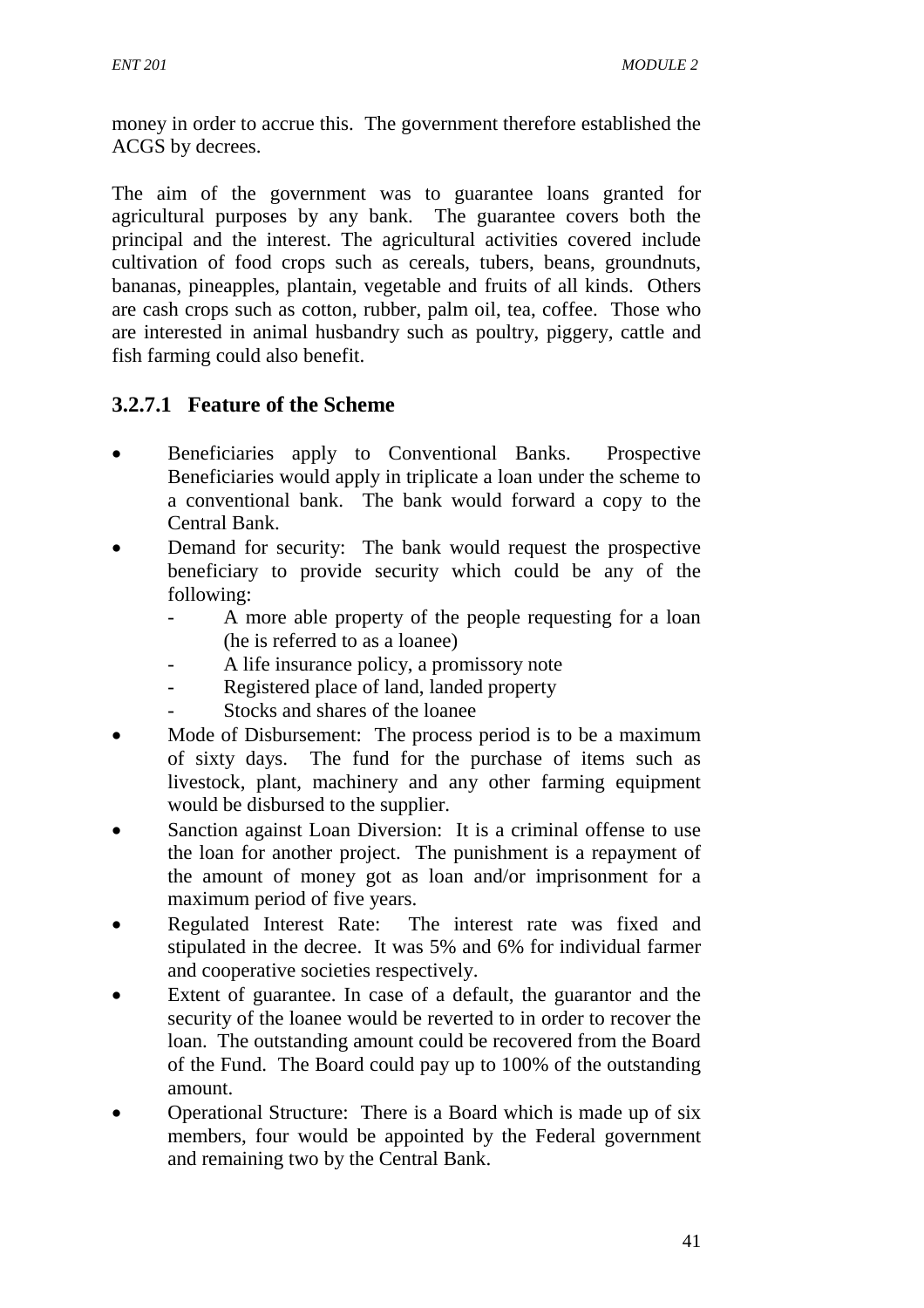money in order to accrue this. The government therefore established the ACGS by decrees.

The aim of the government was to guarantee loans granted for agricultural purposes by any bank. The guarantee covers both the principal and the interest. The agricultural activities covered include cultivation of food crops such as cereals, tubers, beans, groundnuts, bananas, pineapples, plantain, vegetable and fruits of all kinds. Others are cash crops such as cotton, rubber, palm oil, tea, coffee. Those who are interested in animal husbandry such as poultry, piggery, cattle and fish farming could also benefit.

### 3.2.7.1 Feature of the Scheme

- Beneficiaries apply to Conventional Banks. Prospective Beneficiaries would apply in triplicate a loan under the scheme to a conventional bank. The bank would forward a copy to the Central Bank.
- Demand for security: The bank would request the prospective beneficiary to provide security which could be any of the following:
  - A more able property of the people requesting for a loan (he is referred to as a loanee)
  - A life insurance policy, a promissory note
  - Registered place of land, landed property
  - Stocks and shares of the loanee
- Mode of Disbursement: The process period is to be a maximum of sixty days. The fund for the purchase of items such as livestock, plant, machinery and any other farming equipment would be disbursed to the supplier.
- Sanction against Loan Diversion: It is a criminal offense to use the loan for another project. The punishment is a repayment of the amount of money got as loan and/or imprisonment for a maximum period of five years.
- Regulated Interest Rate: The interest rate was fixed and stipulated in the decree. It was 5% and 6% for individual farmer and cooperative societies respectively.
- Extent of guarantee. In case of a default, the guarantor and the security of the loanee would be reverted to in order to recover the loan. The outstanding amount could be recovered from the Board of the Fund. The Board could pay up to 100% of the outstanding amount.
- Operational Structure: There is a Board which is made up of six members, four would be appointed by the Federal government and remaining two by the Central Bank.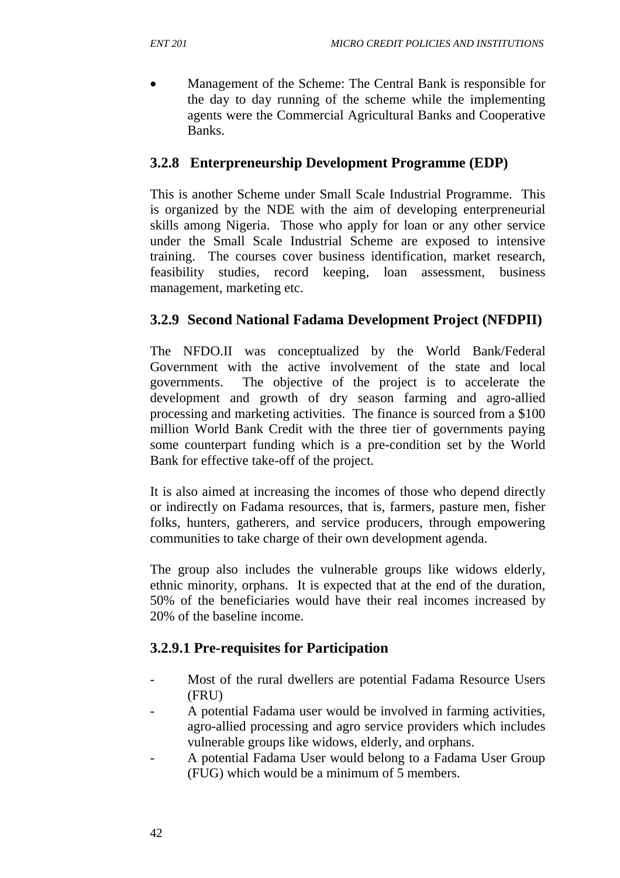- Management of the Scheme: The Central Bank is responsible for the day to day running of the scheme while the implementing agents were the Commercial Agricultural Banks and Cooperative Banks.

### 3.2.8 Enterpreneurship Development Programme (EDP)

This is another Scheme under Small Scale Industrial Programme. This is organized by the NDE with the aim of developing enterpreneurial skills among Nigeria. Those who apply for loan or any other service under the Small Scale Industrial Scheme are exposed to intensive training. The courses cover business identification, market research, feasibility studies, record keeping, loan assessment, business management, marketing etc.

### 3.2.9 Second National Fadama Development Project (NFDPII)

The NFDO.II was conceptualized by the World Bank/Federal Government with the active involvement of the state and local governments. The objective of the project is to accelerate the development and growth of dry season farming and agro-allied processing and marketing activities. The finance is sourced from a $100 million World Bank Credit with the three tier of governments paying some counterpart funding which is a pre-condition set by the World Bank for effective take-off of the project.

It is also aimed at increasing the incomes of those who depend directly or indirectly on Fadama resources, that is, farmers, pasture men, fisher folks, hunters, gatherers, and service producers, through empowering communities to take charge of their own development agenda.

The group also includes the vulnerable groups like widows elderly, ethnic minority, orphans. It is expected that at the end of the duration, 50% of the beneficiaries would have their real incomes increased by 20% of the baseline income.

#### 3.2.9.1 Pre-requisites for Participation

- Most of the rural dwellers are potential Fadama Resource Users (FRU)
- A potential Fadama user would be involved in farming activities, agro-allied processing and agro service providers which includes vulnerable groups like widows, elderly, and orphans.
- A potential Fadama User would belong to a Fadama User Group (FUG) which would be a minimum of 5 members.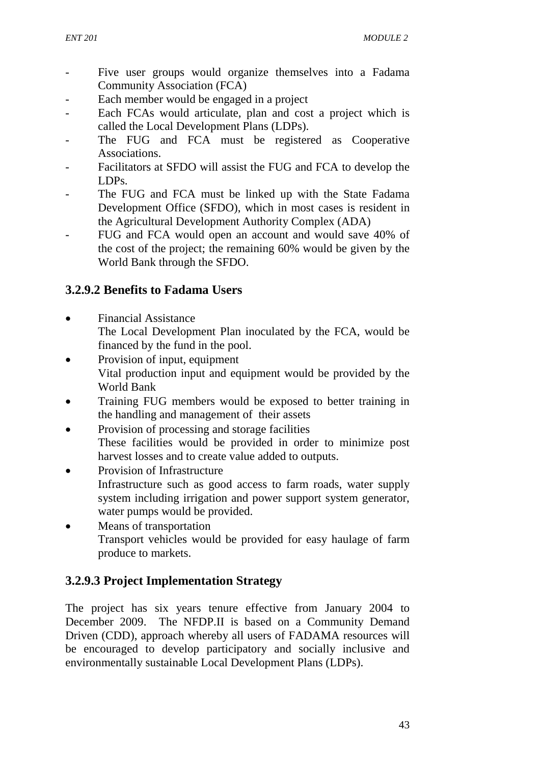- Five user groups would organize themselves into a Fadama Community Association (FCA)
- Each member would be engaged in a project
- Each FCAs would articulate, plan and cost a project which is called the Local Development Plans (LDPs).
- The FUG and FCA must be registered as Cooperative Associations.
- Facilitators at SFDO will assist the FUG and FCA to develop the LDPs.
- The FUG and FCA must be linked up with the State Fadama Development Office (SFDO), which in most cases is resident in the Agricultural Development Authority Complex (ADA)
- FUG and FCA would open an account and would save 40% of the cost of the project; the remaining 60% would be given by the World Bank through the SFDO.

### 3.2.9.2 Benefits to Fadama Users

- Financial Assistance
  The Local Development Plan inoculated by the FCA, would be financed by the fund in the pool.
- Provision of input, equipment
  Vital production input and equipment would be provided by the World Bank
- Training FUG members would be exposed to better training in the handling and management of their assets
- Provision of processing and storage facilities
  These facilities would be provided in order to minimize post harvest losses and to create value added to outputs.
- Provision of Infrastructure
  Infrastructure such as good access to farm roads, water supply system including irrigation and power support system generator, water pumps would be provided.
- Means of transportation
  Transport vehicles would be provided for easy haulage of farm produce to markets.

### 3.2.9.3 Project Implementation Strategy

The project has six years tenure effective from January 2004 to December 2009. The NFDP.II is based on a Community Demand Driven (CDD), approach whereby all users of FADAMA resources will be encouraged to develop participatory and socially inclusive and environmentally sustainable Local Development Plans (LDPs).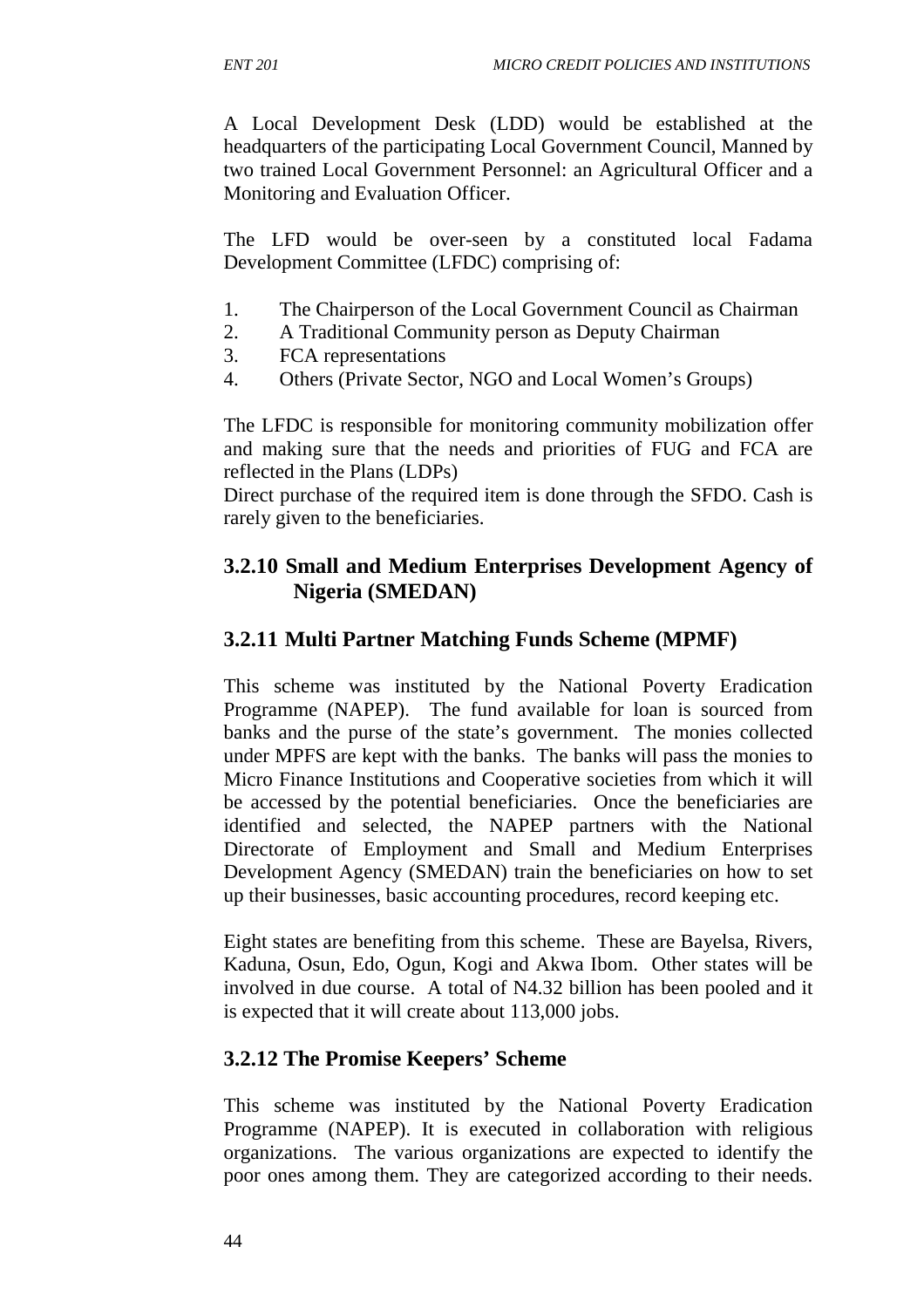A Local Development Desk (LDD) would be established at the headquarters of the participating Local Government Council, Manned by two trained Local Government Personnel: an Agricultural Officer and a Monitoring and Evaluation Officer.

The LFD would be over-seen by a constituted local Fadama Development Committee (LFDC) comprising of:

1. The Chairperson of the Local Government Council as Chairman
2. A Traditional Community person as Deputy Chairman
3. FCA representations
4. Others (Private Sector, NGO and Local Women's Groups)

The LFDC is responsible for monitoring community mobilization offer and making sure that the needs and priorities of FUG and FCA are reflected in the Plans (LDPs)
Direct purchase of the required item is done through the SFDO. Cash is rarely given to the beneficiaries.

### 3.2.10 Small and Medium Enterprises Development Agency of Nigeria (SMEDAN)

### 3.2.11 Multi Partner Matching Funds Scheme (MPMF)

This scheme was instituted by the National Poverty Eradication Programme (NAPEP). The fund available for loan is sourced from banks and the purse of the state's government. The monies collected under MPFS are kept with the banks. The banks will pass the monies to Micro Finance Institutions and Cooperative societies from which it will be accessed by the potential beneficiaries. Once the beneficiaries are identified and selected, the NAPEP partners with the National Directorate of Employment and Small and Medium Enterprises Development Agency (SMEDAN) train the beneficiaries on how to set up their businesses, basic accounting procedures, record keeping etc.

Eight states are benefiting from this scheme. These are Bayelsa, Rivers, Kaduna, Osun, Edo, Ogun, Kogi and Akwa Ibom. Other states will be involved in due course. A total of N4.32 billion has been pooled and it is expected that it will create about 113,000 jobs.

### 3.2.12 The Promise Keepers' Scheme

This scheme was instituted by the National Poverty Eradication Programme (NAPEP). It is executed in collaboration with religious organizations. The various organizations are expected to identify the poor ones among them. They are categorized according to their needs.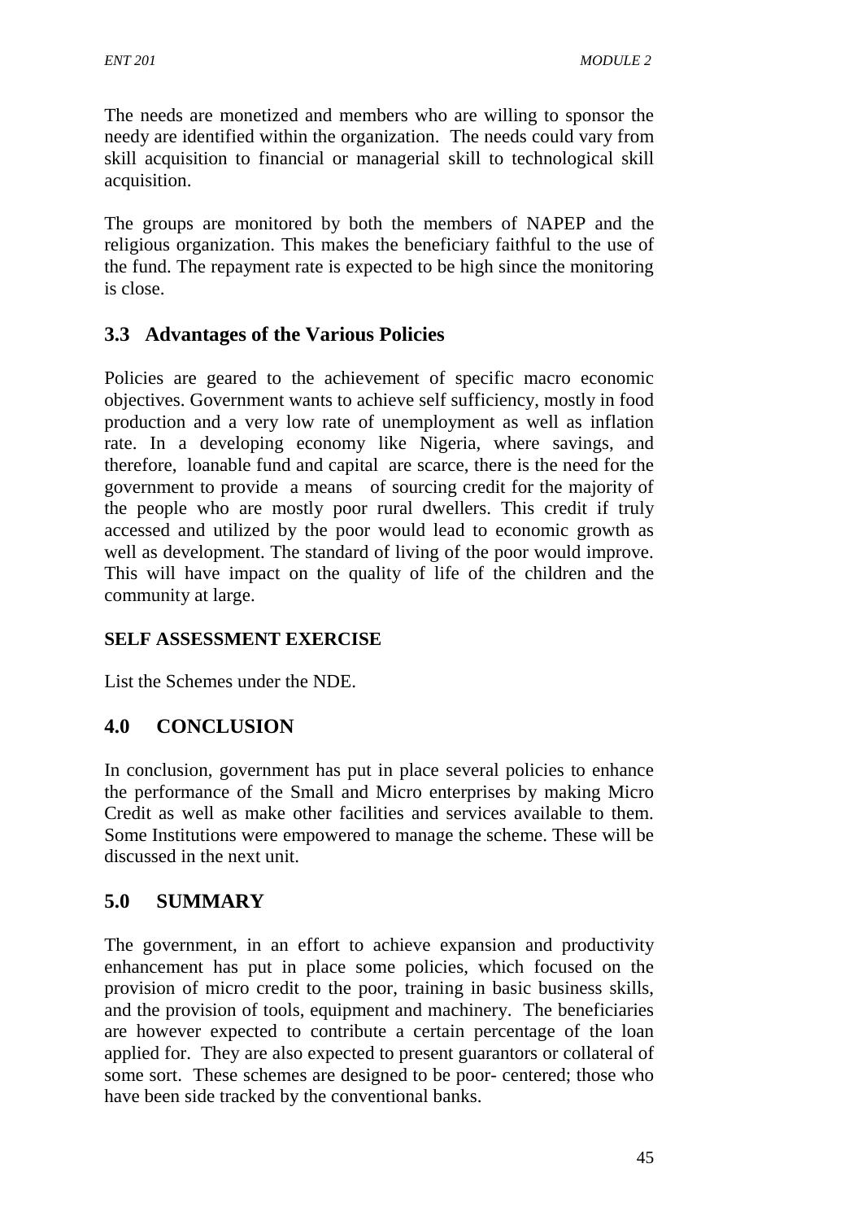The needs are monetized and members who are willing to sponsor the needy are identified within the organization. The needs could vary from skill acquisition to financial or managerial skill to technological skill acquisition.

The groups are monitored by both the members of NAPEP and the religious organization. This makes the beneficiary faithful to the use of the fund. The repayment rate is expected to be high since the monitoring is close.

## 3.3 Advantages of the Various Policies

Policies are geared to the achievement of specific macro economic objectives. Government wants to achieve self sufficiency, mostly in food production and a very low rate of unemployment as well as inflation rate. In a developing economy like Nigeria, where savings, and therefore, loanable fund and capital are scarce, there is the need for the government to provide a means of sourcing credit for the majority of the people who are mostly poor rural dwellers. This credit if truly accessed and utilized by the poor would lead to economic growth as well as development. The standard of living of the poor would improve. This will have impact on the quality of life of the children and the community at large.

**SELF ASSESSMENT EXERCISE**

List the Schemes under the NDE.

## 4.0 CONCLUSION

In conclusion, government has put in place several policies to enhance the performance of the Small and Micro enterprises by making Micro Credit as well as make other facilities and services available to them. Some Institutions were empowered to manage the scheme. These will be discussed in the next unit.

## 5.0 SUMMARY

The government, in an effort to achieve expansion and productivity enhancement has put in place some policies, which focused on the provision of micro credit to the poor, training in basic business skills, and the provision of tools, equipment and machinery. The beneficiaries are however expected to contribute a certain percentage of the loan applied for. They are also expected to present guarantors or collateral of some sort. These schemes are designed to be poor- centered; those who have been side tracked by the conventional banks.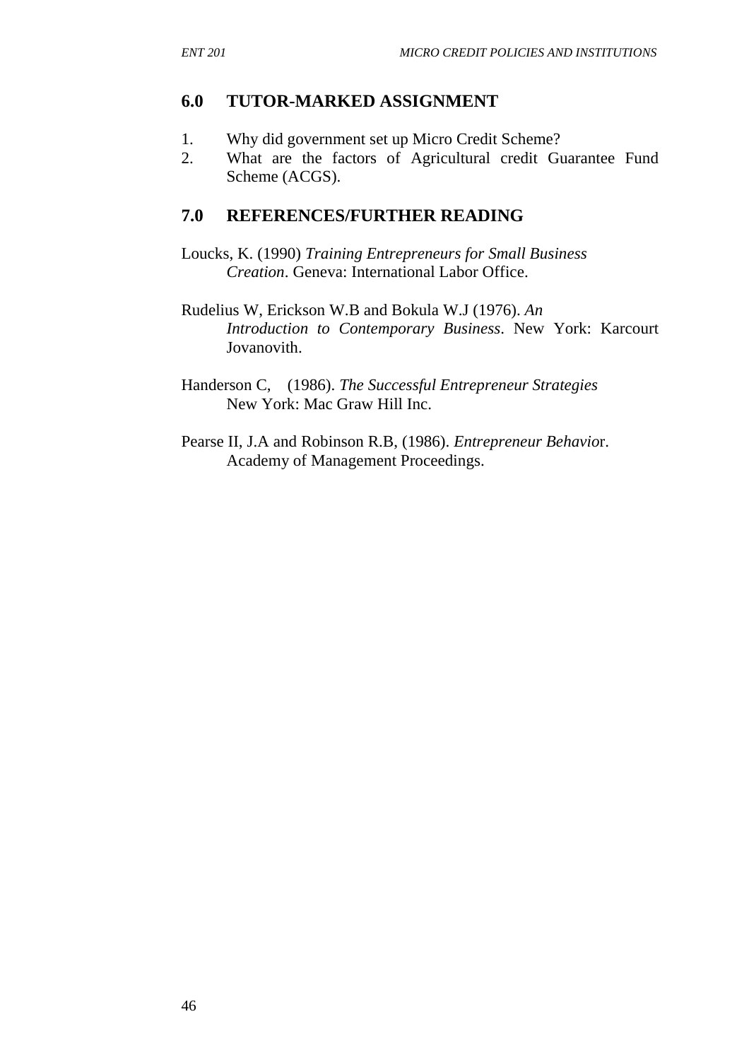## 6.0 TUTOR-MARKED ASSIGNMENT

1. Why did government set up Micro Credit Scheme?
2. What are the factors of Agricultural credit Guarantee Fund Scheme (ACGS).

## 7.0 REFERENCES/FURTHER READING

Loucks, K. (1990) *Training Entrepreneurs for Small Business Creation*. Geneva: International Labor Office.

Rudelius W, Erickson W.B and Bokula W.J (1976). *An Introduction to Contemporary Business*. New York: Karcourt Jovanovith.

Handerson C, (1986). *The Successful Entrepreneur Strategies* New York: Mac Graw Hill Inc.

Pearse II, J.A and Robinson R.B, (1986). *Entrepreneur Behavio*r. Academy of Management Proceedings.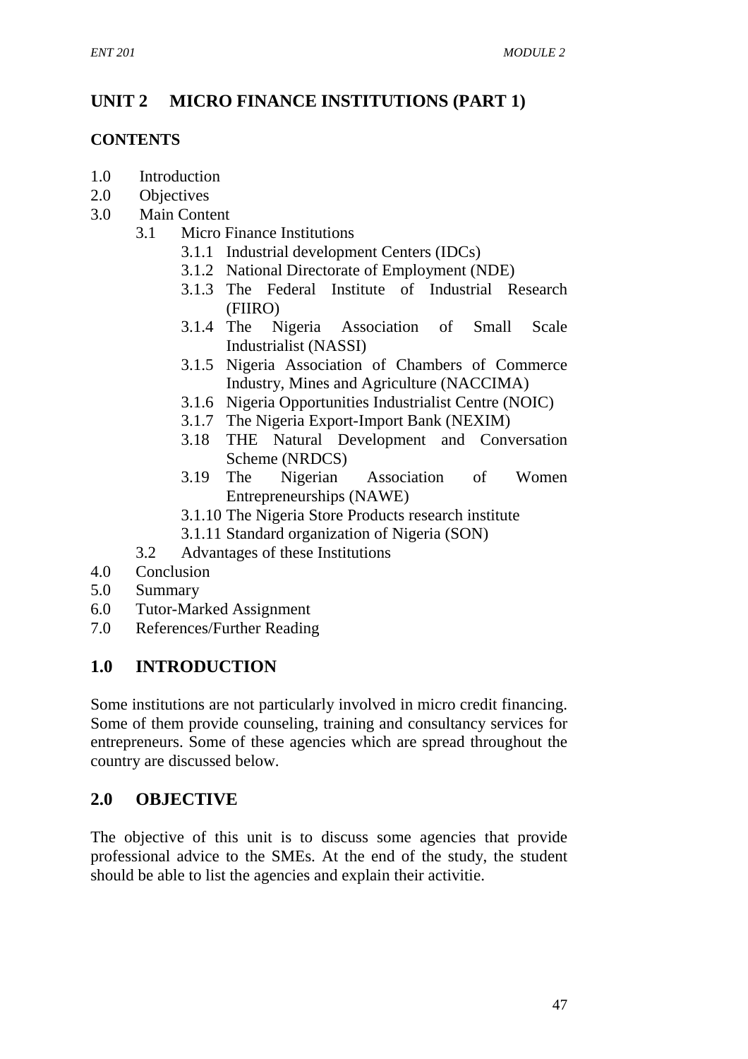## UNIT 2 MICRO FINANCE INSTITUTIONS (PART 1)

**CONTENTS**

1.0 Introduction
2.0 Objectives
3.0 Main Content
   3.1 Micro Finance Institutions
      3.1.1 Industrial development Centers (IDCs)
      3.1.2 National Directorate of Employment (NDE)
      3.1.3 The Federal Institute of Industrial Research (FIIRO)
      3.1.4 The Nigeria Association of Small Scale Industrialist (NASSI)
      3.1.5 Nigeria Association of Chambers of Commerce Industry, Mines and Agriculture (NACCIMA)
      3.1.6 Nigeria Opportunities Industrialist Centre (NOIC)
      3.1.7 The Nigeria Export-Import Bank (NEXIM)
      3.18 THE Natural Development and Conversation Scheme (NRDCS)
      3.19 The Nigerian Association of Women Entrepreneurships (NAWE)
      3.1.10 The Nigeria Store Products research institute
      3.1.11 Standard organization of Nigeria (SON)
   3.2 Advantages of these Institutions
4.0 Conclusion
5.0 Summary
6.0 Tutor-Marked Assignment
7.0 References/Further Reading

## 1.0 INTRODUCTION

Some institutions are not particularly involved in micro credit financing. Some of them provide counseling, training and consultancy services for entrepreneurs. Some of these agencies which are spread throughout the country are discussed below.

## 2.0 OBJECTIVE

The objective of this unit is to discuss some agencies that provide professional advice to the SMEs. At the end of the study, the student should be able to list the agencies and explain their activitie.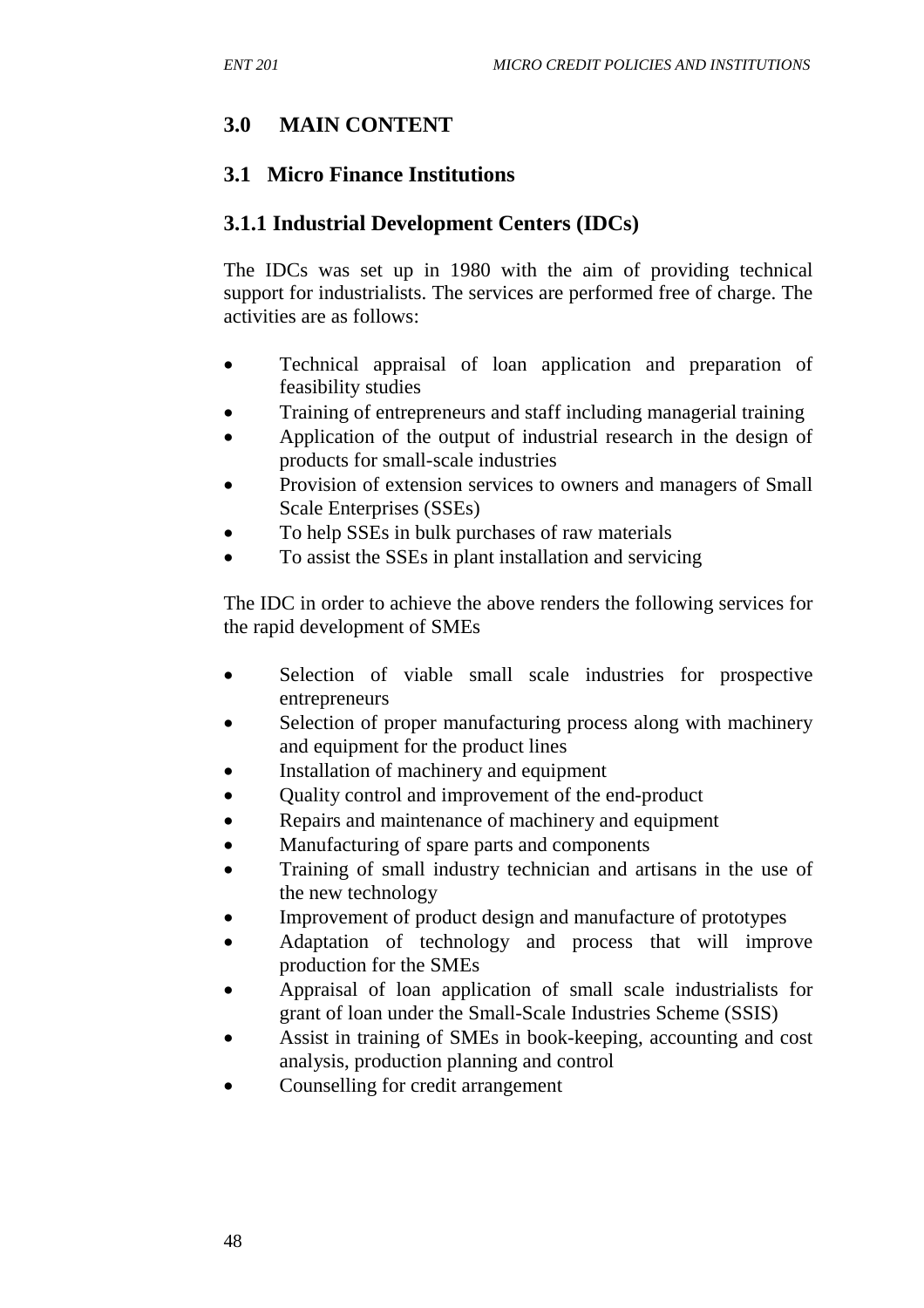## 3.0 MAIN CONTENT

### 3.1 Micro Finance Institutions

#### 3.1.1 Industrial Development Centers (IDCs)

The IDCs was set up in 1980 with the aim of providing technical support for industrialists. The services are performed free of charge. The activities are as follows:

- Technical appraisal of loan application and preparation of feasibility studies
- Training of entrepreneurs and staff including managerial training
- Application of the output of industrial research in the design of products for small-scale industries
- Provision of extension services to owners and managers of Small Scale Enterprises (SSEs)
- To help SSEs in bulk purchases of raw materials
- To assist the SSEs in plant installation and servicing

The IDC in order to achieve the above renders the following services for the rapid development of SMEs

- Selection of viable small scale industries for prospective entrepreneurs
- Selection of proper manufacturing process along with machinery and equipment for the product lines
- Installation of machinery and equipment
- Quality control and improvement of the end-product
- Repairs and maintenance of machinery and equipment
- Manufacturing of spare parts and components
- Training of small industry technician and artisans in the use of the new technology
- Improvement of product design and manufacture of prototypes
- Adaptation of technology and process that will improve production for the SMEs
- Appraisal of loan application of small scale industrialists for grant of loan under the Small-Scale Industries Scheme (SSIS)
- Assist in training of SMEs in book-keeping, accounting and cost analysis, production planning and control
- Counselling for credit arrangement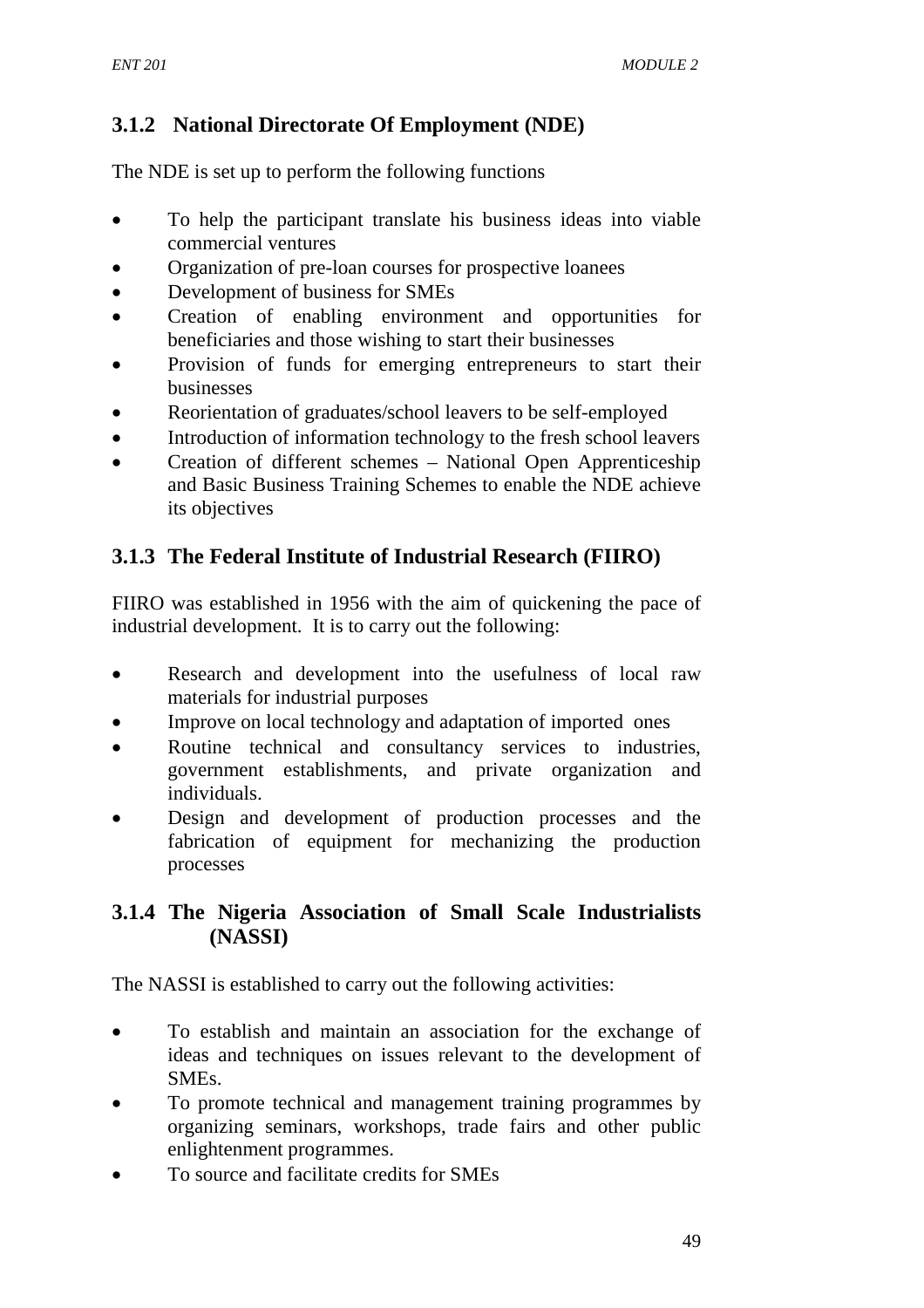### 3.1.2 National Directorate Of Employment (NDE)

The NDE is set up to perform the following functions

- To help the participant translate his business ideas into viable commercial ventures
- Organization of pre-loan courses for prospective loanees
- Development of business for SMEs
- Creation of enabling environment and opportunities for beneficiaries and those wishing to start their businesses
- Provision of funds for emerging entrepreneurs to start their businesses
- Reorientation of graduates/school leavers to be self-employed
- Introduction of information technology to the fresh school leavers
- Creation of different schemes – National Open Apprenticeship and Basic Business Training Schemes to enable the NDE achieve its objectives

### 3.1.3 The Federal Institute of Industrial Research (FIIRO)

FIIRO was established in 1956 with the aim of quickening the pace of industrial development. It is to carry out the following:

- Research and development into the usefulness of local raw materials for industrial purposes
- Improve on local technology and adaptation of imported ones
- Routine technical and consultancy services to industries, government establishments, and private organization and individuals.
- Design and development of production processes and the fabrication of equipment for mechanizing the production processes

### 3.1.4 The Nigeria Association of Small Scale Industrialists (NASSI)

The NASSI is established to carry out the following activities:

- To establish and maintain an association for the exchange of ideas and techniques on issues relevant to the development of SMEs.
- To promote technical and management training programmes by organizing seminars, workshops, trade fairs and other public enlightenment programmes.
- To source and facilitate credits for SMEs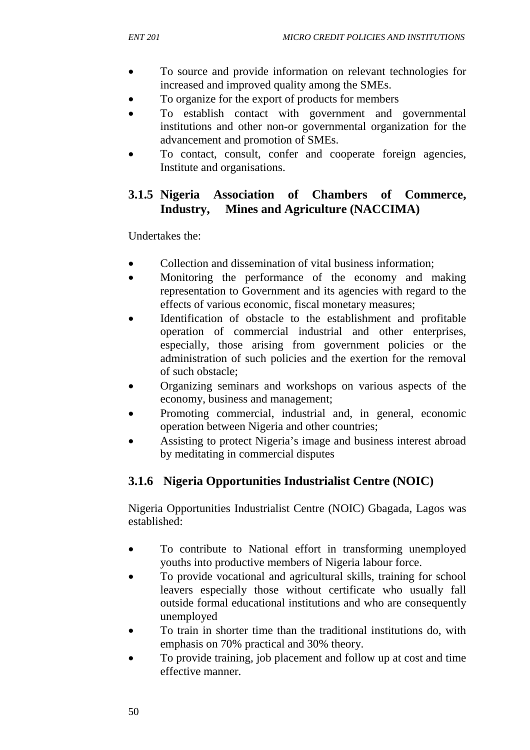- To source and provide information on relevant technologies for increased and improved quality among the SMEs.
- To organize for the export of products for members
- To establish contact with government and governmental institutions and other non-or governmental organization for the advancement and promotion of SMEs.
- To contact, consult, confer and cooperate foreign agencies, Institute and organisations.

### 3.1.5 Nigeria Association of Chambers of Commerce, Industry, Mines and Agriculture (NACCIMA)

Undertakes the:

- Collection and dissemination of vital business information;
- Monitoring the performance of the economy and making representation to Government and its agencies with regard to the effects of various economic, fiscal monetary measures;
- Identification of obstacle to the establishment and profitable operation of commercial industrial and other enterprises, especially, those arising from government policies or the administration of such policies and the exertion for the removal of such obstacle;
- Organizing seminars and workshops on various aspects of the economy, business and management;
- Promoting commercial, industrial and, in general, economic operation between Nigeria and other countries;
- Assisting to protect Nigeria's image and business interest abroad by meditating in commercial disputes

### 3.1.6 Nigeria Opportunities Industrialist Centre (NOIC)

Nigeria Opportunities Industrialist Centre (NOIC) Gbagada, Lagos was established:

- To contribute to National effort in transforming unemployed youths into productive members of Nigeria labour force.
- To provide vocational and agricultural skills, training for school leavers especially those without certificate who usually fall outside formal educational institutions and who are consequently unemployed
- To train in shorter time than the traditional institutions do, with emphasis on 70% practical and 30% theory.
- To provide training, job placement and follow up at cost and time effective manner.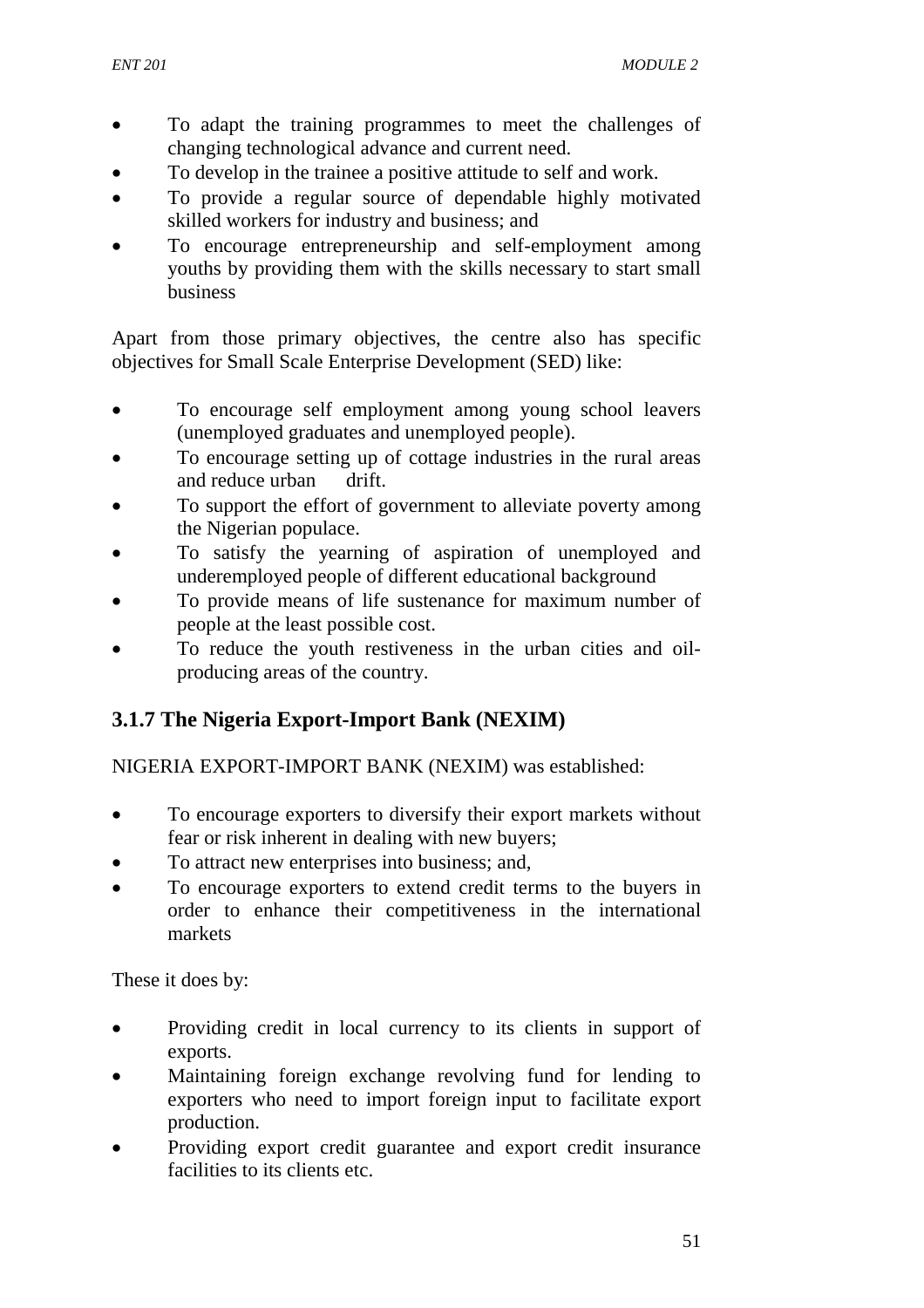- To adapt the training programmes to meet the challenges of changing technological advance and current need.
- To develop in the trainee a positive attitude to self and work.
- To provide a regular source of dependable highly motivated skilled workers for industry and business; and
- To encourage entrepreneurship and self-employment among youths by providing them with the skills necessary to start small business

Apart from those primary objectives, the centre also has specific objectives for Small Scale Enterprise Development (SED) like:

- To encourage self employment among young school leavers (unemployed graduates and unemployed people).
- To encourage setting up of cottage industries in the rural areas and reduce urban drift.
- To support the effort of government to alleviate poverty among the Nigerian populace.
- To satisfy the yearning of aspiration of unemployed and underemployed people of different educational background
- To provide means of life sustenance for maximum number of people at the least possible cost.
- To reduce the youth restiveness in the urban cities and oil-producing areas of the country.

### 3.1.7 The Nigeria Export-Import Bank (NEXIM)

NIGERIA EXPORT-IMPORT BANK (NEXIM) was established:

- To encourage exporters to diversify their export markets without fear or risk inherent in dealing with new buyers;
- To attract new enterprises into business; and,
- To encourage exporters to extend credit terms to the buyers in order to enhance their competitiveness in the international markets

These it does by:

- Providing credit in local currency to its clients in support of exports.
- Maintaining foreign exchange revolving fund for lending to exporters who need to import foreign input to facilitate export production.
- Providing export credit guarantee and export credit insurance facilities to its clients etc.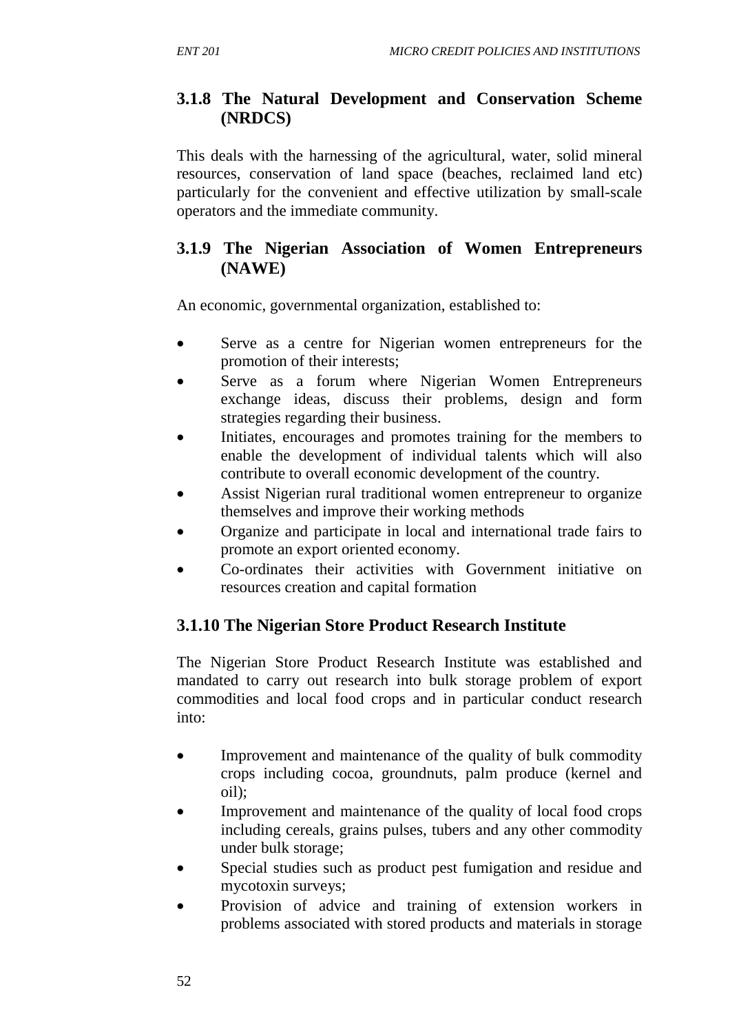### 3.1.8 The Natural Development and Conservation Scheme (NRDCS)

This deals with the harnessing of the agricultural, water, solid mineral resources, conservation of land space (beaches, reclaimed land etc) particularly for the convenient and effective utilization by small-scale operators and the immediate community.

### 3.1.9 The Nigerian Association of Women Entrepreneurs (NAWE)

An economic, governmental organization, established to:

- Serve as a centre for Nigerian women entrepreneurs for the promotion of their interests;
- Serve as a forum where Nigerian Women Entrepreneurs exchange ideas, discuss their problems, design and form strategies regarding their business.
- Initiates, encourages and promotes training for the members to enable the development of individual talents which will also contribute to overall economic development of the country.
- Assist Nigerian rural traditional women entrepreneur to organize themselves and improve their working methods
- Organize and participate in local and international trade fairs to promote an export oriented economy.
- Co-ordinates their activities with Government initiative on resources creation and capital formation

### 3.1.10 The Nigerian Store Product Research Institute

The Nigerian Store Product Research Institute was established and mandated to carry out research into bulk storage problem of export commodities and local food crops and in particular conduct research into:

- Improvement and maintenance of the quality of bulk commodity crops including cocoa, groundnuts, palm produce (kernel and oil);
- Improvement and maintenance of the quality of local food crops including cereals, grains pulses, tubers and any other commodity under bulk storage;
- Special studies such as product pest fumigation and residue and mycotoxin surveys;
- Provision of advice and training of extension workers in problems associated with stored products and materials in storage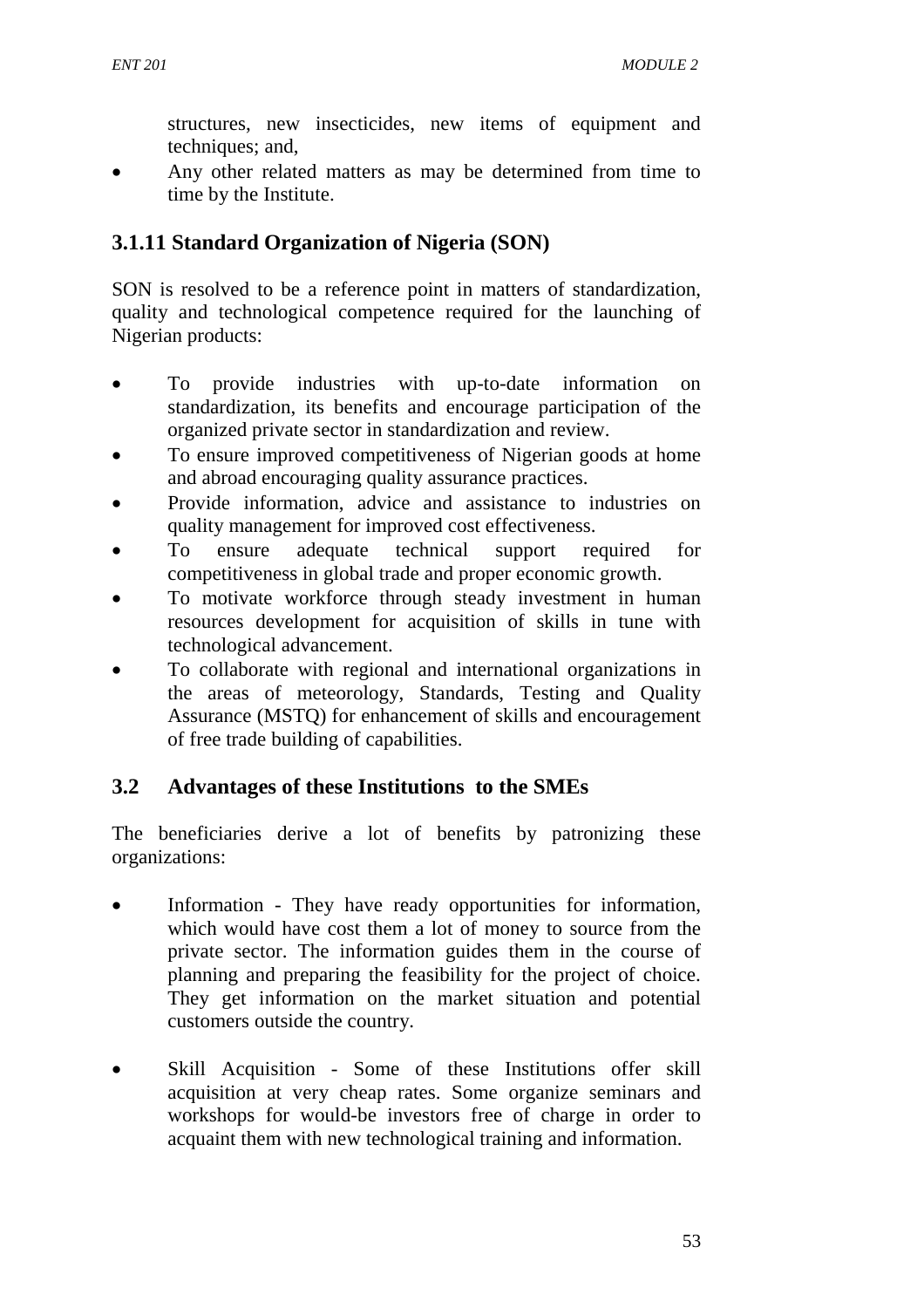structures, new insecticides, new items of equipment and techniques; and,

- Any other related matters as may be determined from time to time by the Institute.

### 3.1.11 Standard Organization of Nigeria (SON)

SON is resolved to be a reference point in matters of standardization, quality and technological competence required for the launching of Nigerian products:

- To provide industries with up-to-date information on standardization, its benefits and encourage participation of the organized private sector in standardization and review.
- To ensure improved competitiveness of Nigerian goods at home and abroad encouraging quality assurance practices.
- Provide information, advice and assistance to industries on quality management for improved cost effectiveness.
- To ensure adequate technical support required for competitiveness in global trade and proper economic growth.
- To motivate workforce through steady investment in human resources development for acquisition of skills in tune with technological advancement.
- To collaborate with regional and international organizations in the areas of meteorology, Standards, Testing and Quality Assurance (MSTQ) for enhancement of skills and encouragement of free trade building of capabilities.

## 3.2 Advantages of these Institutions to the SMEs

The beneficiaries derive a lot of benefits by patronizing these organizations:

- Information - They have ready opportunities for information, which would have cost them a lot of money to source from the private sector. The information guides them in the course of planning and preparing the feasibility for the project of choice. They get information on the market situation and potential customers outside the country.

- Skill Acquisition - Some of these Institutions offer skill acquisition at very cheap rates. Some organize seminars and workshops for would-be investors free of charge in order to acquaint them with new technological training and information.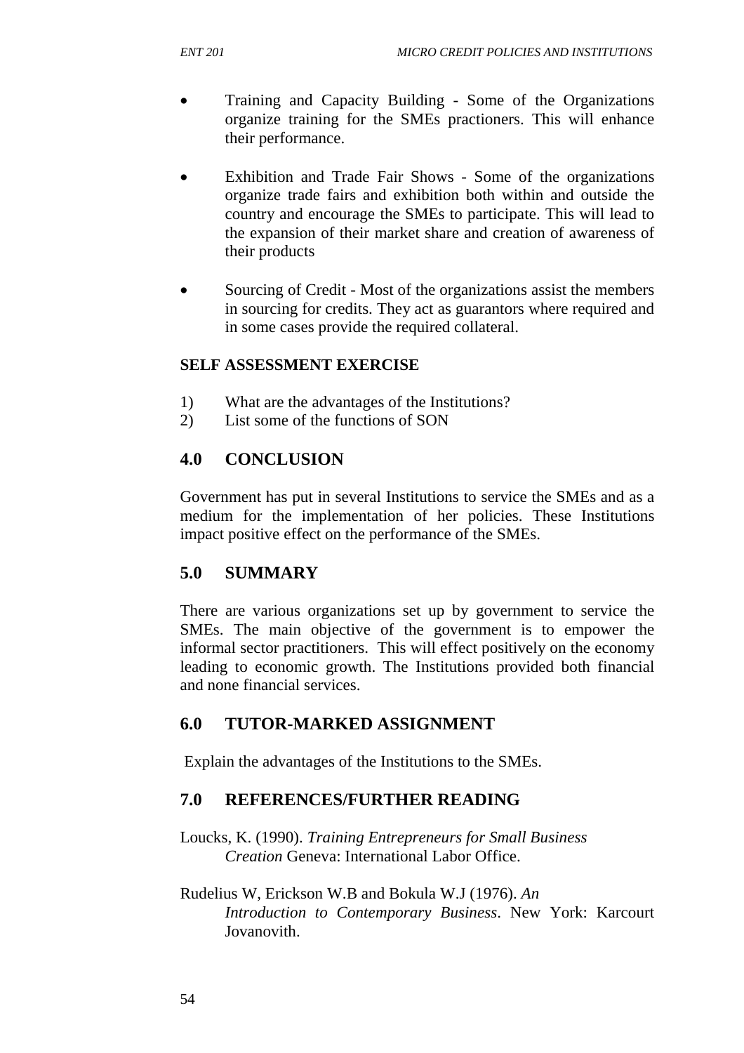- Training and Capacity Building - Some of the Organizations organize training for the SMEs practioners. This will enhance their performance.

- Exhibition and Trade Fair Shows - Some of the organizations organize trade fairs and exhibition both within and outside the country and encourage the SMEs to participate. This will lead to the expansion of their market share and creation of awareness of their products

- Sourcing of Credit - Most of the organizations assist the members in sourcing for credits. They act as guarantors where required and in some cases provide the required collateral.

**SELF ASSESSMENT EXERCISE**

1) What are the advantages of the Institutions?
2) List some of the functions of SON

## 4.0 CONCLUSION

Government has put in several Institutions to service the SMEs and as a medium for the implementation of her policies. These Institutions impact positive effect on the performance of the SMEs.

## 5.0 SUMMARY

There are various organizations set up by government to service the SMEs. The main objective of the government is to empower the informal sector practitioners. This will effect positively on the economy leading to economic growth. The Institutions provided both financial and none financial services.

## 6.0 TUTOR-MARKED ASSIGNMENT

Explain the advantages of the Institutions to the SMEs.

## 7.0 REFERENCES/FURTHER READING

Loucks, K. (1990). *Training Entrepreneurs for Small Business Creation* Geneva: International Labor Office.

Rudelius W, Erickson W.B and Bokula W.J (1976). *An Introduction to Contemporary Business*. New York: Karcourt Jovanovith.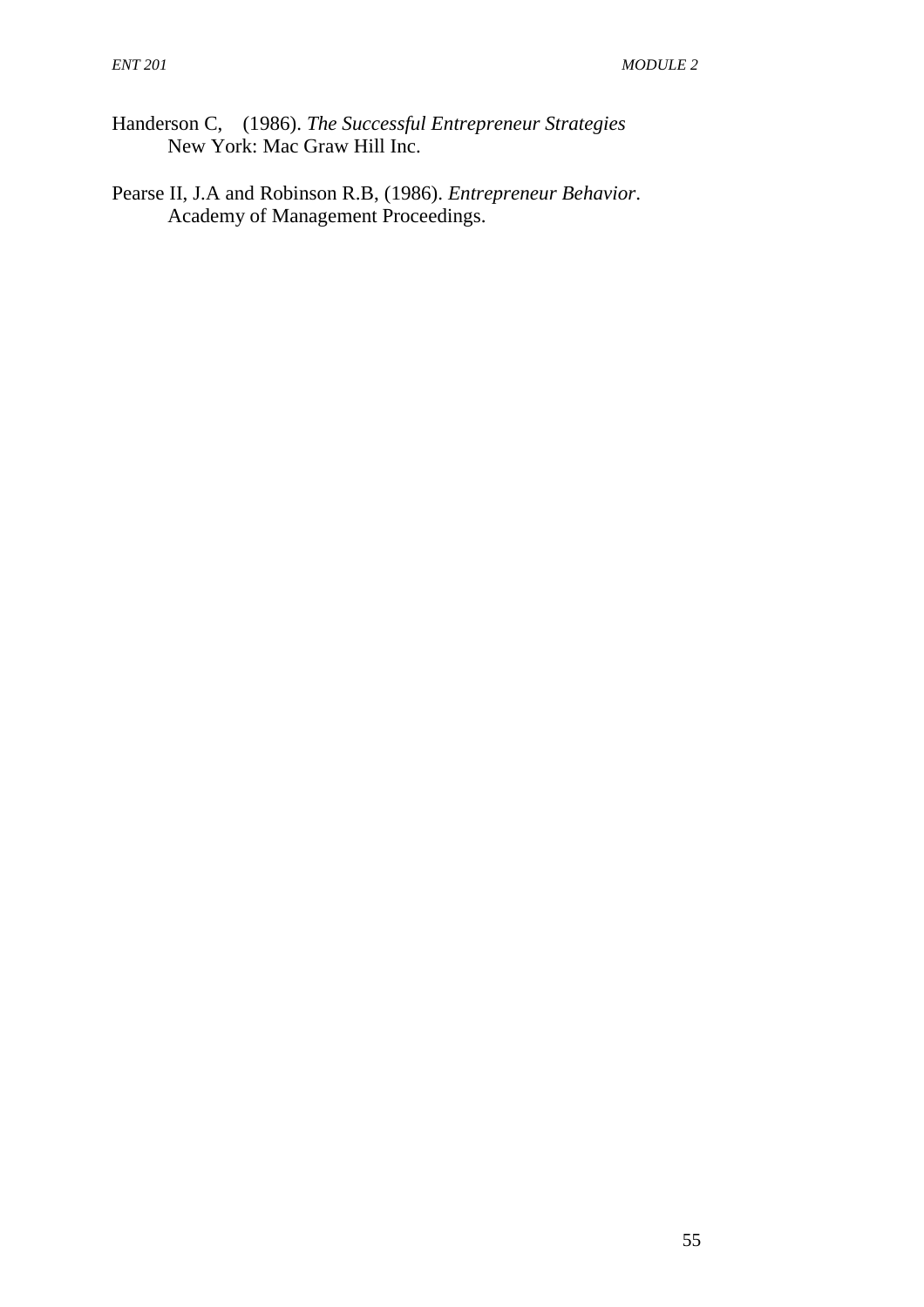Handerson C, (1986). *The Successful Entrepreneur Strategies* New York: Mac Graw Hill Inc.

Pearse II, J.A and Robinson R.B, (1986). *Entrepreneur Behavior*. Academy of Management Proceedings.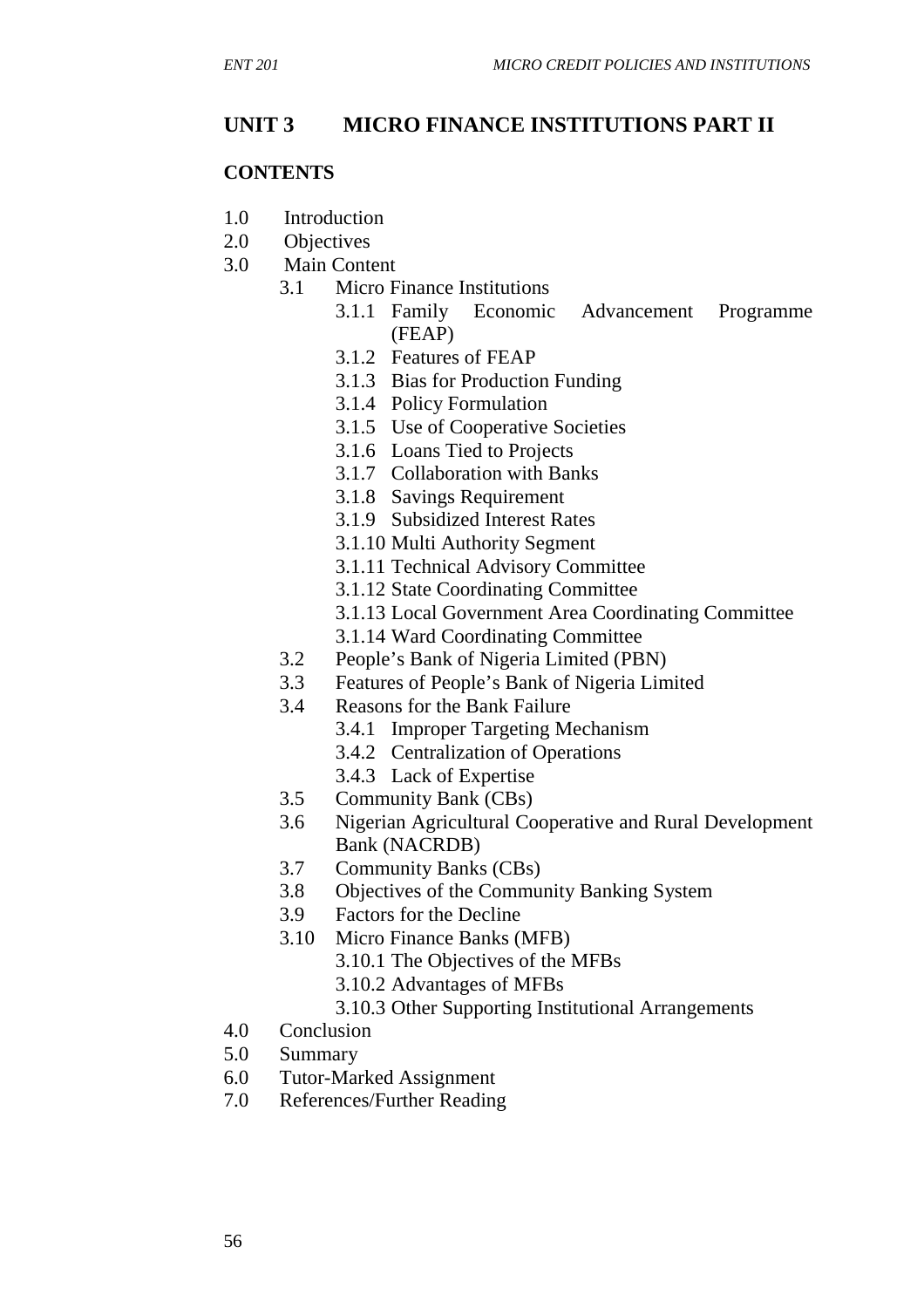# UNIT 3 MICRO FINANCE INSTITUTIONS PART II

**CONTENTS**

1.0 Introduction
2.0 Objectives
3.0 Main Content
 3.1 Micro Finance Institutions
  3.1.1 Family Economic Advancement Programme (FEAP)
  3.1.2 Features of FEAP
  3.1.3 Bias for Production Funding
  3.1.4 Policy Formulation
  3.1.5 Use of Cooperative Societies
  3.1.6 Loans Tied to Projects
  3.1.7 Collaboration with Banks
  3.1.8 Savings Requirement
  3.1.9 Subsidized Interest Rates
  3.1.10 Multi Authority Segment
  3.1.11 Technical Advisory Committee
  3.1.12 State Coordinating Committee
  3.1.13 Local Government Area Coordinating Committee
  3.1.14 Ward Coordinating Committee
 3.2 People's Bank of Nigeria Limited (PBN)
 3.3 Features of People's Bank of Nigeria Limited
 3.4 Reasons for the Bank Failure
  3.4.1 Improper Targeting Mechanism
  3.4.2 Centralization of Operations
  3.4.3 Lack of Expertise
 3.5 Community Bank (CBs)
 3.6 Nigerian Agricultural Cooperative and Rural Development Bank (NACRDB)
 3.7 Community Banks (CBs)
 3.8 Objectives of the Community Banking System
 3.9 Factors for the Decline
 3.10 Micro Finance Banks (MFB)
  3.10.1 The Objectives of the MFBs
  3.10.2 Advantages of MFBs
  3.10.3 Other Supporting Institutional Arrangements
4.0 Conclusion
5.0 Summary
6.0 Tutor-Marked Assignment
7.0 References/Further Reading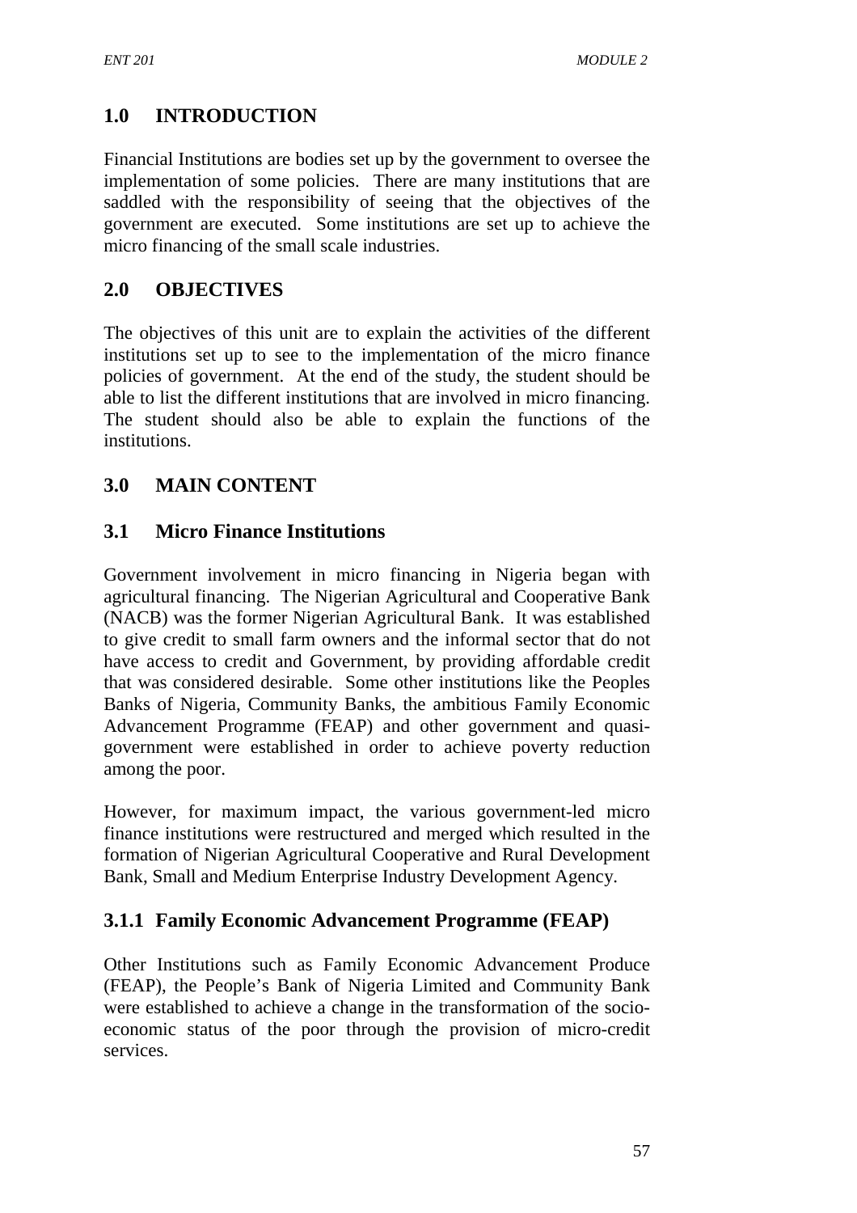## 1.0 INTRODUCTION

Financial Institutions are bodies set up by the government to oversee the implementation of some policies. There are many institutions that are saddled with the responsibility of seeing that the objectives of the government are executed. Some institutions are set up to achieve the micro financing of the small scale industries.

## 2.0 OBJECTIVES

The objectives of this unit are to explain the activities of the different institutions set up to see to the implementation of the micro finance policies of government. At the end of the study, the student should be able to list the different institutions that are involved in micro financing. The student should also be able to explain the functions of the institutions.

## 3.0 MAIN CONTENT

### 3.1 Micro Finance Institutions

Government involvement in micro financing in Nigeria began with agricultural financing. The Nigerian Agricultural and Cooperative Bank (NACB) was the former Nigerian Agricultural Bank. It was established to give credit to small farm owners and the informal sector that do not have access to credit and Government, by providing affordable credit that was considered desirable. Some other institutions like the Peoples Banks of Nigeria, Community Banks, the ambitious Family Economic Advancement Programme (FEAP) and other government and quasi-government were established in order to achieve poverty reduction among the poor.

However, for maximum impact, the various government-led micro finance institutions were restructured and merged which resulted in the formation of Nigerian Agricultural Cooperative and Rural Development Bank, Small and Medium Enterprise Industry Development Agency.

#### 3.1.1 Family Economic Advancement Programme (FEAP)

Other Institutions such as Family Economic Advancement Produce (FEAP), the People's Bank of Nigeria Limited and Community Bank were established to achieve a change in the transformation of the socio-economic status of the poor through the provision of micro-credit services.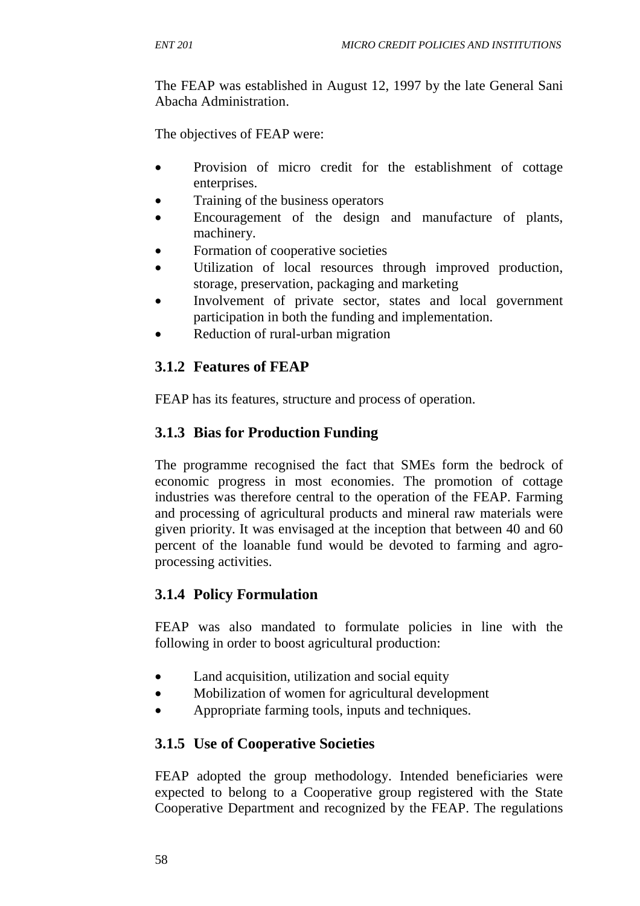The FEAP was established in August 12, 1997 by the late General Sani Abacha Administration.

The objectives of FEAP were:

- Provision of micro credit for the establishment of cottage enterprises.
- Training of the business operators
- Encouragement of the design and manufacture of plants, machinery.
- Formation of cooperative societies
- Utilization of local resources through improved production, storage, preservation, packaging and marketing
- Involvement of private sector, states and local government participation in both the funding and implementation.
- Reduction of rural-urban migration

### 3.1.2 Features of FEAP

FEAP has its features, structure and process of operation.

### 3.1.3 Bias for Production Funding

The programme recognised the fact that SMEs form the bedrock of economic progress in most economies. The promotion of cottage industries was therefore central to the operation of the FEAP. Farming and processing of agricultural products and mineral raw materials were given priority. It was envisaged at the inception that between 40 and 60 percent of the loanable fund would be devoted to farming and agro-processing activities.

### 3.1.4 Policy Formulation

FEAP was also mandated to formulate policies in line with the following in order to boost agricultural production:

- Land acquisition, utilization and social equity
- Mobilization of women for agricultural development
- Appropriate farming tools, inputs and techniques.

### 3.1.5 Use of Cooperative Societies

FEAP adopted the group methodology. Intended beneficiaries were expected to belong to a Cooperative group registered with the State Cooperative Department and recognized by the FEAP. The regulations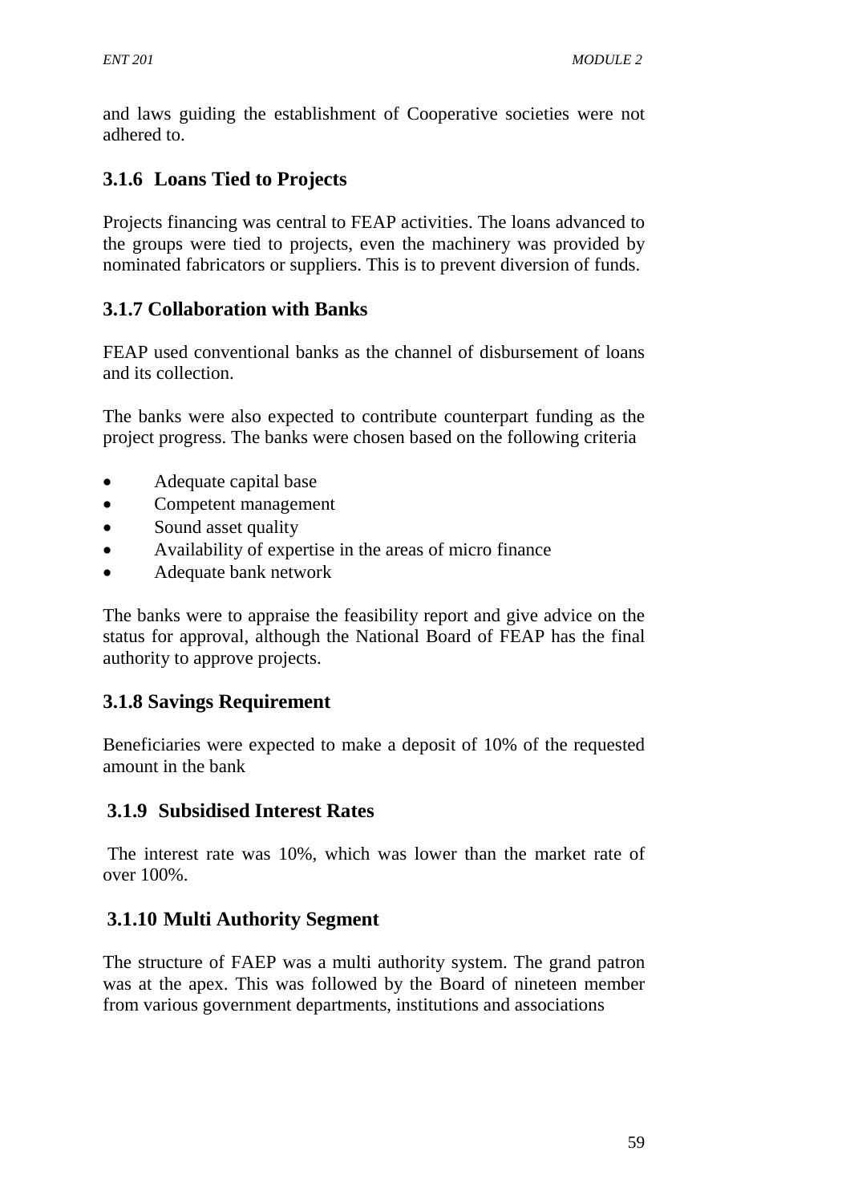and laws guiding the establishment of Cooperative societies were not adhered to.

### 3.1.6 Loans Tied to Projects

Projects financing was central to FEAP activities. The loans advanced to the groups were tied to projects, even the machinery was provided by nominated fabricators or suppliers. This is to prevent diversion of funds.

### 3.1.7 Collaboration with Banks

FEAP used conventional banks as the channel of disbursement of loans and its collection.

The banks were also expected to contribute counterpart funding as the project progress. The banks were chosen based on the following criteria

- Adequate capital base
- Competent management
- Sound asset quality
- Availability of expertise in the areas of micro finance
- Adequate bank network

The banks were to appraise the feasibility report and give advice on the status for approval, although the National Board of FEAP has the final authority to approve projects.

### 3.1.8 Savings Requirement

Beneficiaries were expected to make a deposit of 10% of the requested amount in the bank

### 3.1.9 Subsidised Interest Rates

The interest rate was 10%, which was lower than the market rate of over 100%.

### 3.1.10 Multi Authority Segment

The structure of FAEP was a multi authority system. The grand patron was at the apex. This was followed by the Board of nineteen member from various government departments, institutions and associations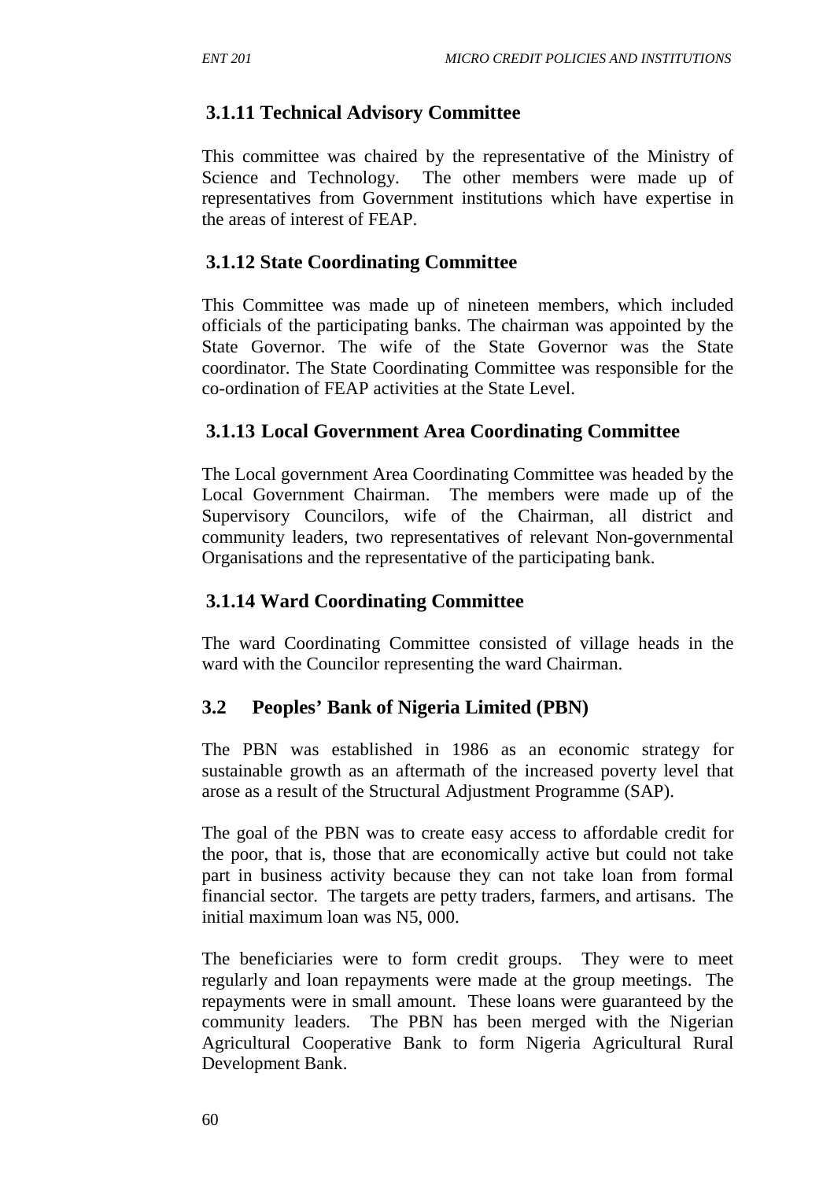### 3.1.11 Technical Advisory Committee

This committee was chaired by the representative of the Ministry of Science and Technology. The other members were made up of representatives from Government institutions which have expertise in the areas of interest of FEAP.

### 3.1.12 State Coordinating Committee

This Committee was made up of nineteen members, which included officials of the participating banks. The chairman was appointed by the State Governor. The wife of the State Governor was the State coordinator. The State Coordinating Committee was responsible for the co-ordination of FEAP activities at the State Level.

### 3.1.13 Local Government Area Coordinating Committee

The Local government Area Coordinating Committee was headed by the Local Government Chairman. The members were made up of the Supervisory Councilors, wife of the Chairman, all district and community leaders, two representatives of relevant Non-governmental Organisations and the representative of the participating bank.

### 3.1.14 Ward Coordinating Committee

The ward Coordinating Committee consisted of village heads in the ward with the Councilor representing the ward Chairman.

## 3.2 Peoples' Bank of Nigeria Limited (PBN)

The PBN was established in 1986 as an economic strategy for sustainable growth as an aftermath of the increased poverty level that arose as a result of the Structural Adjustment Programme (SAP).

The goal of the PBN was to create easy access to affordable credit for the poor, that is, those that are economically active but could not take part in business activity because they can not take loan from formal financial sector. The targets are petty traders, farmers, and artisans. The initial maximum loan was N5, 000.

The beneficiaries were to form credit groups. They were to meet regularly and loan repayments were made at the group meetings. The repayments were in small amount. These loans were guaranteed by the community leaders. The PBN has been merged with the Nigerian Agricultural Cooperative Bank to form Nigeria Agricultural Rural Development Bank.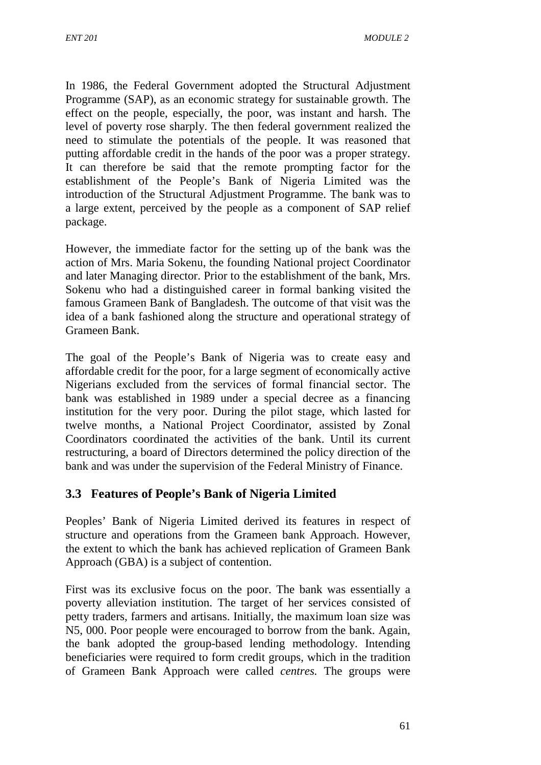In 1986, the Federal Government adopted the Structural Adjustment Programme (SAP), as an economic strategy for sustainable growth. The effect on the people, especially, the poor, was instant and harsh. The level of poverty rose sharply. The then federal government realized the need to stimulate the potentials of the people. It was reasoned that putting affordable credit in the hands of the poor was a proper strategy. It can therefore be said that the remote prompting factor for the establishment of the People's Bank of Nigeria Limited was the introduction of the Structural Adjustment Programme. The bank was to a large extent, perceived by the people as a component of SAP relief package.

However, the immediate factor for the setting up of the bank was the action of Mrs. Maria Sokenu, the founding National project Coordinator and later Managing director. Prior to the establishment of the bank, Mrs. Sokenu who had a distinguished career in formal banking visited the famous Grameen Bank of Bangladesh. The outcome of that visit was the idea of a bank fashioned along the structure and operational strategy of Grameen Bank.

The goal of the People's Bank of Nigeria was to create easy and affordable credit for the poor, for a large segment of economically active Nigerians excluded from the services of formal financial sector. The bank was established in 1989 under a special decree as a financing institution for the very poor. During the pilot stage, which lasted for twelve months, a National Project Coordinator, assisted by Zonal Coordinators coordinated the activities of the bank. Until its current restructuring, a board of Directors determined the policy direction of the bank and was under the supervision of the Federal Ministry of Finance.

## 3.3 Features of People's Bank of Nigeria Limited

Peoples' Bank of Nigeria Limited derived its features in respect of structure and operations from the Grameen bank Approach. However, the extent to which the bank has achieved replication of Grameen Bank Approach (GBA) is a subject of contention.

First was its exclusive focus on the poor. The bank was essentially a poverty alleviation institution. The target of her services consisted of petty traders, farmers and artisans. Initially, the maximum loan size was N5, 000. Poor people were encouraged to borrow from the bank. Again, the bank adopted the group-based lending methodology. Intending beneficiaries were required to form credit groups, which in the tradition of Grameen Bank Approach were called *centres.* The groups were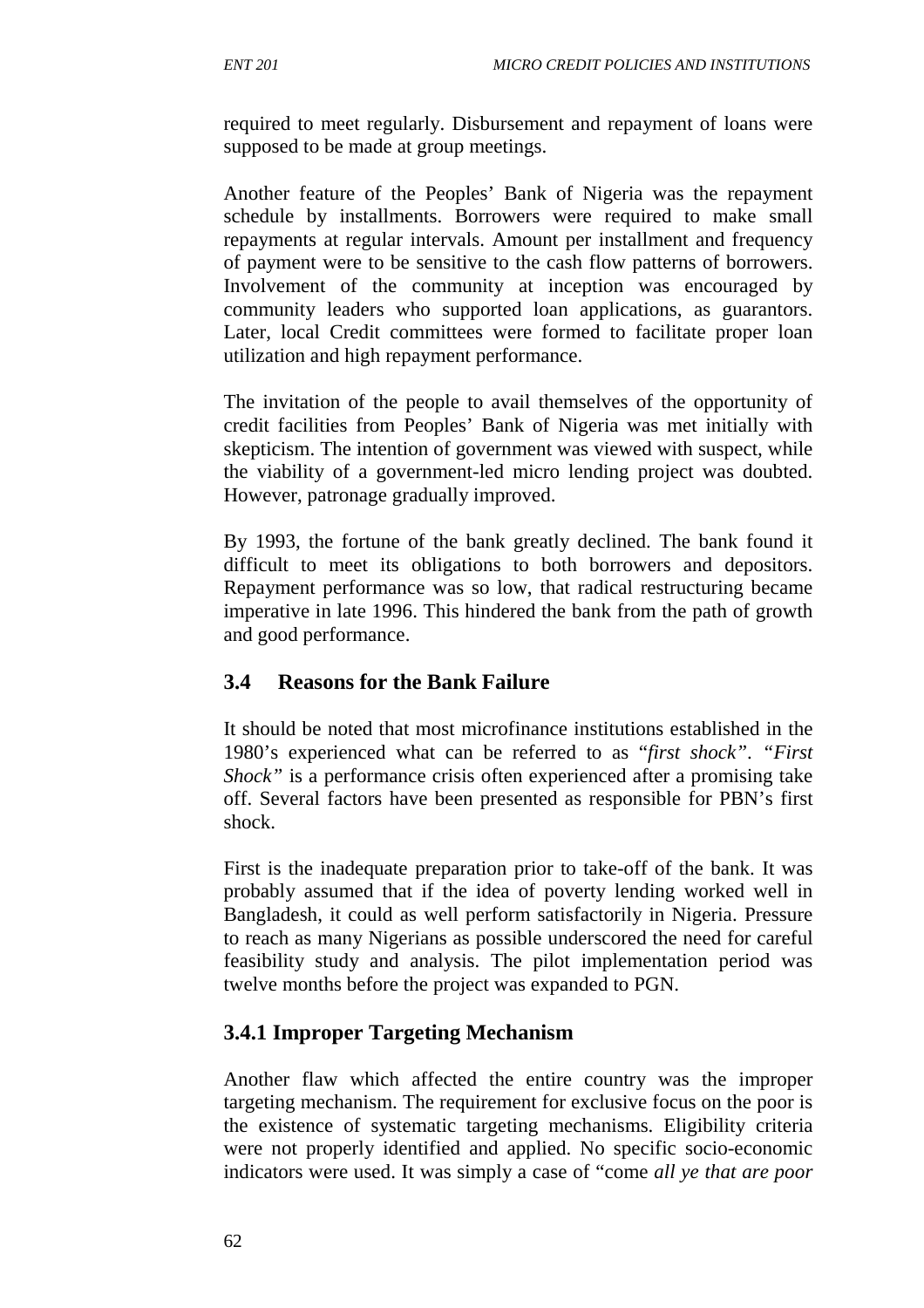required to meet regularly. Disbursement and repayment of loans were supposed to be made at group meetings.

Another feature of the Peoples' Bank of Nigeria was the repayment schedule by installments. Borrowers were required to make small repayments at regular intervals. Amount per installment and frequency of payment were to be sensitive to the cash flow patterns of borrowers. Involvement of the community at inception was encouraged by community leaders who supported loan applications, as guarantors. Later, local Credit committees were formed to facilitate proper loan utilization and high repayment performance.

The invitation of the people to avail themselves of the opportunity of credit facilities from Peoples' Bank of Nigeria was met initially with skepticism. The intention of government was viewed with suspect, while the viability of a government-led micro lending project was doubted. However, patronage gradually improved.

By 1993, the fortune of the bank greatly declined. The bank found it difficult to meet its obligations to both borrowers and depositors. Repayment performance was so low, that radical restructuring became imperative in late 1996. This hindered the bank from the path of growth and good performance.

## 3.4 Reasons for the Bank Failure

It should be noted that most microfinance institutions established in the 1980's experienced what can be referred to as "*first shock"*. *"First Shock"* is a performance crisis often experienced after a promising take off. Several factors have been presented as responsible for PBN's first shock.

First is the inadequate preparation prior to take-off of the bank. It was probably assumed that if the idea of poverty lending worked well in Bangladesh, it could as well perform satisfactorily in Nigeria. Pressure to reach as many Nigerians as possible underscored the need for careful feasibility study and analysis. The pilot implementation period was twelve months before the project was expanded to PGN.

### 3.4.1 Improper Targeting Mechanism

Another flaw which affected the entire country was the improper targeting mechanism. The requirement for exclusive focus on the poor is the existence of systematic targeting mechanisms. Eligibility criteria were not properly identified and applied. No specific socio-economic indicators were used. It was simply a case of "come *all ye that are poor*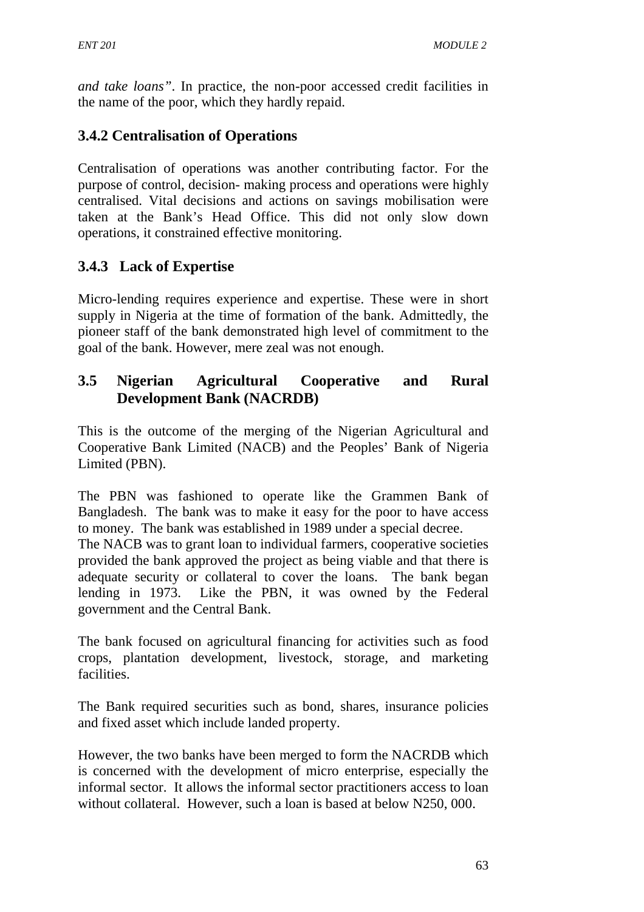*and take loans"*. In practice, the non-poor accessed credit facilities in the name of the poor, which they hardly repaid.

### 3.4.2 Centralisation of Operations

Centralisation of operations was another contributing factor. For the purpose of control, decision- making process and operations were highly centralised. Vital decisions and actions on savings mobilisation were taken at the Bank's Head Office. This did not only slow down operations, it constrained effective monitoring.

### 3.4.3 Lack of Expertise

Micro-lending requires experience and expertise. These were in short supply in Nigeria at the time of formation of the bank. Admittedly, the pioneer staff of the bank demonstrated high level of commitment to the goal of the bank. However, mere zeal was not enough.

## 3.5 Nigerian Agricultural Cooperative and Rural Development Bank (NACRDB)

This is the outcome of the merging of the Nigerian Agricultural and Cooperative Bank Limited (NACB) and the Peoples' Bank of Nigeria Limited (PBN).

The PBN was fashioned to operate like the Grammen Bank of Bangladesh. The bank was to make it easy for the poor to have access to money. The bank was established in 1989 under a special decree.
The NACB was to grant loan to individual farmers, cooperative societies provided the bank approved the project as being viable and that there is adequate security or collateral to cover the loans. The bank began lending in 1973. Like the PBN, it was owned by the Federal government and the Central Bank.

The bank focused on agricultural financing for activities such as food crops, plantation development, livestock, storage, and marketing facilities.

The Bank required securities such as bond, shares, insurance policies and fixed asset which include landed property.

However, the two banks have been merged to form the NACRDB which is concerned with the development of micro enterprise, especially the informal sector. It allows the informal sector practitioners access to loan without collateral. However, such a loan is based at below N250, 000.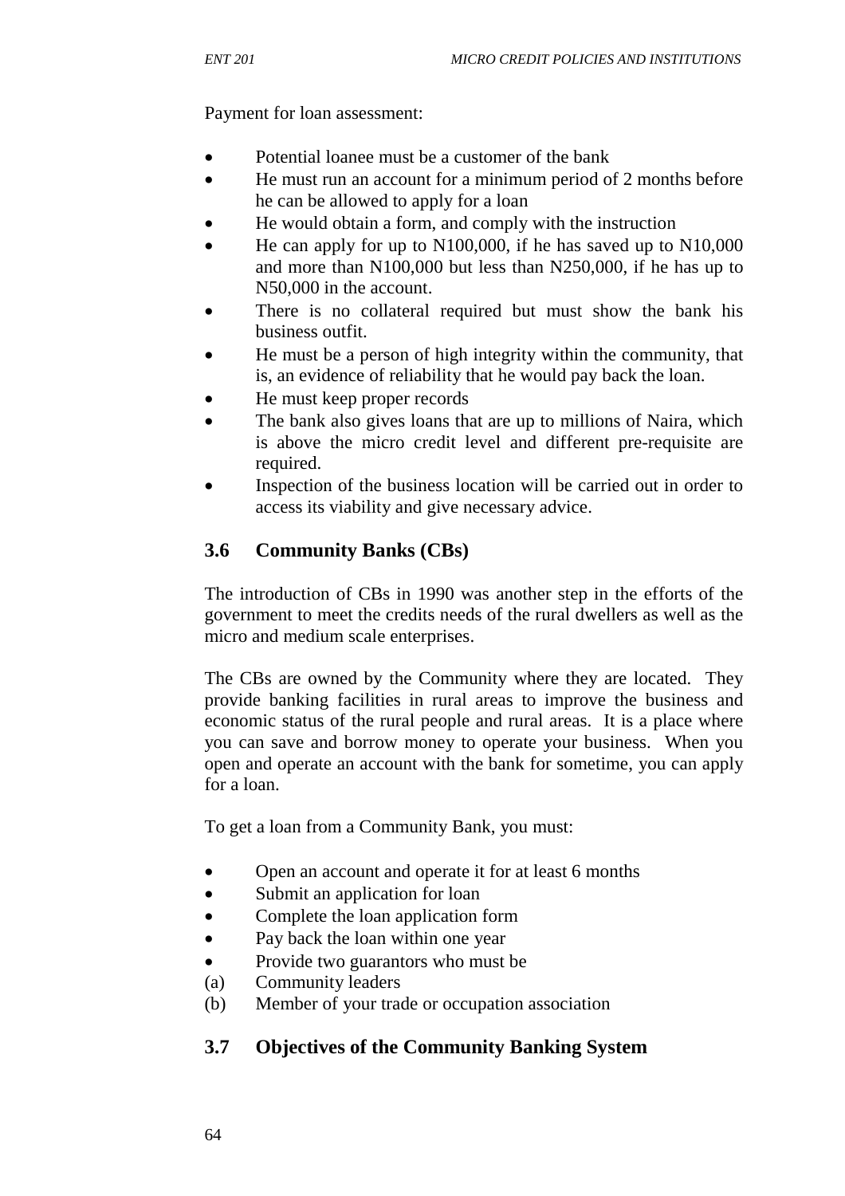Payment for loan assessment:

- Potential loanee must be a customer of the bank
- He must run an account for a minimum period of 2 months before he can be allowed to apply for a loan
- He would obtain a form, and comply with the instruction
- He can apply for up to N100,000, if he has saved up to N10,000 and more than N100,000 but less than N250,000, if he has up to N50,000 in the account.
- There is no collateral required but must show the bank his business outfit.
- He must be a person of high integrity within the community, that is, an evidence of reliability that he would pay back the loan.
- He must keep proper records
- The bank also gives loans that are up to millions of Naira, which is above the micro credit level and different pre-requisite are required.
- Inspection of the business location will be carried out in order to access its viability and give necessary advice.

### 3.6 Community Banks (CBs)

The introduction of CBs in 1990 was another step in the efforts of the government to meet the credits needs of the rural dwellers as well as the micro and medium scale enterprises.

The CBs are owned by the Community where they are located. They provide banking facilities in rural areas to improve the business and economic status of the rural people and rural areas. It is a place where you can save and borrow money to operate your business. When you open and operate an account with the bank for sometime, you can apply for a loan.

To get a loan from a Community Bank, you must:

- Open an account and operate it for at least 6 months
- Submit an application for loan
- Complete the loan application form
- Pay back the loan within one year
- Provide two guarantors who must be

(a) Community leaders
(b) Member of your trade or occupation association

### 3.7 Objectives of the Community Banking System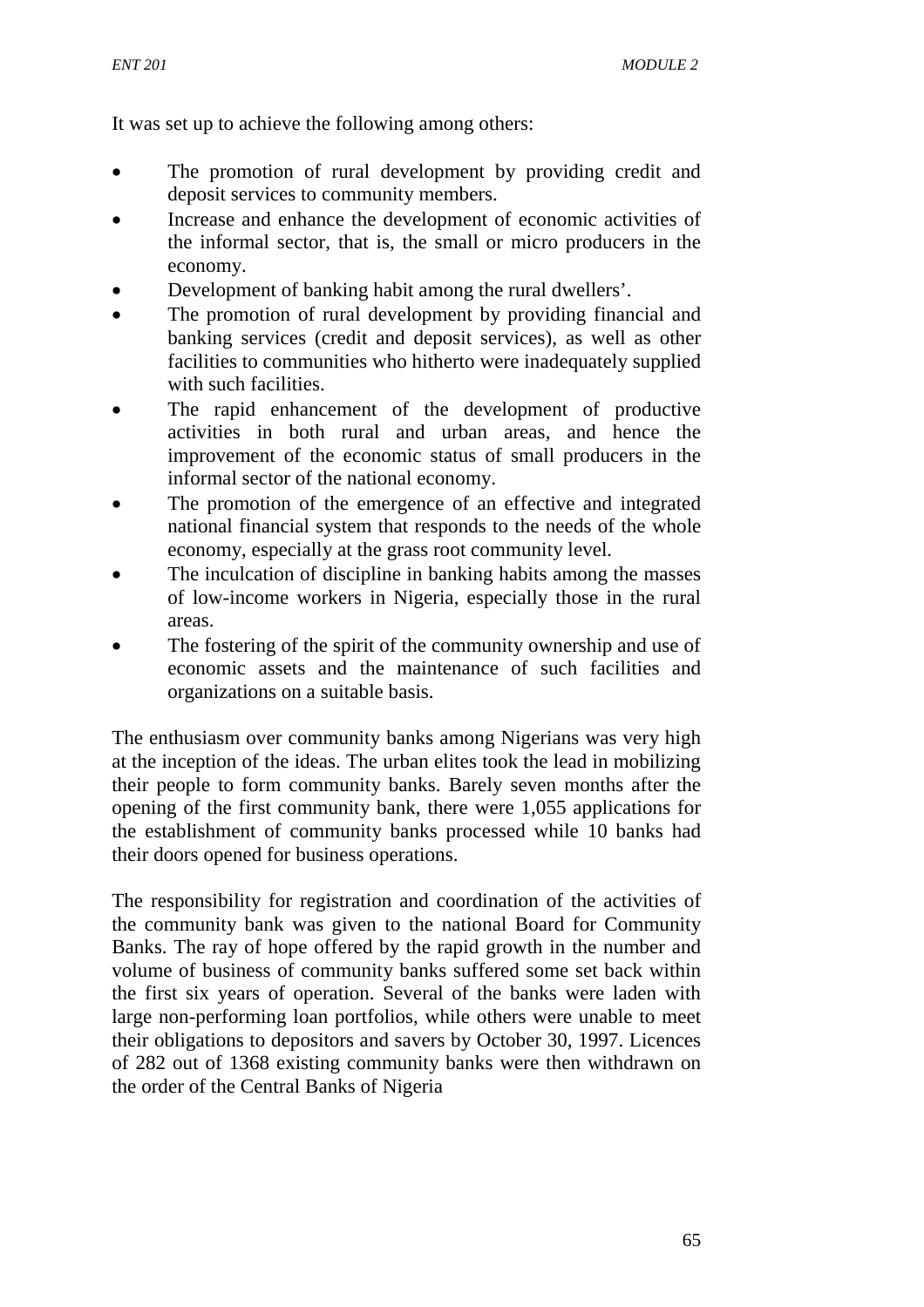It was set up to achieve the following among others:

- The promotion of rural development by providing credit and deposit services to community members.
- Increase and enhance the development of economic activities of the informal sector, that is, the small or micro producers in the economy.
- Development of banking habit among the rural dwellers'.
- The promotion of rural development by providing financial and banking services (credit and deposit services), as well as other facilities to communities who hitherto were inadequately supplied with such facilities.
- The rapid enhancement of the development of productive activities in both rural and urban areas, and hence the improvement of the economic status of small producers in the informal sector of the national economy.
- The promotion of the emergence of an effective and integrated national financial system that responds to the needs of the whole economy, especially at the grass root community level.
- The inculcation of discipline in banking habits among the masses of low-income workers in Nigeria, especially those in the rural areas.
- The fostering of the spirit of the community ownership and use of economic assets and the maintenance of such facilities and organizations on a suitable basis.

The enthusiasm over community banks among Nigerians was very high at the inception of the ideas. The urban elites took the lead in mobilizing their people to form community banks. Barely seven months after the opening of the first community bank, there were 1,055 applications for the establishment of community banks processed while 10 banks had their doors opened for business operations.

The responsibility for registration and coordination of the activities of the community bank was given to the national Board for Community Banks. The ray of hope offered by the rapid growth in the number and volume of business of community banks suffered some set back within the first six years of operation. Several of the banks were laden with large non-performing loan portfolios, while others were unable to meet their obligations to depositors and savers by October 30, 1997. Licences of 282 out of 1368 existing community banks were then withdrawn on the order of the Central Banks of Nigeria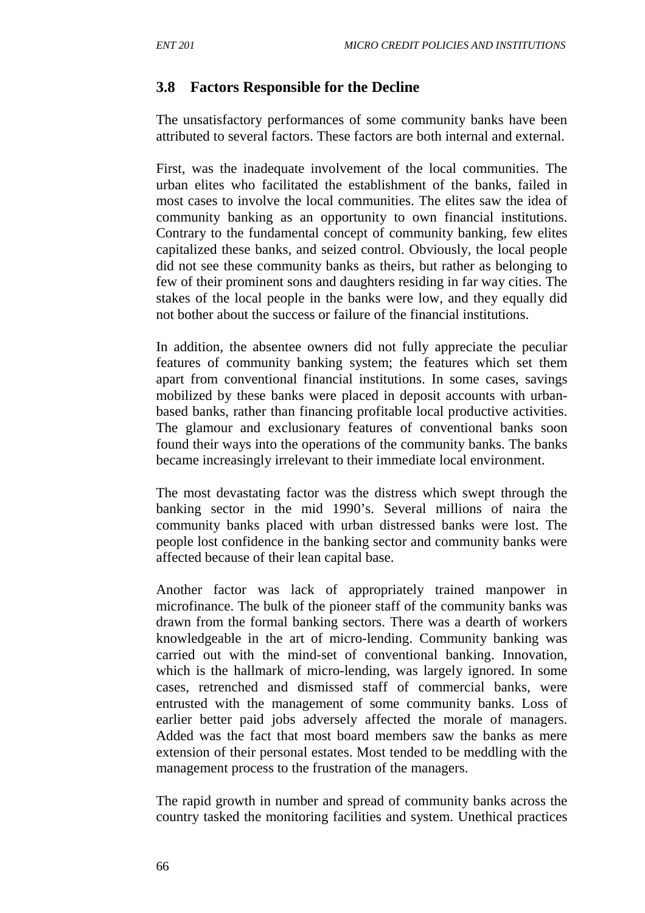## 3.8 Factors Responsible for the Decline

The unsatisfactory performances of some community banks have been attributed to several factors. These factors are both internal and external.

First, was the inadequate involvement of the local communities. The urban elites who facilitated the establishment of the banks, failed in most cases to involve the local communities. The elites saw the idea of community banking as an opportunity to own financial institutions. Contrary to the fundamental concept of community banking, few elites capitalized these banks, and seized control. Obviously, the local people did not see these community banks as theirs, but rather as belonging to few of their prominent sons and daughters residing in far way cities. The stakes of the local people in the banks were low, and they equally did not bother about the success or failure of the financial institutions.

In addition, the absentee owners did not fully appreciate the peculiar features of community banking system; the features which set them apart from conventional financial institutions. In some cases, savings mobilized by these banks were placed in deposit accounts with urban-based banks, rather than financing profitable local productive activities. The glamour and exclusionary features of conventional banks soon found their ways into the operations of the community banks. The banks became increasingly irrelevant to their immediate local environment.

The most devastating factor was the distress which swept through the banking sector in the mid 1990's. Several millions of naira the community banks placed with urban distressed banks were lost. The people lost confidence in the banking sector and community banks were affected because of their lean capital base.

Another factor was lack of appropriately trained manpower in microfinance. The bulk of the pioneer staff of the community banks was drawn from the formal banking sectors. There was a dearth of workers knowledgeable in the art of micro-lending. Community banking was carried out with the mind-set of conventional banking. Innovation, which is the hallmark of micro-lending, was largely ignored. In some cases, retrenched and dismissed staff of commercial banks, were entrusted with the management of some community banks. Loss of earlier better paid jobs adversely affected the morale of managers. Added was the fact that most board members saw the banks as mere extension of their personal estates. Most tended to be meddling with the management process to the frustration of the managers.

The rapid growth in number and spread of community banks across the country tasked the monitoring facilities and system. Unethical practices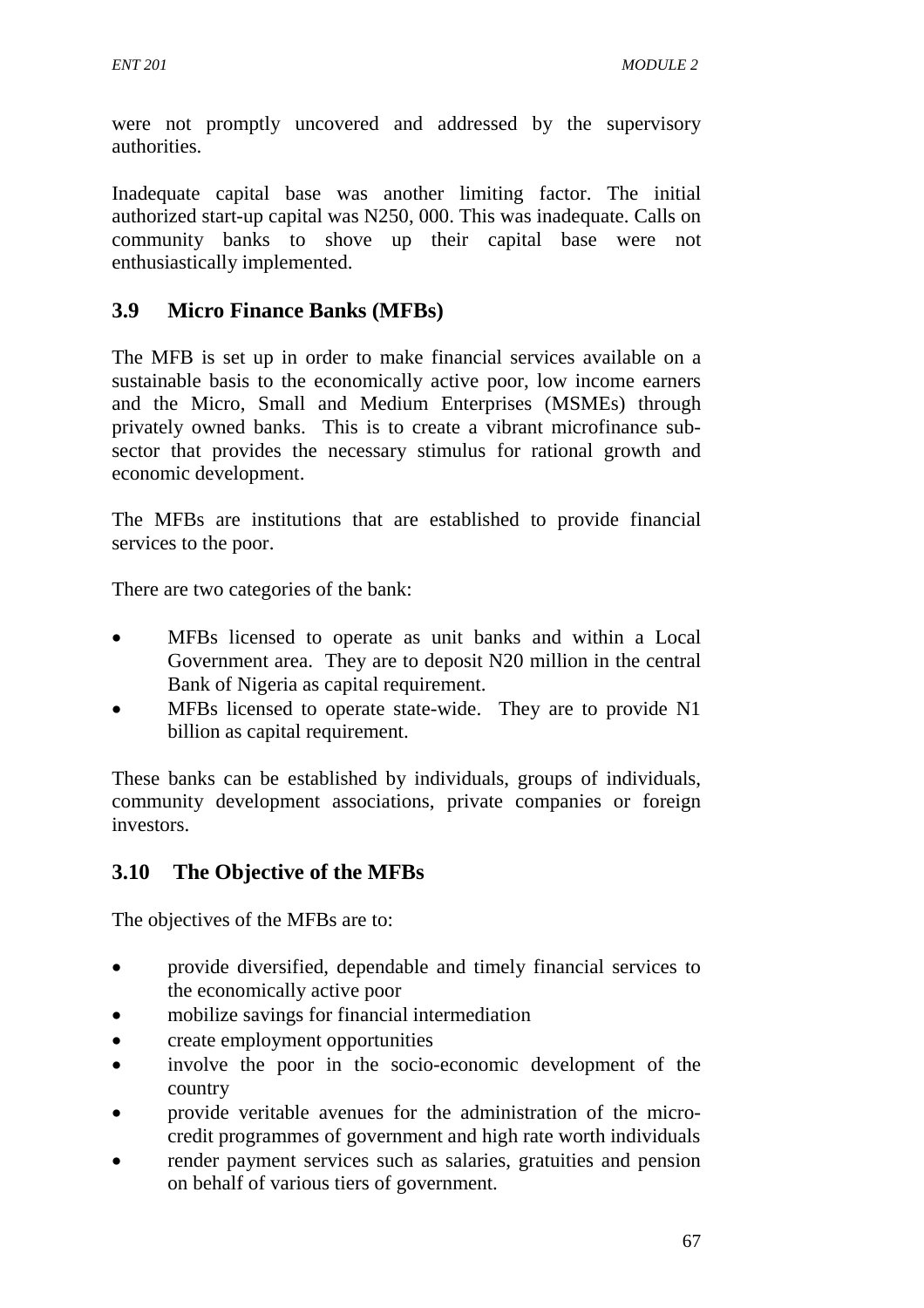were not promptly uncovered and addressed by the supervisory authorities.

Inadequate capital base was another limiting factor. The initial authorized start-up capital was N250, 000. This was inadequate. Calls on community banks to shove up their capital base were not enthusiastically implemented.

## 3.9 Micro Finance Banks (MFBs)

The MFB is set up in order to make financial services available on a sustainable basis to the economically active poor, low income earners and the Micro, Small and Medium Enterprises (MSMEs) through privately owned banks. This is to create a vibrant microfinance sub-sector that provides the necessary stimulus for rational growth and economic development.

The MFBs are institutions that are established to provide financial services to the poor.

There are two categories of the bank:

- MFBs licensed to operate as unit banks and within a Local Government area. They are to deposit N20 million in the central Bank of Nigeria as capital requirement.
- MFBs licensed to operate state-wide. They are to provide N1 billion as capital requirement.

These banks can be established by individuals, groups of individuals, community development associations, private companies or foreign investors.

## 3.10 The Objective of the MFBs

The objectives of the MFBs are to:

- provide diversified, dependable and timely financial services to the economically active poor
- mobilize savings for financial intermediation
- create employment opportunities
- involve the poor in the socio-economic development of the country
- provide veritable avenues for the administration of the micro-credit programmes of government and high rate worth individuals
- render payment services such as salaries, gratuities and pension on behalf of various tiers of government.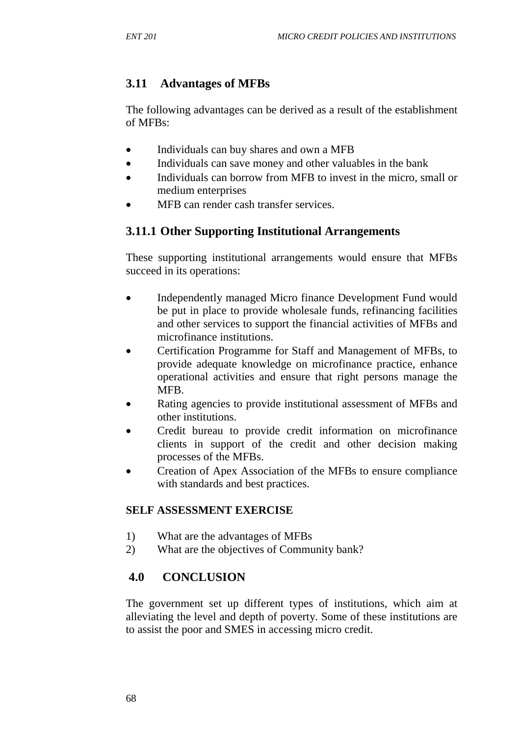## 3.11 Advantages of MFBs

The following advantages can be derived as a result of the establishment of MFBs:

- Individuals can buy shares and own a MFB
- Individuals can save money and other valuables in the bank
- Individuals can borrow from MFB to invest in the micro, small or medium enterprises
- MFB can render cash transfer services.

### 3.11.1 Other Supporting Institutional Arrangements

These supporting institutional arrangements would ensure that MFBs succeed in its operations:

- Independently managed Micro finance Development Fund would be put in place to provide wholesale funds, refinancing facilities and other services to support the financial activities of MFBs and microfinance institutions.
- Certification Programme for Staff and Management of MFBs, to provide adequate knowledge on microfinance practice, enhance operational activities and ensure that right persons manage the MFB.
- Rating agencies to provide institutional assessment of MFBs and other institutions.
- Credit bureau to provide credit information on microfinance clients in support of the credit and other decision making processes of the MFBs.
- Creation of Apex Association of the MFBs to ensure compliance with standards and best practices.

**SELF ASSESSMENT EXERCISE**

1) What are the advantages of MFBs
2) What are the objectives of Community bank?

## 4.0 CONCLUSION

The government set up different types of institutions, which aim at alleviating the level and depth of poverty. Some of these institutions are to assist the poor and SMES in accessing micro credit.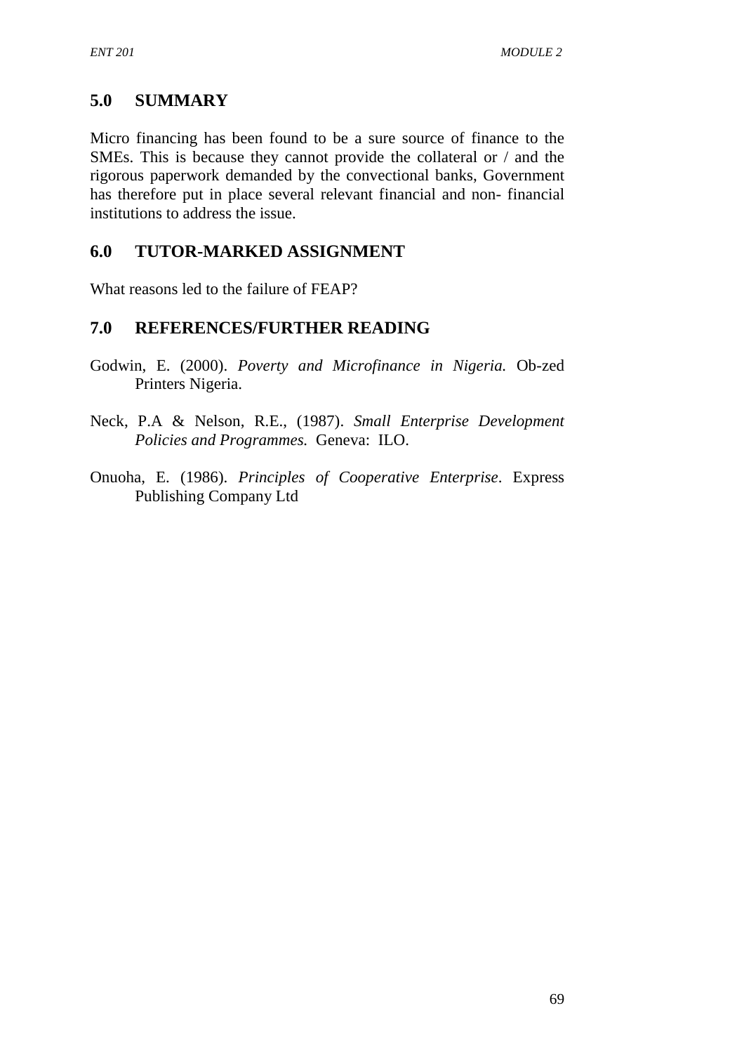## 5.0 SUMMARY

Micro financing has been found to be a sure source of finance to the SMEs. This is because they cannot provide the collateral or / and the rigorous paperwork demanded by the convectional banks, Government has therefore put in place several relevant financial and non- financial institutions to address the issue.

## 6.0 TUTOR-MARKED ASSIGNMENT

What reasons led to the failure of FEAP?

## 7.0 REFERENCES/FURTHER READING

Godwin, E. (2000). *Poverty and Microfinance in Nigeria.* Ob-zed Printers Nigeria.

Neck, P.A & Nelson, R.E., (1987). *Small Enterprise Development Policies and Programmes.* Geneva: ILO.

Onuoha, E. (1986). *Principles of Cooperative Enterprise*. Express Publishing Company Ltd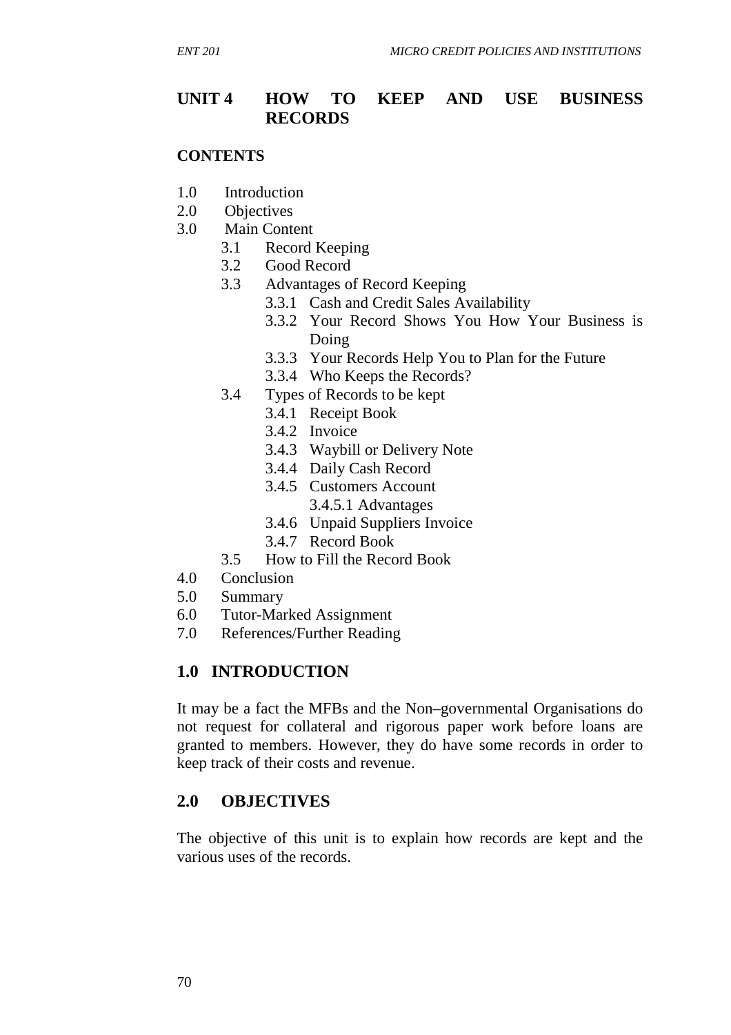# UNIT 4 HOW TO KEEP AND USE BUSINESS RECORDS

**CONTENTS**

1.0 Introduction
2.0 Objectives
3.0 Main Content
    3.1 Record Keeping
    3.2 Good Record
    3.3 Advantages of Record Keeping
        3.3.1 Cash and Credit Sales Availability
        3.3.2 Your Record Shows You How Your Business is Doing
        3.3.3 Your Records Help You to Plan for the Future
        3.3.4 Who Keeps the Records?
    3.4 Types of Records to be kept
        3.4.1 Receipt Book
        3.4.2 Invoice
        3.4.3 Waybill or Delivery Note
        3.4.4 Daily Cash Record
        3.4.5 Customers Account
            3.4.5.1 Advantages
        3.4.6 Unpaid Suppliers Invoice
        3.4.7 Record Book
    3.5 How to Fill the Record Book
4.0 Conclusion
5.0 Summary
6.0 Tutor-Marked Assignment
7.0 References/Further Reading

## 1.0 INTRODUCTION

It may be a fact the MFBs and the Non–governmental Organisations do not request for collateral and rigorous paper work before loans are granted to members. However, they do have some records in order to keep track of their costs and revenue.

## 2.0 OBJECTIVES

The objective of this unit is to explain how records are kept and the various uses of the records.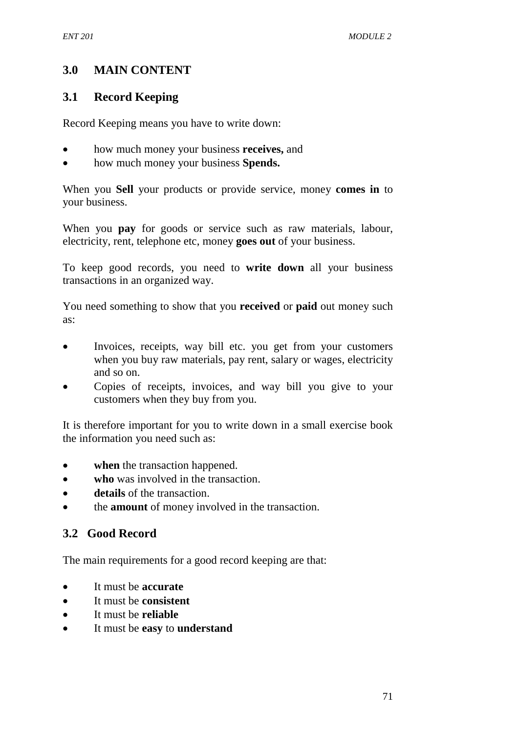## 3.0 MAIN CONTENT

### 3.1 Record Keeping

Record Keeping means you have to write down:

- how much money your business **receives,** and
- how much money your business **Spends.**

When you **Sell** your products or provide service, money **comes in** to your business.

When you **pay** for goods or service such as raw materials, labour, electricity, rent, telephone etc, money **goes out** of your business.

To keep good records, you need to **write down** all your business transactions in an organized way.

You need something to show that you **received** or **paid** out money such as:

- Invoices, receipts, way bill etc. you get from your customers when you buy raw materials, pay rent, salary or wages, electricity and so on.
- Copies of receipts, invoices, and way bill you give to your customers when they buy from you.

It is therefore important for you to write down in a small exercise book the information you need such as:

- **when** the transaction happened.
- **who** was involved in the transaction.
- **details** of the transaction.
- the **amount** of money involved in the transaction.

### 3.2 Good Record

The main requirements for a good record keeping are that:

- It must be **accurate**
- It must be **consistent**
- It must be **reliable**
- It must be **easy** to **understand**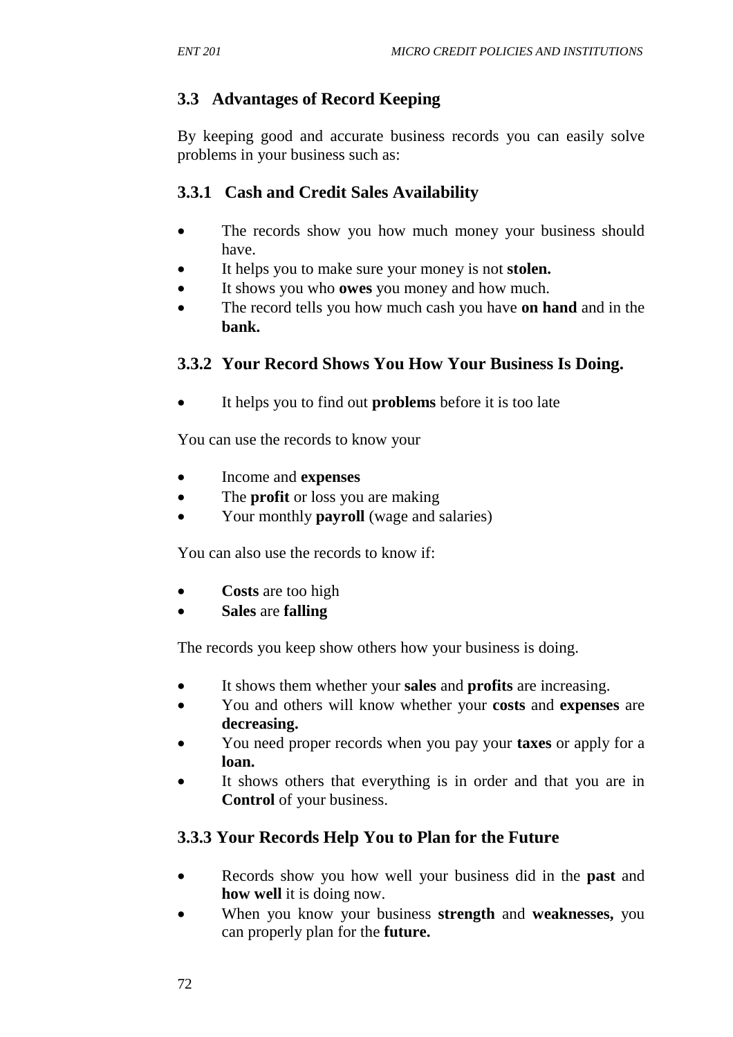## 3.3 Advantages of Record Keeping

By keeping good and accurate business records you can easily solve problems in your business such as:

### 3.3.1 Cash and Credit Sales Availability

- The records show you how much money your business should have.
- It helps you to make sure your money is not **stolen.**
- It shows you who **owes** you money and how much.
- The record tells you how much cash you have **on hand** and in the **bank.**

### 3.3.2 Your Record Shows You How Your Business Is Doing.

- It helps you to find out **problems** before it is too late

You can use the records to know your

- Income and **expenses**
- The **profit** or loss you are making
- Your monthly **payroll** (wage and salaries)

You can also use the records to know if:

- **Costs** are too high
- **Sales** are **falling**

The records you keep show others how your business is doing.

- It shows them whether your **sales** and **profits** are increasing.
- You and others will know whether your **costs** and **expenses** are **decreasing.**
- You need proper records when you pay your **taxes** or apply for a **loan.**
- It shows others that everything is in order and that you are in **Control** of your business.

### 3.3.3 Your Records Help You to Plan for the Future

- Records show you how well your business did in the **past** and **how well** it is doing now.
- When you know your business **strength** and **weaknesses,** you can properly plan for the **future.**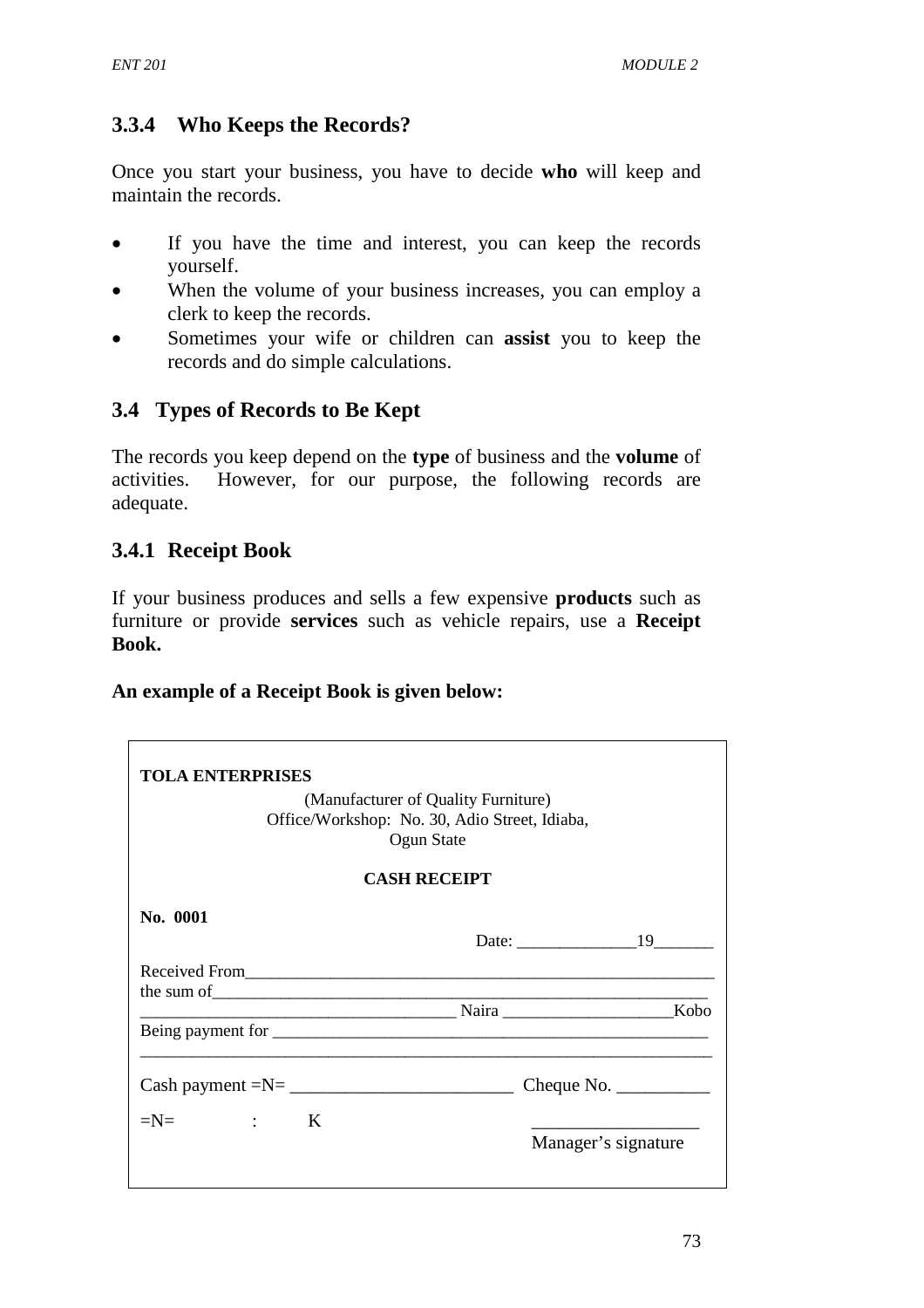### 3.3.4 Who Keeps the Records?

Once you start your business, you have to decide **who** will keep and maintain the records.

- If you have the time and interest, you can keep the records yourself.
- When the volume of your business increases, you can employ a clerk to keep the records.
- Sometimes your wife or children can **assist** you to keep the records and do simple calculations.

## 3.4 Types of Records to Be Kept

The records you keep depend on the **type** of business and the **volume** of activities. However, for our purpose, the following records are adequate.

### 3.4.1 Receipt Book

If your business produces and sells a few expensive **products** such as furniture or provide **services** such as vehicle repairs, use a **Receipt Book.**

**An example of a Receipt Book is given below:**

---

**TOLA ENTERPRISES**

(Manufacturer of Quality Furniture)
Office/Workshop: No. 30, Adio Street, Idiaba,
Ogun State

**CASH RECEIPT**

**No. 0001**

Date: ______________19_______

Received From_________________________________________________________
the sum of____________________________________________________________
____________________________________ Naira ___________________Kobo
Being payment for _____________________________________________________
______________________________________________________________________

Cash payment =N= ________________________ Cheque No. __________

=N= : K

__________________
Manager's signature

---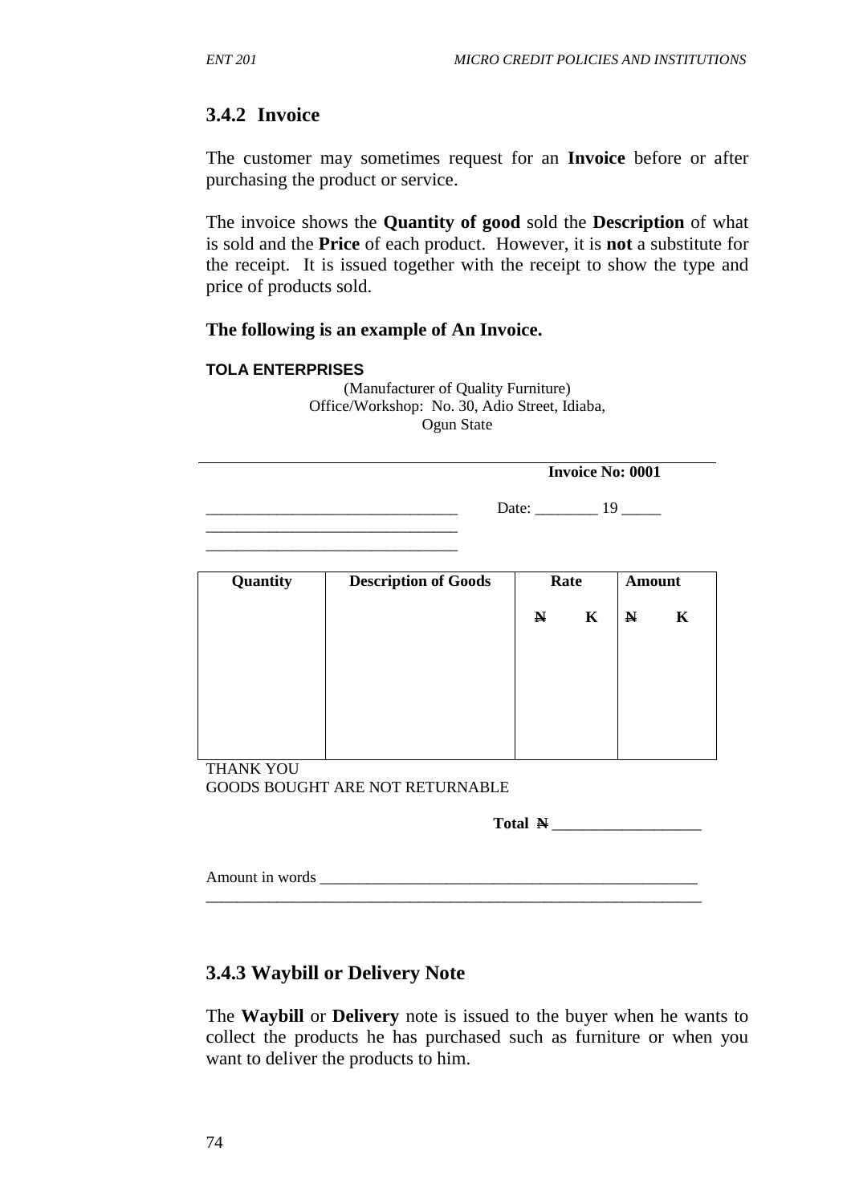### 3.4.2 Invoice

The customer may sometimes request for an **Invoice** before or after purchasing the product or service.

The invoice shows the **Quantity of good** sold the **Description** of what is sold and the **Price** of each product. However, it is **not** a substitute for the receipt. It is issued together with the receipt to show the type and price of products sold.

**The following is an example of An Invoice.**

**TOLA ENTERPRISES**

(Manufacturer of Quality Furniture)
Office/Workshop: No. 30, Adio Street, Idiaba,
Ogun State

**Invoice No: 0001**

_______________________________ Date: ________ 19 _____
_______________________________
_______________________________

| Quantity | Description of Goods | Rate | | Amount | |
|---|---|---|---|---|---|
| | | **₦** | **K** | **₦** | **K** |
| | | | | | |

THANK YOU
GOODS BOUGHT ARE NOT RETURNABLE

**Total ₦** ___________________

Amount in words _________________________________________________
_________________________________________________________________

### 3.4.3 Waybill or Delivery Note

The **Waybill** or **Delivery** note is issued to the buyer when he wants to collect the products he has purchased such as furniture or when you want to deliver the products to him.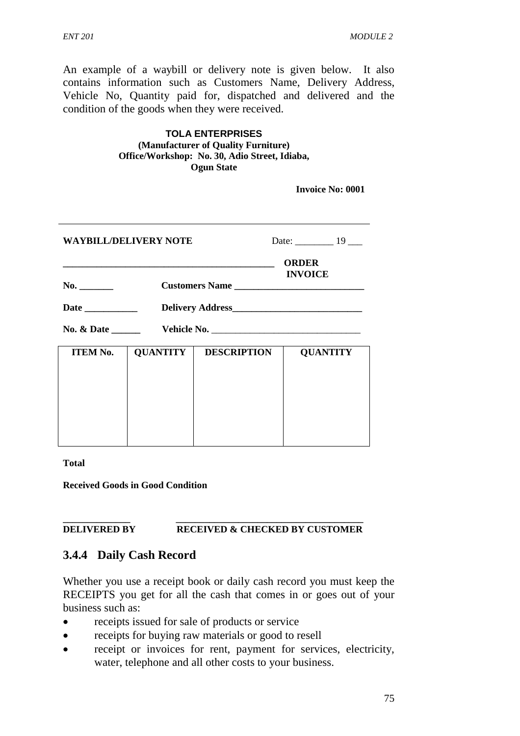An example of a waybill or delivery note is given below. It also contains information such as Customers Name, Delivery Address, Vehicle No, Quantity paid for, dispatched and delivered and the condition of the goods when they were received.

**TOLA ENTERPRISES**
**(Manufacturer of Quality Furniture)**
**Office/Workshop: No. 30, Adio Street, Idiaba, Ogun State**

**Invoice No: 0001**

---

**WAYBILL/DELIVERY NOTE** Date: ________ 19 ___

**_____________________________________________ ORDER INVOICE**

**No. _______** **Customers Name ___________________________**

**Date ___________** **Delivery Address___________________________**

**No. & Date ______** **Vehicle No.** _______________________________

| ITEM No. | QUANTITY | DESCRIPTION | QUANTITY |
|---|---|---|---|
| | | | |

**Total**

**Received Goods in Good Condition**

**_____________** **_____________________________________**
**DELIVERED BY** **RECEIVED & CHECKED BY CUSTOMER**

### 3.4.4 Daily Cash Record

Whether you use a receipt book or daily cash record you must keep the RECEIPTS you get for all the cash that comes in or goes out of your business such as:

- receipts issued for sale of products or service
- receipts for buying raw materials or good to resell
- receipt or invoices for rent, payment for services, electricity, water, telephone and all other costs to your business.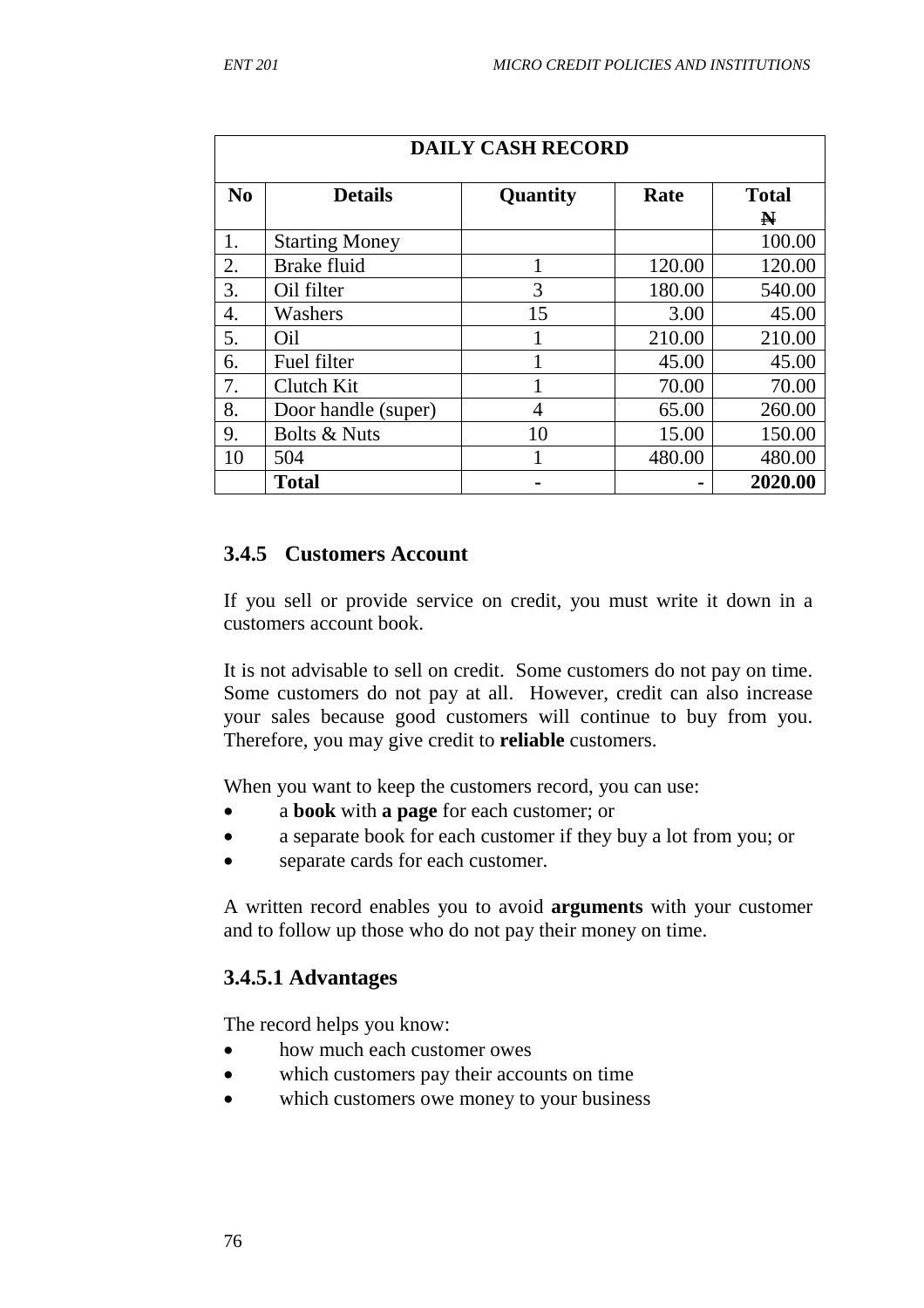| DAILY CASH RECORD | | | | |
|---|---|---|---|---|
| **No** | **Details** | **Quantity** | **Rate** | **Total ₦** |
| 1. | Starting Money | | | 100.00 |
| 2. | Brake fluid | 1 | 120.00 | 120.00 |
| 3. | Oil filter | 3 | 180.00 | 540.00 |
| 4. | Washers | 15 | 3.00 | 45.00 |
| 5. | Oil | 1 | 210.00 | 210.00 |
| 6. | Fuel filter | 1 | 45.00 | 45.00 |
| 7. | Clutch Kit | 1 | 70.00 | 70.00 |
| 8. | Door handle (super) | 4 | 65.00 | 260.00 |
| 9. | Bolts & Nuts | 10 | 15.00 | 150.00 |
| 10 | 504 | 1 | 480.00 | 480.00 |
| | **Total** | **-** | **-** | **2020.00** |

### 3.4.5 Customers Account

If you sell or provide service on credit, you must write it down in a customers account book.

It is not advisable to sell on credit. Some customers do not pay on time. Some customers do not pay at all. However, credit can also increase your sales because good customers will continue to buy from you. Therefore, you may give credit to **reliable** customers.

When you want to keep the customers record, you can use:

- a **book** with **a page** for each customer; or
- a separate book for each customer if they buy a lot from you; or
- separate cards for each customer.

A written record enables you to avoid **arguments** with your customer and to follow up those who do not pay their money on time.

#### 3.4.5.1 Advantages

The record helps you know:

- how much each customer owes
- which customers pay their accounts on time
- which customers owe money to your business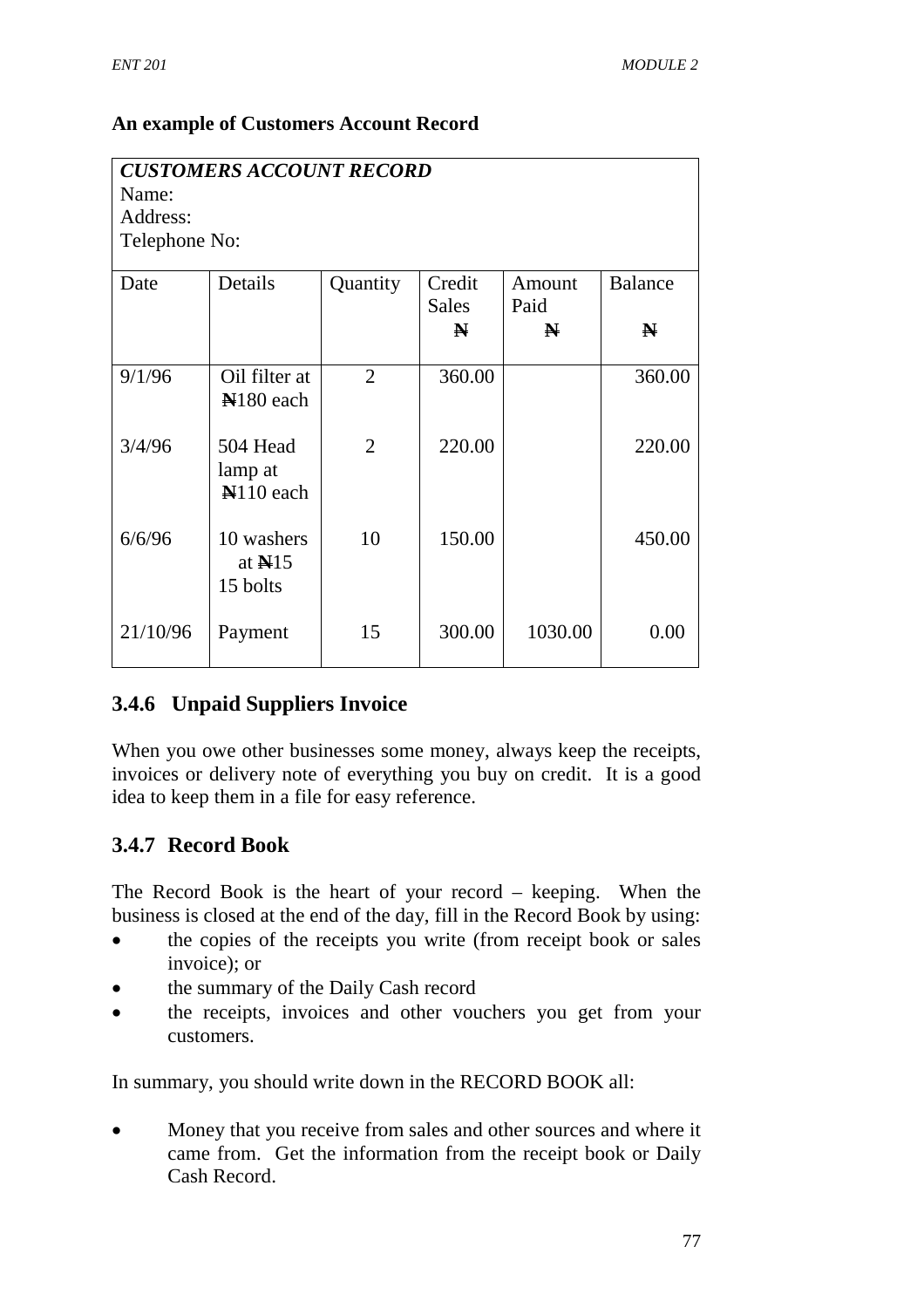**An example of Customers Account Record**

| *CUSTOMERS ACCOUNT RECORD*<br>Name:<br>Address:<br>Telephone No: | | | | | |
|---|---|---|---|---|---|
| Date | Details | Quantity | Credit Sales<br>₦ | Amount Paid<br>₦ | Balance<br>₦ |
| 9/1/96 | Oil filter at ₦180 each | 2 | 360.00 | | 360.00 |
| 3/4/96 | 504 Head lamp at ₦110 each | 2 | 220.00 | | 220.00 |
| 6/6/96 | 10 washers at ₦15 15 bolts | 10 | 150.00 | | 450.00 |
| 21/10/96 | Payment | 15 | 300.00 | 1030.00 | 0.00 |

## 3.4.6 Unpaid Suppliers Invoice

When you owe other businesses some money, always keep the receipts, invoices or delivery note of everything you buy on credit. It is a good idea to keep them in a file for easy reference.

## 3.4.7 Record Book

The Record Book is the heart of your record – keeping. When the business is closed at the end of the day, fill in the Record Book by using:

- the copies of the receipts you write (from receipt book or sales invoice); or
- the summary of the Daily Cash record
- the receipts, invoices and other vouchers you get from your customers.

In summary, you should write down in the RECORD BOOK all:

- Money that you receive from sales and other sources and where it came from. Get the information from the receipt book or Daily Cash Record.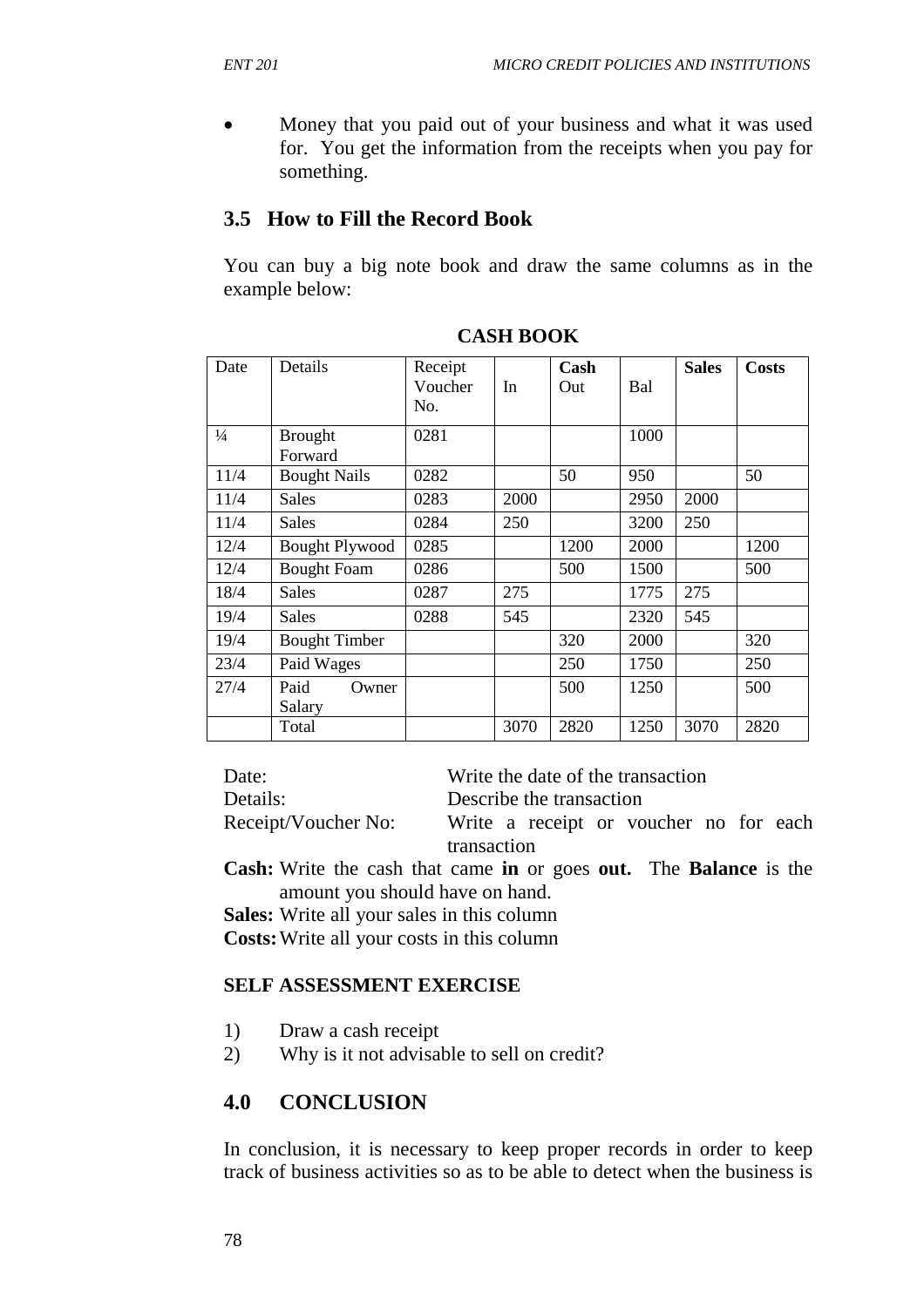- Money that you paid out of your business and what it was used for. You get the information from the receipts when you pay for something.

## 3.5 How to Fill the Record Book

You can buy a big note book and draw the same columns as in the example below:

**CASH BOOK**

| Date | Details | Receipt Voucher No. | In | **Cash** Out | Bal | **Sales** | **Costs** |
|---|---|---|---|---|---|---|---|
| ¼ | Brought Forward | 0281 | | | 1000 | | |
| 11/4 | Bought Nails | 0282 | | 50 | 950 | | 50 |
| 11/4 | Sales | 0283 | 2000 | | 2950 | 2000 | |
| 11/4 | Sales | 0284 | 250 | | 3200 | 250 | |
| 12/4 | Bought Plywood | 0285 | | 1200 | 2000 | | 1200 |
| 12/4 | Bought Foam | 0286 | | 500 | 1500 | | 500 |
| 18/4 | Sales | 0287 | 275 | | 1775 | 275 | |
| 19/4 | Sales | 0288 | 545 | | 2320 | 545 | |
| 19/4 | Bought Timber | | | 320 | 2000 | | 320 |
| 23/4 | Paid Wages | | | 250 | 1750 | | 250 |
| 27/4 | Paid Owner Salary | | | 500 | 1250 | | 500 |
| | Total | | 3070 | 2820 | 1250 | 3070 | 2820 |

Date: Write the date of the transaction
Details: Describe the transaction
Receipt/Voucher No: Write a receipt or voucher no for each transaction

**Cash:** Write the cash that came **in** or goes **out.** The **Balance** is the amount you should have on hand.
**Sales:** Write all your sales in this column
**Costs:** Write all your costs in this column

**SELF ASSESSMENT EXERCISE**

1) Draw a cash receipt
2) Why is it not advisable to sell on credit?

## 4.0 CONCLUSION

In conclusion, it is necessary to keep proper records in order to keep track of business activities so as to be able to detect when the business is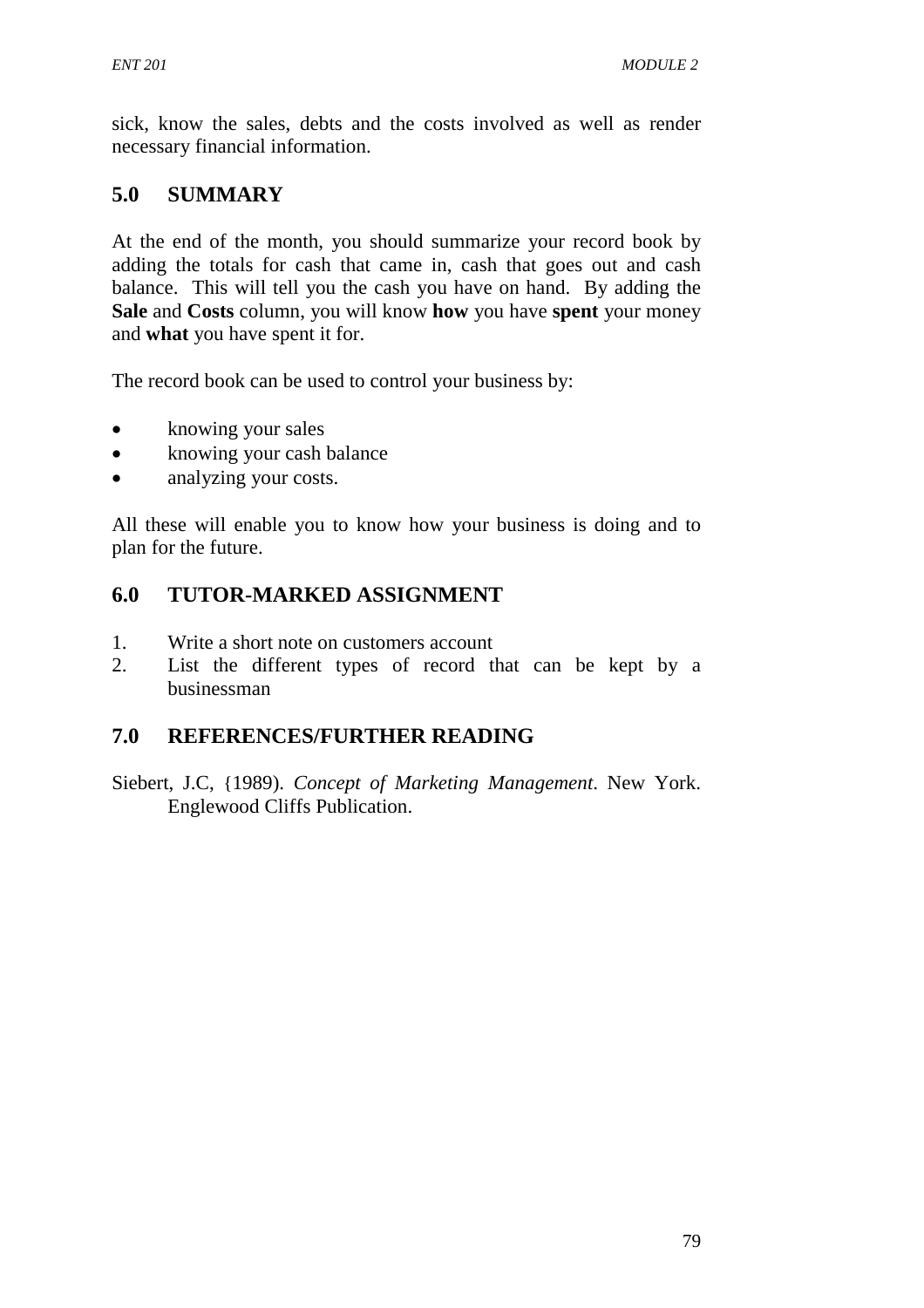sick, know the sales, debts and the costs involved as well as render necessary financial information.

## 5.0 SUMMARY

At the end of the month, you should summarize your record book by adding the totals for cash that came in, cash that goes out and cash balance. This will tell you the cash you have on hand. By adding the **Sale** and **Costs** column, you will know **how** you have **spent** your money and **what** you have spent it for.

The record book can be used to control your business by:

- knowing your sales
- knowing your cash balance
- analyzing your costs.

All these will enable you to know how your business is doing and to plan for the future.

## 6.0 TUTOR-MARKED ASSIGNMENT

1. Write a short note on customers account
2. List the different types of record that can be kept by a businessman

## 7.0 REFERENCES/FURTHER READING

Siebert, J.C, {1989). *Concept of Marketing Management*. New York. Englewood Cliffs Publication.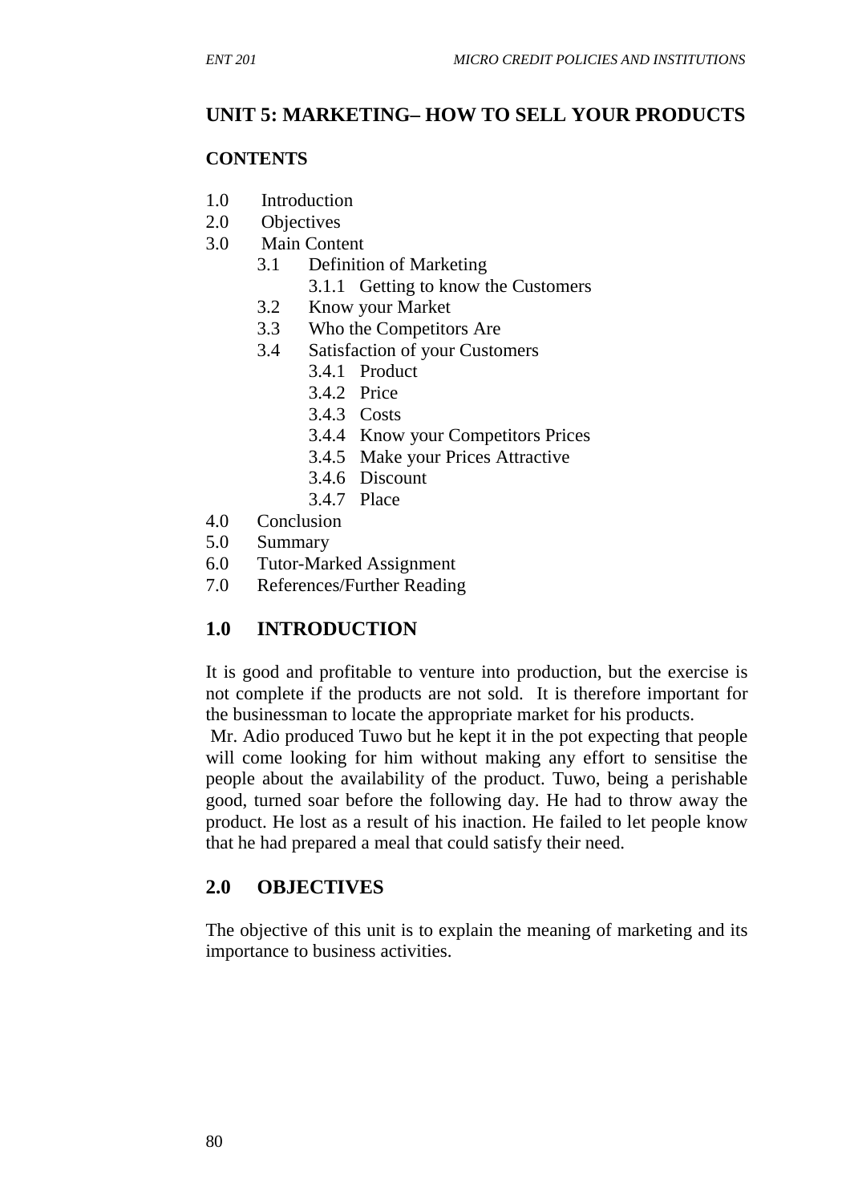# UNIT 5: MARKETING– HOW TO SELL YOUR PRODUCTS

**CONTENTS**

- 1.0 Introduction
- 2.0 Objectives
- 3.0 Main Content
    - 3.1 Definition of Marketing
        - 3.1.1 Getting to know the Customers
    - 3.2 Know your Market
    - 3.3 Who the Competitors Are
    - 3.4 Satisfaction of your Customers
        - 3.4.1 Product
        - 3.4.2 Price
        - 3.4.3 Costs
        - 3.4.4 Know your Competitors Prices
        - 3.4.5 Make your Prices Attractive
        - 3.4.6 Discount
        - 3.4.7 Place
- 4.0 Conclusion
- 5.0 Summary
- 6.0 Tutor-Marked Assignment
- 7.0 References/Further Reading

## 1.0 INTRODUCTION

It is good and profitable to venture into production, but the exercise is not complete if the products are not sold. It is therefore important for the businessman to locate the appropriate market for his products.

Mr. Adio produced Tuwo but he kept it in the pot expecting that people will come looking for him without making any effort to sensitise the people about the availability of the product. Tuwo, being a perishable good, turned soar before the following day. He had to throw away the product. He lost as a result of his inaction. He failed to let people know that he had prepared a meal that could satisfy their need.

## 2.0 OBJECTIVES

The objective of this unit is to explain the meaning of marketing and its importance to business activities.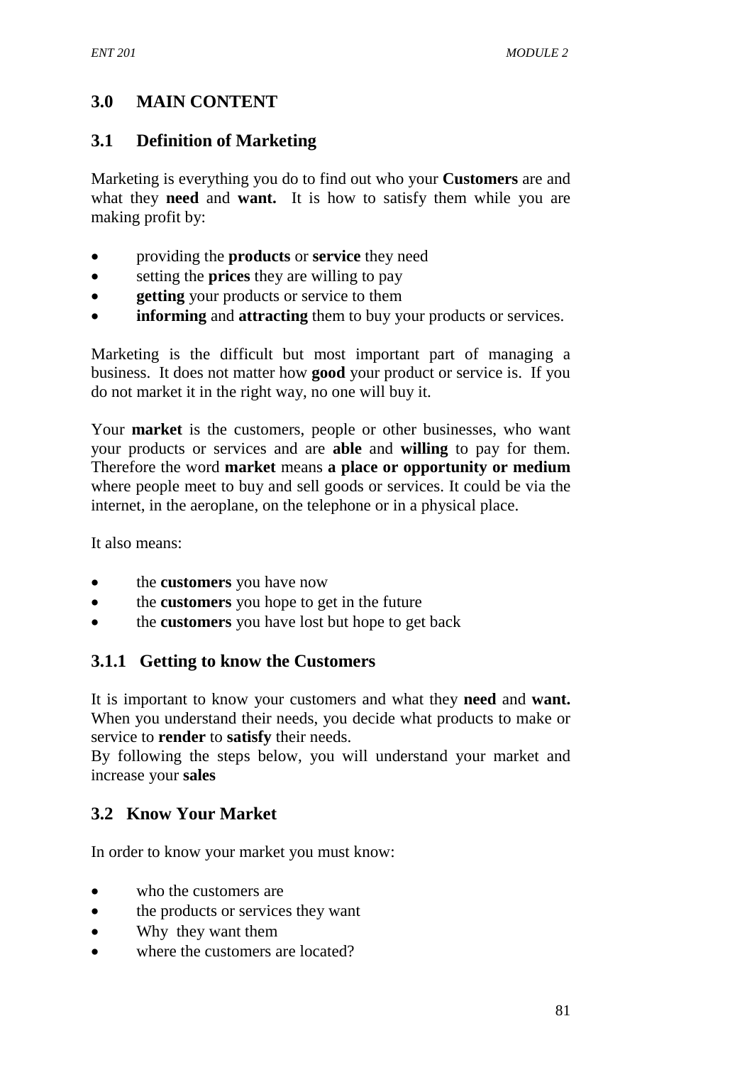## 3.0 MAIN CONTENT

### 3.1 Definition of Marketing

Marketing is everything you do to find out who your **Customers** are and what they **need** and **want.** It is how to satisfy them while you are making profit by:

- providing the **products** or **service** they need
- setting the **prices** they are willing to pay
- **getting** your products or service to them
- **informing** and **attracting** them to buy your products or services.

Marketing is the difficult but most important part of managing a business. It does not matter how **good** your product or service is. If you do not market it in the right way, no one will buy it.

Your **market** is the customers, people or other businesses, who want your products or services and are **able** and **willing** to pay for them. Therefore the word **market** means **a place or opportunity or medium** where people meet to buy and sell goods or services. It could be via the internet, in the aeroplane, on the telephone or in a physical place.

It also means:

- the **customers** you have now
- the **customers** you hope to get in the future
- the **customers** you have lost but hope to get back

#### 3.1.1 Getting to know the Customers

It is important to know your customers and what they **need** and **want.** When you understand their needs, you decide what products to make or service to **render** to **satisfy** their needs.
By following the steps below, you will understand your market and increase your **sales**

### 3.2 Know Your Market

In order to know your market you must know:

- who the customers are
- the products or services they want
- Why they want them
- where the customers are located?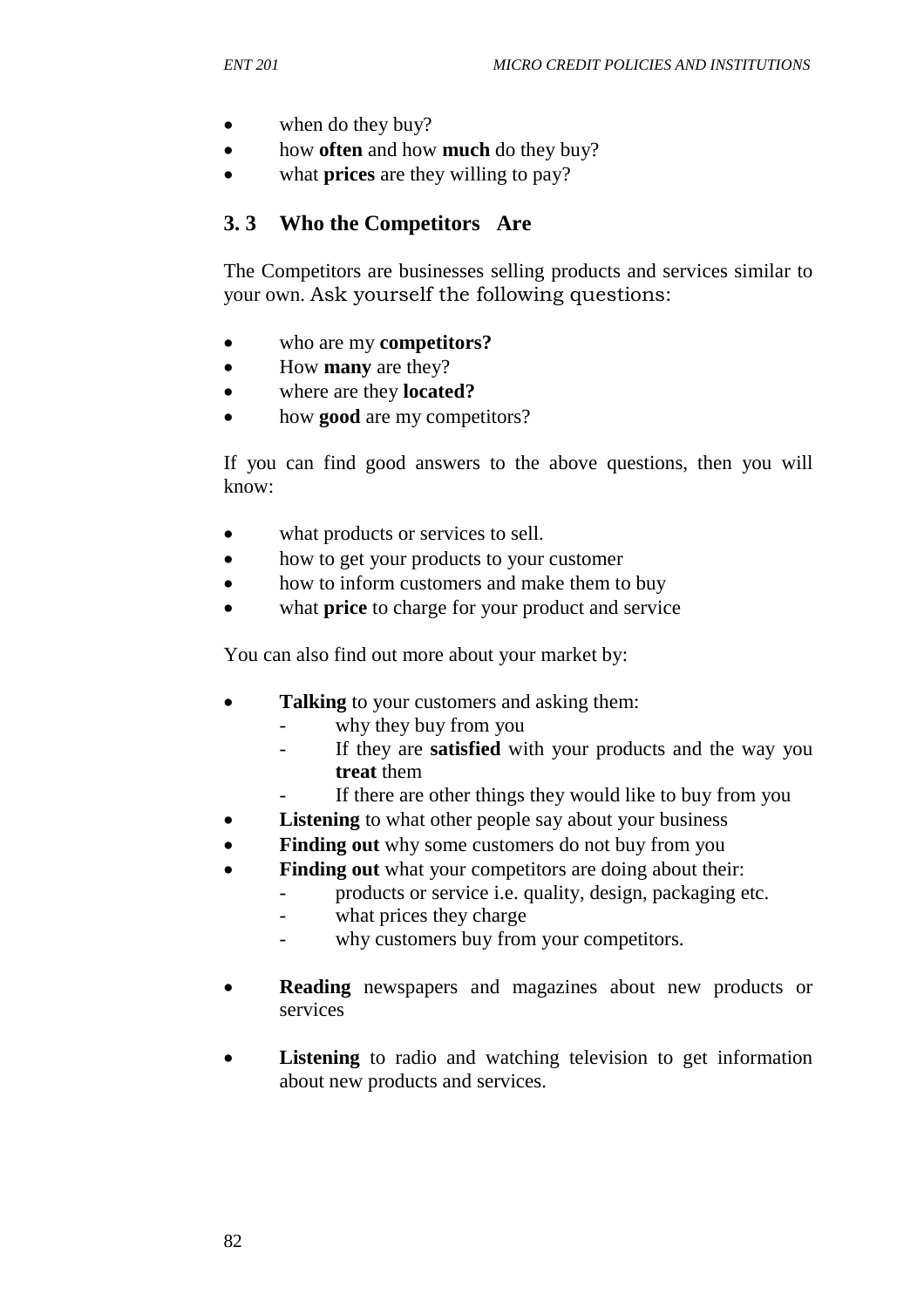- when do they buy?
- how **often** and how **much** do they buy?
- what **prices** are they willing to pay?

## 3. 3 Who the Competitors Are

The Competitors are businesses selling products and services similar to your own. Ask yourself the following questions:

- who are my **competitors?**
- How **many** are they?
- where are they **located?**
- how **good** are my competitors?

If you can find good answers to the above questions, then you will know:

- what products or services to sell.
- how to get your products to your customer
- how to inform customers and make them to buy
- what **price** to charge for your product and service

You can also find out more about your market by:

- **Talking** to your customers and asking them:
  - why they buy from you
  - If they are **satisfied** with your products and the way you **treat** them
  - If there are other things they would like to buy from you
- **Listening** to what other people say about your business
- **Finding out** why some customers do not buy from you
- **Finding out** what your competitors are doing about their:
  - products or service i.e. quality, design, packaging etc.
  - what prices they charge
  - why customers buy from your competitors.
- **Reading** newspapers and magazines about new products or services
- **Listening** to radio and watching television to get information about new products and services.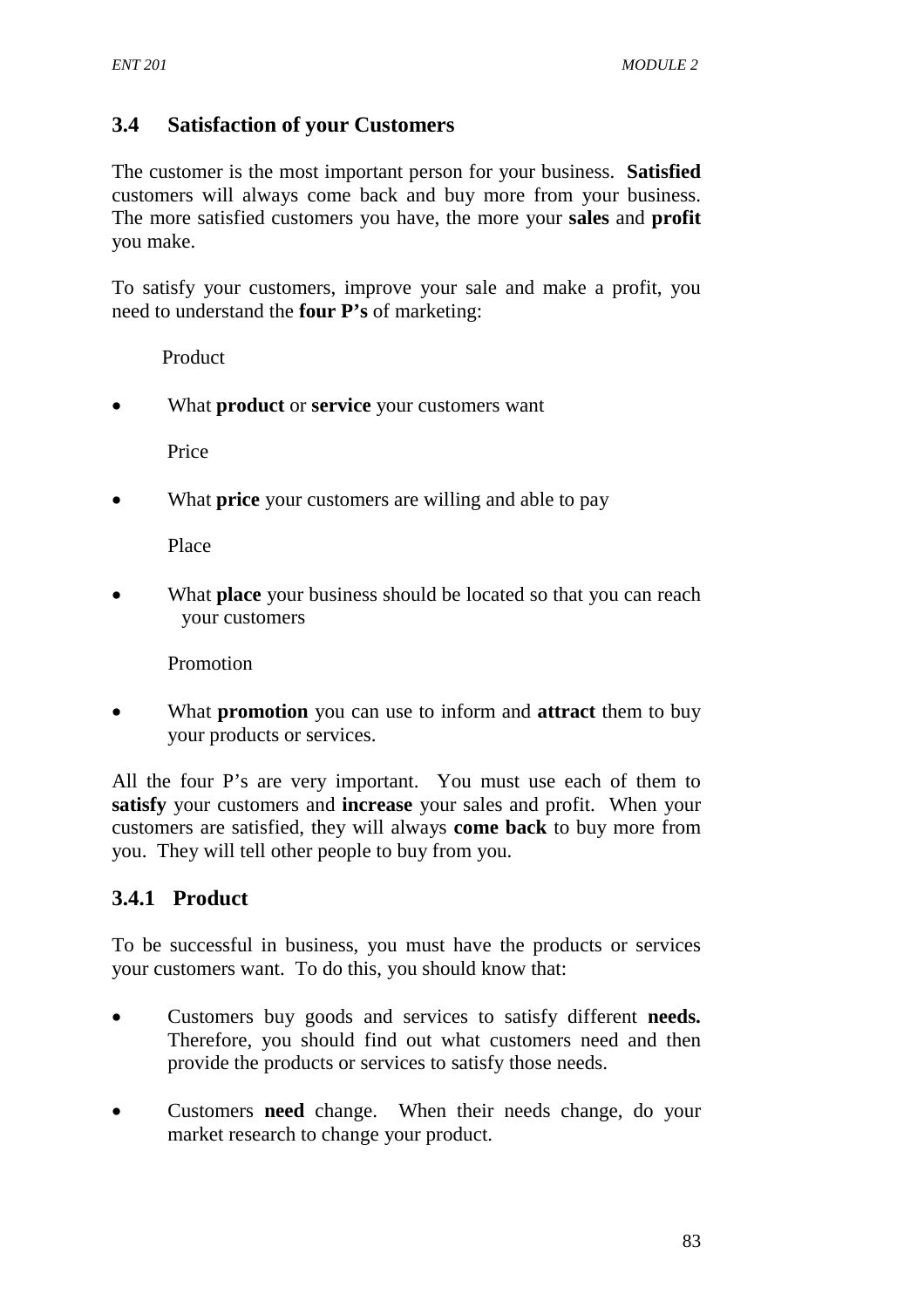## 3.4 Satisfaction of your Customers

The customer is the most important person for your business. **Satisfied** customers will always come back and buy more from your business. The more satisfied customers you have, the more your **sales** and **profit** you make.

To satisfy your customers, improve your sale and make a profit, you need to understand the **four P's** of marketing:

Product

- What **product** or **service** your customers want

Price

- What **price** your customers are willing and able to pay

Place

- What **place** your business should be located so that you can reach your customers

Promotion

- What **promotion** you can use to inform and **attract** them to buy your products or services.

All the four P's are very important. You must use each of them to **satisfy** your customers and **increase** your sales and profit. When your customers are satisfied, they will always **come back** to buy more from you. They will tell other people to buy from you.

### 3.4.1 Product

To be successful in business, you must have the products or services your customers want. To do this, you should know that:

- Customers buy goods and services to satisfy different **needs.** Therefore, you should find out what customers need and then provide the products or services to satisfy those needs.

- Customers **need** change. When their needs change, do your market research to change your product.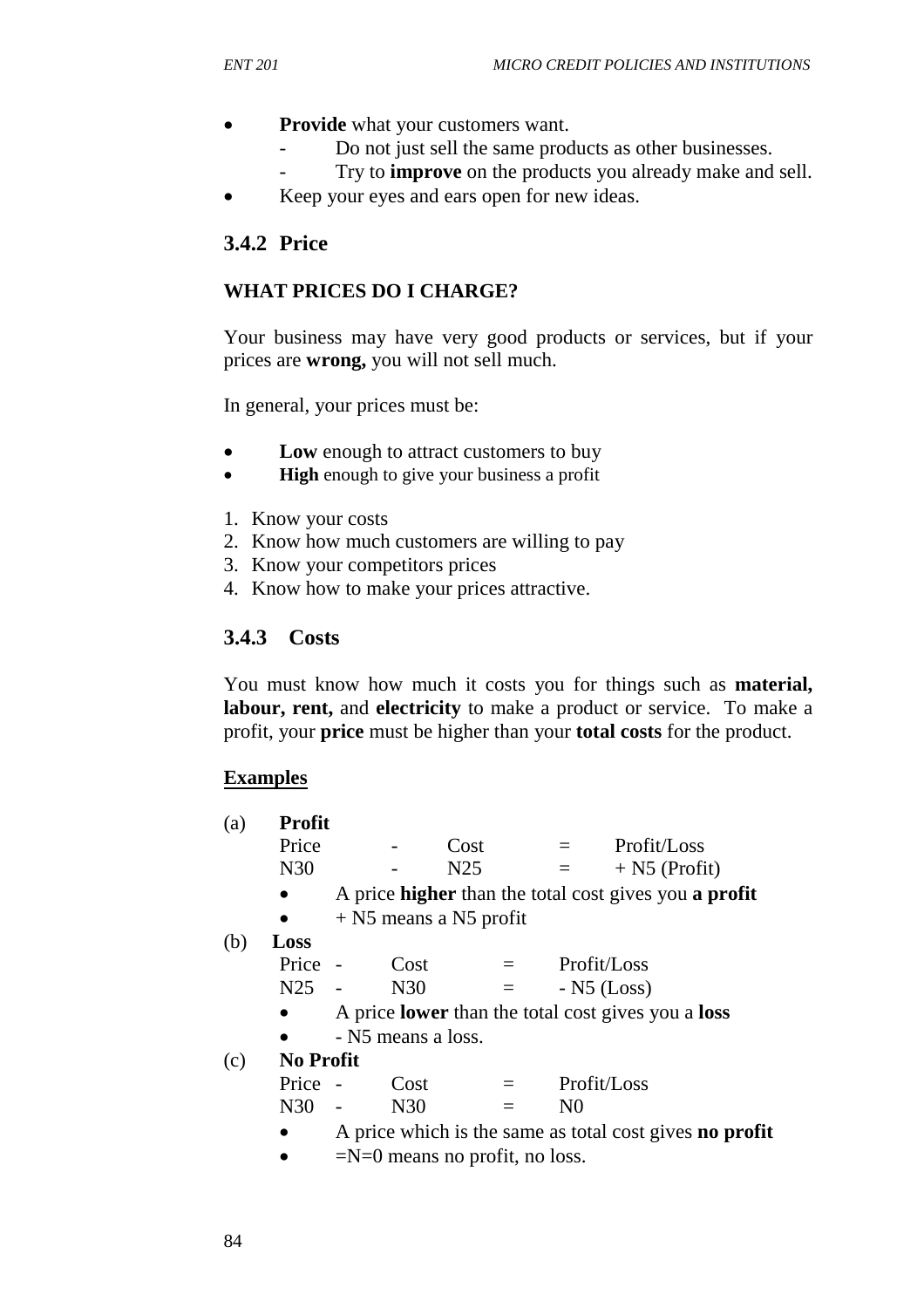- **Provide** what your customers want.
  - Do not just sell the same products as other businesses.
  - Try to **improve** on the products you already make and sell.
- Keep your eyes and ears open for new ideas.

### 3.4.2 Price

**WHAT PRICES DO I CHARGE?**

Your business may have very good products or services, but if your prices are **wrong,** you will not sell much.

In general, your prices must be:

- **Low** enough to attract customers to buy
- **High** enough to give your business a profit

1. Know your costs
2. Know how much customers are willing to pay
3. Know your competitors prices
4. Know how to make your prices attractive.

### 3.4.3 Costs

You must know how much it costs you for things such as **material, labour, rent,** and **electricity** to make a product or service. To make a profit, your **price** must be higher than your **total costs** for the product.

**Examples**

(a) **Profit**

| Price | - | Cost | = | Profit/Loss |
|---|---|---|---|---|
| N30 | - | N25 | = | + N5 (Profit) |

- A price **higher** than the total cost gives you **a profit**
- + N5 means a N5 profit

(b) **Loss**

| Price | - | Cost | = | Profit/Loss |
|---|---|---|---|---|
| N25 | - | N30 | = | - N5 (Loss) |

- A price **lower** than the total cost gives you a **loss**
- - N5 means a loss.

(c) **No Profit**

| Price | - | Cost | = | Profit/Loss |
|---|---|---|---|---|
| N30 | - | N30 | = | N0 |

- A price which is the same as total cost gives **no profit**
- =N=0 means no profit, no loss.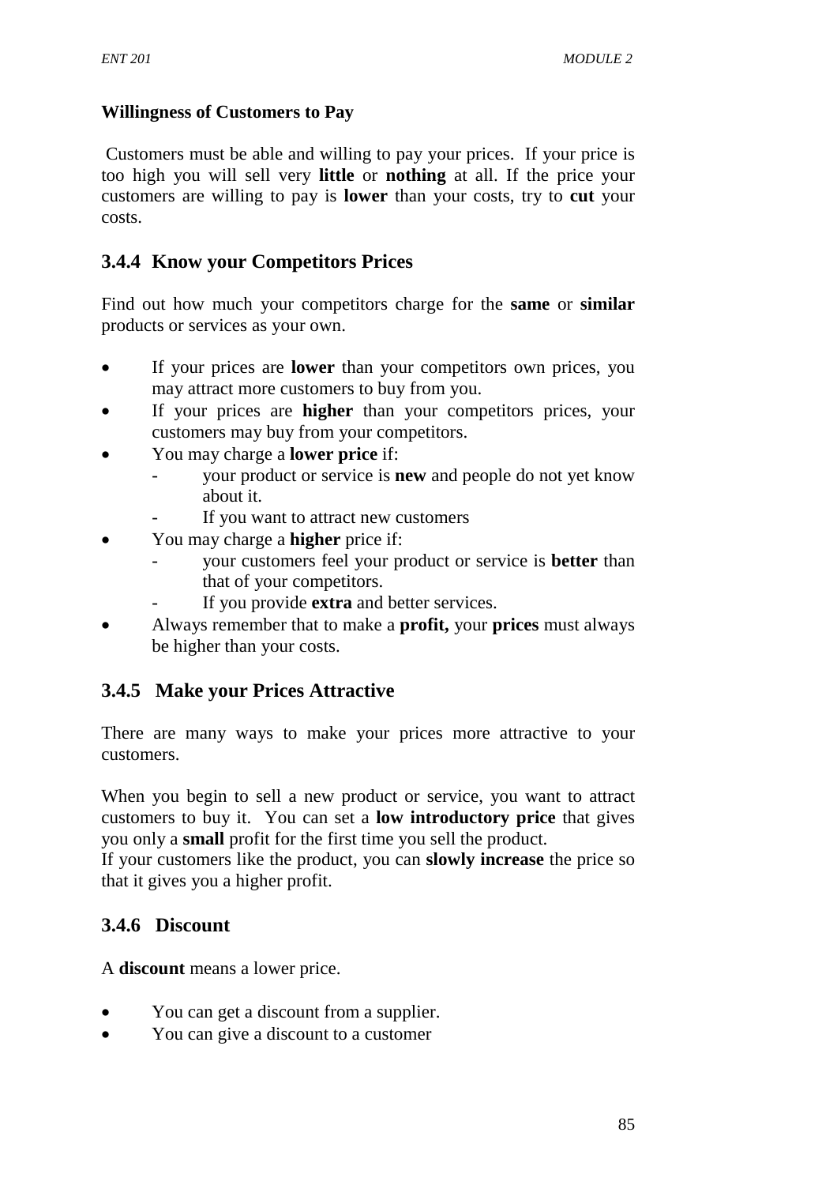**Willingness of Customers to Pay**

Customers must be able and willing to pay your prices. If your price is too high you will sell very **little** or **nothing** at all. If the price your customers are willing to pay is **lower** than your costs, try to **cut** your costs.

### 3.4.4 Know your Competitors Prices

Find out how much your competitors charge for the **same** or **similar** products or services as your own.

- If your prices are **lower** than your competitors own prices, you may attract more customers to buy from you.
- If your prices are **higher** than your competitors prices, your customers may buy from your competitors.
- You may charge a **lower price** if:
  - your product or service is **new** and people do not yet know about it.
  - If you want to attract new customers
- You may charge a **higher** price if:
  - your customers feel your product or service is **better** than that of your competitors.
  - If you provide **extra** and better services.
- Always remember that to make a **profit,** your **prices** must always be higher than your costs.

### 3.4.5 Make your Prices Attractive

There are many ways to make your prices more attractive to your customers.

When you begin to sell a new product or service, you want to attract customers to buy it. You can set a **low introductory price** that gives you only a **small** profit for the first time you sell the product.
If your customers like the product, you can **slowly increase** the price so that it gives you a higher profit.

### 3.4.6 Discount

A **discount** means a lower price.

- You can get a discount from a supplier.
- You can give a discount to a customer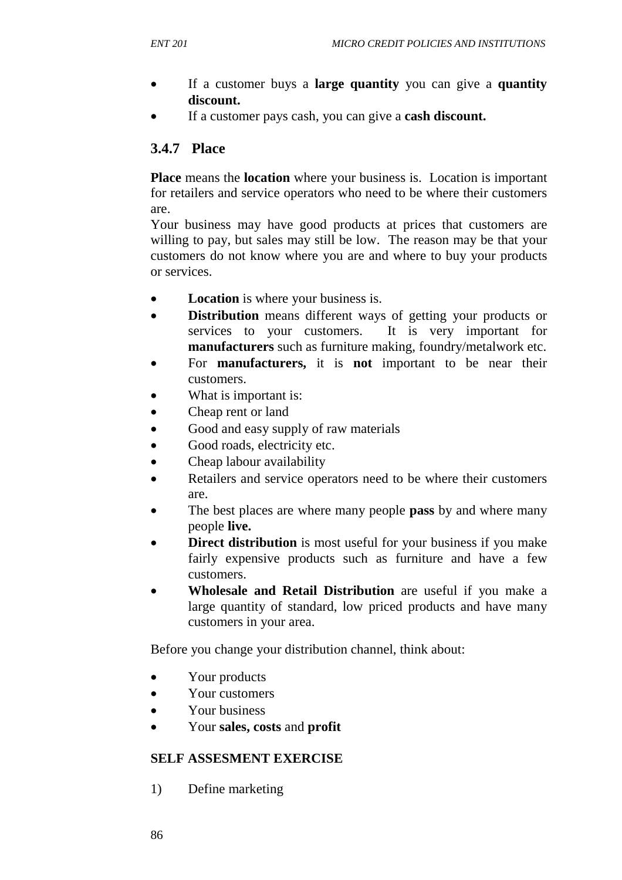- If a customer buys a **large quantity** you can give a **quantity discount.**
- If a customer pays cash, you can give a **cash discount.**

### 3.4.7 Place

**Place** means the **location** where your business is. Location is important for retailers and service operators who need to be where their customers are.

Your business may have good products at prices that customers are willing to pay, but sales may still be low. The reason may be that your customers do not know where you are and where to buy your products or services.

- **Location** is where your business is.
- **Distribution** means different ways of getting your products or services to your customers. It is very important for **manufacturers** such as furniture making, foundry/metalwork etc.
- For **manufacturers,** it is **not** important to be near their customers.
- What is important is:
- Cheap rent or land
- Good and easy supply of raw materials
- Good roads, electricity etc.
- Cheap labour availability
- Retailers and service operators need to be where their customers are.
- The best places are where many people **pass** by and where many people **live.**
- **Direct distribution** is most useful for your business if you make fairly expensive products such as furniture and have a few customers.
- **Wholesale and Retail Distribution** are useful if you make a large quantity of standard, low priced products and have many customers in your area.

Before you change your distribution channel, think about:

- Your products
- Your customers
- Your business
- Your **sales, costs** and **profit**

**SELF ASSESMENT EXERCISE**

1) Define marketing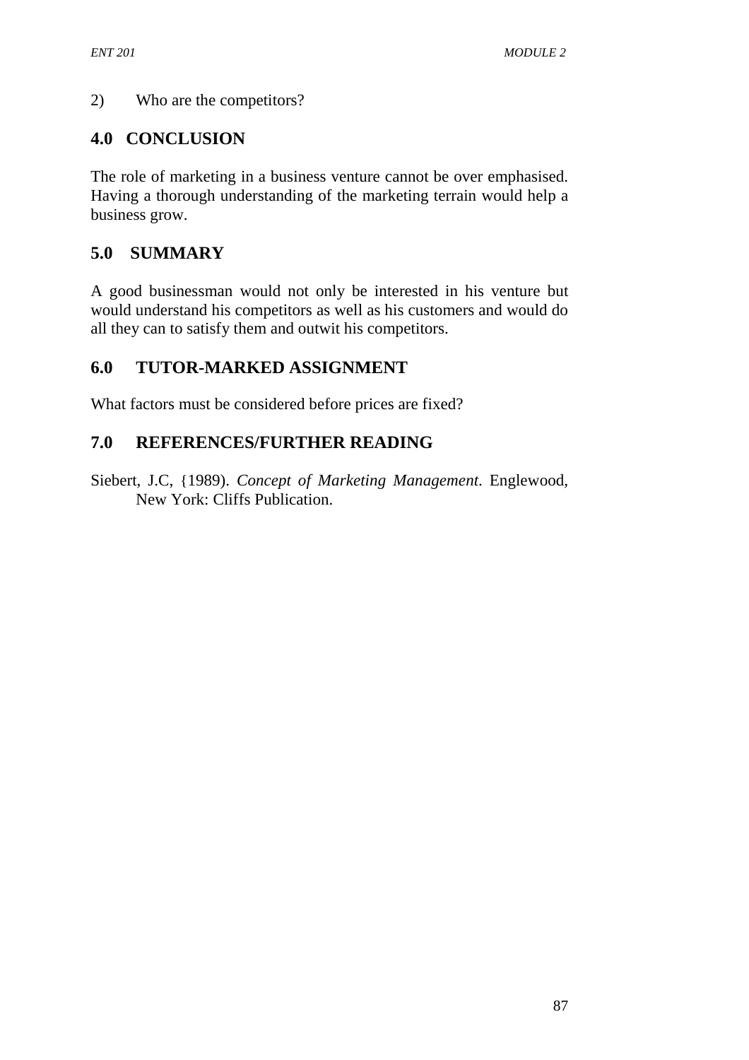2) Who are the competitors?

## 4.0 CONCLUSION

The role of marketing in a business venture cannot be over emphasised. Having a thorough understanding of the marketing terrain would help a business grow.

## 5.0 SUMMARY

A good businessman would not only be interested in his venture but would understand his competitors as well as his customers and would do all they can to satisfy them and outwit his competitors.

## 6.0 TUTOR-MARKED ASSIGNMENT

What factors must be considered before prices are fixed?

## 7.0 REFERENCES/FURTHER READING

Siebert, J.C, {1989). *Concept of Marketing Management.* Englewood, New York: Cliffs Publication.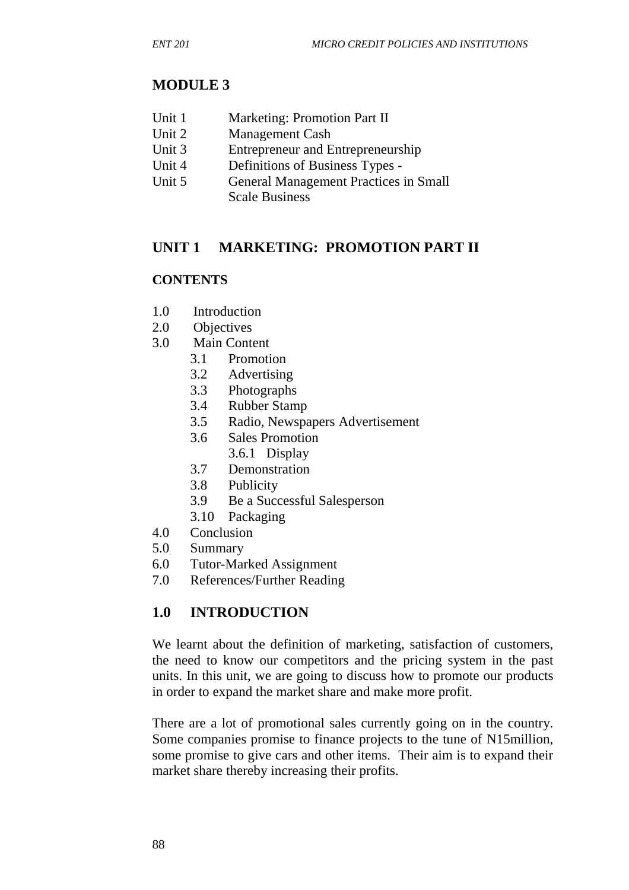## MODULE 3

| | |
|---|---|
| Unit 1 | Marketing: Promotion Part II |
| Unit 2 | Management Cash |
| Unit 3 | Entrepreneur and Entrepreneurship |
| Unit 4 | Definitions of Business Types - |
| Unit 5 | General Management Practices in Small Scale Business |

## UNIT 1 MARKETING: PROMOTION PART II

### CONTENTS

- 1.0 Introduction
- 2.0 Objectives
- 3.0 Main Content
  - 3.1 Promotion
  - 3.2 Advertising
  - 3.3 Photographs
  - 3.4 Rubber Stamp
  - 3.5 Radio, Newspapers Advertisement
  - 3.6 Sales Promotion
    - 3.6.1 Display
  - 3.7 Demonstration
  - 3.8 Publicity
  - 3.9 Be a Successful Salesperson
  - 3.10 Packaging
- 4.0 Conclusion
- 5.0 Summary
- 6.0 Tutor-Marked Assignment
- 7.0 References/Further Reading

## 1.0 INTRODUCTION

We learnt about the definition of marketing, satisfaction of customers, the need to know our competitors and the pricing system in the past units. In this unit, we are going to discuss how to promote our products in order to expand the market share and make more profit.

There are a lot of promotional sales currently going on in the country. Some companies promise to finance projects to the tune of N15million, some promise to give cars and other items. Their aim is to expand their market share thereby increasing their profits.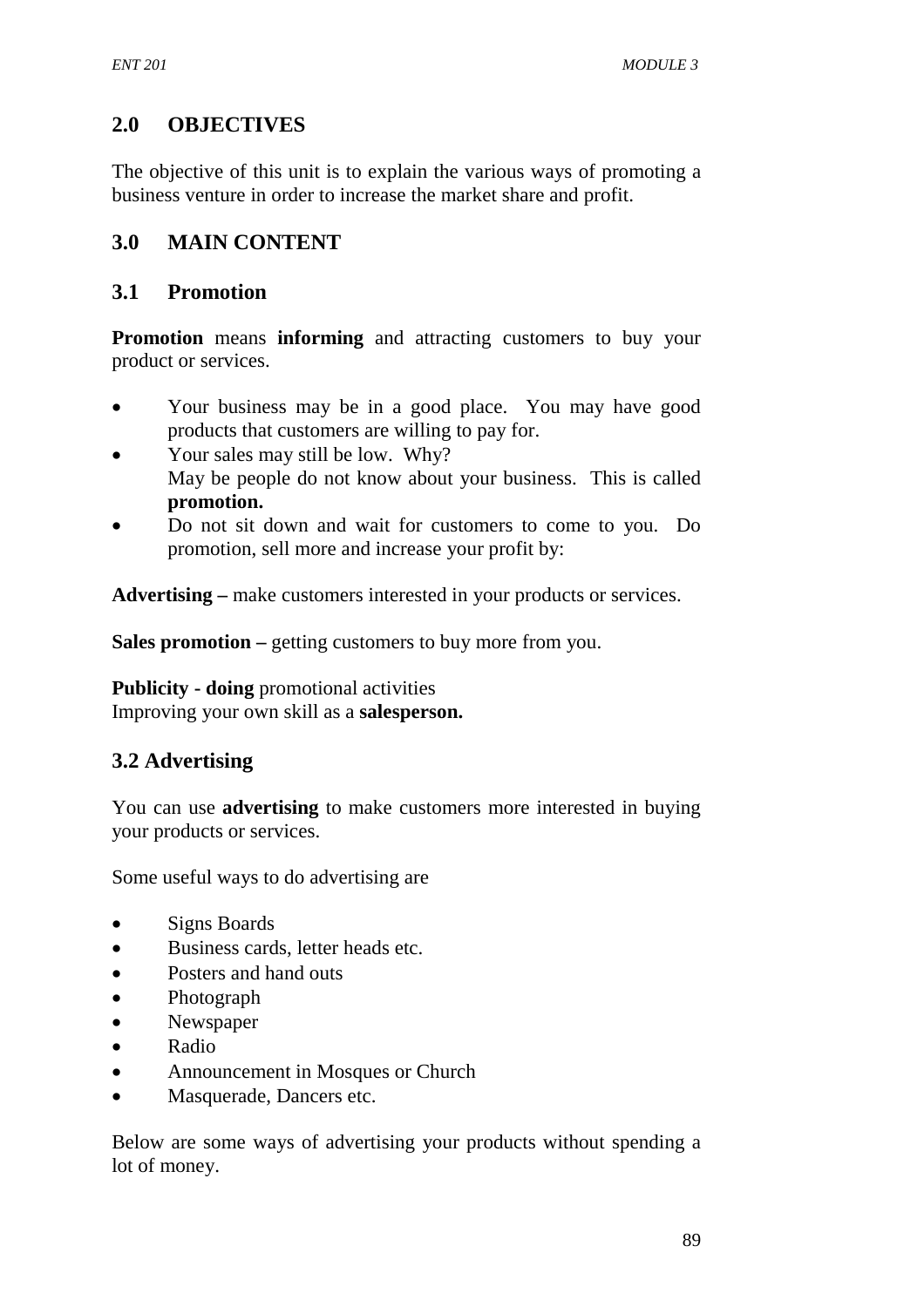## 2.0 OBJECTIVES

The objective of this unit is to explain the various ways of promoting a business venture in order to increase the market share and profit.

## 3.0 MAIN CONTENT

### 3.1 Promotion

**Promotion** means **informing** and attracting customers to buy your product or services.

- Your business may be in a good place. You may have good products that customers are willing to pay for.
- Your sales may still be low. Why?
  May be people do not know about your business. This is called **promotion.**
- Do not sit down and wait for customers to come to you. Do promotion, sell more and increase your profit by:

**Advertising –** make customers interested in your products or services.

**Sales promotion –** getting customers to buy more from you.

**Publicity - doing** promotional activities
Improving your own skill as a **salesperson.**

### 3.2 Advertising

You can use **advertising** to make customers more interested in buying your products or services.

Some useful ways to do advertising are

- Signs Boards
- Business cards, letter heads etc.
- Posters and hand outs
- Photograph
- Newspaper
- Radio
- Announcement in Mosques or Church
- Masquerade, Dancers etc.

Below are some ways of advertising your products without spending a lot of money.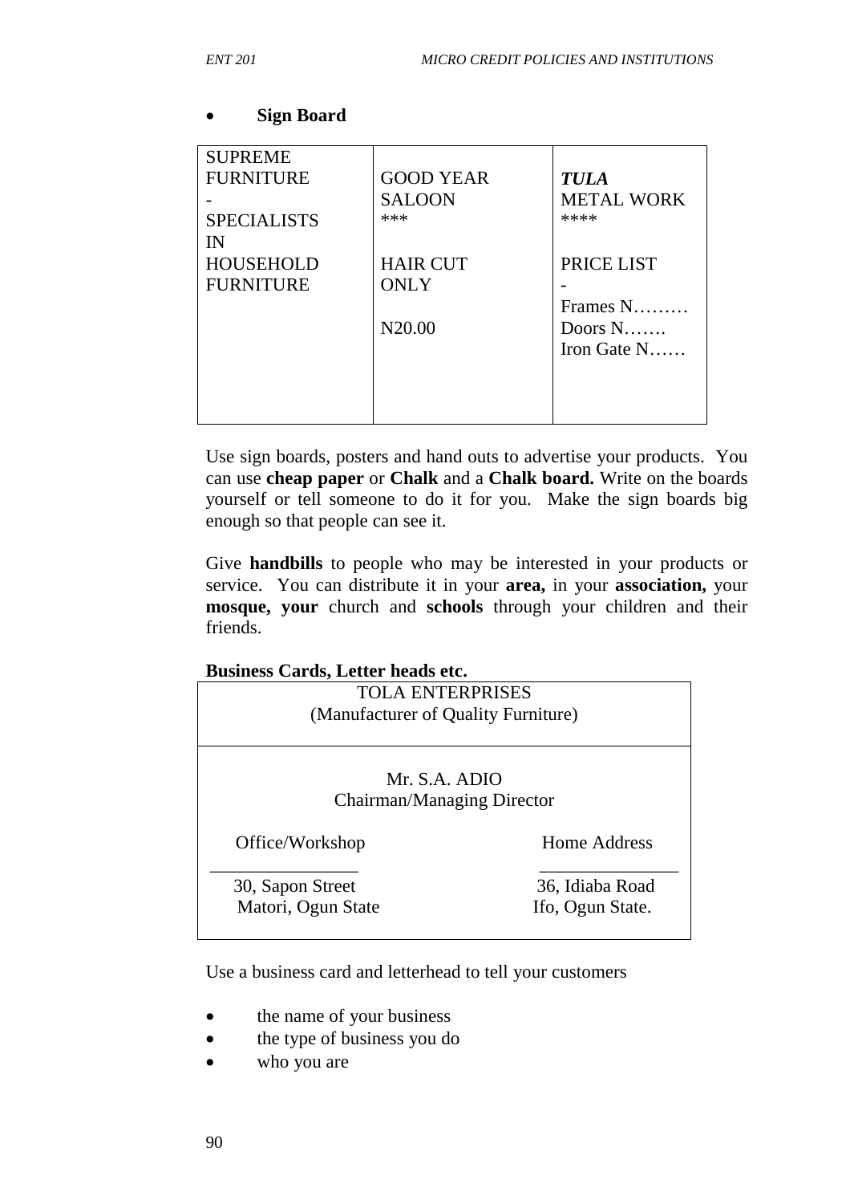- **Sign Board**

| SUPREME FURNITURE<br>-<br>SPECIALISTS IN HOUSEHOLD FURNITURE | GOOD YEAR SALOON<br>***<br><br>HAIR CUT ONLY<br><br>N20.00 | ***TULA***<br>METAL WORK<br>****<br><br>PRICE LIST<br>-<br>Frames N………<br>Doors N…….<br>Iron Gate N…… |
|---|---|---|

Use sign boards, posters and hand outs to advertise your products. You can use **cheap paper** or **Chalk** and a **Chalk board.** Write on the boards yourself or tell someone to do it for you. Make the sign boards big enough so that people can see it.

Give **handbills** to people who may be interested in your products or service. You can distribute it in your **area,** in your **association,** your **mosque, your** church and **schools** through your children and their friends.

**Business Cards, Letter heads etc.**

| TOLA ENTERPRISES<br>(Manufacturer of Quality Furniture) | |
|---|---|
| Mr. S.A. ADIO<br>Chairman/Managing Director | |
| Office/Workshop | Home Address |
| 30, Sapon Street<br>Matori, Ogun State | 36, Idiaba Road<br>Ifo, Ogun State. |

Use a business card and letterhead to tell your customers

- the name of your business
- the type of business you do
- who you are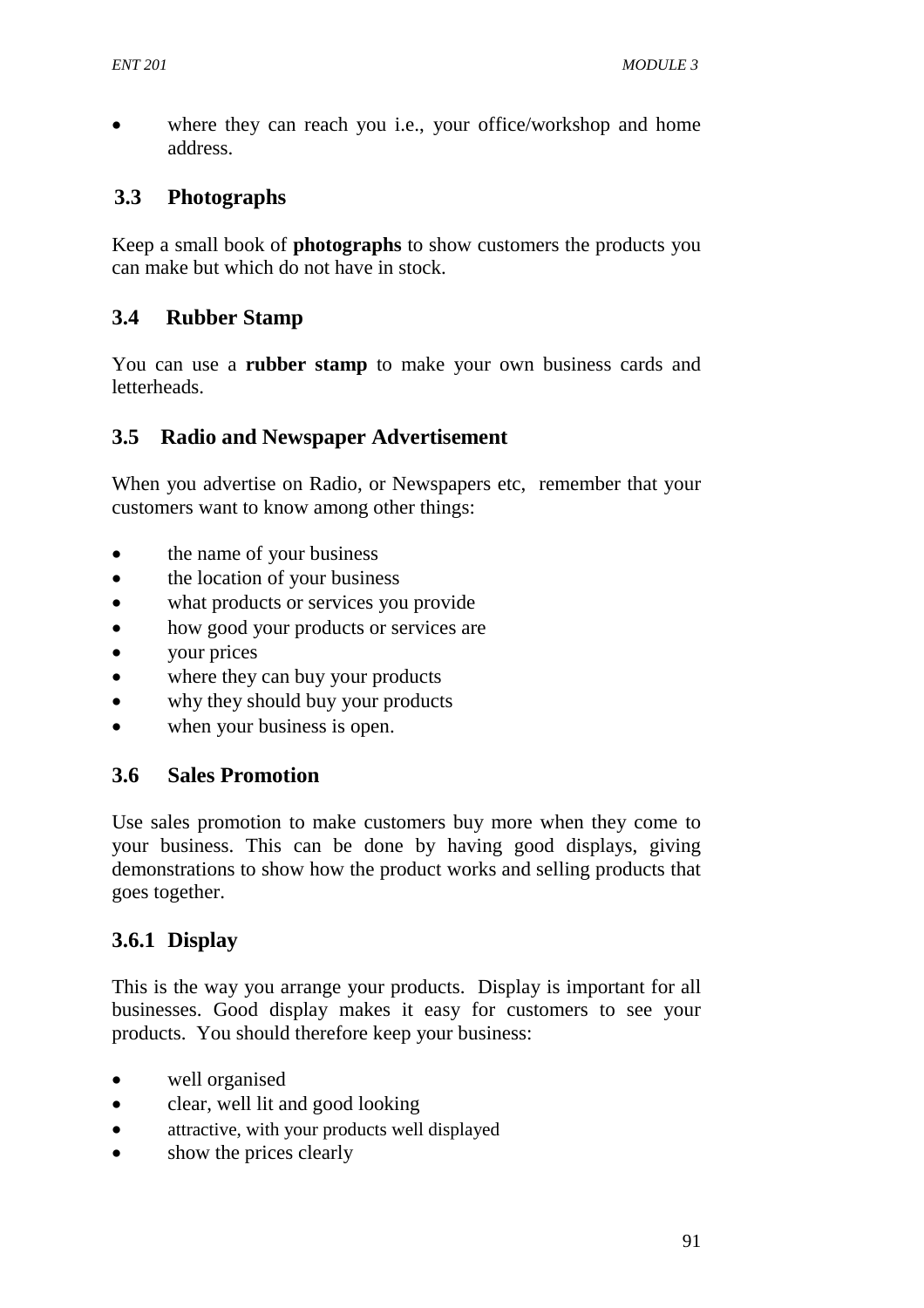- where they can reach you i.e., your office/workshop and home address.

## 3.3 Photographs

Keep a small book of **photographs** to show customers the products you can make but which do not have in stock.

## 3.4 Rubber Stamp

You can use a **rubber stamp** to make your own business cards and letterheads.

## 3.5 Radio and Newspaper Advertisement

When you advertise on Radio, or Newspapers etc, remember that your customers want to know among other things:

- the name of your business
- the location of your business
- what products or services you provide
- how good your products or services are
- your prices
- where they can buy your products
- why they should buy your products
- when your business is open.

## 3.6 Sales Promotion

Use sales promotion to make customers buy more when they come to your business. This can be done by having good displays, giving demonstrations to show how the product works and selling products that goes together.

### 3.6.1 Display

This is the way you arrange your products. Display is important for all businesses. Good display makes it easy for customers to see your products. You should therefore keep your business:

- well organised
- clear, well lit and good looking
- attractive, with your products well displayed
- show the prices clearly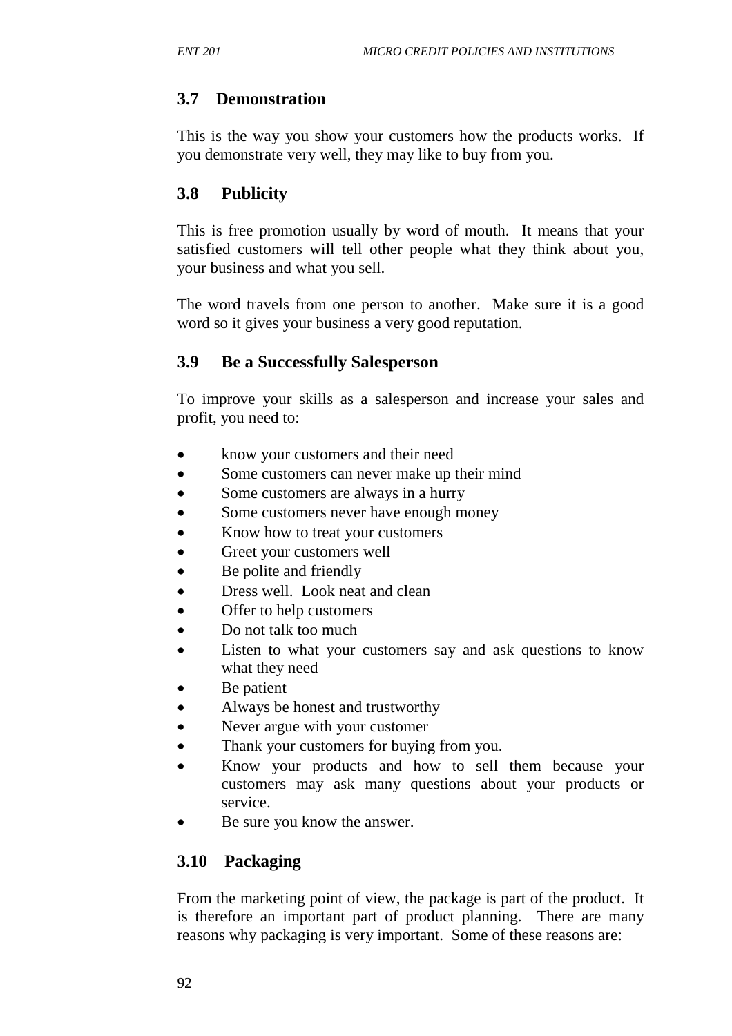## 3.7 Demonstration

This is the way you show your customers how the products works. If you demonstrate very well, they may like to buy from you.

## 3.8 Publicity

This is free promotion usually by word of mouth. It means that your satisfied customers will tell other people what they think about you, your business and what you sell.

The word travels from one person to another. Make sure it is a good word so it gives your business a very good reputation.

## 3.9 Be a Successfully Salesperson

To improve your skills as a salesperson and increase your sales and profit, you need to:

- know your customers and their need
- Some customers can never make up their mind
- Some customers are always in a hurry
- Some customers never have enough money
- Know how to treat your customers
- Greet your customers well
- Be polite and friendly
- Dress well. Look neat and clean
- Offer to help customers
- Do not talk too much
- Listen to what your customers say and ask questions to know what they need
- Be patient
- Always be honest and trustworthy
- Never argue with your customer
- Thank your customers for buying from you.
- Know your products and how to sell them because your customers may ask many questions about your products or service.
- Be sure you know the answer.

## 3.10 Packaging

From the marketing point of view, the package is part of the product. It is therefore an important part of product planning. There are many reasons why packaging is very important. Some of these reasons are: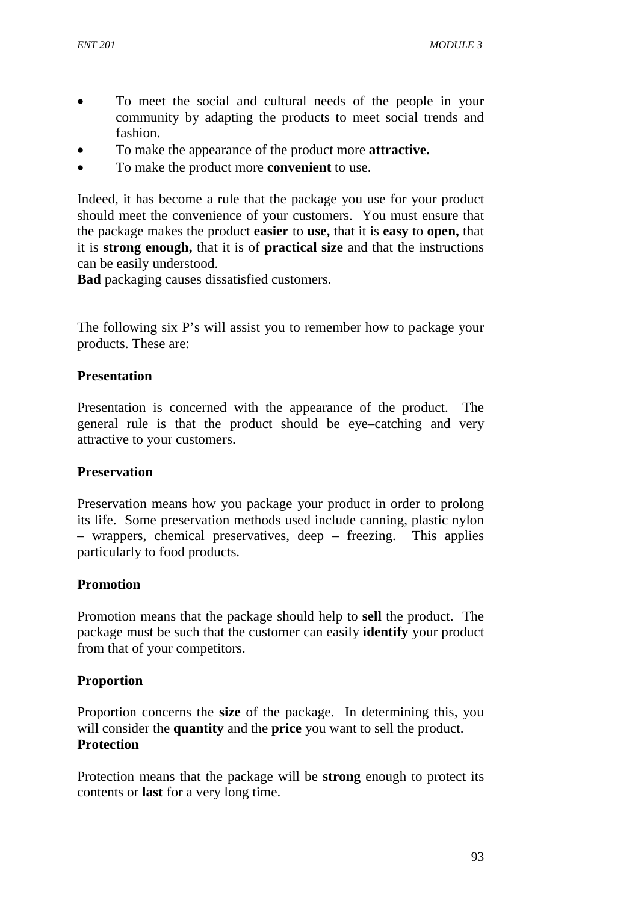- To meet the social and cultural needs of the people in your community by adapting the products to meet social trends and fashion.
- To make the appearance of the product more **attractive.**
- To make the product more **convenient** to use.

Indeed, it has become a rule that the package you use for your product should meet the convenience of your customers. You must ensure that the package makes the product **easier** to **use,** that it is **easy** to **open,** that it is **strong enough,** that it is of **practical size** and that the instructions can be easily understood.
**Bad** packaging causes dissatisfied customers.

The following six P's will assist you to remember how to package your products. These are:

**Presentation**

Presentation is concerned with the appearance of the product. The general rule is that the product should be eye–catching and very attractive to your customers.

**Preservation**

Preservation means how you package your product in order to prolong its life. Some preservation methods used include canning, plastic nylon – wrappers, chemical preservatives, deep – freezing. This applies particularly to food products.

**Promotion**

Promotion means that the package should help to **sell** the product. The package must be such that the customer can easily **identify** your product from that of your competitors.

**Proportion**

Proportion concerns the **size** of the package. In determining this, you will consider the **quantity** and the **price** you want to sell the product.

**Protection**

Protection means that the package will be **strong** enough to protect its contents or **last** for a very long time.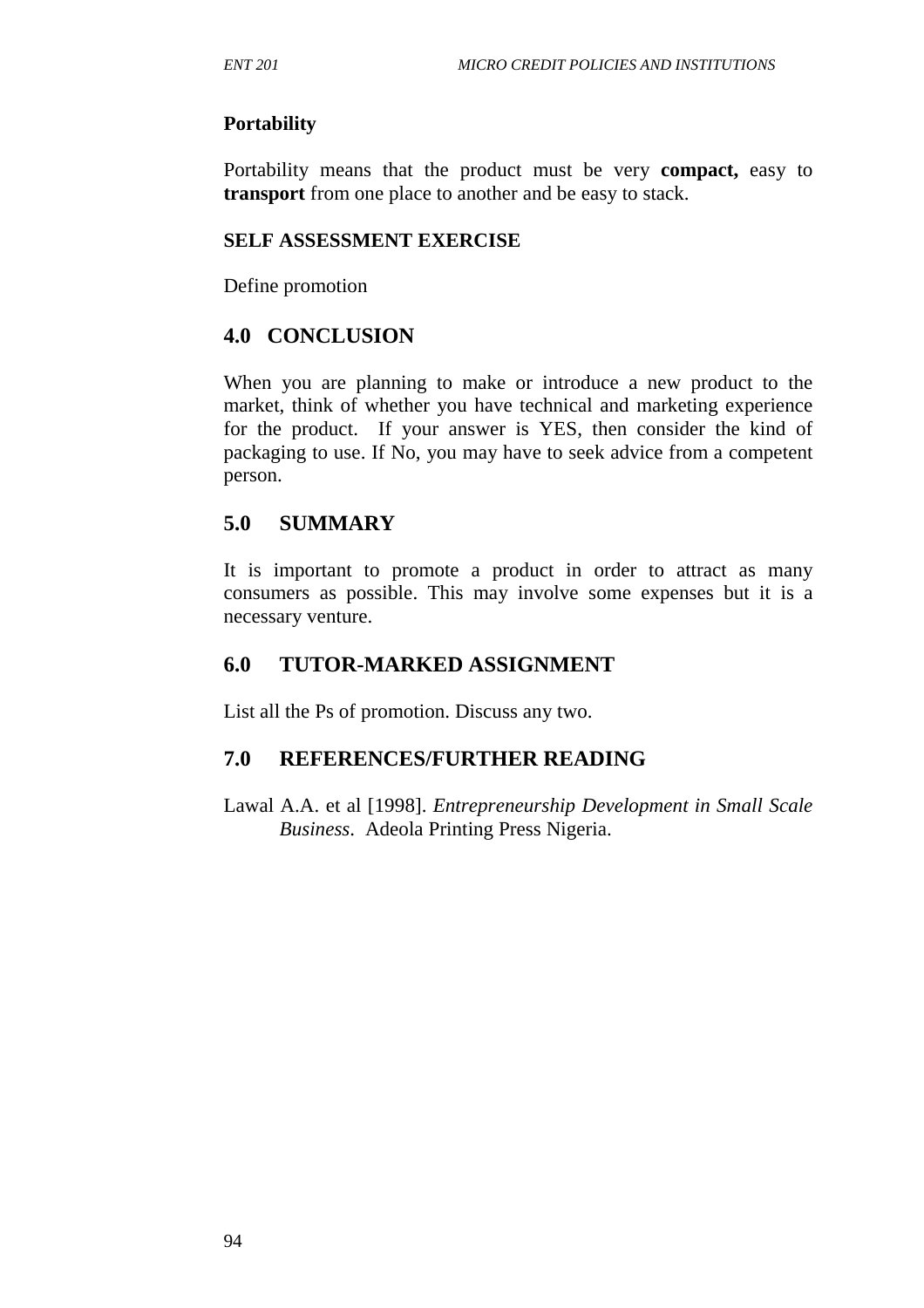**Portability**

Portability means that the product must be very **compact,** easy to **transport** from one place to another and be easy to stack.

**SELF ASSESSMENT EXERCISE**

Define promotion

## 4.0 CONCLUSION

When you are planning to make or introduce a new product to the market, think of whether you have technical and marketing experience for the product. If your answer is YES, then consider the kind of packaging to use. If No, you may have to seek advice from a competent person.

## 5.0 SUMMARY

It is important to promote a product in order to attract as many consumers as possible. This may involve some expenses but it is a necessary venture.

## 6.0 TUTOR-MARKED ASSIGNMENT

List all the Ps of promotion. Discuss any two.

## 7.0 REFERENCES/FURTHER READING

Lawal A.A. et al [1998]. *Entrepreneurship Development in Small Scale Business*. Adeola Printing Press Nigeria.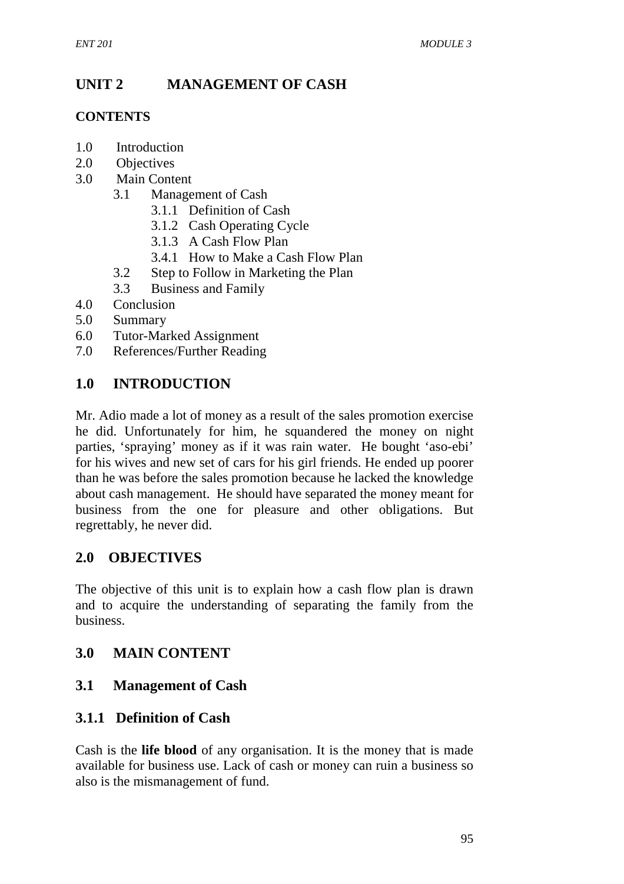# UNIT 2 MANAGEMENT OF CASH

**CONTENTS**

1.0 Introduction
2.0 Objectives
3.0 Main Content
  3.1 Management of Cash
    3.1.1 Definition of Cash
    3.1.2 Cash Operating Cycle
    3.1.3 A Cash Flow Plan
    3.4.1 How to Make a Cash Flow Plan
  3.2 Step to Follow in Marketing the Plan
  3.3 Business and Family
4.0 Conclusion
5.0 Summary
6.0 Tutor-Marked Assignment
7.0 References/Further Reading

## 1.0 INTRODUCTION

Mr. Adio made a lot of money as a result of the sales promotion exercise he did. Unfortunately for him, he squandered the money on night parties, 'spraying' money as if it was rain water. He bought 'aso-ebi' for his wives and new set of cars for his girl friends. He ended up poorer than he was before the sales promotion because he lacked the knowledge about cash management. He should have separated the money meant for business from the one for pleasure and other obligations. But regrettably, he never did.

## 2.0 OBJECTIVES

The objective of this unit is to explain how a cash flow plan is drawn and to acquire the understanding of separating the family from the business.

## 3.0 MAIN CONTENT

### 3.1 Management of Cash

#### 3.1.1 Definition of Cash

Cash is the **life blood** of any organisation. It is the money that is made available for business use. Lack of cash or money can ruin a business so also is the mismanagement of fund.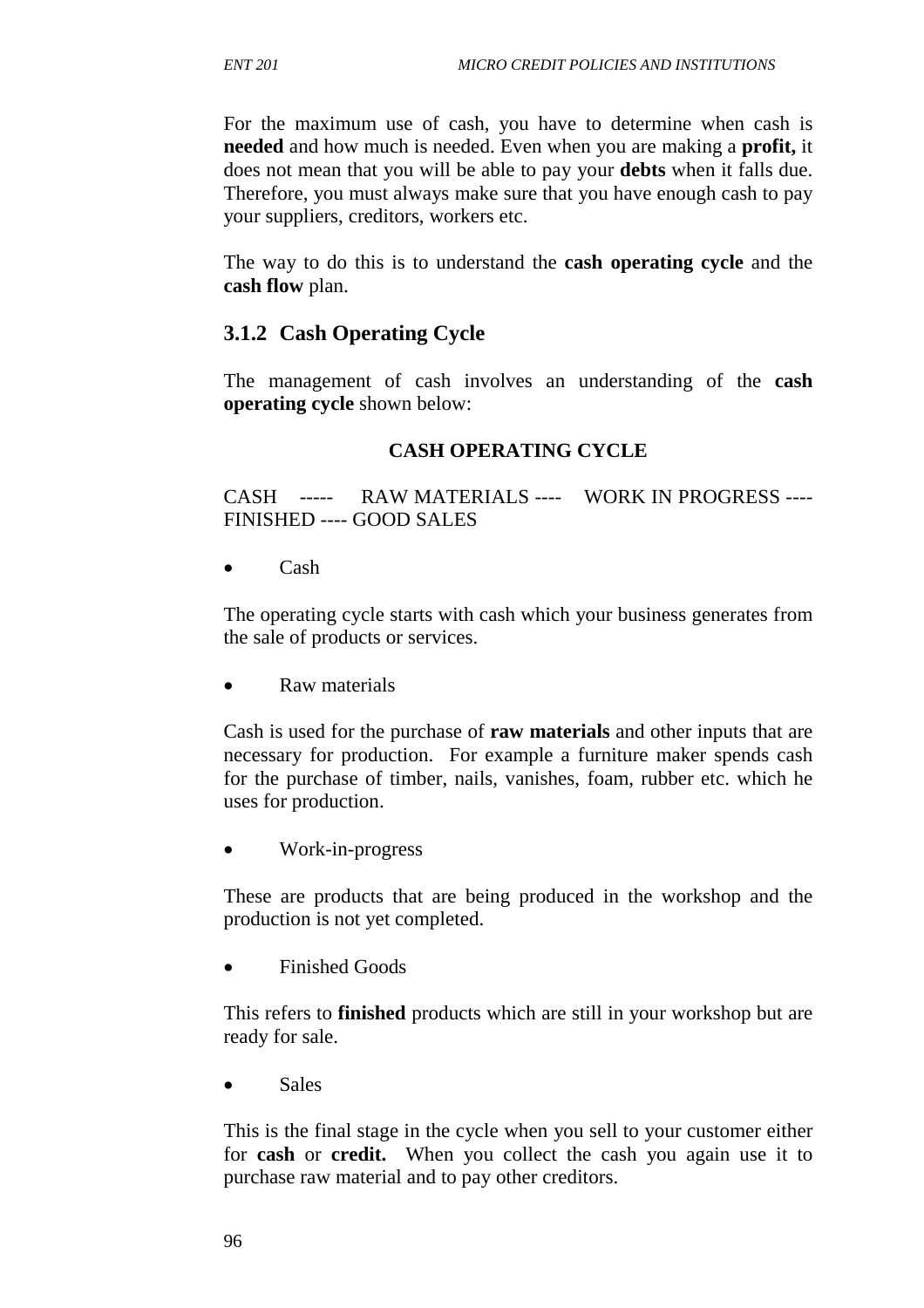For the maximum use of cash, you have to determine when cash is **needed** and how much is needed. Even when you are making a **profit,** it does not mean that you will be able to pay your **debts** when it falls due. Therefore, you must always make sure that you have enough cash to pay your suppliers, creditors, workers etc.

The way to do this is to understand the **cash operating cycle** and the **cash flow** plan.

### 3.1.2 Cash Operating Cycle

The management of cash involves an understanding of the **cash operating cycle** shown below:

**CASH OPERATING CYCLE**

CASH ----- RAW MATERIALS ---- WORK IN PROGRESS ---- FINISHED ---- GOOD SALES

- Cash

The operating cycle starts with cash which your business generates from the sale of products or services.

- Raw materials

Cash is used for the purchase of **raw materials** and other inputs that are necessary for production. For example a furniture maker spends cash for the purchase of timber, nails, vanishes, foam, rubber etc. which he uses for production.

- Work-in-progress

These are products that are being produced in the workshop and the production is not yet completed.

- Finished Goods

This refers to **finished** products which are still in your workshop but are ready for sale.

- Sales

This is the final stage in the cycle when you sell to your customer either for **cash** or **credit.** When you collect the cash you again use it to purchase raw material and to pay other creditors.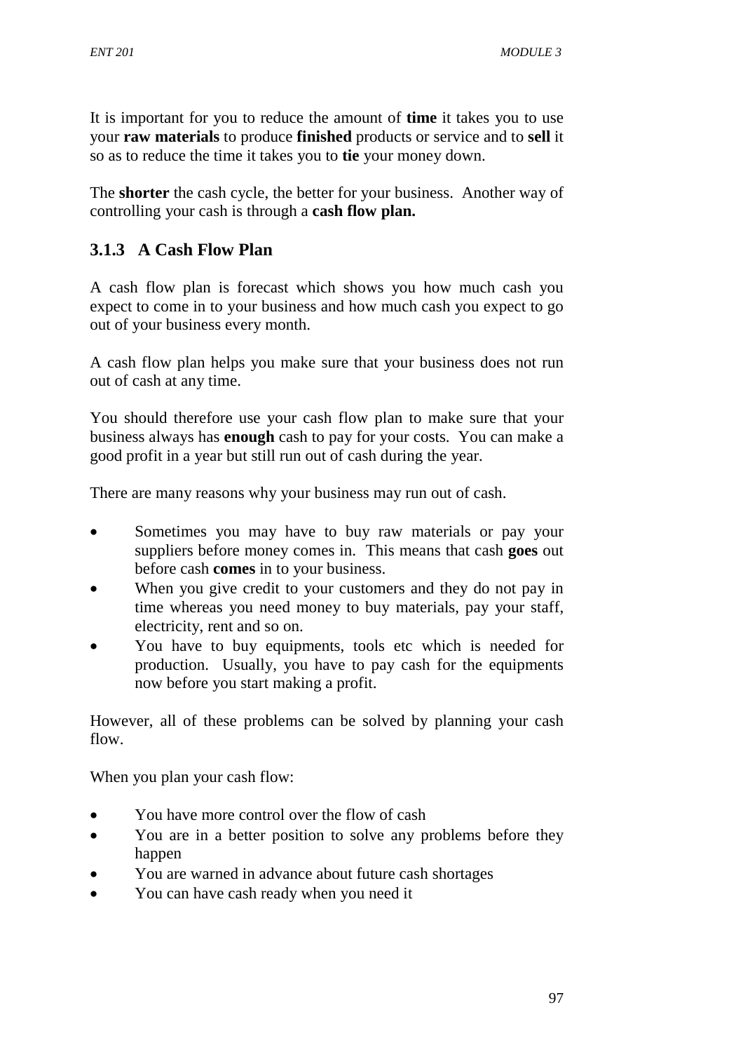It is important for you to reduce the amount of **time** it takes you to use your **raw materials** to produce **finished** products or service and to **sell** it so as to reduce the time it takes you to **tie** your money down.

The **shorter** the cash cycle, the better for your business. Another way of controlling your cash is through a **cash flow plan.**

### 3.1.3 A Cash Flow Plan

A cash flow plan is forecast which shows you how much cash you expect to come in to your business and how much cash you expect to go out of your business every month.

A cash flow plan helps you make sure that your business does not run out of cash at any time.

You should therefore use your cash flow plan to make sure that your business always has **enough** cash to pay for your costs. You can make a good profit in a year but still run out of cash during the year.

There are many reasons why your business may run out of cash.

- Sometimes you may have to buy raw materials or pay your suppliers before money comes in. This means that cash **goes** out before cash **comes** in to your business.
- When you give credit to your customers and they do not pay in time whereas you need money to buy materials, pay your staff, electricity, rent and so on.
- You have to buy equipments, tools etc which is needed for production. Usually, you have to pay cash for the equipments now before you start making a profit.

However, all of these problems can be solved by planning your cash flow.

When you plan your cash flow:

- You have more control over the flow of cash
- You are in a better position to solve any problems before they happen
- You are warned in advance about future cash shortages
- You can have cash ready when you need it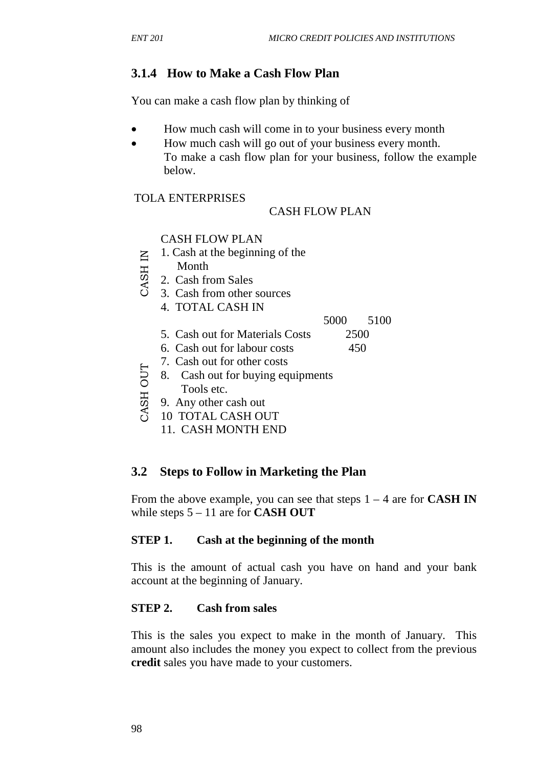### 3.1.4 How to Make a Cash Flow Plan

You can make a cash flow plan by thinking of

- How much cash will come in to your business every month
- How much cash will go out of your business every month.
  To make a cash flow plan for your business, follow the example below.

TOLA ENTERPRISES

CASH FLOW PLAN

| | CASH FLOW PLAN | | |
|---|---|---|---|
| CASH IN | 1. Cash at the beginning of the Month | | |
| | 2. Cash from Sales | | |
| | 3. Cash from other sources | | |
| | 4. TOTAL CASH IN | | |
| | | 5000 | 5100 |
| CASH OUT | 5. Cash out for Materials Costs | 2500 | |
| | 6. Cash out for labour costs | 450 | |
| | 7. Cash out for other costs | | |
| | 8. Cash out for buying equipments Tools etc. | | |
| | 9. Any other cash out | | |
| | 10 TOTAL CASH OUT | | |
| | 11. CASH MONTH END | | |

## 3.2 Steps to Follow in Marketing the Plan

From the above example, you can see that steps 1 – 4 are for **CASH IN** while steps 5 – 11 are for **CASH OUT**

**STEP 1. Cash at the beginning of the month**

This is the amount of actual cash you have on hand and your bank account at the beginning of January.

**STEP 2. Cash from sales**

This is the sales you expect to make in the month of January. This amount also includes the money you expect to collect from the previous **credit** sales you have made to your customers.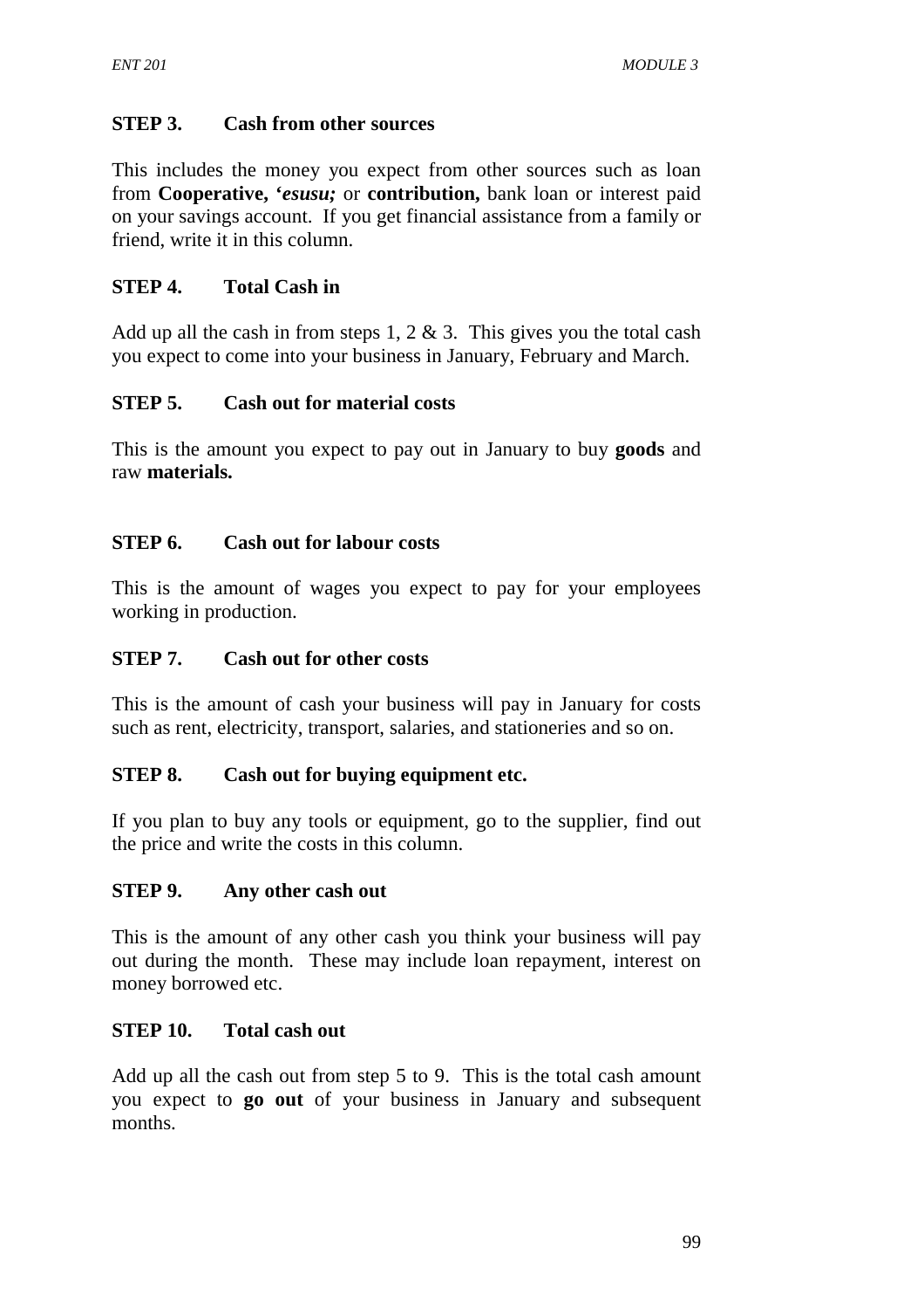**STEP 3. Cash from other sources**

This includes the money you expect from other sources such as loan from **Cooperative, '*esusu;*** or **contribution,** bank loan or interest paid on your savings account. If you get financial assistance from a family or friend, write it in this column.

**STEP 4. Total Cash in**

Add up all the cash in from steps 1, 2 & 3. This gives you the total cash you expect to come into your business in January, February and March.

**STEP 5. Cash out for material costs**

This is the amount you expect to pay out in January to buy **goods** and raw **materials.**

**STEP 6. Cash out for labour costs**

This is the amount of wages you expect to pay for your employees working in production.

**STEP 7. Cash out for other costs**

This is the amount of cash your business will pay in January for costs such as rent, electricity, transport, salaries, and stationeries and so on.

**STEP 8. Cash out for buying equipment etc.**

If you plan to buy any tools or equipment, go to the supplier, find out the price and write the costs in this column.

**STEP 9. Any other cash out**

This is the amount of any other cash you think your business will pay out during the month. These may include loan repayment, interest on money borrowed etc.

**STEP 10. Total cash out**

Add up all the cash out from step 5 to 9. This is the total cash amount you expect to **go out** of your business in January and subsequent months.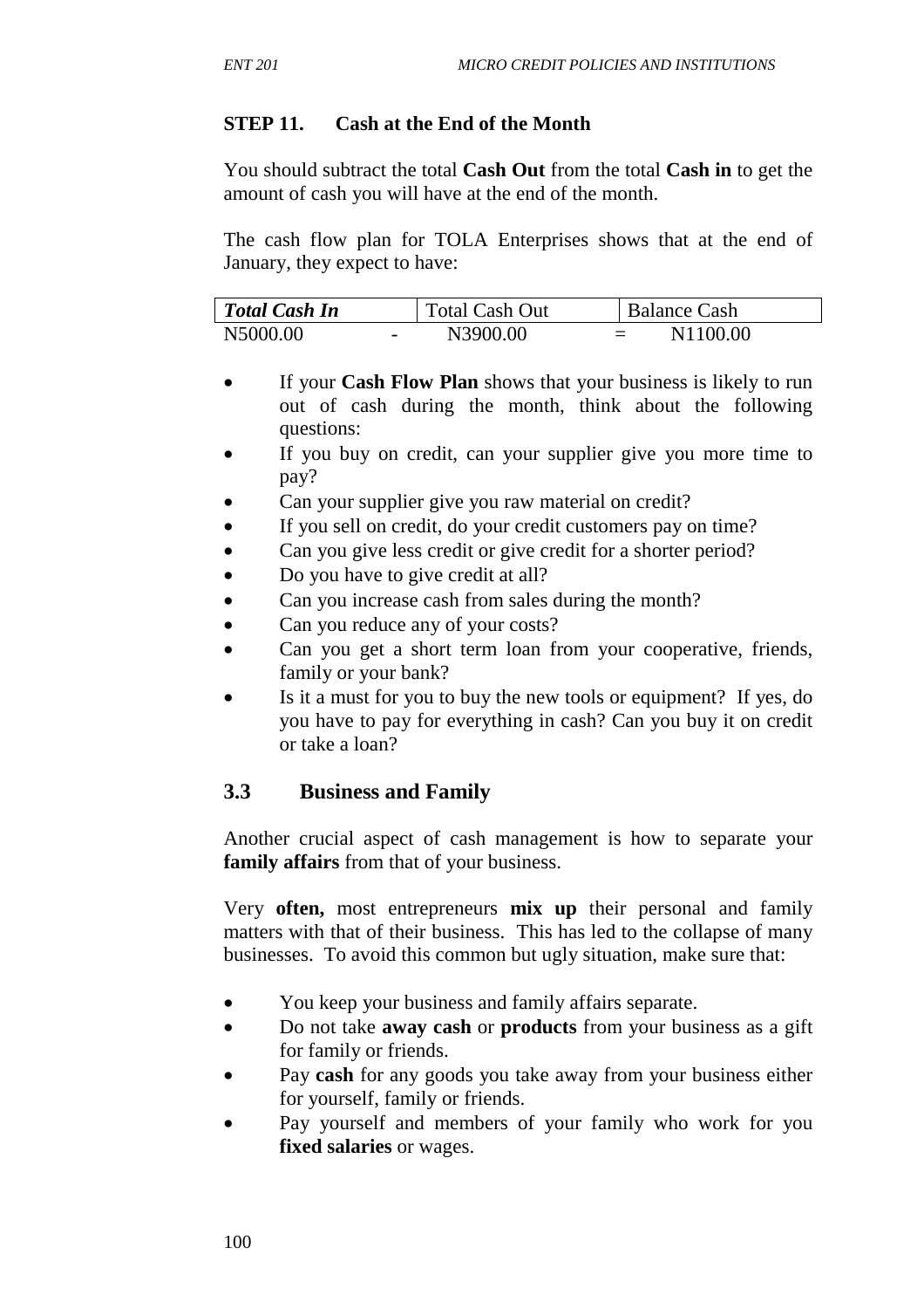### STEP 11. Cash at the End of the Month

You should subtract the total **Cash Out** from the total **Cash in** to get the amount of cash you will have at the end of the month.

The cash flow plan for TOLA Enterprises shows that at the end of January, they expect to have:

| ***Total Cash In*** | | Total Cash Out | | Balance Cash |
|---|---|---|---|---|
| N5000.00 | - | N3900.00 | = | N1100.00 |

- If your **Cash Flow Plan** shows that your business is likely to run out of cash during the month, think about the following questions:
- If you buy on credit, can your supplier give you more time to pay?
- Can your supplier give you raw material on credit?
- If you sell on credit, do your credit customers pay on time?
- Can you give less credit or give credit for a shorter period?
- Do you have to give credit at all?
- Can you increase cash from sales during the month?
- Can you reduce any of your costs?
- Can you get a short term loan from your cooperative, friends, family or your bank?
- Is it a must for you to buy the new tools or equipment? If yes, do you have to pay for everything in cash? Can you buy it on credit or take a loan?

## 3.3 Business and Family

Another crucial aspect of cash management is how to separate your **family affairs** from that of your business.

Very **often,** most entrepreneurs **mix up** their personal and family matters with that of their business. This has led to the collapse of many businesses. To avoid this common but ugly situation, make sure that:

- You keep your business and family affairs separate.
- Do not take **away cash** or **products** from your business as a gift for family or friends.
- Pay **cash** for any goods you take away from your business either for yourself, family or friends.
- Pay yourself and members of your family who work for you **fixed salaries** or wages.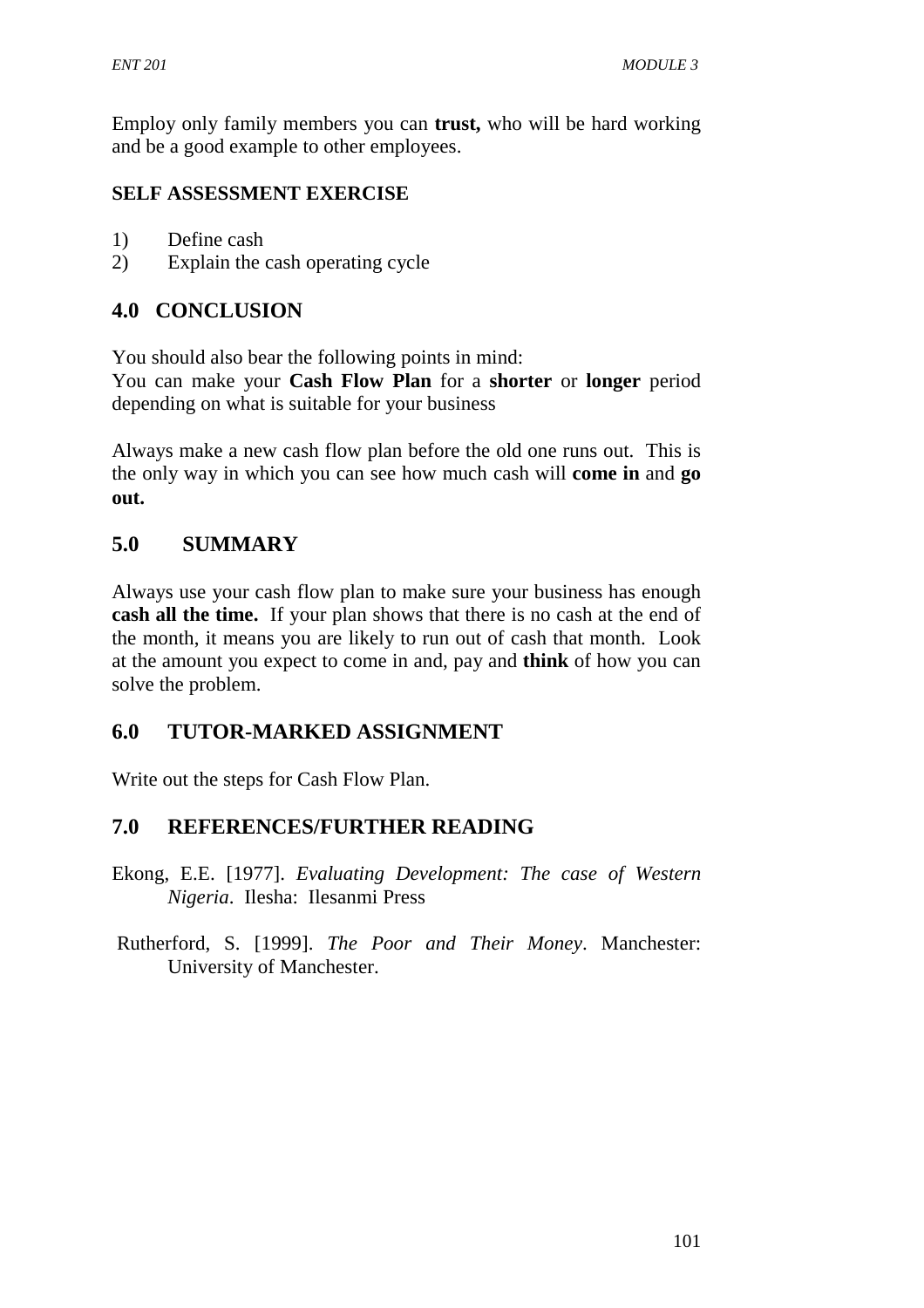Employ only family members you can **trust,** who will be hard working and be a good example to other employees.

**SELF ASSESSMENT EXERCISE**

1) Define cash
2) Explain the cash operating cycle

## 4.0 CONCLUSION

You should also bear the following points in mind:
You can make your **Cash Flow Plan** for a **shorter** or **longer** period depending on what is suitable for your business

Always make a new cash flow plan before the old one runs out. This is the only way in which you can see how much cash will **come in** and **go out.**

## 5.0 SUMMARY

Always use your cash flow plan to make sure your business has enough **cash all the time.** If your plan shows that there is no cash at the end of the month, it means you are likely to run out of cash that month. Look at the amount you expect to come in and, pay and **think** of how you can solve the problem.

## 6.0 TUTOR-MARKED ASSIGNMENT

Write out the steps for Cash Flow Plan.

## 7.0 REFERENCES/FURTHER READING

Ekong, E.E. [1977]. *Evaluating Development: The case of Western Nigeria*. Ilesha: Ilesanmi Press

Rutherford, S. [1999]. *The Poor and Their Money*. Manchester: University of Manchester.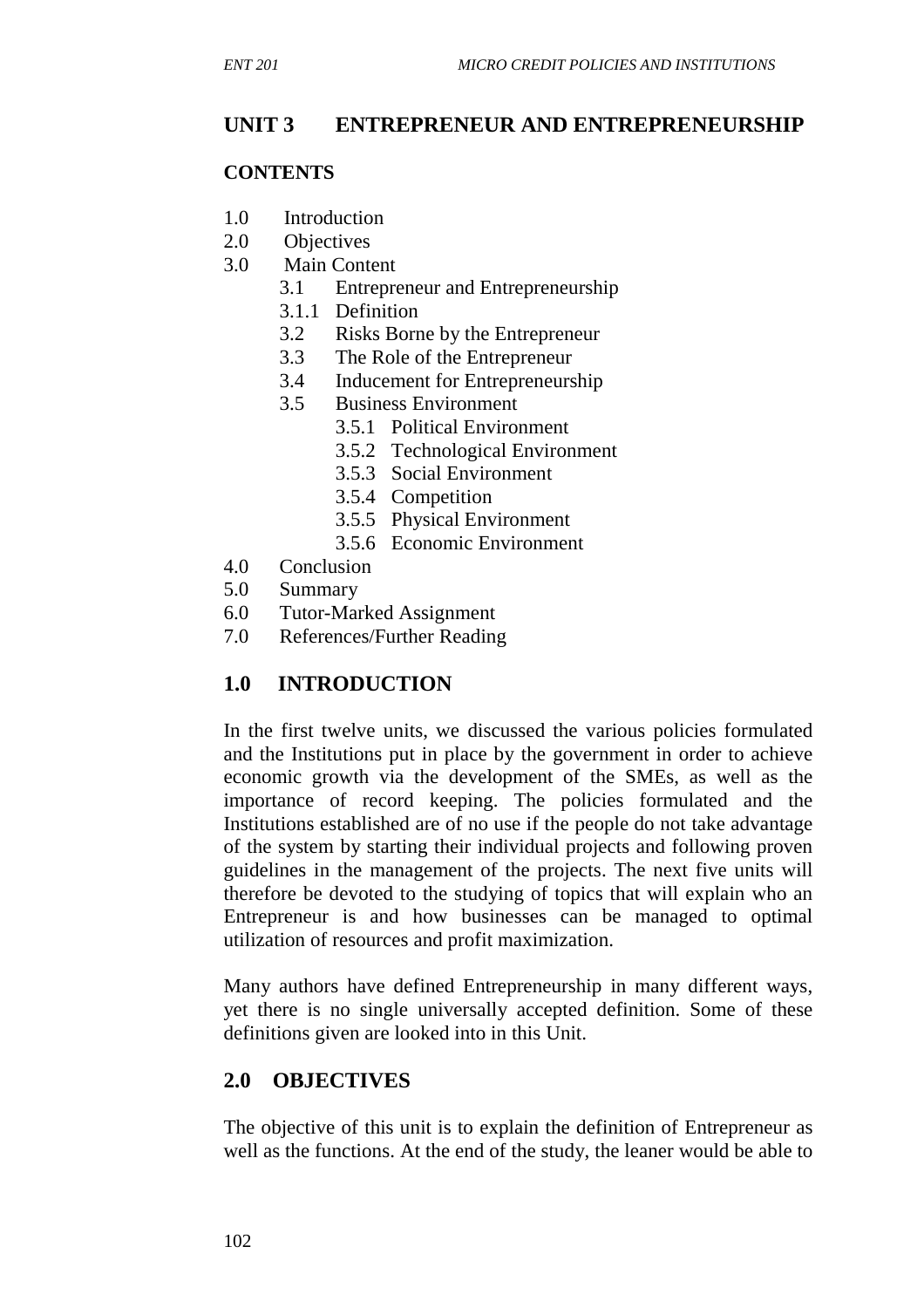# UNIT 3 ENTREPRENEUR AND ENTREPRENEURSHIP

**CONTENTS**

1.0 Introduction
2.0 Objectives
3.0 Main Content
    3.1 Entrepreneur and Entrepreneurship
    3.1.1 Definition
    3.2 Risks Borne by the Entrepreneur
    3.3 The Role of the Entrepreneur
    3.4 Inducement for Entrepreneurship
    3.5 Business Environment
        3.5.1 Political Environment
        3.5.2 Technological Environment
        3.5.3 Social Environment
        3.5.4 Competition
        3.5.5 Physical Environment
        3.5.6 Economic Environment
4.0 Conclusion
5.0 Summary
6.0 Tutor-Marked Assignment
7.0 References/Further Reading

## 1.0 INTRODUCTION

In the first twelve units, we discussed the various policies formulated and the Institutions put in place by the government in order to achieve economic growth via the development of the SMEs, as well as the importance of record keeping. The policies formulated and the Institutions established are of no use if the people do not take advantage of the system by starting their individual projects and following proven guidelines in the management of the projects. The next five units will therefore be devoted to the studying of topics that will explain who an Entrepreneur is and how businesses can be managed to optimal utilization of resources and profit maximization.

Many authors have defined Entrepreneurship in many different ways, yet there is no single universally accepted definition. Some of these definitions given are looked into in this Unit.

## 2.0 OBJECTIVES

The objective of this unit is to explain the definition of Entrepreneur as well as the functions. At the end of the study, the leaner would be able to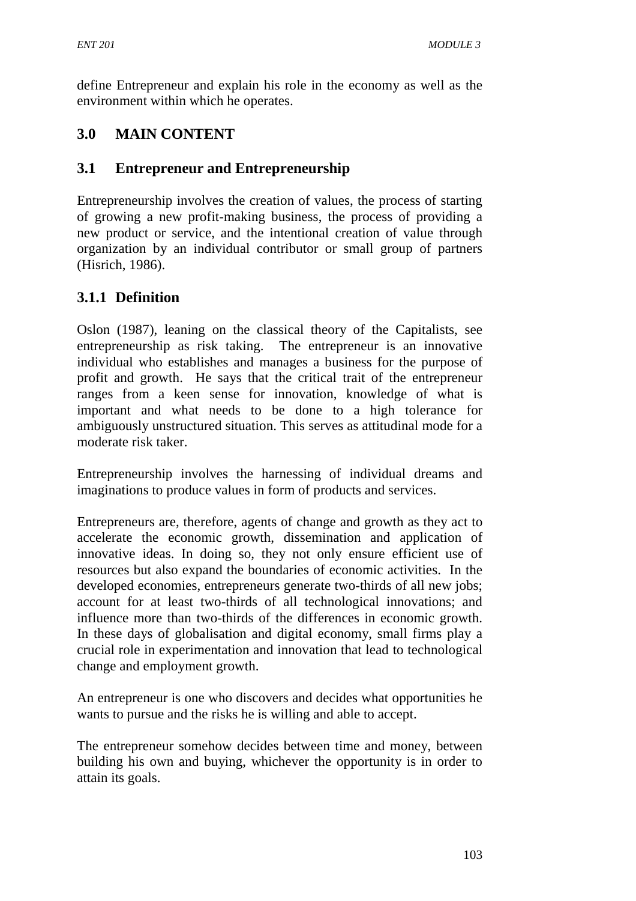define Entrepreneur and explain his role in the economy as well as the environment within which he operates.

## 3.0 MAIN CONTENT

### 3.1 Entrepreneur and Entrepreneurship

Entrepreneurship involves the creation of values, the process of starting of growing a new profit-making business, the process of providing a new product or service, and the intentional creation of value through organization by an individual contributor or small group of partners (Hisrich, 1986).

#### 3.1.1 Definition

Oslon (1987), leaning on the classical theory of the Capitalists, see entrepreneurship as risk taking. The entrepreneur is an innovative individual who establishes and manages a business for the purpose of profit and growth. He says that the critical trait of the entrepreneur ranges from a keen sense for innovation, knowledge of what is important and what needs to be done to a high tolerance for ambiguously unstructured situation. This serves as attitudinal mode for a moderate risk taker.

Entrepreneurship involves the harnessing of individual dreams and imaginations to produce values in form of products and services.

Entrepreneurs are, therefore, agents of change and growth as they act to accelerate the economic growth, dissemination and application of innovative ideas. In doing so, they not only ensure efficient use of resources but also expand the boundaries of economic activities. In the developed economies, entrepreneurs generate two-thirds of all new jobs; account for at least two-thirds of all technological innovations; and influence more than two-thirds of the differences in economic growth. In these days of globalisation and digital economy, small firms play a crucial role in experimentation and innovation that lead to technological change and employment growth.

An entrepreneur is one who discovers and decides what opportunities he wants to pursue and the risks he is willing and able to accept.

The entrepreneur somehow decides between time and money, between building his own and buying, whichever the opportunity is in order to attain its goals.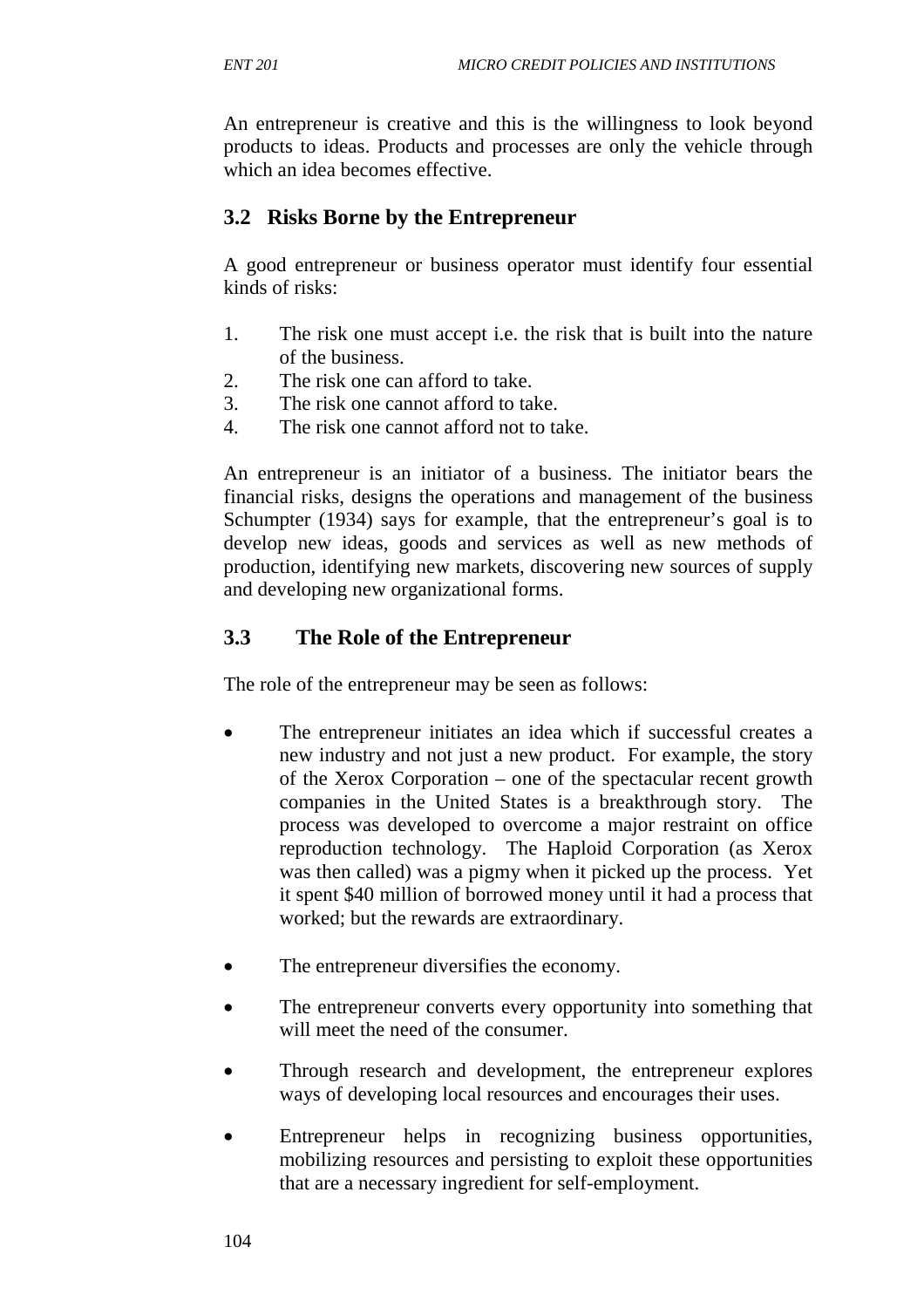An entrepreneur is creative and this is the willingness to look beyond products to ideas. Products and processes are only the vehicle through which an idea becomes effective.

## 3.2 Risks Borne by the Entrepreneur

A good entrepreneur or business operator must identify four essential kinds of risks:

1. The risk one must accept i.e. the risk that is built into the nature of the business.
2. The risk one can afford to take.
3. The risk one cannot afford to take.
4. The risk one cannot afford not to take.

An entrepreneur is an initiator of a business. The initiator bears the financial risks, designs the operations and management of the business Schumpter (1934) says for example, that the entrepreneur's goal is to develop new ideas, goods and services as well as new methods of production, identifying new markets, discovering new sources of supply and developing new organizational forms.

## 3.3 The Role of the Entrepreneur

The role of the entrepreneur may be seen as follows:

- The entrepreneur initiates an idea which if successful creates a new industry and not just a new product. For example, the story of the Xerox Corporation – one of the spectacular recent growth companies in the United States is a breakthrough story. The process was developed to overcome a major restraint on office reproduction technology. The Haploid Corporation (as Xerox was then called) was a pigmy when it picked up the process. Yet it spent $40 million of borrowed money until it had a process that worked; but the rewards are extraordinary.

- The entrepreneur diversifies the economy.

- The entrepreneur converts every opportunity into something that will meet the need of the consumer.

- Through research and development, the entrepreneur explores ways of developing local resources and encourages their uses.

- Entrepreneur helps in recognizing business opportunities, mobilizing resources and persisting to exploit these opportunities that are a necessary ingredient for self-employment.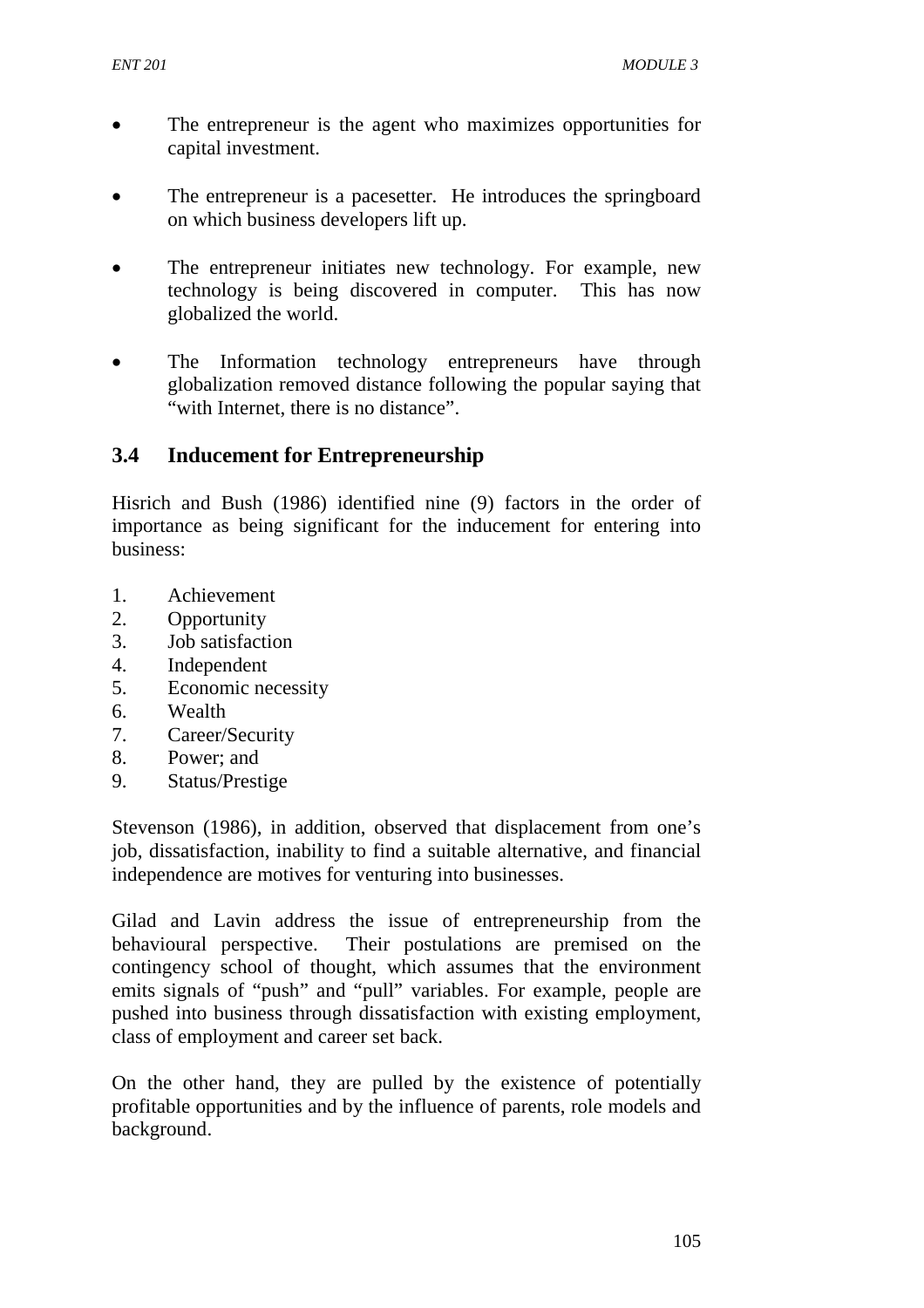- The entrepreneur is the agent who maximizes opportunities for capital investment.

- The entrepreneur is a pacesetter. He introduces the springboard on which business developers lift up.

- The entrepreneur initiates new technology. For example, new technology is being discovered in computer. This has now globalized the world.

- The Information technology entrepreneurs have through globalization removed distance following the popular saying that "with Internet, there is no distance".

## 3.4 Inducement for Entrepreneurship

Hisrich and Bush (1986) identified nine (9) factors in the order of importance as being significant for the inducement for entering into business:

1. Achievement
2. Opportunity
3. Job satisfaction
4. Independent
5. Economic necessity
6. Wealth
7. Career/Security
8. Power; and
9. Status/Prestige

Stevenson (1986), in addition, observed that displacement from one's job, dissatisfaction, inability to find a suitable alternative, and financial independence are motives for venturing into businesses.

Gilad and Lavin address the issue of entrepreneurship from the behavioural perspective. Their postulations are premised on the contingency school of thought, which assumes that the environment emits signals of "push" and "pull" variables. For example, people are pushed into business through dissatisfaction with existing employment, class of employment and career set back.

On the other hand, they are pulled by the existence of potentially profitable opportunities and by the influence of parents, role models and background.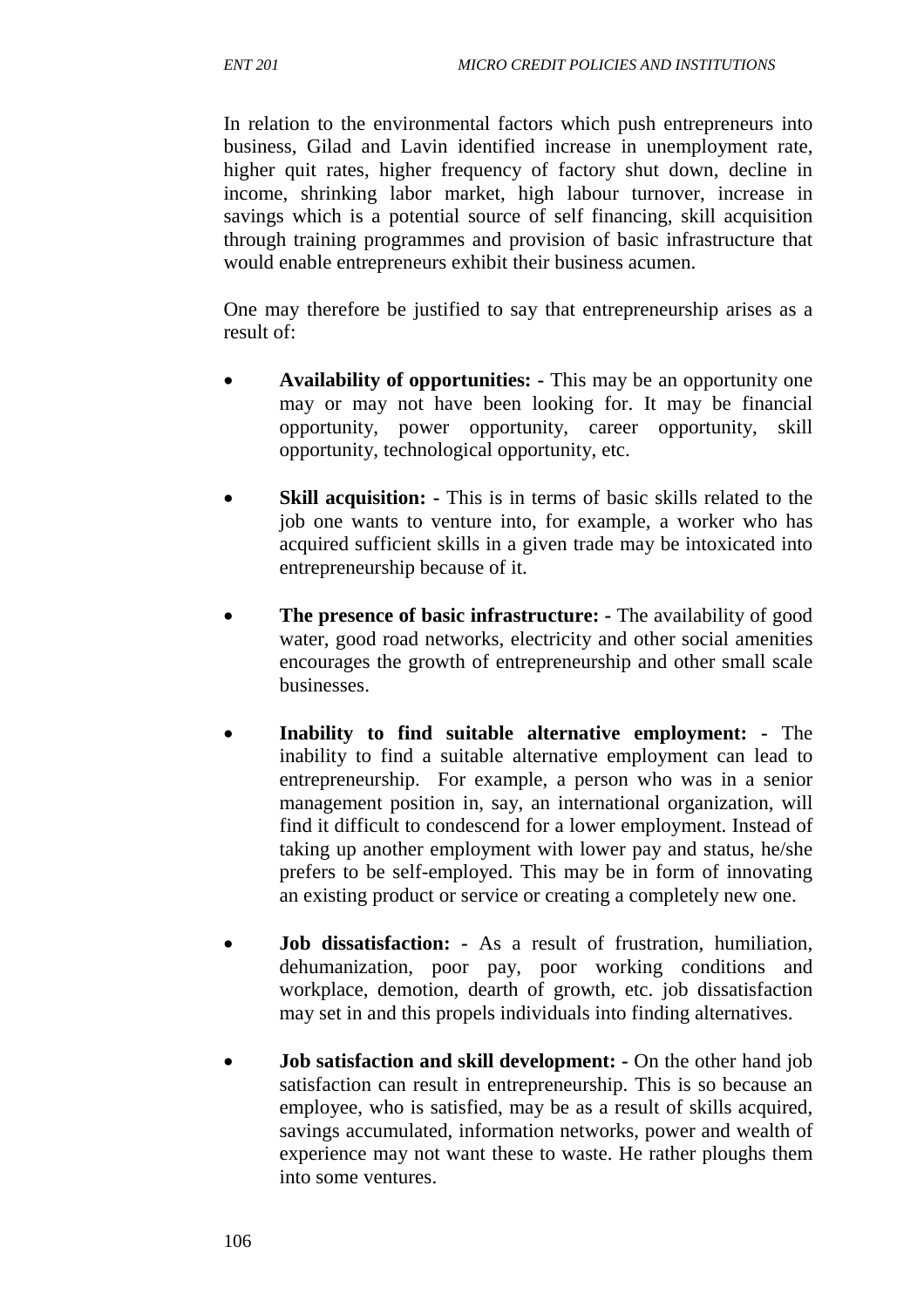In relation to the environmental factors which push entrepreneurs into business, Gilad and Lavin identified increase in unemployment rate, higher quit rates, higher frequency of factory shut down, decline in income, shrinking labor market, high labour turnover, increase in savings which is a potential source of self financing, skill acquisition through training programmes and provision of basic infrastructure that would enable entrepreneurs exhibit their business acumen.

One may therefore be justified to say that entrepreneurship arises as a result of:

- **Availability of opportunities: -** This may be an opportunity one may or may not have been looking for. It may be financial opportunity, power opportunity, career opportunity, skill opportunity, technological opportunity, etc.

- **Skill acquisition: -** This is in terms of basic skills related to the job one wants to venture into, for example, a worker who has acquired sufficient skills in a given trade may be intoxicated into entrepreneurship because of it.

- **The presence of basic infrastructure: -** The availability of good water, good road networks, electricity and other social amenities encourages the growth of entrepreneurship and other small scale businesses.

- **Inability to find suitable alternative employment: -** The inability to find a suitable alternative employment can lead to entrepreneurship. For example, a person who was in a senior management position in, say, an international organization, will find it difficult to condescend for a lower employment. Instead of taking up another employment with lower pay and status, he/she prefers to be self-employed. This may be in form of innovating an existing product or service or creating a completely new one.

- **Job dissatisfaction: -** As a result of frustration, humiliation, dehumanization, poor pay, poor working conditions and workplace, demotion, dearth of growth, etc. job dissatisfaction may set in and this propels individuals into finding alternatives.

- **Job satisfaction and skill development: -** On the other hand job satisfaction can result in entrepreneurship. This is so because an employee, who is satisfied, may be as a result of skills acquired, savings accumulated, information networks, power and wealth of experience may not want these to waste. He rather ploughs them into some ventures.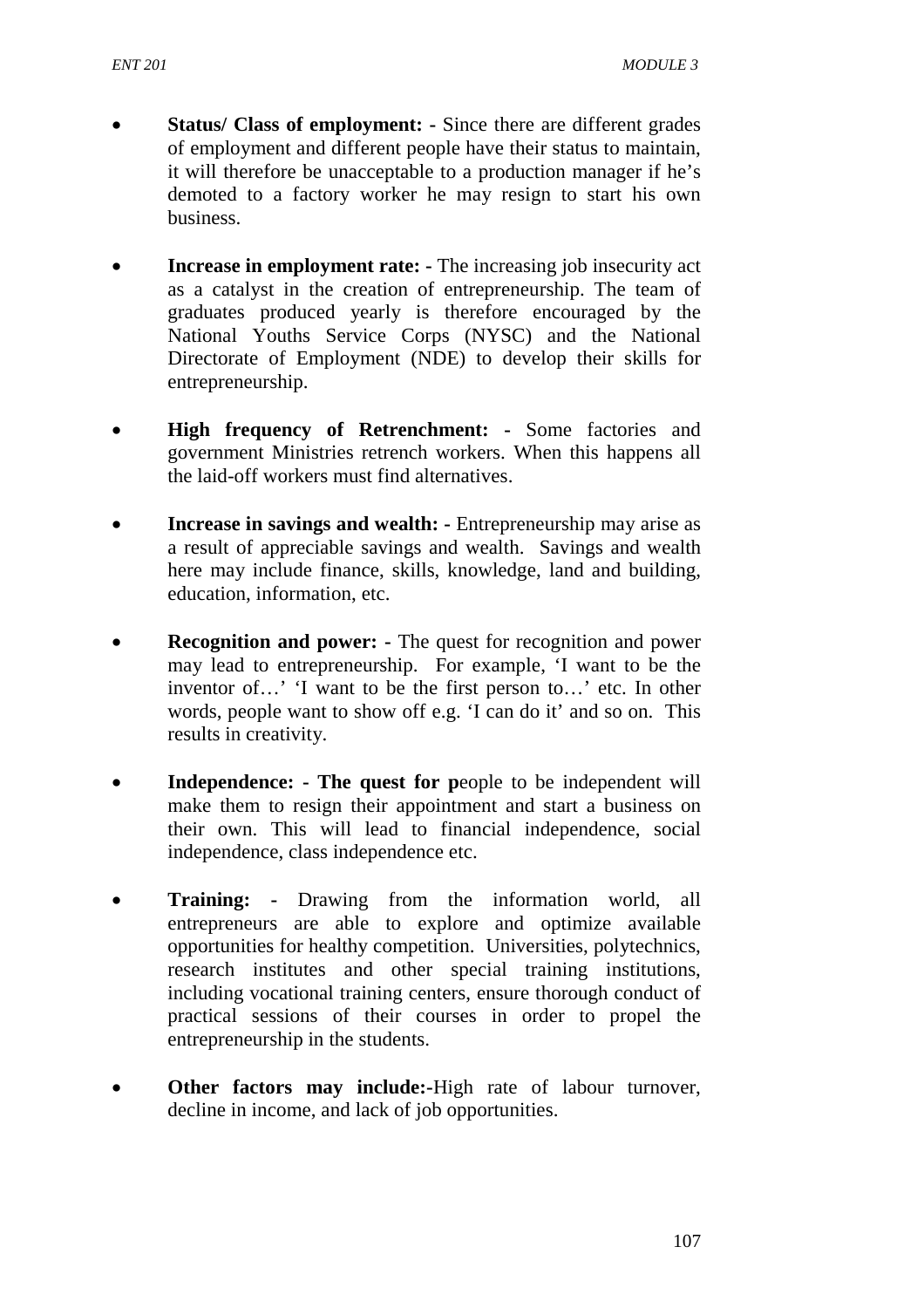- **Status/ Class of employment: -** Since there are different grades of employment and different people have their status to maintain, it will therefore be unacceptable to a production manager if he's demoted to a factory worker he may resign to start his own business.

- **Increase in employment rate: -** The increasing job insecurity act as a catalyst in the creation of entrepreneurship. The team of graduates produced yearly is therefore encouraged by the National Youths Service Corps (NYSC) and the National Directorate of Employment (NDE) to develop their skills for entrepreneurship.

- **High frequency of Retrenchment: -** Some factories and government Ministries retrench workers. When this happens all the laid-off workers must find alternatives.

- **Increase in savings and wealth: -** Entrepreneurship may arise as a result of appreciable savings and wealth. Savings and wealth here may include finance, skills, knowledge, land and building, education, information, etc.

- **Recognition and power: -** The quest for recognition and power may lead to entrepreneurship. For example, 'I want to be the inventor of…' 'I want to be the first person to…' etc. In other words, people want to show off e.g. 'I can do it' and so on. This results in creativity.

- **Independence: - The quest for p**eople to be independent will make them to resign their appointment and start a business on their own. This will lead to financial independence, social independence, class independence etc.

- **Training: -** Drawing from the information world, all entrepreneurs are able to explore and optimize available opportunities for healthy competition. Universities, polytechnics, research institutes and other special training institutions, including vocational training centers, ensure thorough conduct of practical sessions of their courses in order to propel the entrepreneurship in the students.

- **Other factors may include:-**High rate of labour turnover, decline in income, and lack of job opportunities.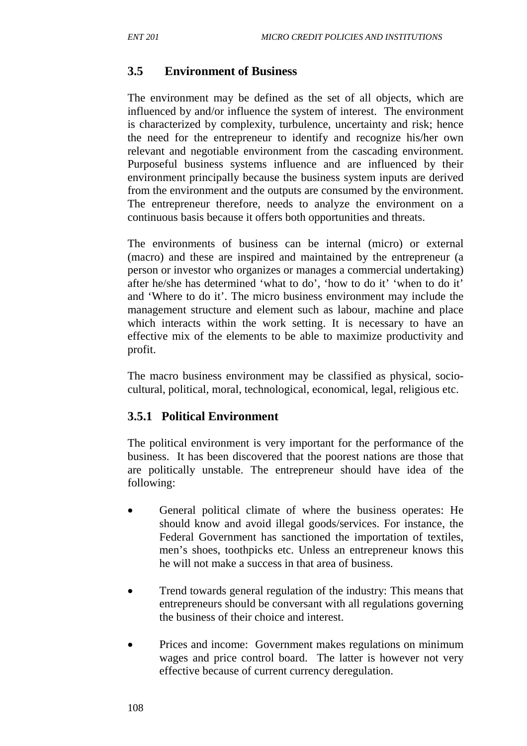## 3.5 Environment of Business

The environment may be defined as the set of all objects, which are influenced by and/or influence the system of interest. The environment is characterized by complexity, turbulence, uncertainty and risk; hence the need for the entrepreneur to identify and recognize his/her own relevant and negotiable environment from the cascading environment. Purposeful business systems influence and are influenced by their environment principally because the business system inputs are derived from the environment and the outputs are consumed by the environment. The entrepreneur therefore, needs to analyze the environment on a continuous basis because it offers both opportunities and threats.

The environments of business can be internal (micro) or external (macro) and these are inspired and maintained by the entrepreneur (a person or investor who organizes or manages a commercial undertaking) after he/she has determined 'what to do', 'how to do it' 'when to do it' and 'Where to do it'. The micro business environment may include the management structure and element such as labour, machine and place which interacts within the work setting. It is necessary to have an effective mix of the elements to be able to maximize productivity and profit.

The macro business environment may be classified as physical, socio-cultural, political, moral, technological, economical, legal, religious etc.

### 3.5.1 Political Environment

The political environment is very important for the performance of the business. It has been discovered that the poorest nations are those that are politically unstable. The entrepreneur should have idea of the following:

- General political climate of where the business operates: He should know and avoid illegal goods/services. For instance, the Federal Government has sanctioned the importation of textiles, men's shoes, toothpicks etc. Unless an entrepreneur knows this he will not make a success in that area of business.

- Trend towards general regulation of the industry: This means that entrepreneurs should be conversant with all regulations governing the business of their choice and interest.

- Prices and income: Government makes regulations on minimum wages and price control board. The latter is however not very effective because of current currency deregulation.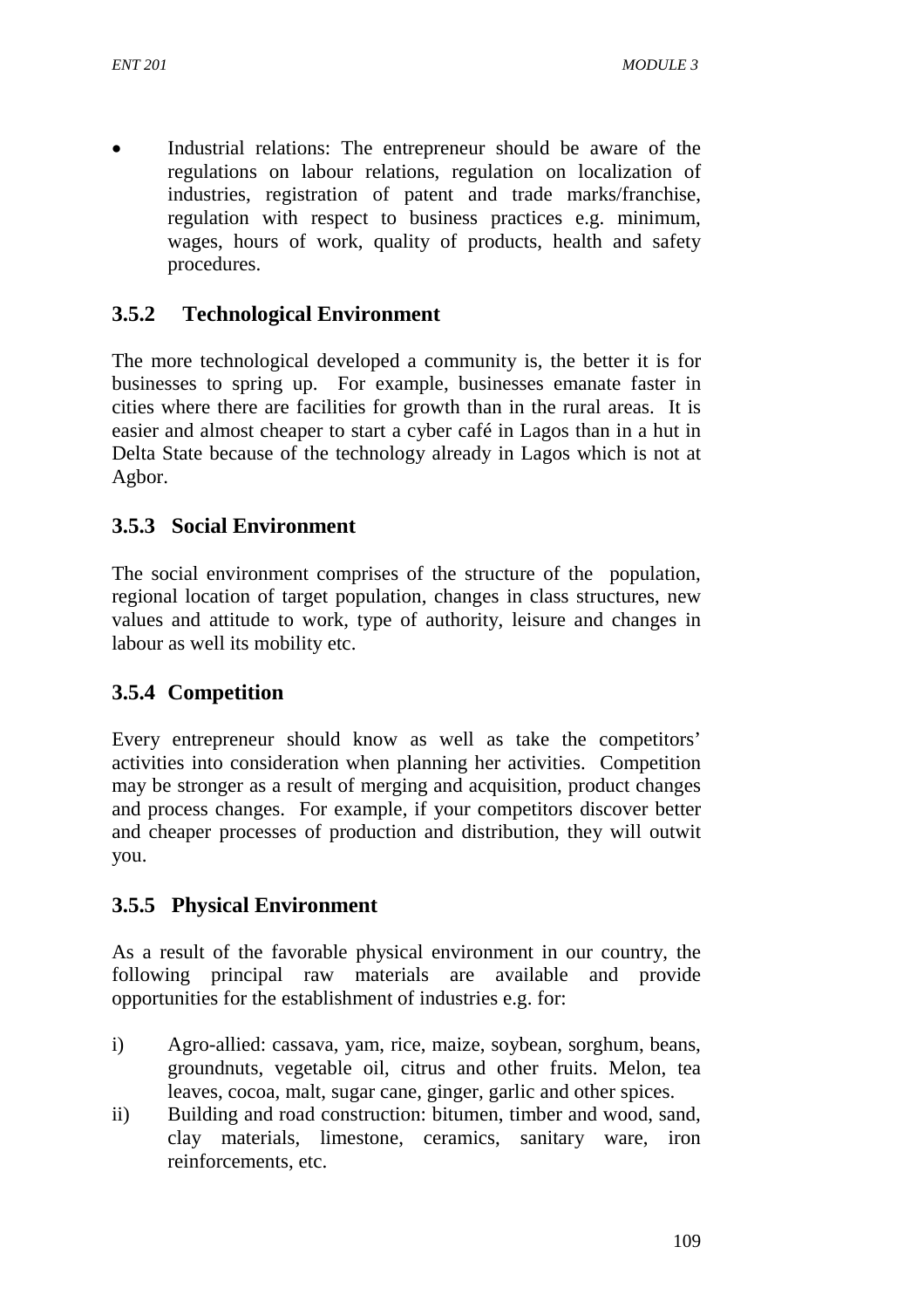- Industrial relations: The entrepreneur should be aware of the regulations on labour relations, regulation on localization of industries, registration of patent and trade marks/franchise, regulation with respect to business practices e.g. minimum, wages, hours of work, quality of products, health and safety procedures.

### 3.5.2 Technological Environment

The more technological developed a community is, the better it is for businesses to spring up. For example, businesses emanate faster in cities where there are facilities for growth than in the rural areas. It is easier and almost cheaper to start a cyber café in Lagos than in a hut in Delta State because of the technology already in Lagos which is not at Agbor.

### 3.5.3 Social Environment

The social environment comprises of the structure of the population, regional location of target population, changes in class structures, new values and attitude to work, type of authority, leisure and changes in labour as well its mobility etc.

### 3.5.4 Competition

Every entrepreneur should know as well as take the competitors' activities into consideration when planning her activities. Competition may be stronger as a result of merging and acquisition, product changes and process changes. For example, if your competitors discover better and cheaper processes of production and distribution, they will outwit you.

### 3.5.5 Physical Environment

As a result of the favorable physical environment in our country, the following principal raw materials are available and provide opportunities for the establishment of industries e.g. for:

i) Agro-allied: cassava, yam, rice, maize, soybean, sorghum, beans, groundnuts, vegetable oil, citrus and other fruits. Melon, tea leaves, cocoa, malt, sugar cane, ginger, garlic and other spices.
ii) Building and road construction: bitumen, timber and wood, sand, clay materials, limestone, ceramics, sanitary ware, iron reinforcements, etc.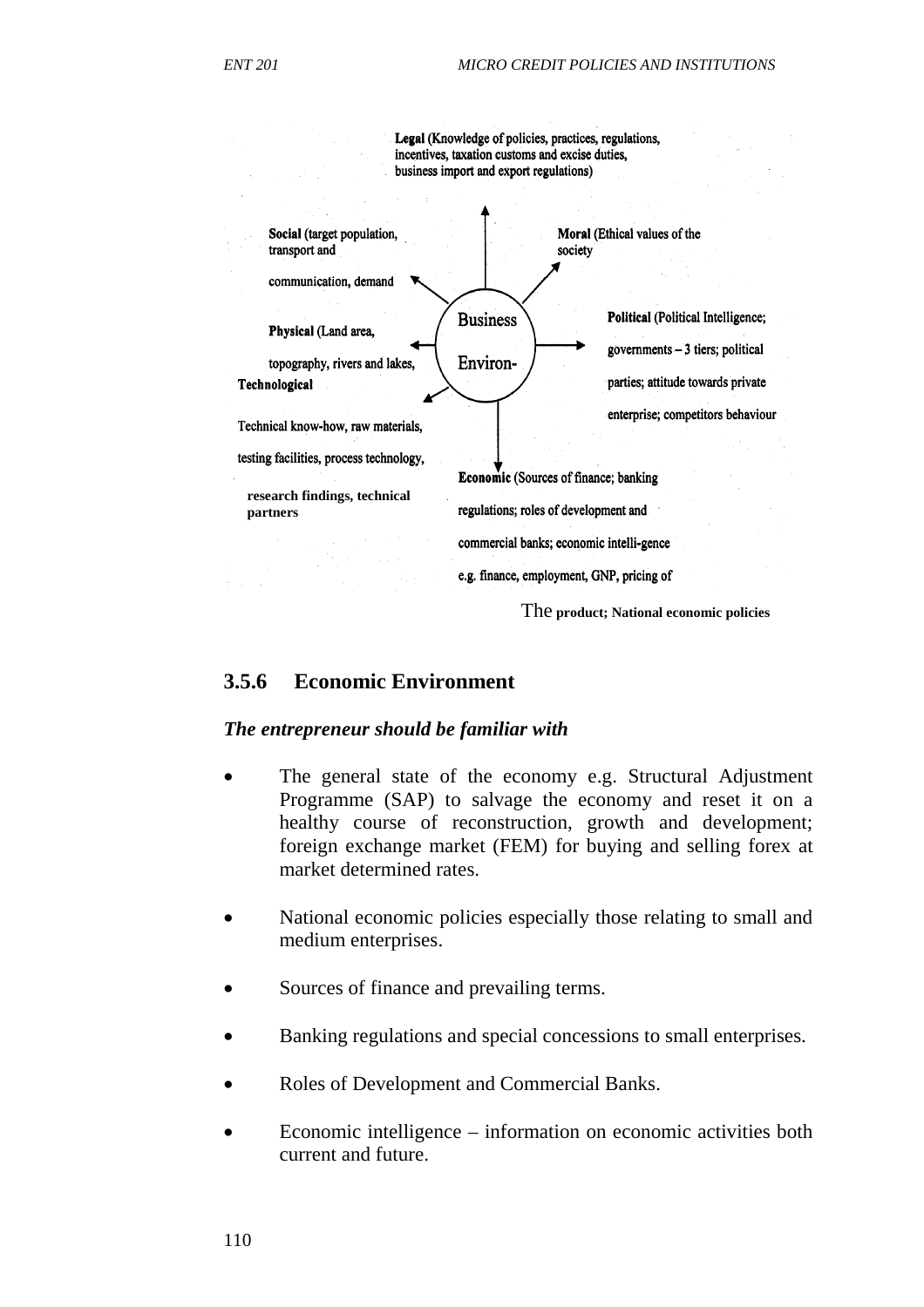**Legal** (Knowledge of policies, practices, regulations, incentives, taxation customs and excise duties, business import and export regulations)

**Social** (target population, transport and communication, demand

**Moral** (Ethical values of the society

**Physical** (Land area, topography, rivers and lakes,

Business Environ-

**Political** (Political Intelligence; governments – 3 tiers; political parties; attitude towards private enterprise; competitors behaviour

**Technological**

Technical know-how, raw materials, testing facilities, process technology, research findings, technical partners

**Economic** (Sources of finance; banking regulations; roles of development and commercial banks; economic intelli-gence e.g. finance, employment, GNP, pricing of The product; National economic policies

### 3.5.6 Economic Environment

***The entrepreneur should be familiar with***

- The general state of the economy e.g. Structural Adjustment Programme (SAP) to salvage the economy and reset it on a healthy course of reconstruction, growth and development; foreign exchange market (FEM) for buying and selling forex at market determined rates.
- National economic policies especially those relating to small and medium enterprises.
- Sources of finance and prevailing terms.
- Banking regulations and special concessions to small enterprises.
- Roles of Development and Commercial Banks.
- Economic intelligence – information on economic activities both current and future.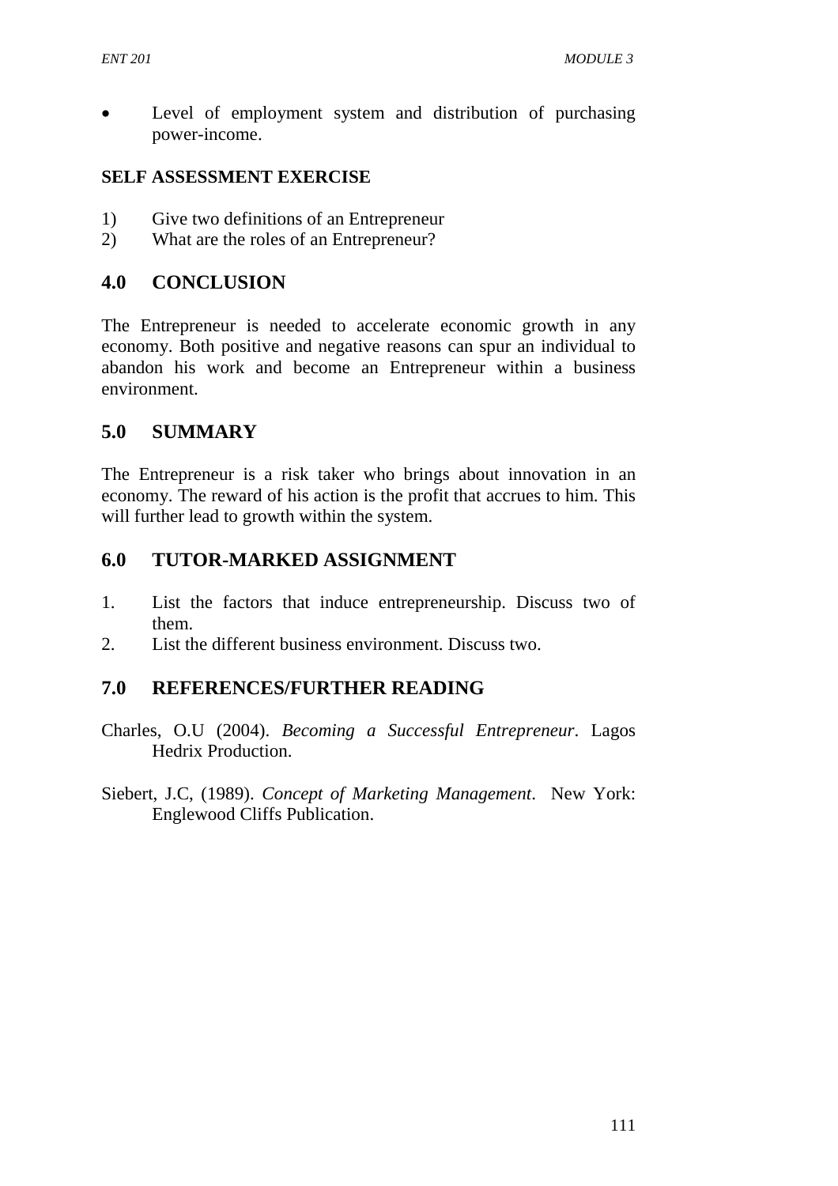- Level of employment system and distribution of purchasing power-income.

**SELF ASSESSMENT EXERCISE**

1) Give two definitions of an Entrepreneur
2) What are the roles of an Entrepreneur?

## 4.0 CONCLUSION

The Entrepreneur is needed to accelerate economic growth in any economy. Both positive and negative reasons can spur an individual to abandon his work and become an Entrepreneur within a business environment.

## 5.0 SUMMARY

The Entrepreneur is a risk taker who brings about innovation in an economy. The reward of his action is the profit that accrues to him. This will further lead to growth within the system.

## 6.0 TUTOR-MARKED ASSIGNMENT

1. List the factors that induce entrepreneurship. Discuss two of them.
2. List the different business environment. Discuss two.

## 7.0 REFERENCES/FURTHER READING

Charles, O.U (2004). *Becoming a Successful Entrepreneur*. Lagos Hedrix Production.

Siebert, J.C, (1989). *Concept of Marketing Management*. New York: Englewood Cliffs Publication.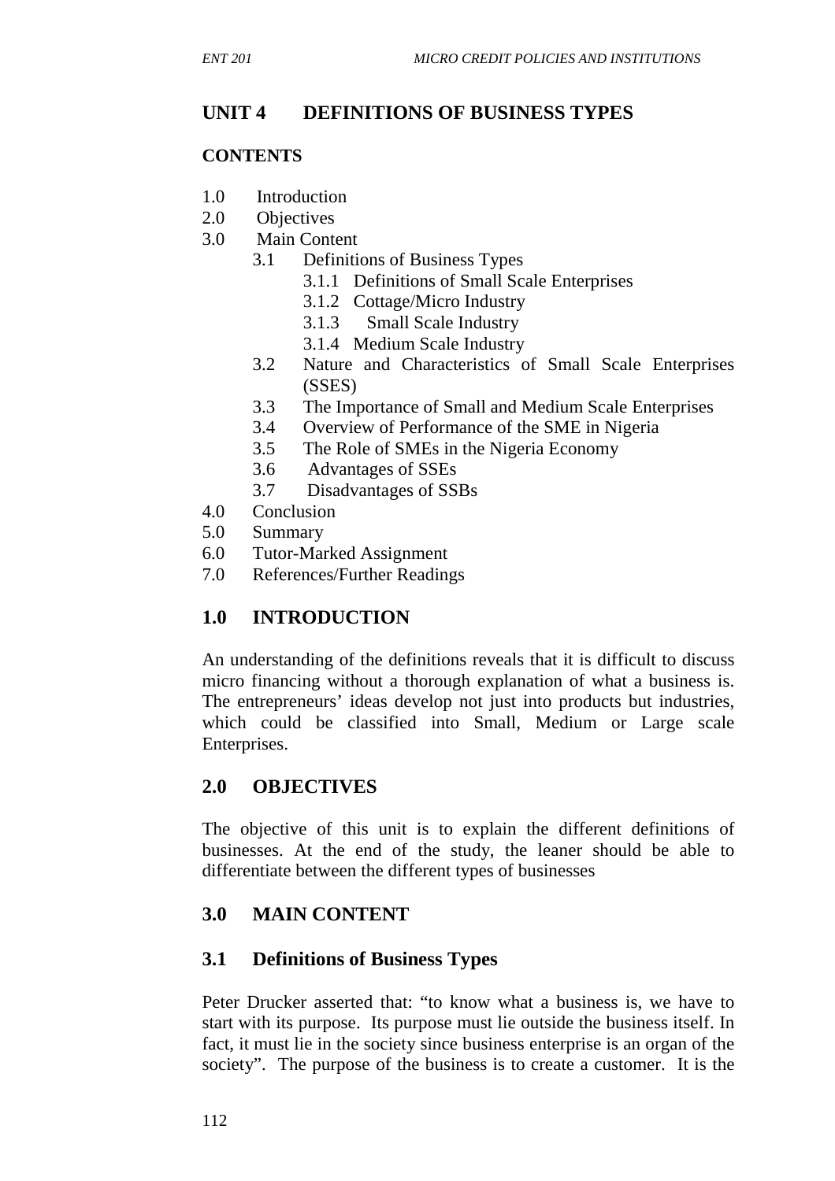# UNIT 4 DEFINITIONS OF BUSINESS TYPES

**CONTENTS**

1.0 Introduction
2.0 Objectives
3.0 Main Content
   - 3.1 Definitions of Business Types
     - 3.1.1 Definitions of Small Scale Enterprises
     - 3.1.2 Cottage/Micro Industry
     - 3.1.3 Small Scale Industry
     - 3.1.4 Medium Scale Industry
   - 3.2 Nature and Characteristics of Small Scale Enterprises (SSES)
   - 3.3 The Importance of Small and Medium Scale Enterprises
   - 3.4 Overview of Performance of the SME in Nigeria
   - 3.5 The Role of SMEs in the Nigeria Economy
   - 3.6 Advantages of SSEs
   - 3.7 Disadvantages of SSBs

4.0 Conclusion
5.0 Summary
6.0 Tutor-Marked Assignment
7.0 References/Further Readings

## 1.0 INTRODUCTION

An understanding of the definitions reveals that it is difficult to discuss micro financing without a thorough explanation of what a business is. The entrepreneurs' ideas develop not just into products but industries, which could be classified into Small, Medium or Large scale Enterprises.

## 2.0 OBJECTIVES

The objective of this unit is to explain the different definitions of businesses. At the end of the study, the leaner should be able to differentiate between the different types of businesses

## 3.0 MAIN CONTENT

### 3.1 Definitions of Business Types

Peter Drucker asserted that: "to know what a business is, we have to start with its purpose. Its purpose must lie outside the business itself. In fact, it must lie in the society since business enterprise is an organ of the society". The purpose of the business is to create a customer. It is the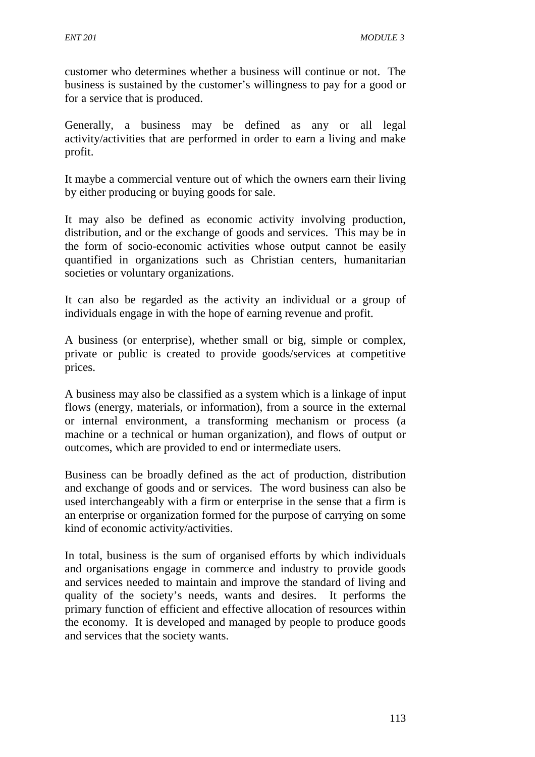customer who determines whether a business will continue or not. The business is sustained by the customer's willingness to pay for a good or for a service that is produced.

Generally, a business may be defined as any or all legal activity/activities that are performed in order to earn a living and make profit.

It maybe a commercial venture out of which the owners earn their living by either producing or buying goods for sale.

It may also be defined as economic activity involving production, distribution, and or the exchange of goods and services. This may be in the form of socio-economic activities whose output cannot be easily quantified in organizations such as Christian centers, humanitarian societies or voluntary organizations.

It can also be regarded as the activity an individual or a group of individuals engage in with the hope of earning revenue and profit.

A business (or enterprise), whether small or big, simple or complex, private or public is created to provide goods/services at competitive prices.

A business may also be classified as a system which is a linkage of input flows (energy, materials, or information), from a source in the external or internal environment, a transforming mechanism or process (a machine or a technical or human organization), and flows of output or outcomes, which are provided to end or intermediate users.

Business can be broadly defined as the act of production, distribution and exchange of goods and or services. The word business can also be used interchangeably with a firm or enterprise in the sense that a firm is an enterprise or organization formed for the purpose of carrying on some kind of economic activity/activities.

In total, business is the sum of organised efforts by which individuals and organisations engage in commerce and industry to provide goods and services needed to maintain and improve the standard of living and quality of the society's needs, wants and desires. It performs the primary function of efficient and effective allocation of resources within the economy. It is developed and managed by people to produce goods and services that the society wants.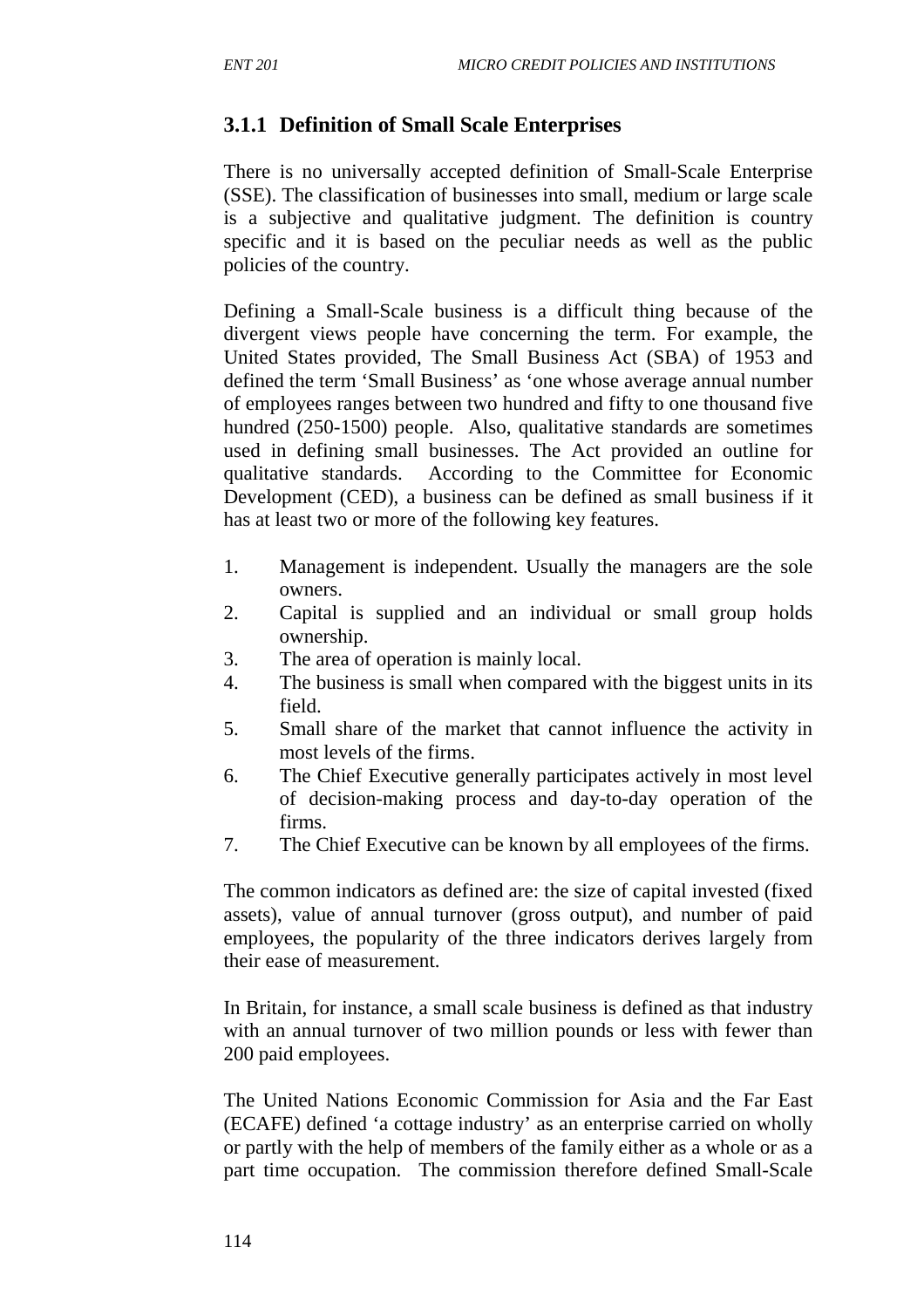### 3.1.1 Definition of Small Scale Enterprises

There is no universally accepted definition of Small-Scale Enterprise (SSE). The classification of businesses into small, medium or large scale is a subjective and qualitative judgment. The definition is country specific and it is based on the peculiar needs as well as the public policies of the country.

Defining a Small-Scale business is a difficult thing because of the divergent views people have concerning the term. For example, the United States provided, The Small Business Act (SBA) of 1953 and defined the term 'Small Business' as 'one whose average annual number of employees ranges between two hundred and fifty to one thousand five hundred (250-1500) people. Also, qualitative standards are sometimes used in defining small businesses. The Act provided an outline for qualitative standards. According to the Committee for Economic Development (CED), a business can be defined as small business if it has at least two or more of the following key features.

1. Management is independent. Usually the managers are the sole owners.
2. Capital is supplied and an individual or small group holds ownership.
3. The area of operation is mainly local.
4. The business is small when compared with the biggest units in its field.
5. Small share of the market that cannot influence the activity in most levels of the firms.
6. The Chief Executive generally participates actively in most level of decision-making process and day-to-day operation of the firms.
7. The Chief Executive can be known by all employees of the firms.

The common indicators as defined are: the size of capital invested (fixed assets), value of annual turnover (gross output), and number of paid employees, the popularity of the three indicators derives largely from their ease of measurement.

In Britain, for instance, a small scale business is defined as that industry with an annual turnover of two million pounds or less with fewer than 200 paid employees.

The United Nations Economic Commission for Asia and the Far East (ECAFE) defined 'a cottage industry' as an enterprise carried on wholly or partly with the help of members of the family either as a whole or as a part time occupation. The commission therefore defined Small-Scale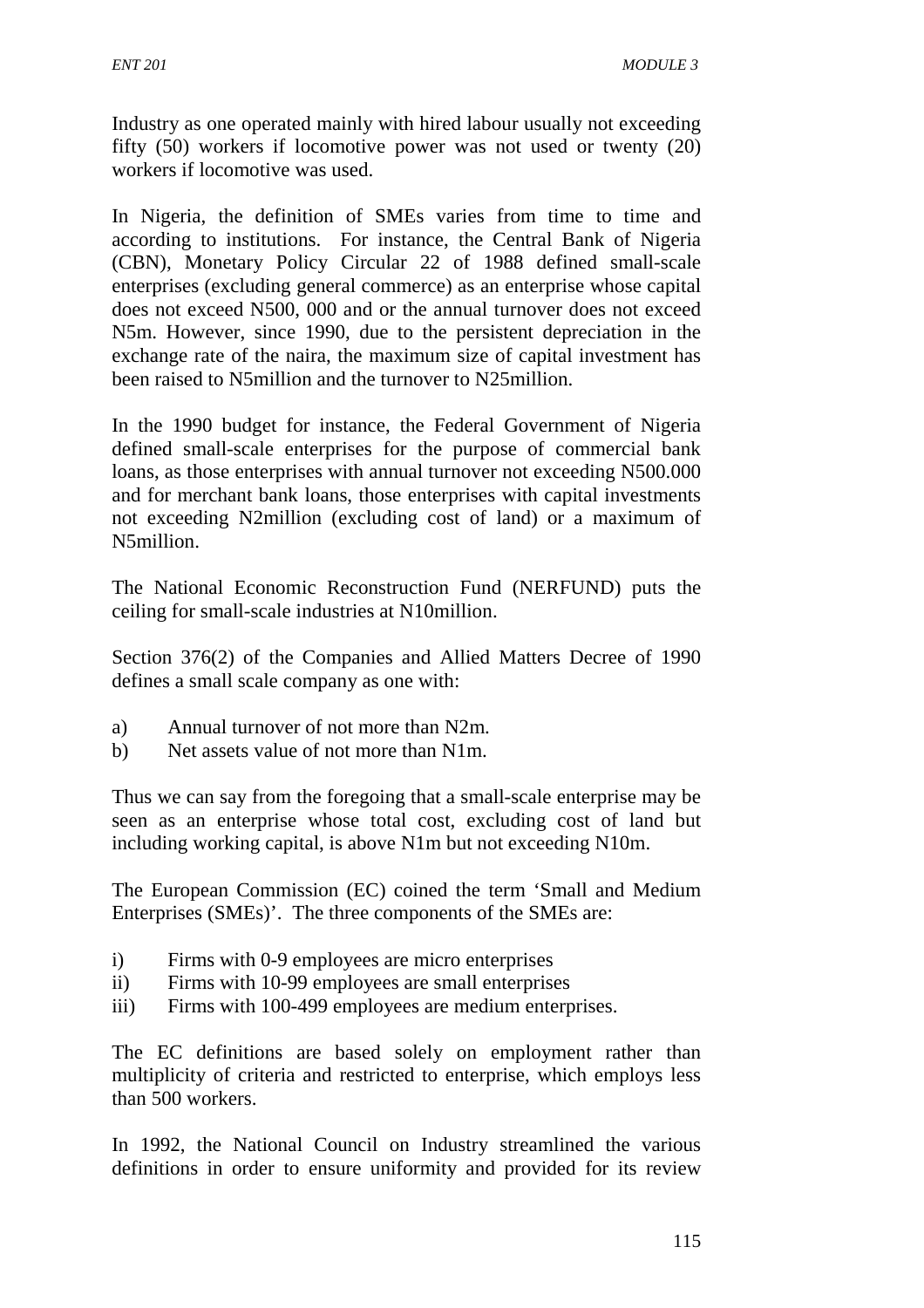Industry as one operated mainly with hired labour usually not exceeding fifty (50) workers if locomotive power was not used or twenty (20) workers if locomotive was used.

In Nigeria, the definition of SMEs varies from time to time and according to institutions. For instance, the Central Bank of Nigeria (CBN), Monetary Policy Circular 22 of 1988 defined small-scale enterprises (excluding general commerce) as an enterprise whose capital does not exceed N500, 000 and or the annual turnover does not exceed N5m. However, since 1990, due to the persistent depreciation in the exchange rate of the naira, the maximum size of capital investment has been raised to N5million and the turnover to N25million.

In the 1990 budget for instance, the Federal Government of Nigeria defined small-scale enterprises for the purpose of commercial bank loans, as those enterprises with annual turnover not exceeding N500.000 and for merchant bank loans, those enterprises with capital investments not exceeding N2million (excluding cost of land) or a maximum of N5million.

The National Economic Reconstruction Fund (NERFUND) puts the ceiling for small-scale industries at N10million.

Section 376(2) of the Companies and Allied Matters Decree of 1990 defines a small scale company as one with:

a) Annual turnover of not more than N2m.
b) Net assets value of not more than N1m.

Thus we can say from the foregoing that a small-scale enterprise may be seen as an enterprise whose total cost, excluding cost of land but including working capital, is above N1m but not exceeding N10m.

The European Commission (EC) coined the term 'Small and Medium Enterprises (SMEs)'. The three components of the SMEs are:

i) Firms with 0-9 employees are micro enterprises
ii) Firms with 10-99 employees are small enterprises
iii) Firms with 100-499 employees are medium enterprises.

The EC definitions are based solely on employment rather than multiplicity of criteria and restricted to enterprise, which employs less than 500 workers.

In 1992, the National Council on Industry streamlined the various definitions in order to ensure uniformity and provided for its review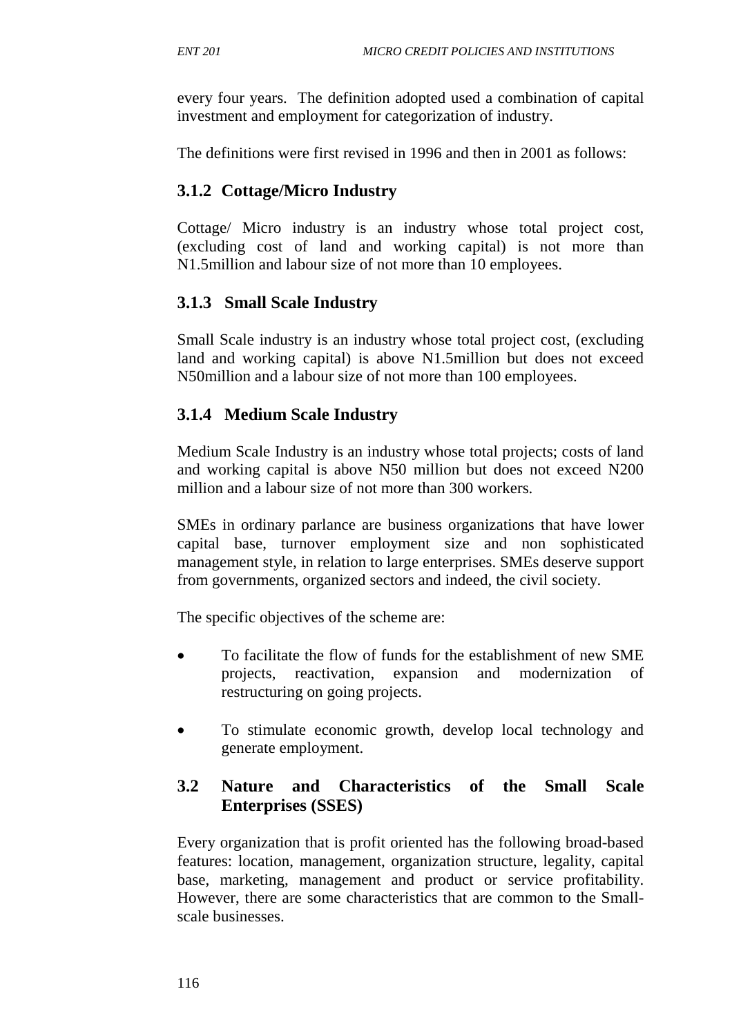every four years. The definition adopted used a combination of capital investment and employment for categorization of industry.

The definitions were first revised in 1996 and then in 2001 as follows:

### 3.1.2 Cottage/Micro Industry

Cottage/ Micro industry is an industry whose total project cost, (excluding cost of land and working capital) is not more than N1.5million and labour size of not more than 10 employees.

### 3.1.3 Small Scale Industry

Small Scale industry is an industry whose total project cost, (excluding land and working capital) is above N1.5million but does not exceed N50million and a labour size of not more than 100 employees.

### 3.1.4 Medium Scale Industry

Medium Scale Industry is an industry whose total projects; costs of land and working capital is above N50 million but does not exceed N200 million and a labour size of not more than 300 workers.

SMEs in ordinary parlance are business organizations that have lower capital base, turnover employment size and non sophisticated management style, in relation to large enterprises. SMEs deserve support from governments, organized sectors and indeed, the civil society.

The specific objectives of the scheme are:

- To facilitate the flow of funds for the establishment of new SME projects, reactivation, expansion and modernization of restructuring on going projects.
- To stimulate economic growth, develop local technology and generate employment.

## 3.2 Nature and Characteristics of the Small Scale Enterprises (SSES)

Every organization that is profit oriented has the following broad-based features: location, management, organization structure, legality, capital base, marketing, management and product or service profitability. However, there are some characteristics that are common to the Small-scale businesses.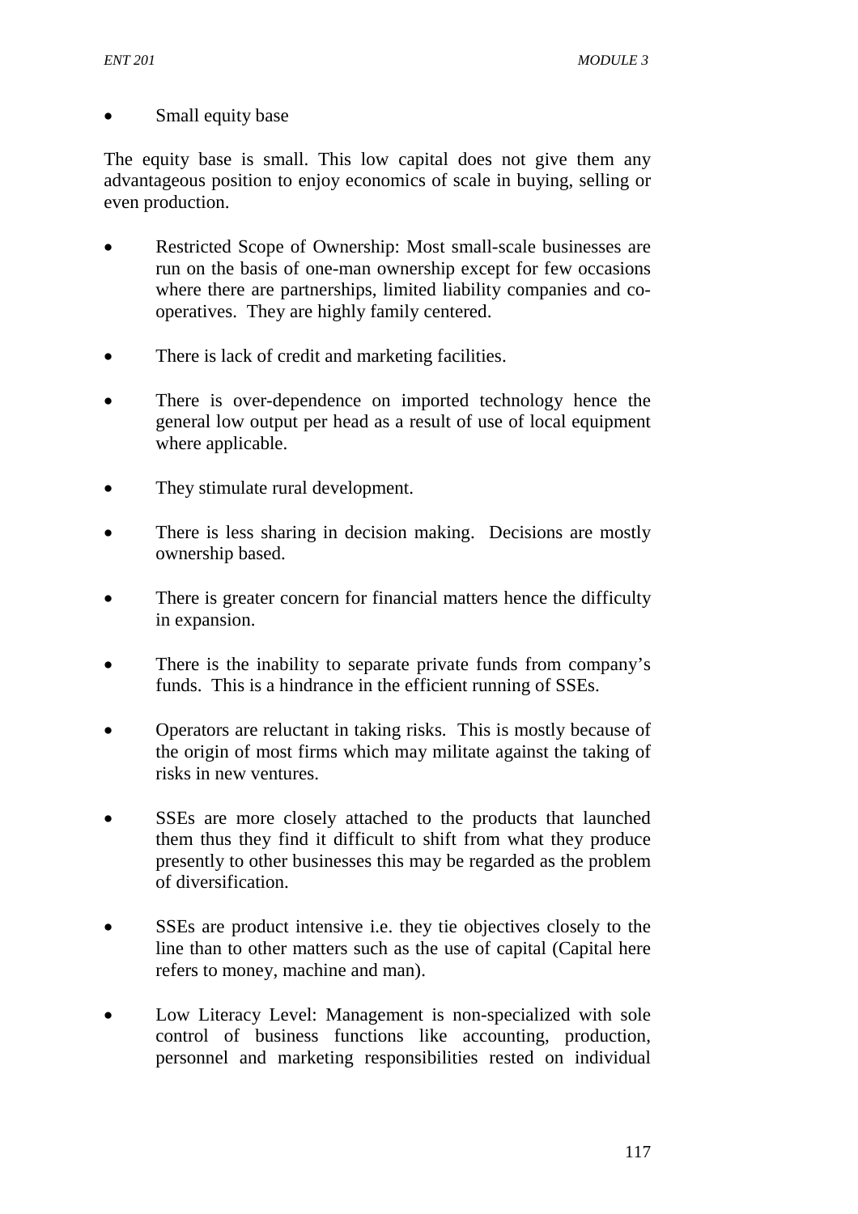- Small equity base

The equity base is small. This low capital does not give them any advantageous position to enjoy economics of scale in buying, selling or even production.

- Restricted Scope of Ownership: Most small-scale businesses are run on the basis of one-man ownership except for few occasions where there are partnerships, limited liability companies and co-operatives. They are highly family centered.
- There is lack of credit and marketing facilities.
- There is over-dependence on imported technology hence the general low output per head as a result of use of local equipment where applicable.
- They stimulate rural development.
- There is less sharing in decision making. Decisions are mostly ownership based.
- There is greater concern for financial matters hence the difficulty in expansion.
- There is the inability to separate private funds from company's funds. This is a hindrance in the efficient running of SSEs.
- Operators are reluctant in taking risks. This is mostly because of the origin of most firms which may militate against the taking of risks in new ventures.
- SSEs are more closely attached to the products that launched them thus they find it difficult to shift from what they produce presently to other businesses this may be regarded as the problem of diversification.
- SSEs are product intensive i.e. they tie objectives closely to the line than to other matters such as the use of capital (Capital here refers to money, machine and man).
- Low Literacy Level: Management is non-specialized with sole control of business functions like accounting, production, personnel and marketing responsibilities rested on individual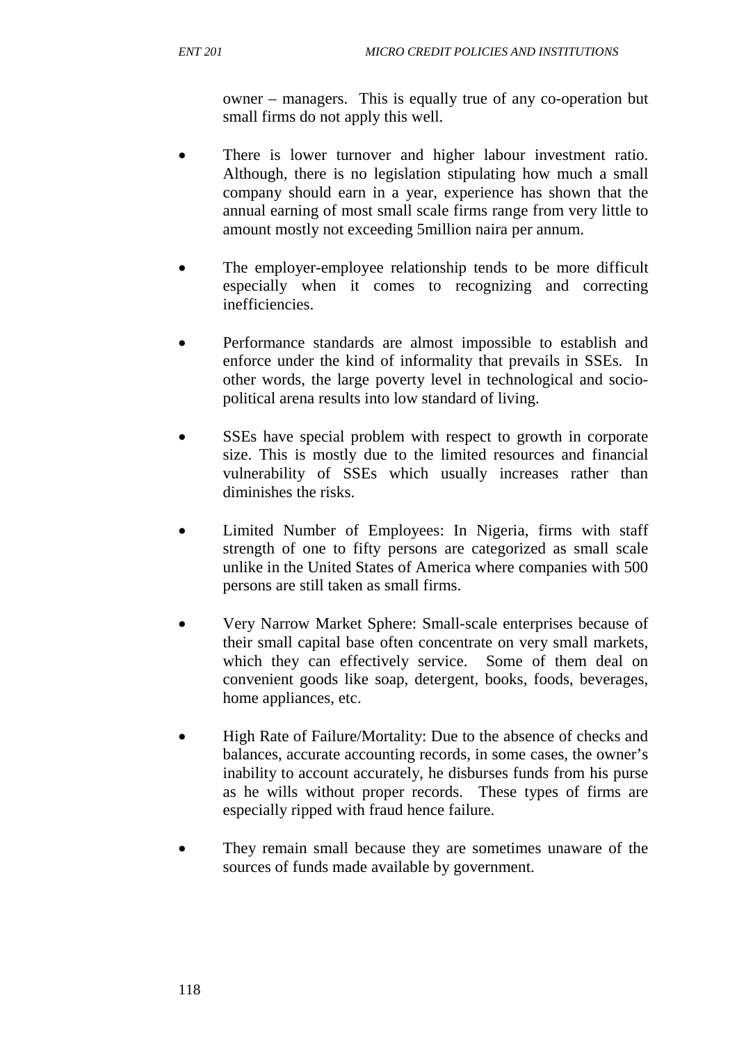owner – managers. This is equally true of any co-operation but small firms do not apply this well.

- There is lower turnover and higher labour investment ratio. Although, there is no legislation stipulating how much a small company should earn in a year, experience has shown that the annual earning of most small scale firms range from very little to amount mostly not exceeding 5million naira per annum.

- The employer-employee relationship tends to be more difficult especially when it comes to recognizing and correcting inefficiencies.

- Performance standards are almost impossible to establish and enforce under the kind of informality that prevails in SSEs. In other words, the large poverty level in technological and socio-political arena results into low standard of living.

- SSEs have special problem with respect to growth in corporate size. This is mostly due to the limited resources and financial vulnerability of SSEs which usually increases rather than diminishes the risks.

- Limited Number of Employees: In Nigeria, firms with staff strength of one to fifty persons are categorized as small scale unlike in the United States of America where companies with 500 persons are still taken as small firms.

- Very Narrow Market Sphere: Small-scale enterprises because of their small capital base often concentrate on very small markets, which they can effectively service. Some of them deal on convenient goods like soap, detergent, books, foods, beverages, home appliances, etc.

- High Rate of Failure/Mortality: Due to the absence of checks and balances, accurate accounting records, in some cases, the owner's inability to account accurately, he disburses funds from his purse as he wills without proper records. These types of firms are especially ripped with fraud hence failure.

- They remain small because they are sometimes unaware of the sources of funds made available by government.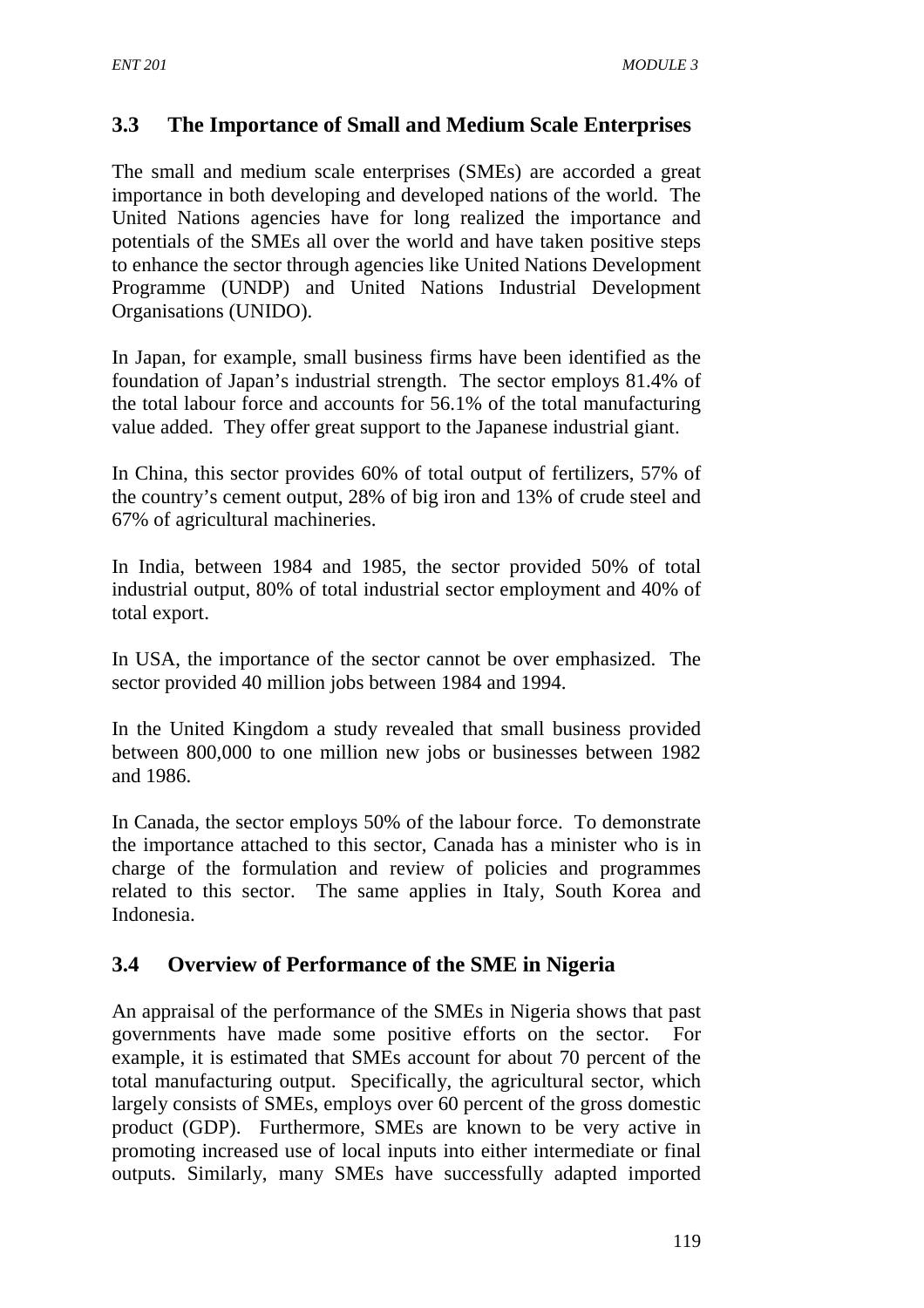## 3.3 The Importance of Small and Medium Scale Enterprises

The small and medium scale enterprises (SMEs) are accorded a great importance in both developing and developed nations of the world. The United Nations agencies have for long realized the importance and potentials of the SMEs all over the world and have taken positive steps to enhance the sector through agencies like United Nations Development Programme (UNDP) and United Nations Industrial Development Organisations (UNIDO).

In Japan, for example, small business firms have been identified as the foundation of Japan's industrial strength. The sector employs 81.4% of the total labour force and accounts for 56.1% of the total manufacturing value added. They offer great support to the Japanese industrial giant.

In China, this sector provides 60% of total output of fertilizers, 57% of the country's cement output, 28% of big iron and 13% of crude steel and 67% of agricultural machineries.

In India, between 1984 and 1985, the sector provided 50% of total industrial output, 80% of total industrial sector employment and 40% of total export.

In USA, the importance of the sector cannot be over emphasized. The sector provided 40 million jobs between 1984 and 1994.

In the United Kingdom a study revealed that small business provided between 800,000 to one million new jobs or businesses between 1982 and 1986.

In Canada, the sector employs 50% of the labour force. To demonstrate the importance attached to this sector, Canada has a minister who is in charge of the formulation and review of policies and programmes related to this sector. The same applies in Italy, South Korea and Indonesia.

## 3.4 Overview of Performance of the SME in Nigeria

An appraisal of the performance of the SMEs in Nigeria shows that past governments have made some positive efforts on the sector. For example, it is estimated that SMEs account for about 70 percent of the total manufacturing output. Specifically, the agricultural sector, which largely consists of SMEs, employs over 60 percent of the gross domestic product (GDP). Furthermore, SMEs are known to be very active in promoting increased use of local inputs into either intermediate or final outputs. Similarly, many SMEs have successfully adapted imported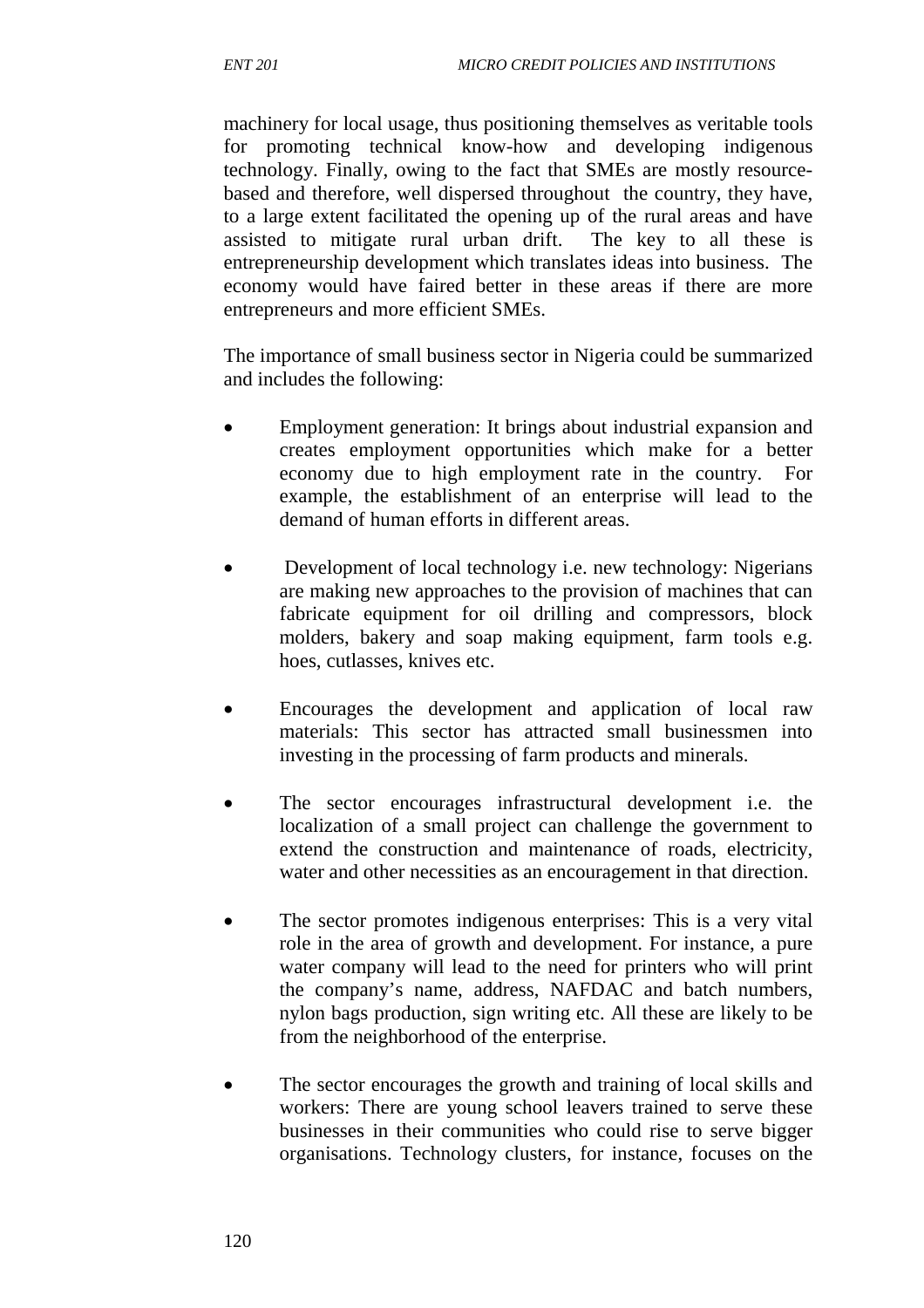machinery for local usage, thus positioning themselves as veritable tools for promoting technical know-how and developing indigenous technology. Finally, owing to the fact that SMEs are mostly resource-based and therefore, well dispersed throughout the country, they have, to a large extent facilitated the opening up of the rural areas and have assisted to mitigate rural urban drift. The key to all these is entrepreneurship development which translates ideas into business. The economy would have faired better in these areas if there are more entrepreneurs and more efficient SMEs.

The importance of small business sector in Nigeria could be summarized and includes the following:

- Employment generation: It brings about industrial expansion and creates employment opportunities which make for a better economy due to high employment rate in the country. For example, the establishment of an enterprise will lead to the demand of human efforts in different areas.

- Development of local technology i.e. new technology: Nigerians are making new approaches to the provision of machines that can fabricate equipment for oil drilling and compressors, block molders, bakery and soap making equipment, farm tools e.g. hoes, cutlasses, knives etc.

- Encourages the development and application of local raw materials: This sector has attracted small businessmen into investing in the processing of farm products and minerals.

- The sector encourages infrastructural development i.e. the localization of a small project can challenge the government to extend the construction and maintenance of roads, electricity, water and other necessities as an encouragement in that direction.

- The sector promotes indigenous enterprises: This is a very vital role in the area of growth and development. For instance, a pure water company will lead to the need for printers who will print the company's name, address, NAFDAC and batch numbers, nylon bags production, sign writing etc. All these are likely to be from the neighborhood of the enterprise.

- The sector encourages the growth and training of local skills and workers: There are young school leavers trained to serve these businesses in their communities who could rise to serve bigger organisations. Technology clusters, for instance, focuses on the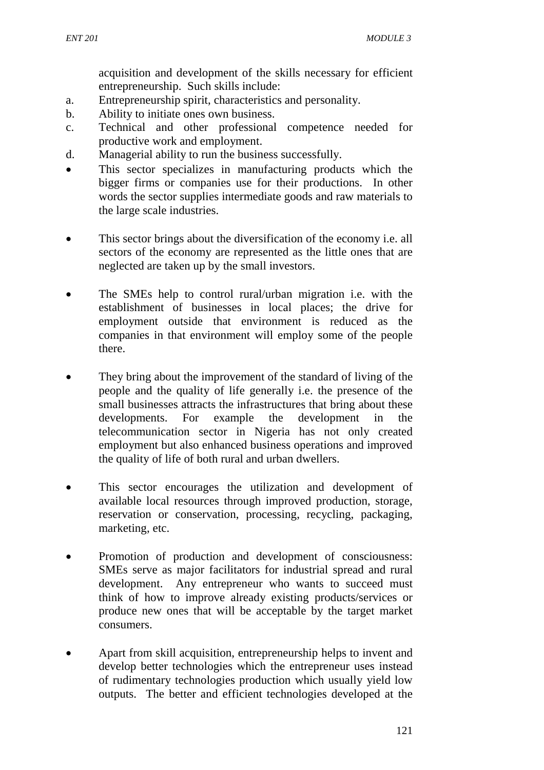acquisition and development of the skills necessary for efficient entrepreneurship. Such skills include:

a. Entrepreneurship spirit, characteristics and personality.
b. Ability to initiate ones own business.
c. Technical and other professional competence needed for productive work and employment.
d. Managerial ability to run the business successfully.

- This sector specializes in manufacturing products which the bigger firms or companies use for their productions. In other words the sector supplies intermediate goods and raw materials to the large scale industries.

- This sector brings about the diversification of the economy i.e. all sectors of the economy are represented as the little ones that are neglected are taken up by the small investors.

- The SMEs help to control rural/urban migration i.e. with the establishment of businesses in local places; the drive for employment outside that environment is reduced as the companies in that environment will employ some of the people there.

- They bring about the improvement of the standard of living of the people and the quality of life generally i.e. the presence of the small businesses attracts the infrastructures that bring about these developments. For example the development in the telecommunication sector in Nigeria has not only created employment but also enhanced business operations and improved the quality of life of both rural and urban dwellers.

- This sector encourages the utilization and development of available local resources through improved production, storage, reservation or conservation, processing, recycling, packaging, marketing, etc.

- Promotion of production and development of consciousness: SMEs serve as major facilitators for industrial spread and rural development. Any entrepreneur who wants to succeed must think of how to improve already existing products/services or produce new ones that will be acceptable by the target market consumers.

- Apart from skill acquisition, entrepreneurship helps to invent and develop better technologies which the entrepreneur uses instead of rudimentary technologies production which usually yield low outputs. The better and efficient technologies developed at the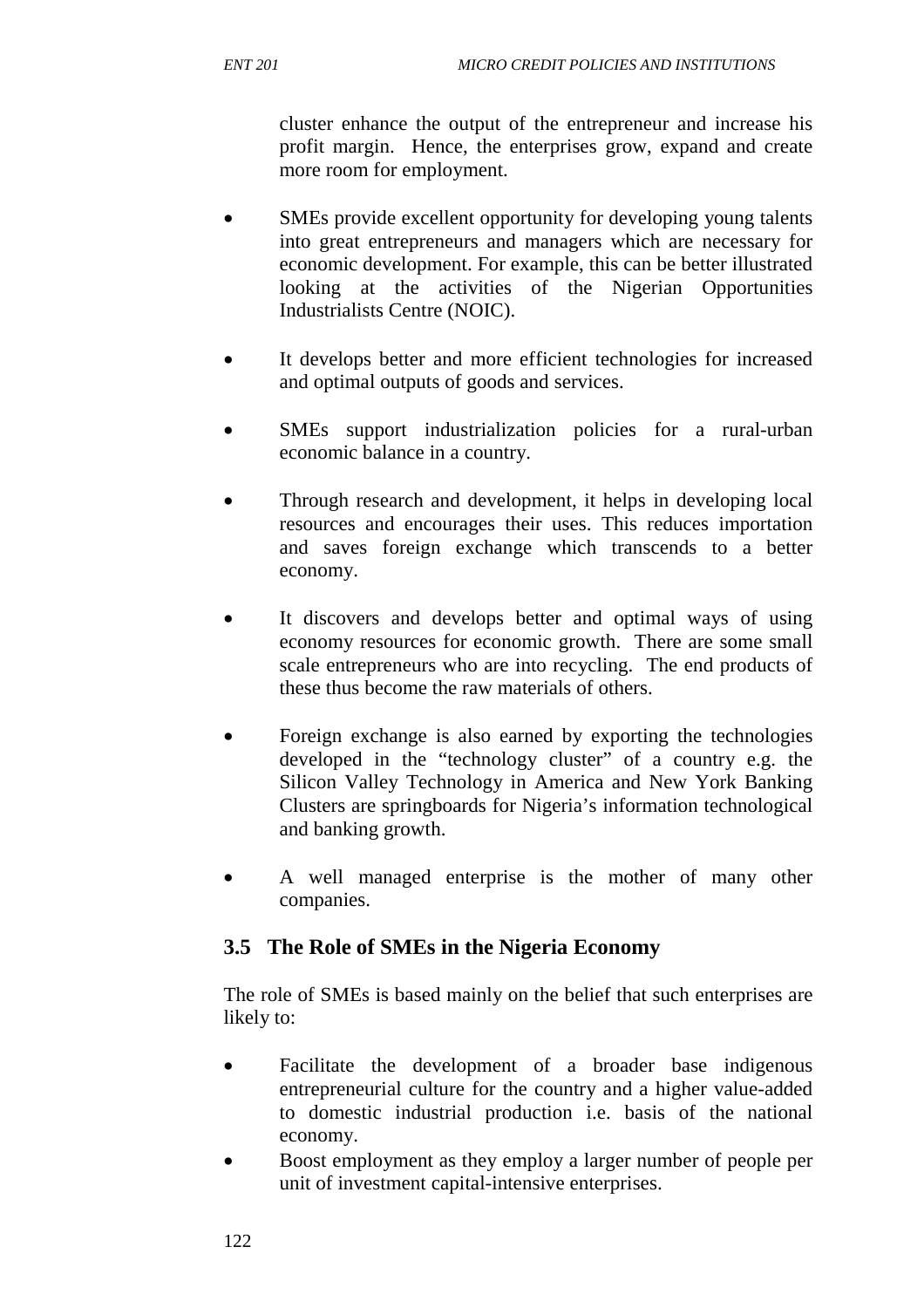cluster enhance the output of the entrepreneur and increase his profit margin. Hence, the enterprises grow, expand and create more room for employment.

- SMEs provide excellent opportunity for developing young talents into great entrepreneurs and managers which are necessary for economic development. For example, this can be better illustrated looking at the activities of the Nigerian Opportunities Industrialists Centre (NOIC).
- It develops better and more efficient technologies for increased and optimal outputs of goods and services.
- SMEs support industrialization policies for a rural-urban economic balance in a country.
- Through research and development, it helps in developing local resources and encourages their uses. This reduces importation and saves foreign exchange which transcends to a better economy.
- It discovers and develops better and optimal ways of using economy resources for economic growth. There are some small scale entrepreneurs who are into recycling. The end products of these thus become the raw materials of others.
- Foreign exchange is also earned by exporting the technologies developed in the "technology cluster" of a country e.g. the Silicon Valley Technology in America and New York Banking Clusters are springboards for Nigeria's information technological and banking growth.
- A well managed enterprise is the mother of many other companies.

## 3.5 The Role of SMEs in the Nigeria Economy

The role of SMEs is based mainly on the belief that such enterprises are likely to:

- Facilitate the development of a broader base indigenous entrepreneurial culture for the country and a higher value-added to domestic industrial production i.e. basis of the national economy.
- Boost employment as they employ a larger number of people per unit of investment capital-intensive enterprises.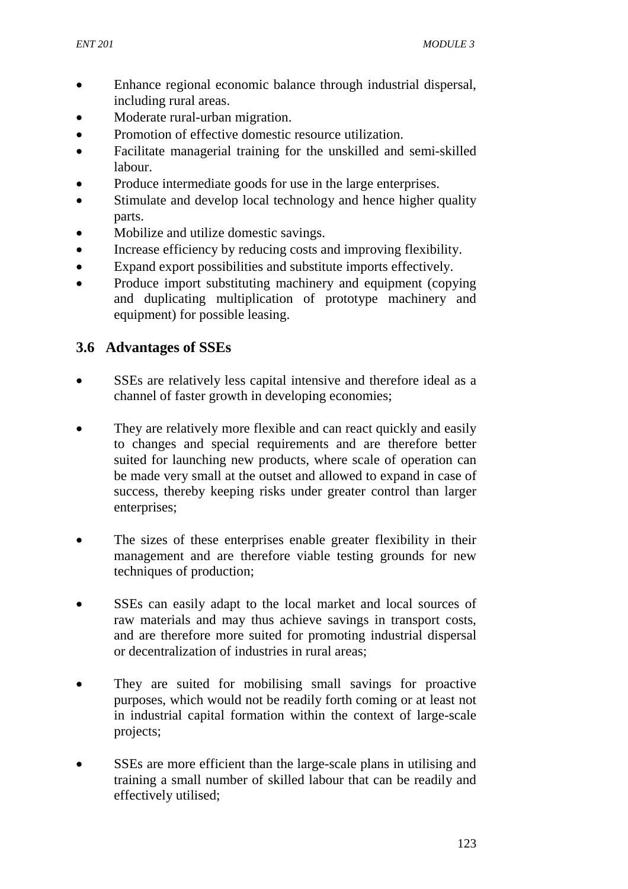- Enhance regional economic balance through industrial dispersal, including rural areas.
- Moderate rural-urban migration.
- Promotion of effective domestic resource utilization.
- Facilitate managerial training for the unskilled and semi-skilled labour.
- Produce intermediate goods for use in the large enterprises.
- Stimulate and develop local technology and hence higher quality parts.
- Mobilize and utilize domestic savings.
- Increase efficiency by reducing costs and improving flexibility.
- Expand export possibilities and substitute imports effectively.
- Produce import substituting machinery and equipment (copying and duplicating multiplication of prototype machinery and equipment) for possible leasing.

## 3.6 Advantages of SSEs

- SSEs are relatively less capital intensive and therefore ideal as a channel of faster growth in developing economies;

- They are relatively more flexible and can react quickly and easily to changes and special requirements and are therefore better suited for launching new products, where scale of operation can be made very small at the outset and allowed to expand in case of success, thereby keeping risks under greater control than larger enterprises;

- The sizes of these enterprises enable greater flexibility in their management and are therefore viable testing grounds for new techniques of production;

- SSEs can easily adapt to the local market and local sources of raw materials and may thus achieve savings in transport costs, and are therefore more suited for promoting industrial dispersal or decentralization of industries in rural areas;

- They are suited for mobilising small savings for proactive purposes, which would not be readily forth coming or at least not in industrial capital formation within the context of large-scale projects;

- SSEs are more efficient than the large-scale plans in utilising and training a small number of skilled labour that can be readily and effectively utilised;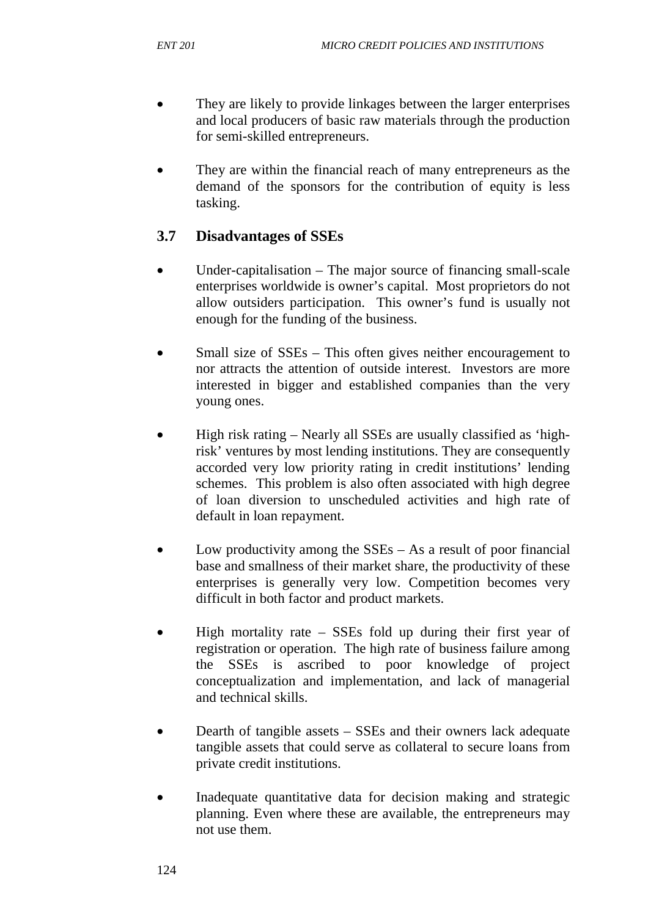- They are likely to provide linkages between the larger enterprises and local producers of basic raw materials through the production for semi-skilled entrepreneurs.

- They are within the financial reach of many entrepreneurs as the demand of the sponsors for the contribution of equity is less tasking.

## 3.7 Disadvantages of SSEs

- Under-capitalisation – The major source of financing small-scale enterprises worldwide is owner's capital. Most proprietors do not allow outsiders participation. This owner's fund is usually not enough for the funding of the business.

- Small size of SSEs – This often gives neither encouragement to nor attracts the attention of outside interest. Investors are more interested in bigger and established companies than the very young ones.

- High risk rating – Nearly all SSEs are usually classified as 'high-risk' ventures by most lending institutions. They are consequently accorded very low priority rating in credit institutions' lending schemes. This problem is also often associated with high degree of loan diversion to unscheduled activities and high rate of default in loan repayment.

- Low productivity among the SSEs – As a result of poor financial base and smallness of their market share, the productivity of these enterprises is generally very low. Competition becomes very difficult in both factor and product markets.

- High mortality rate – SSEs fold up during their first year of registration or operation. The high rate of business failure among the SSEs is ascribed to poor knowledge of project conceptualization and implementation, and lack of managerial and technical skills.

- Dearth of tangible assets – SSEs and their owners lack adequate tangible assets that could serve as collateral to secure loans from private credit institutions.

- Inadequate quantitative data for decision making and strategic planning. Even where these are available, the entrepreneurs may not use them.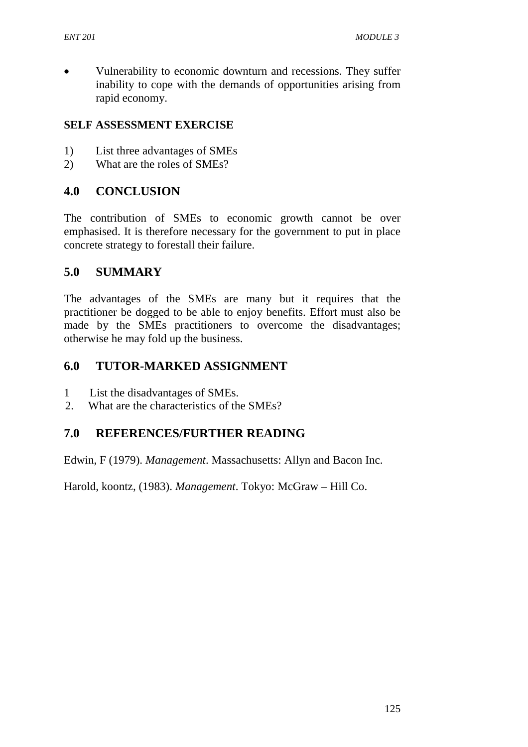- Vulnerability to economic downturn and recessions. They suffer inability to cope with the demands of opportunities arising from rapid economy.

**SELF ASSESSMENT EXERCISE**

1) List three advantages of SMEs
2) What are the roles of SMEs?

## 4.0 CONCLUSION

The contribution of SMEs to economic growth cannot be over emphasised. It is therefore necessary for the government to put in place concrete strategy to forestall their failure.

## 5.0 SUMMARY

The advantages of the SMEs are many but it requires that the practitioner be dogged to be able to enjoy benefits. Effort must also be made by the SMEs practitioners to overcome the disadvantages; otherwise he may fold up the business.

## 6.0 TUTOR-MARKED ASSIGNMENT

1 List the disadvantages of SMEs.
2. What are the characteristics of the SMEs?

## 7.0 REFERENCES/FURTHER READING

Edwin, F (1979). *Management*. Massachusetts: Allyn and Bacon Inc.

Harold, koontz, (1983). *Management*. Tokyo: McGraw – Hill Co.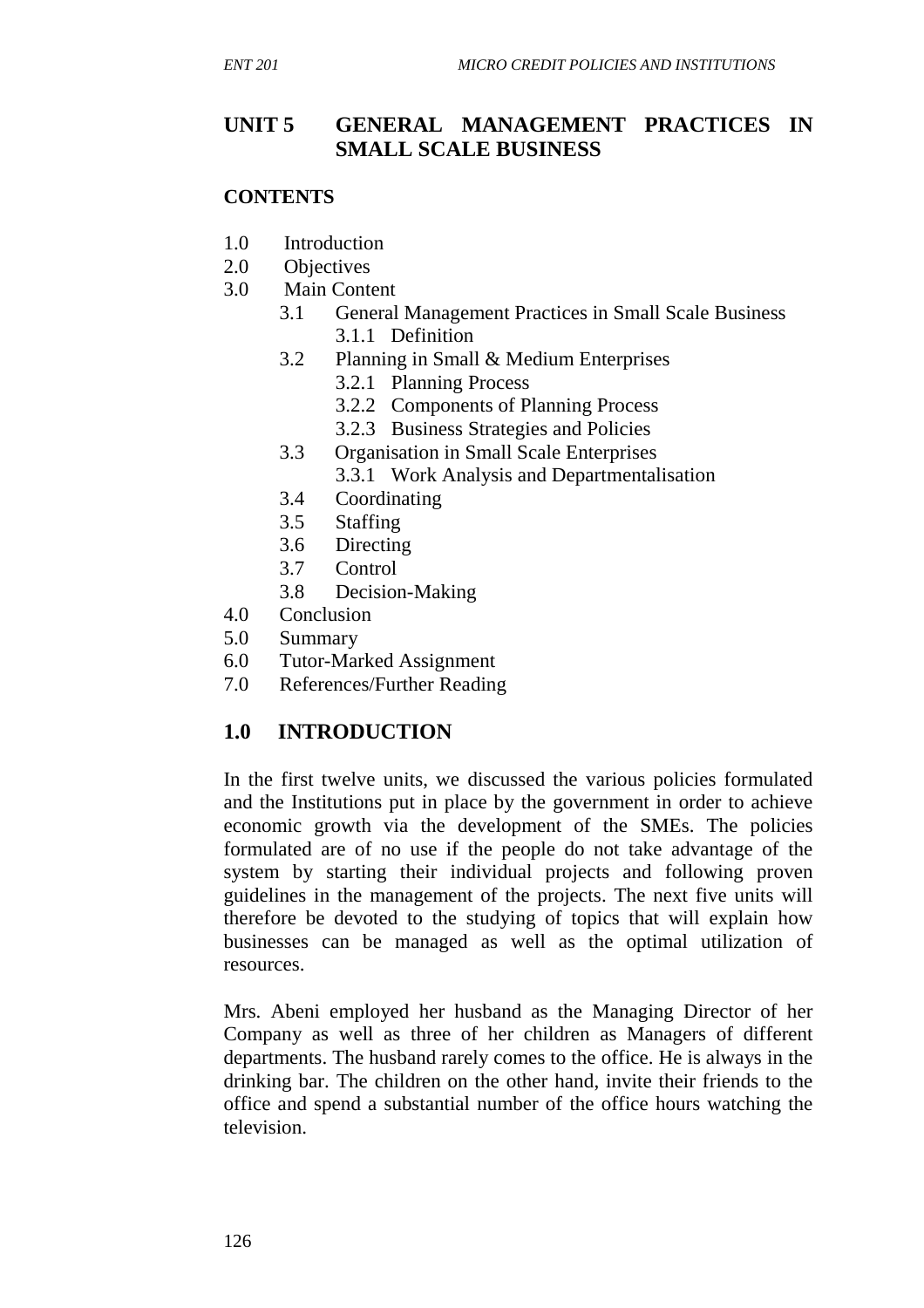## UNIT 5 GENERAL MANAGEMENT PRACTICES IN SMALL SCALE BUSINESS

**CONTENTS**

1.0 Introduction
2.0 Objectives
3.0 Main Content
   - 3.1 General Management Practices in Small Scale Business
     - 3.1.1 Definition
   - 3.2 Planning in Small & Medium Enterprises
     - 3.2.1 Planning Process
     - 3.2.2 Components of Planning Process
     - 3.2.3 Business Strategies and Policies
   - 3.3 Organisation in Small Scale Enterprises
     - 3.3.1 Work Analysis and Departmentalisation
   - 3.4 Coordinating
   - 3.5 Staffing
   - 3.6 Directing
   - 3.7 Control
   - 3.8 Decision-Making

4.0 Conclusion
5.0 Summary
6.0 Tutor-Marked Assignment
7.0 References/Further Reading

## 1.0 INTRODUCTION

In the first twelve units, we discussed the various policies formulated and the Institutions put in place by the government in order to achieve economic growth via the development of the SMEs. The policies formulated are of no use if the people do not take advantage of the system by starting their individual projects and following proven guidelines in the management of the projects. The next five units will therefore be devoted to the studying of topics that will explain how businesses can be managed as well as the optimal utilization of resources.

Mrs. Abeni employed her husband as the Managing Director of her Company as well as three of her children as Managers of different departments. The husband rarely comes to the office. He is always in the drinking bar. The children on the other hand, invite their friends to the office and spend a substantial number of the office hours watching the television.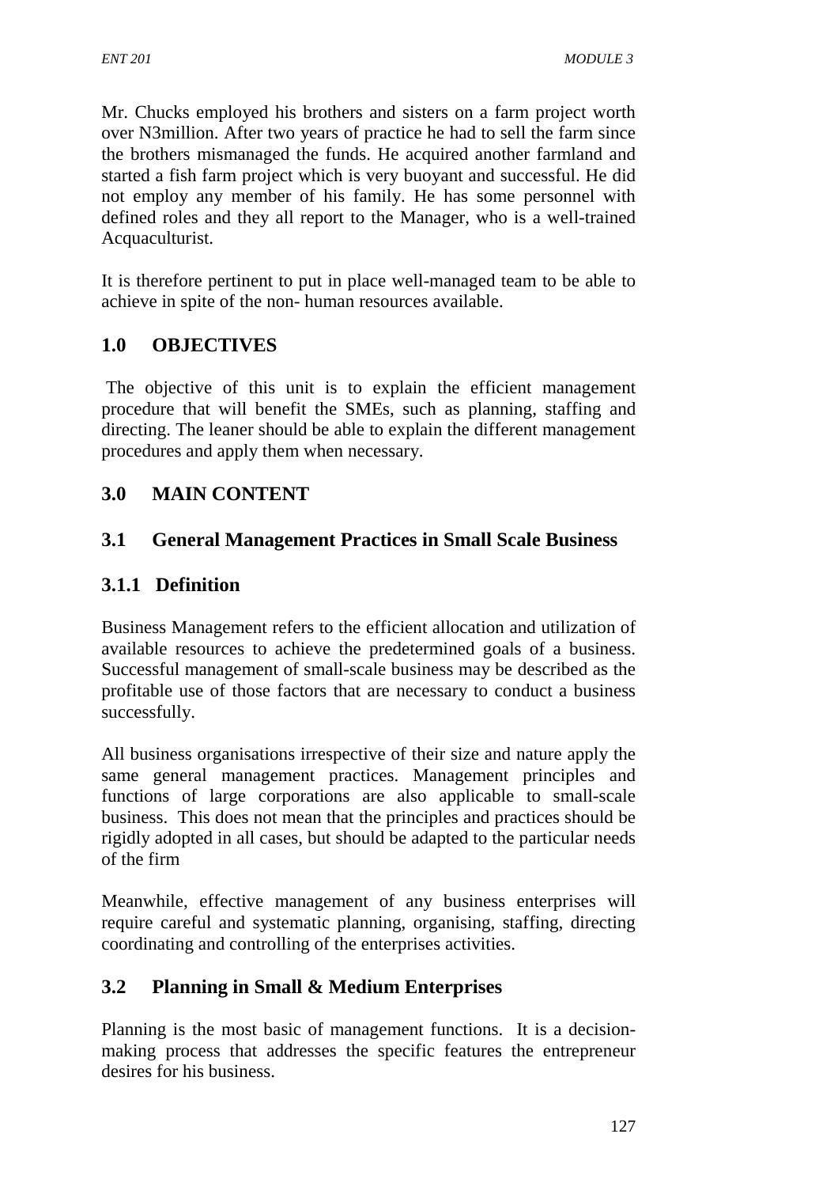Mr. Chucks employed his brothers and sisters on a farm project worth over N3million. After two years of practice he had to sell the farm since the brothers mismanaged the funds. He acquired another farmland and started a fish farm project which is very buoyant and successful. He did not employ any member of his family. He has some personnel with defined roles and they all report to the Manager, who is a well-trained Acquaculturist.

It is therefore pertinent to put in place well-managed team to be able to achieve in spite of the non- human resources available.

## 1.0 OBJECTIVES

The objective of this unit is to explain the efficient management procedure that will benefit the SMEs, such as planning, staffing and directing. The leaner should be able to explain the different management procedures and apply them when necessary.

## 3.0 MAIN CONTENT

## 3.1 General Management Practices in Small Scale Business

### 3.1.1 Definition

Business Management refers to the efficient allocation and utilization of available resources to achieve the predetermined goals of a business. Successful management of small-scale business may be described as the profitable use of those factors that are necessary to conduct a business successfully.

All business organisations irrespective of their size and nature apply the same general management practices. Management principles and functions of large corporations are also applicable to small-scale business. This does not mean that the principles and practices should be rigidly adopted in all cases, but should be adapted to the particular needs of the firm

Meanwhile, effective management of any business enterprises will require careful and systematic planning, organising, staffing, directing coordinating and controlling of the enterprises activities.

## 3.2 Planning in Small & Medium Enterprises

Planning is the most basic of management functions. It is a decision-making process that addresses the specific features the entrepreneur desires for his business.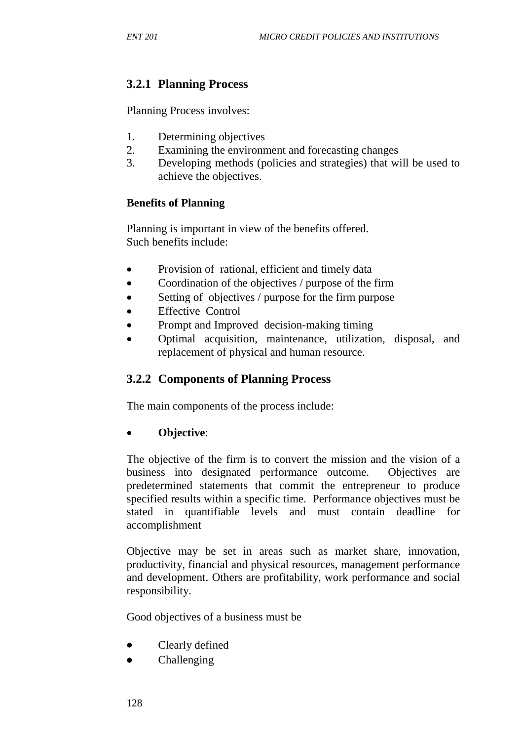### 3.2.1 Planning Process

Planning Process involves:

1. Determining objectives
2. Examining the environment and forecasting changes
3. Developing methods (policies and strategies) that will be used to achieve the objectives.

**Benefits of Planning**

Planning is important in view of the benefits offered.
Such benefits include:

- Provision of rational, efficient and timely data
- Coordination of the objectives / purpose of the firm
- Setting of objectives / purpose for the firm purpose
- Effective Control
- Prompt and Improved decision-making timing
- Optimal acquisition, maintenance, utilization, disposal, and replacement of physical and human resource.

### 3.2.2 Components of Planning Process

The main components of the process include:

- **Objective**:

The objective of the firm is to convert the mission and the vision of a business into designated performance outcome. Objectives are predetermined statements that commit the entrepreneur to produce specified results within a specific time. Performance objectives must be stated in quantifiable levels and must contain deadline for accomplishment

Objective may be set in areas such as market share, innovation, productivity, financial and physical resources, management performance and development. Others are profitability, work performance and social responsibility.

Good objectives of a business must be

- Clearly defined
- Challenging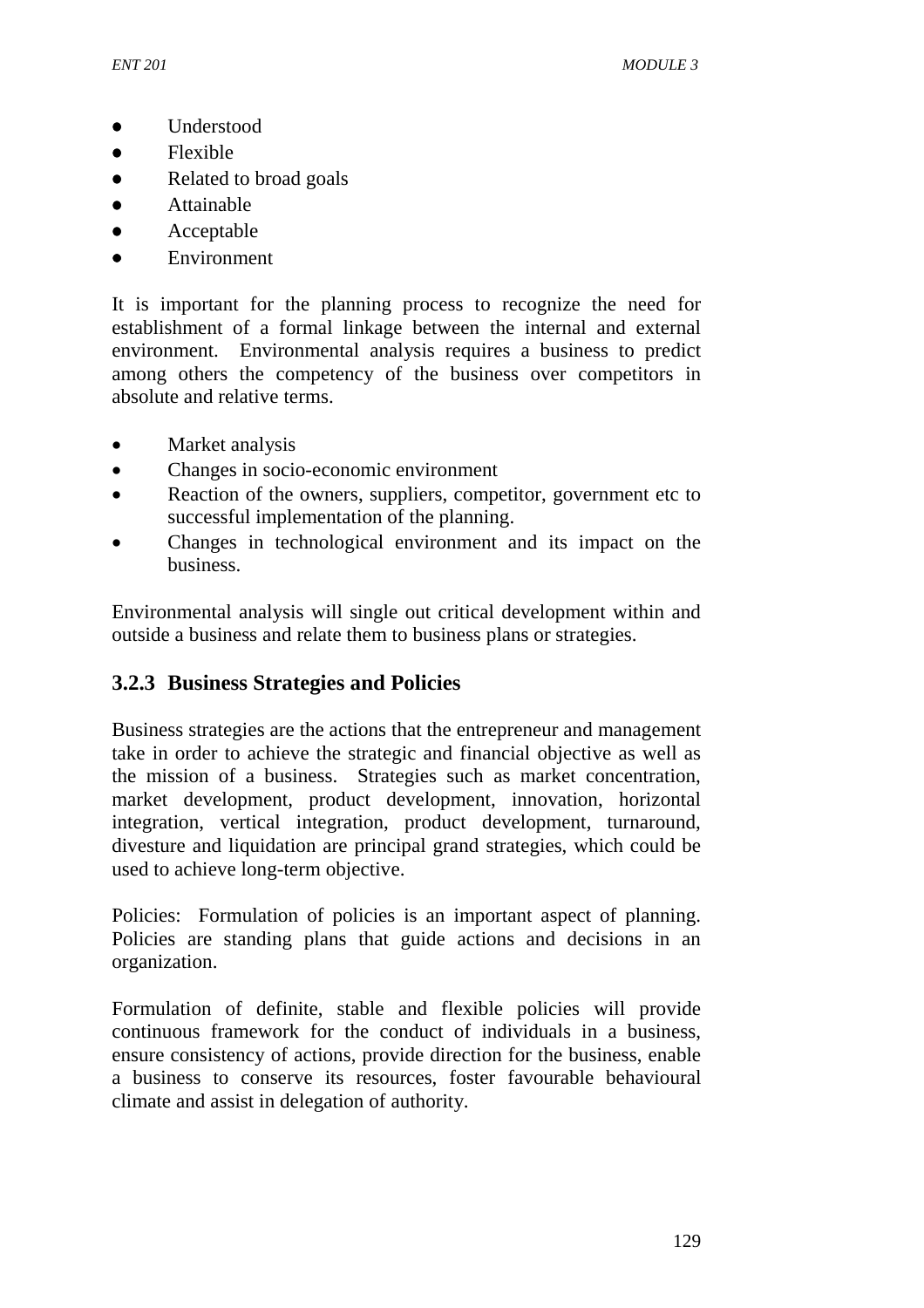- Understood
- Flexible
- Related to broad goals
- Attainable
- Acceptable
- Environment

It is important for the planning process to recognize the need for establishment of a formal linkage between the internal and external environment. Environmental analysis requires a business to predict among others the competency of the business over competitors in absolute and relative terms.

- Market analysis
- Changes in socio-economic environment
- Reaction of the owners, suppliers, competitor, government etc to successful implementation of the planning.
- Changes in technological environment and its impact on the business.

Environmental analysis will single out critical development within and outside a business and relate them to business plans or strategies.

### 3.2.3 Business Strategies and Policies

Business strategies are the actions that the entrepreneur and management take in order to achieve the strategic and financial objective as well as the mission of a business. Strategies such as market concentration, market development, product development, innovation, horizontal integration, vertical integration, product development, turnaround, divesture and liquidation are principal grand strategies, which could be used to achieve long-term objective.

Policies: Formulation of policies is an important aspect of planning. Policies are standing plans that guide actions and decisions in an organization.

Formulation of definite, stable and flexible policies will provide continuous framework for the conduct of individuals in a business, ensure consistency of actions, provide direction for the business, enable a business to conserve its resources, foster favourable behavioural climate and assist in delegation of authority.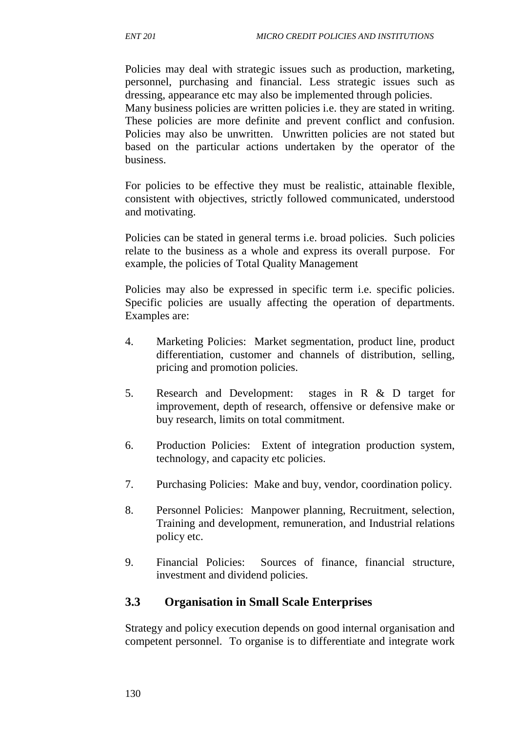Policies may deal with strategic issues such as production, marketing, personnel, purchasing and financial. Less strategic issues such as dressing, appearance etc may also be implemented through policies.
Many business policies are written policies i.e. they are stated in writing. These policies are more definite and prevent conflict and confusion. Policies may also be unwritten. Unwritten policies are not stated but based on the particular actions undertaken by the operator of the business.

For policies to be effective they must be realistic, attainable flexible, consistent with objectives, strictly followed communicated, understood and motivating.

Policies can be stated in general terms i.e. broad policies. Such policies relate to the business as a whole and express its overall purpose. For example, the policies of Total Quality Management

Policies may also be expressed in specific term i.e. specific policies. Specific policies are usually affecting the operation of departments. Examples are:

4. Marketing Policies: Market segmentation, product line, product differentiation, customer and channels of distribution, selling, pricing and promotion policies.

5. Research and Development: stages in R & D target for improvement, depth of research, offensive or defensive make or buy research, limits on total commitment.

6. Production Policies: Extent of integration production system, technology, and capacity etc policies.

7. Purchasing Policies: Make and buy, vendor, coordination policy.

8. Personnel Policies: Manpower planning, Recruitment, selection, Training and development, remuneration, and Industrial relations policy etc.

9. Financial Policies: Sources of finance, financial structure, investment and dividend policies.

## 3.3 Organisation in Small Scale Enterprises

Strategy and policy execution depends on good internal organisation and competent personnel. To organise is to differentiate and integrate work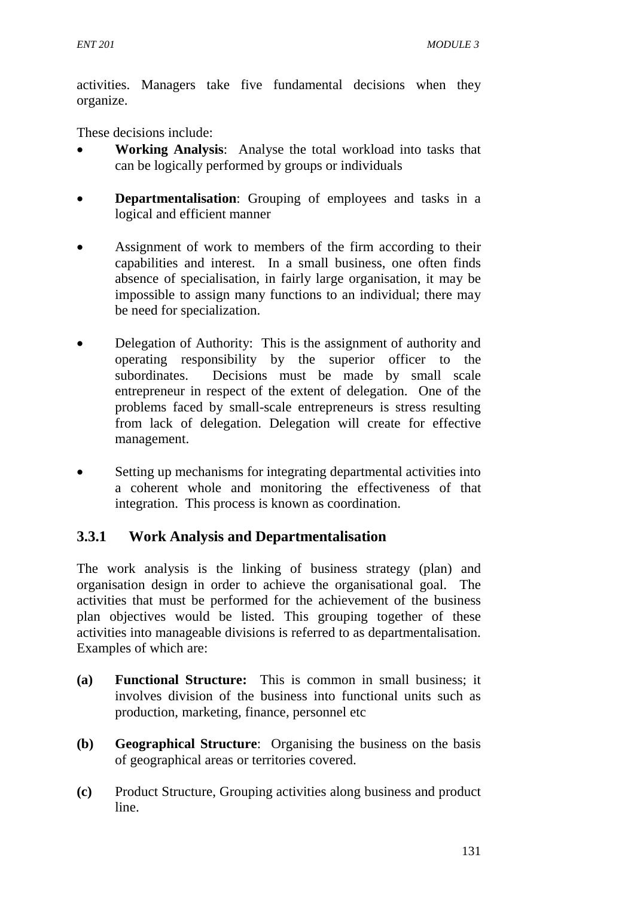activities. Managers take five fundamental decisions when they organize.

These decisions include:

- **Working Analysis**: Analyse the total workload into tasks that can be logically performed by groups or individuals

- **Departmentalisation**: Grouping of employees and tasks in a logical and efficient manner

- Assignment of work to members of the firm according to their capabilities and interest. In a small business, one often finds absence of specialisation, in fairly large organisation, it may be impossible to assign many functions to an individual; there may be need for specialization.

- Delegation of Authority: This is the assignment of authority and operating responsibility by the superior officer to the subordinates. Decisions must be made by small scale entrepreneur in respect of the extent of delegation. One of the problems faced by small-scale entrepreneurs is stress resulting from lack of delegation. Delegation will create for effective management.

- Setting up mechanisms for integrating departmental activities into a coherent whole and monitoring the effectiveness of that integration. This process is known as coordination.

### 3.3.1 Work Analysis and Departmentalisation

The work analysis is the linking of business strategy (plan) and organisation design in order to achieve the organisational goal. The activities that must be performed for the achievement of the business plan objectives would be listed. This grouping together of these activities into manageable divisions is referred to as departmentalisation. Examples of which are:

**(a)** **Functional Structure:** This is common in small business; it involves division of the business into functional units such as production, marketing, finance, personnel etc

**(b)** **Geographical Structure**: Organising the business on the basis of geographical areas or territories covered.

**(c)** Product Structure, Grouping activities along business and product line.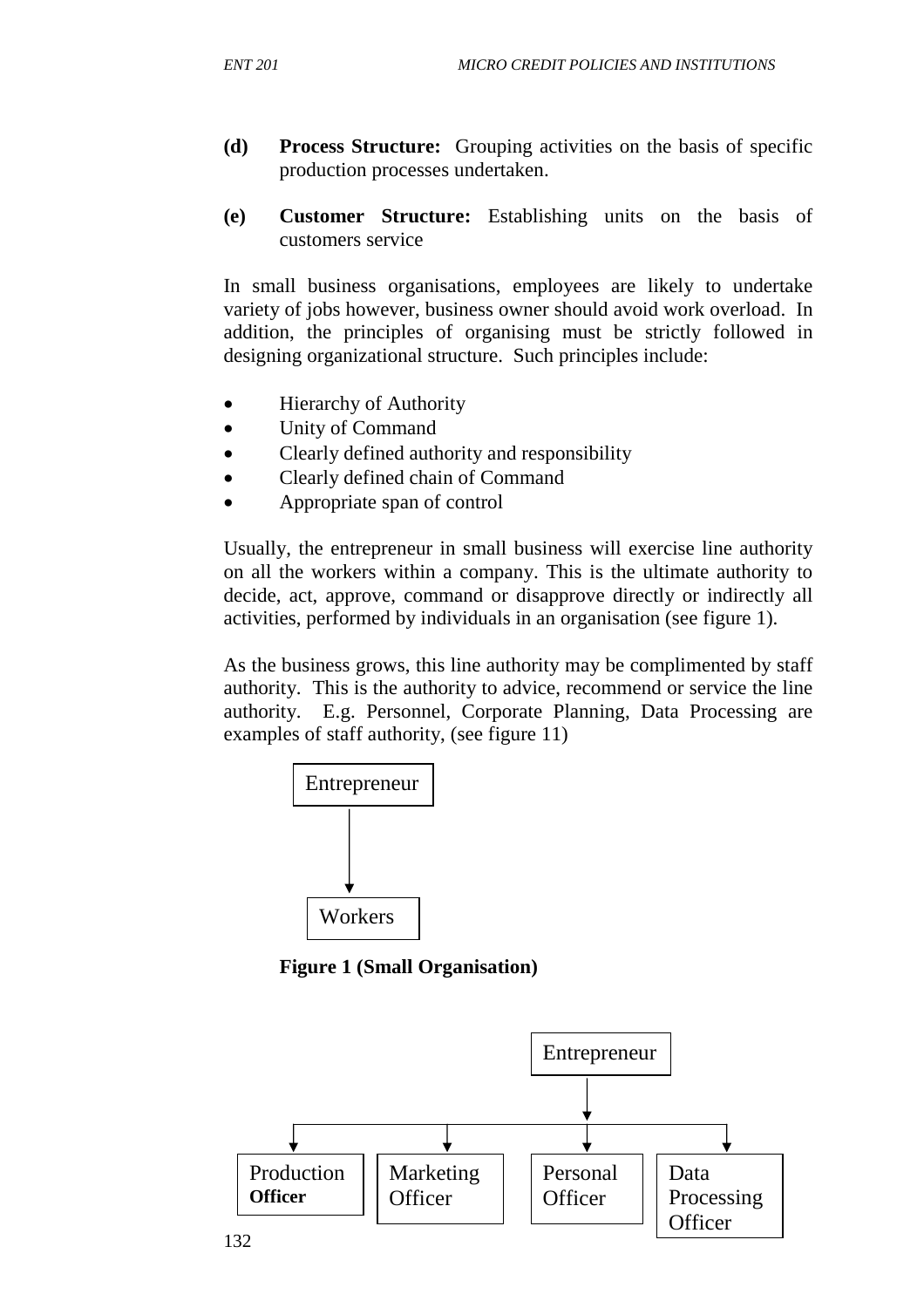**(d)** **Process Structure:** Grouping activities on the basis of specific production processes undertaken.

**(e)** **Customer Structure:** Establishing units on the basis of customers service

In small business organisations, employees are likely to undertake variety of jobs however, business owner should avoid work overload. In addition, the principles of organising must be strictly followed in designing organizational structure. Such principles include:

- Hierarchy of Authority
- Unity of Command
- Clearly defined authority and responsibility
- Clearly defined chain of Command
- Appropriate span of control

Usually, the entrepreneur in small business will exercise line authority on all the workers within a company. This is the ultimate authority to decide, act, approve, command or disapprove directly or indirectly all activities, performed by individuals in an organisation (see figure 1).

As the business grows, this line authority may be complimented by staff authority. This is the authority to advice, recommend or service the line authority. E.g. Personnel, Corporate Planning, Data Processing are examples of staff authority, (see figure 11)

Entrepreneur

↓

Workers

**Figure 1 (Small Organisation)**

Entrepreneur

↓

Production **Officer** | Marketing Officer | Personal Officer | Data Processing Officer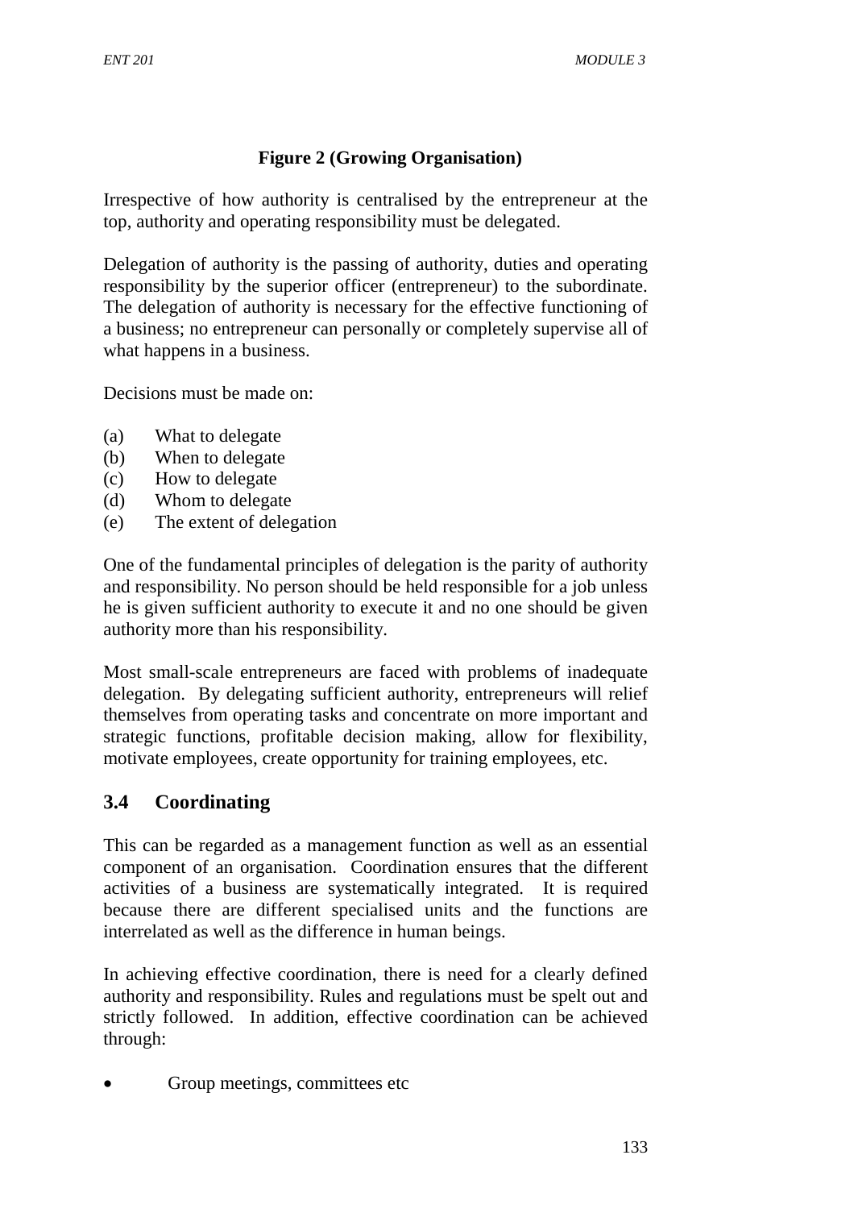**Figure 2 (Growing Organisation)**

Irrespective of how authority is centralised by the entrepreneur at the top, authority and operating responsibility must be delegated.

Delegation of authority is the passing of authority, duties and operating responsibility by the superior officer (entrepreneur) to the subordinate. The delegation of authority is necessary for the effective functioning of a business; no entrepreneur can personally or completely supervise all of what happens in a business.

Decisions must be made on:

(a) What to delegate
(b) When to delegate
(c) How to delegate
(d) Whom to delegate
(e) The extent of delegation

One of the fundamental principles of delegation is the parity of authority and responsibility. No person should be held responsible for a job unless he is given sufficient authority to execute it and no one should be given authority more than his responsibility.

Most small-scale entrepreneurs are faced with problems of inadequate delegation. By delegating sufficient authority, entrepreneurs will relief themselves from operating tasks and concentrate on more important and strategic functions, profitable decision making, allow for flexibility, motivate employees, create opportunity for training employees, etc.

## 3.4 Coordinating

This can be regarded as a management function as well as an essential component of an organisation. Coordination ensures that the different activities of a business are systematically integrated. It is required because there are different specialised units and the functions are interrelated as well as the difference in human beings.

In achieving effective coordination, there is need for a clearly defined authority and responsibility. Rules and regulations must be spelt out and strictly followed. In addition, effective coordination can be achieved through:

- Group meetings, committees etc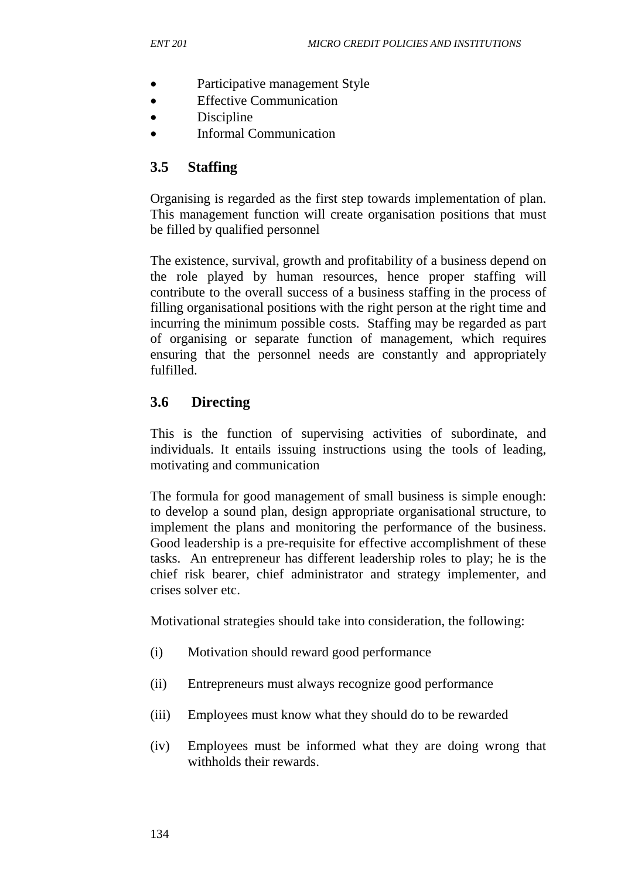- Participative management Style
- Effective Communication
- Discipline
- Informal Communication

## 3.5 Staffing

Organising is regarded as the first step towards implementation of plan. This management function will create organisation positions that must be filled by qualified personnel

The existence, survival, growth and profitability of a business depend on the role played by human resources, hence proper staffing will contribute to the overall success of a business staffing in the process of filling organisational positions with the right person at the right time and incurring the minimum possible costs. Staffing may be regarded as part of organising or separate function of management, which requires ensuring that the personnel needs are constantly and appropriately fulfilled.

## 3.6 Directing

This is the function of supervising activities of subordinate, and individuals. It entails issuing instructions using the tools of leading, motivating and communication

The formula for good management of small business is simple enough: to develop a sound plan, design appropriate organisational structure, to implement the plans and monitoring the performance of the business. Good leadership is a pre-requisite for effective accomplishment of these tasks. An entrepreneur has different leadership roles to play; he is the chief risk bearer, chief administrator and strategy implementer, and crises solver etc.

Motivational strategies should take into consideration, the following:

(i) Motivation should reward good performance

(ii) Entrepreneurs must always recognize good performance

(iii) Employees must know what they should do to be rewarded

(iv) Employees must be informed what they are doing wrong that withholds their rewards.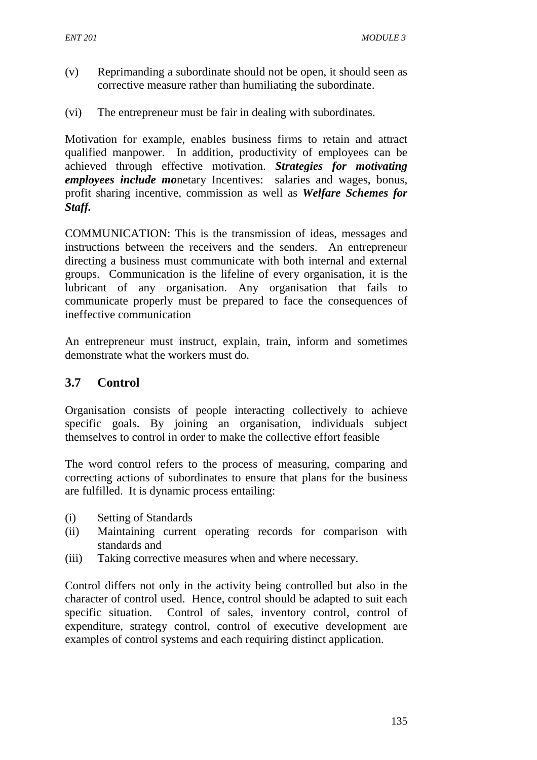(v) Reprimanding a subordinate should not be open, it should seen as corrective measure rather than humiliating the subordinate.

(vi) The entrepreneur must be fair in dealing with subordinates.

Motivation for example, enables business firms to retain and attract qualified manpower. In addition, productivity of employees can be achieved through effective motivation. ***Strategies for motivating employees include mo***netary Incentives: salaries and wages, bonus, profit sharing incentive, commission as well as ***Welfare Schemes for Staff.***

COMMUNICATION: This is the transmission of ideas, messages and instructions between the receivers and the senders. An entrepreneur directing a business must communicate with both internal and external groups. Communication is the lifeline of every organisation, it is the lubricant of any organisation. Any organisation that fails to communicate properly must be prepared to face the consequences of ineffective communication

An entrepreneur must instruct, explain, train, inform and sometimes demonstrate what the workers must do.

## 3.7 Control

Organisation consists of people interacting collectively to achieve specific goals. By joining an organisation, individuals subject themselves to control in order to make the collective effort feasible

The word control refers to the process of measuring, comparing and correcting actions of subordinates to ensure that plans for the business are fulfilled. It is dynamic process entailing:

(i) Setting of Standards
(ii) Maintaining current operating records for comparison with standards and
(iii) Taking corrective measures when and where necessary.

Control differs not only in the activity being controlled but also in the character of control used. Hence, control should be adapted to suit each specific situation. Control of sales, inventory control, control of expenditure, strategy control, control of executive development are examples of control systems and each requiring distinct application.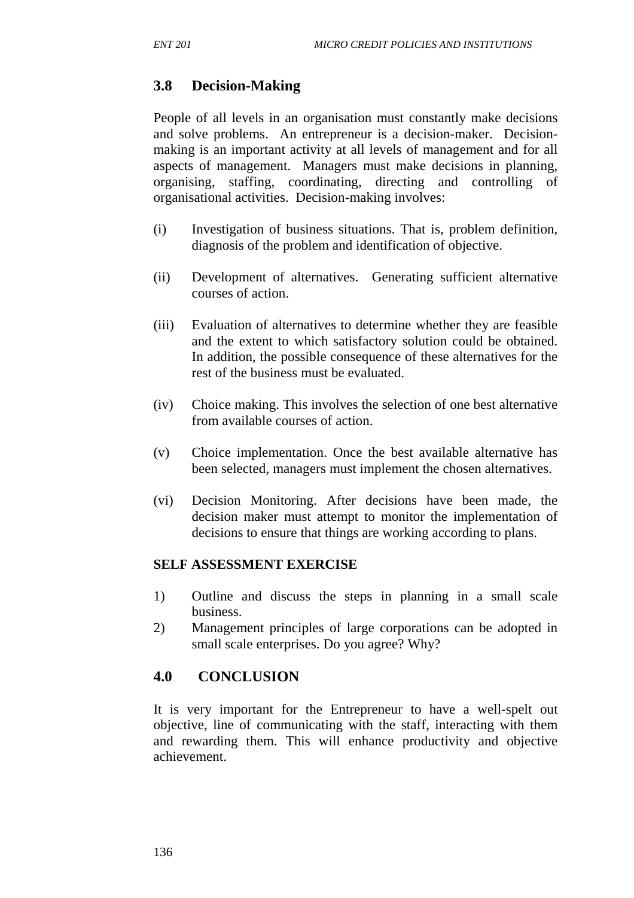## 3.8 Decision-Making

People of all levels in an organisation must constantly make decisions and solve problems. An entrepreneur is a decision-maker. Decision-making is an important activity at all levels of management and for all aspects of management. Managers must make decisions in planning, organising, staffing, coordinating, directing and controlling of organisational activities. Decision-making involves:

(i) Investigation of business situations. That is, problem definition, diagnosis of the problem and identification of objective.

(ii) Development of alternatives. Generating sufficient alternative courses of action.

(iii) Evaluation of alternatives to determine whether they are feasible and the extent to which satisfactory solution could be obtained. In addition, the possible consequence of these alternatives for the rest of the business must be evaluated.

(iv) Choice making. This involves the selection of one best alternative from available courses of action.

(v) Choice implementation. Once the best available alternative has been selected, managers must implement the chosen alternatives.

(vi) Decision Monitoring. After decisions have been made, the decision maker must attempt to monitor the implementation of decisions to ensure that things are working according to plans.

**SELF ASSESSMENT EXERCISE**

1) Outline and discuss the steps in planning in a small scale business.
2) Management principles of large corporations can be adopted in small scale enterprises. Do you agree? Why?

## 4.0 CONCLUSION

It is very important for the Entrepreneur to have a well-spelt out objective, line of communicating with the staff, interacting with them and rewarding them. This will enhance productivity and objective achievement.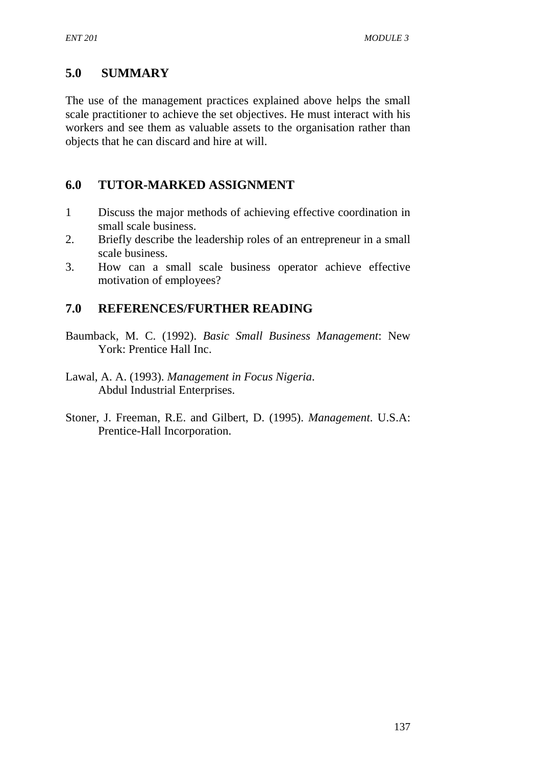## 5.0 SUMMARY

The use of the management practices explained above helps the small scale practitioner to achieve the set objectives. He must interact with his workers and see them as valuable assets to the organisation rather than objects that he can discard and hire at will.

## 6.0 TUTOR-MARKED ASSIGNMENT

1 Discuss the major methods of achieving effective coordination in small scale business.
2. Briefly describe the leadership roles of an entrepreneur in a small scale business.
3. How can a small scale business operator achieve effective motivation of employees?

## 7.0 REFERENCES/FURTHER READING

Baumback, M. C. (1992). *Basic Small Business Management*: New York: Prentice Hall Inc.

Lawal, A. A. (1993). *Management in Focus Nigeria*. Abdul Industrial Enterprises.

Stoner, J. Freeman, R.E. and Gilbert, D. (1995). *Management*. U.S.A: Prentice-Hall Incorporation.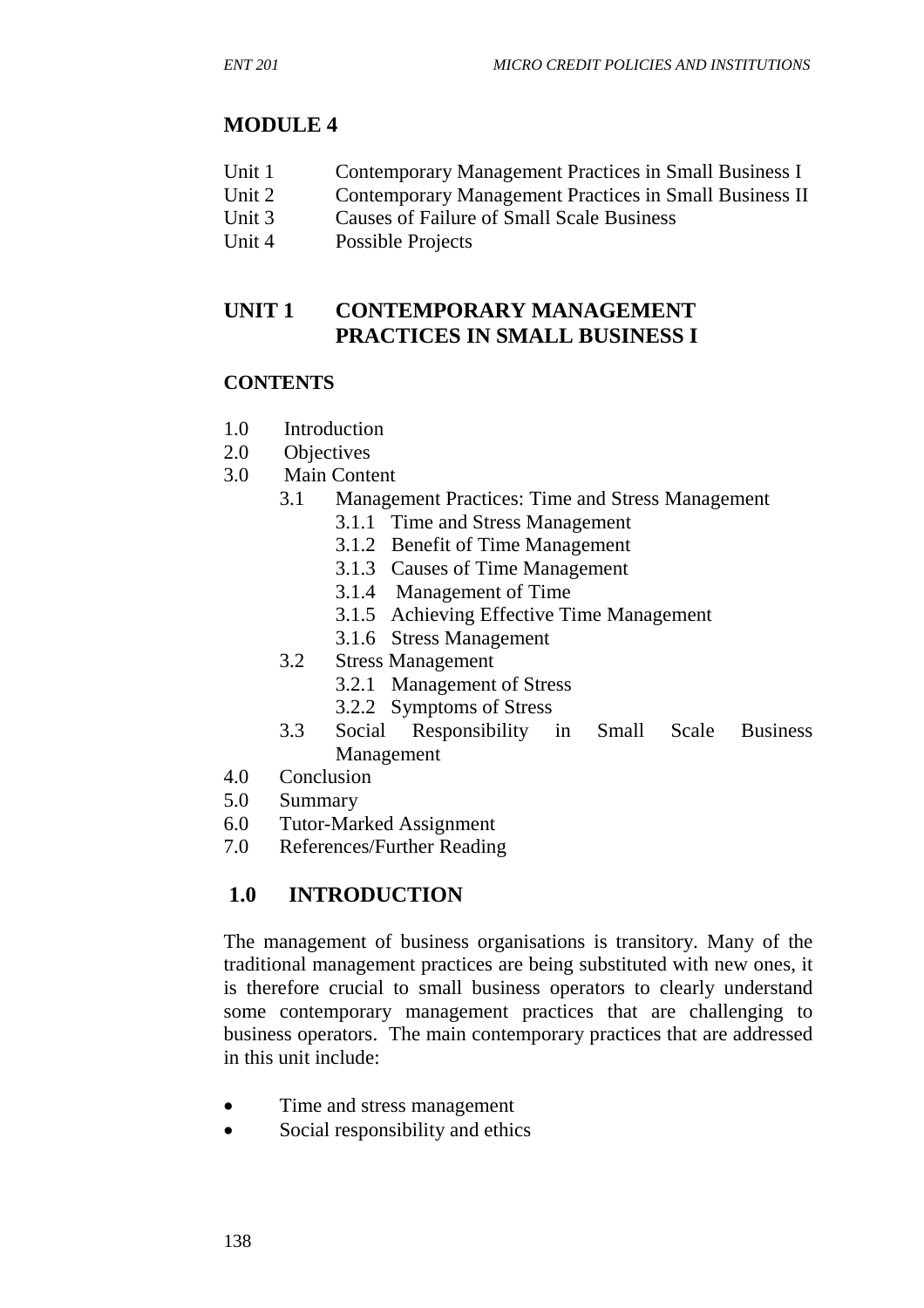# MODULE 4

Unit 1 Contemporary Management Practices in Small Business I
Unit 2 Contemporary Management Practices in Small Business II
Unit 3 Causes of Failure of Small Scale Business
Unit 4 Possible Projects

# UNIT 1 CONTEMPORARY MANAGEMENT PRACTICES IN SMALL BUSINESS I

**CONTENTS**

1.0 Introduction
2.0 Objectives
3.0 Main Content
- 3.1 Management Practices: Time and Stress Management
  - 3.1.1 Time and Stress Management
  - 3.1.2 Benefit of Time Management
  - 3.1.3 Causes of Time Management
  - 3.1.4 Management of Time
  - 3.1.5 Achieving Effective Time Management
  - 3.1.6 Stress Management
- 3.2 Stress Management
  - 3.2.1 Management of Stress
  - 3.2.2 Symptoms of Stress
- 3.3 Social Responsibility in Small Scale Business Management

4.0 Conclusion
5.0 Summary
6.0 Tutor-Marked Assignment
7.0 References/Further Reading

## 1.0 INTRODUCTION

The management of business organisations is transitory. Many of the traditional management practices are being substituted with new ones, it is therefore crucial to small business operators to clearly understand some contemporary management practices that are challenging to business operators. The main contemporary practices that are addressed in this unit include:

- Time and stress management
- Social responsibility and ethics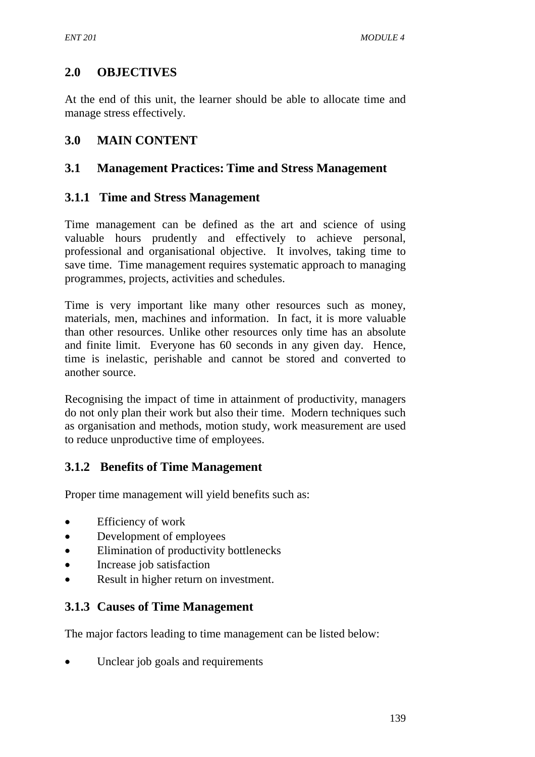## 2.0 OBJECTIVES

At the end of this unit, the learner should be able to allocate time and manage stress effectively.

## 3.0 MAIN CONTENT

### 3.1 Management Practices: Time and Stress Management

#### 3.1.1 Time and Stress Management

Time management can be defined as the art and science of using valuable hours prudently and effectively to achieve personal, professional and organisational objective. It involves, taking time to save time. Time management requires systematic approach to managing programmes, projects, activities and schedules.

Time is very important like many other resources such as money, materials, men, machines and information. In fact, it is more valuable than other resources. Unlike other resources only time has an absolute and finite limit. Everyone has 60 seconds in any given day. Hence, time is inelastic, perishable and cannot be stored and converted to another source.

Recognising the impact of time in attainment of productivity, managers do not only plan their work but also their time. Modern techniques such as organisation and methods, motion study, work measurement are used to reduce unproductive time of employees.

#### 3.1.2 Benefits of Time Management

Proper time management will yield benefits such as:

- Efficiency of work
- Development of employees
- Elimination of productivity bottlenecks
- Increase job satisfaction
- Result in higher return on investment.

#### 3.1.3 Causes of Time Management

The major factors leading to time management can be listed below:

- Unclear job goals and requirements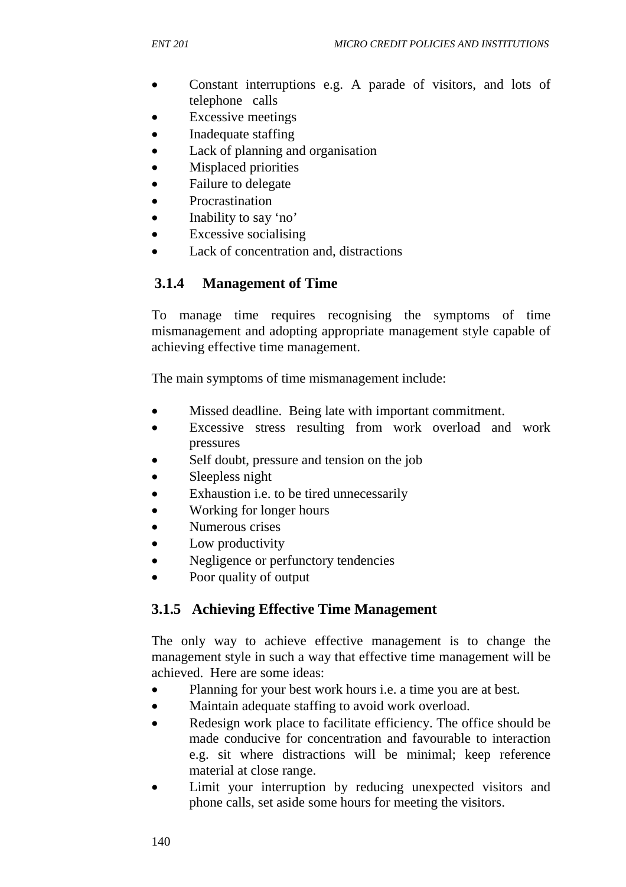- Constant interruptions e.g. A parade of visitors, and lots of telephone calls
- Excessive meetings
- Inadequate staffing
- Lack of planning and organisation
- Misplaced priorities
- Failure to delegate
- Procrastination
- Inability to say 'no'
- Excessive socialising
- Lack of concentration and, distractions

### 3.1.4 Management of Time

To manage time requires recognising the symptoms of time mismanagement and adopting appropriate management style capable of achieving effective time management.

The main symptoms of time mismanagement include:

- Missed deadline. Being late with important commitment.
- Excessive stress resulting from work overload and work pressures
- Self doubt, pressure and tension on the job
- Sleepless night
- Exhaustion i.e. to be tired unnecessarily
- Working for longer hours
- Numerous crises
- Low productivity
- Negligence or perfunctory tendencies
- Poor quality of output

### 3.1.5 Achieving Effective Time Management

The only way to achieve effective management is to change the management style in such a way that effective time management will be achieved. Here are some ideas:

- Planning for your best work hours i.e. a time you are at best.
- Maintain adequate staffing to avoid work overload.
- Redesign work place to facilitate efficiency. The office should be made conducive for concentration and favourable to interaction e.g. sit where distractions will be minimal; keep reference material at close range.
- Limit your interruption by reducing unexpected visitors and phone calls, set aside some hours for meeting the visitors.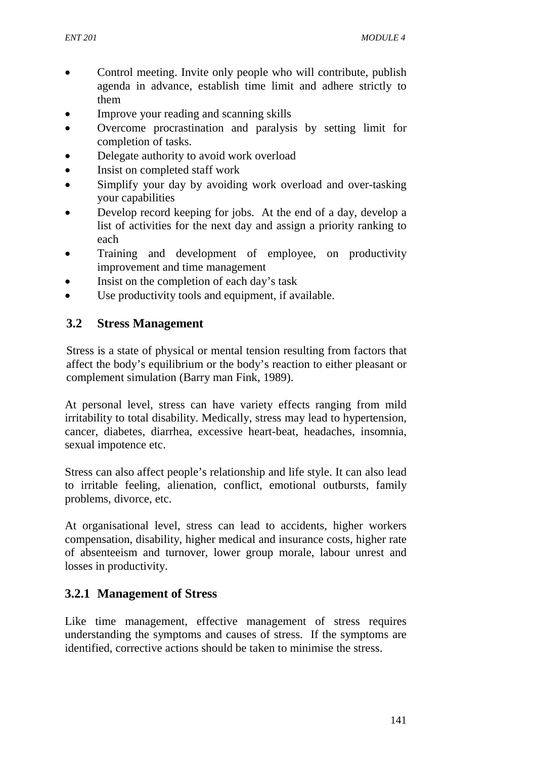- Control meeting. Invite only people who will contribute, publish agenda in advance, establish time limit and adhere strictly to them
- Improve your reading and scanning skills
- Overcome procrastination and paralysis by setting limit for completion of tasks.
- Delegate authority to avoid work overload
- Insist on completed staff work
- Simplify your day by avoiding work overload and over-tasking your capabilities
- Develop record keeping for jobs. At the end of a day, develop a list of activities for the next day and assign a priority ranking to each
- Training and development of employee, on productivity improvement and time management
- Insist on the completion of each day's task
- Use productivity tools and equipment, if available.

## 3.2 Stress Management

Stress is a state of physical or mental tension resulting from factors that affect the body's equilibrium or the body's reaction to either pleasant or complement simulation (Barry man Fink, 1989).

At personal level, stress can have variety effects ranging from mild irritability to total disability. Medically, stress may lead to hypertension, cancer, diabetes, diarrhea, excessive heart-beat, headaches, insomnia, sexual impotence etc.

Stress can also affect people's relationship and life style. It can also lead to irritable feeling, alienation, conflict, emotional outbursts, family problems, divorce, etc.

At organisational level, stress can lead to accidents, higher workers compensation, disability, higher medical and insurance costs, higher rate of absenteeism and turnover, lower group morale, labour unrest and losses in productivity.

### 3.2.1 Management of Stress

Like time management, effective management of stress requires understanding the symptoms and causes of stress. If the symptoms are identified, corrective actions should be taken to minimise the stress.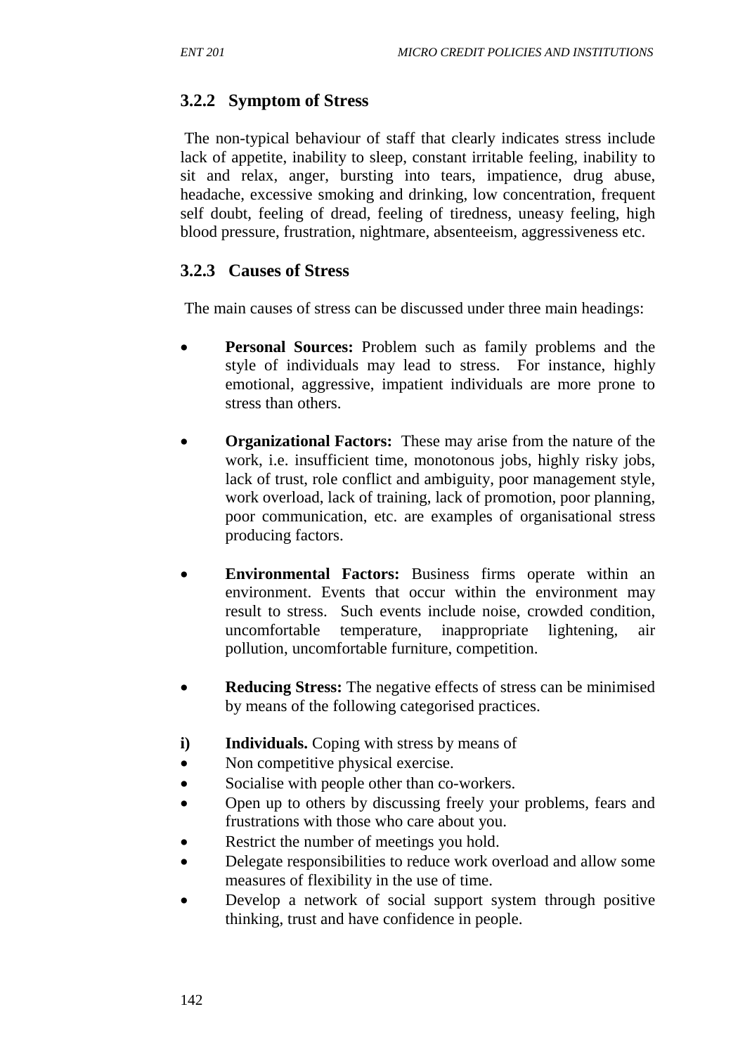### 3.2.2 Symptom of Stress

The non-typical behaviour of staff that clearly indicates stress include lack of appetite, inability to sleep, constant irritable feeling, inability to sit and relax, anger, bursting into tears, impatience, drug abuse, headache, excessive smoking and drinking, low concentration, frequent self doubt, feeling of dread, feeling of tiredness, uneasy feeling, high blood pressure, frustration, nightmare, absenteeism, aggressiveness etc.

### 3.2.3 Causes of Stress

The main causes of stress can be discussed under three main headings:

- **Personal Sources:** Problem such as family problems and the style of individuals may lead to stress. For instance, highly emotional, aggressive, impatient individuals are more prone to stress than others.

- **Organizational Factors:** These may arise from the nature of the work, i.e. insufficient time, monotonous jobs, highly risky jobs, lack of trust, role conflict and ambiguity, poor management style, work overload, lack of training, lack of promotion, poor planning, poor communication, etc. are examples of organisational stress producing factors.

- **Environmental Factors:** Business firms operate within an environment. Events that occur within the environment may result to stress. Such events include noise, crowded condition, uncomfortable temperature, inappropriate lightening, air pollution, uncomfortable furniture, competition.

- **Reducing Stress:** The negative effects of stress can be minimised by means of the following categorised practices.

**i) Individuals.** Coping with stress by means of

- Non competitive physical exercise.
- Socialise with people other than co-workers.
- Open up to others by discussing freely your problems, fears and frustrations with those who care about you.
- Restrict the number of meetings you hold.
- Delegate responsibilities to reduce work overload and allow some measures of flexibility in the use of time.
- Develop a network of social support system through positive thinking, trust and have confidence in people.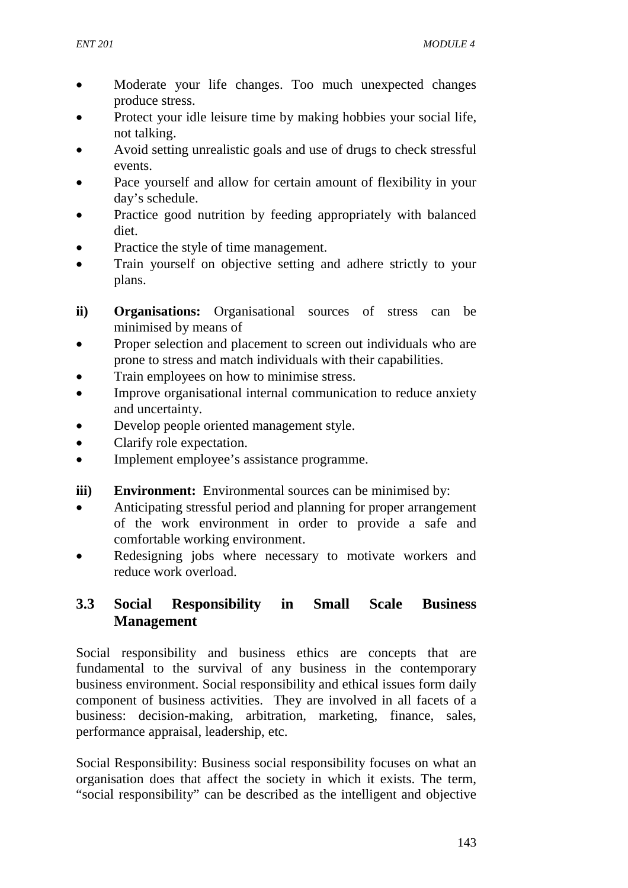- Moderate your life changes. Too much unexpected changes produce stress.
- Protect your idle leisure time by making hobbies your social life, not talking.
- Avoid setting unrealistic goals and use of drugs to check stressful events.
- Pace yourself and allow for certain amount of flexibility in your day's schedule.
- Practice good nutrition by feeding appropriately with balanced diet.
- Practice the style of time management.
- Train yourself on objective setting and adhere strictly to your plans.

**ii) Organisations:** Organisational sources of stress can be minimised by means of

- Proper selection and placement to screen out individuals who are prone to stress and match individuals with their capabilities.
- Train employees on how to minimise stress.
- Improve organisational internal communication to reduce anxiety and uncertainty.
- Develop people oriented management style.
- Clarify role expectation.
- Implement employee's assistance programme.

**iii) Environment:** Environmental sources can be minimised by:

- Anticipating stressful period and planning for proper arrangement of the work environment in order to provide a safe and comfortable working environment.
- Redesigning jobs where necessary to motivate workers and reduce work overload.

## 3.3 Social Responsibility in Small Scale Business Management

Social responsibility and business ethics are concepts that are fundamental to the survival of any business in the contemporary business environment. Social responsibility and ethical issues form daily component of business activities. They are involved in all facets of a business: decision-making, arbitration, marketing, finance, sales, performance appraisal, leadership, etc.

Social Responsibility: Business social responsibility focuses on what an organisation does that affect the society in which it exists. The term, "social responsibility" can be described as the intelligent and objective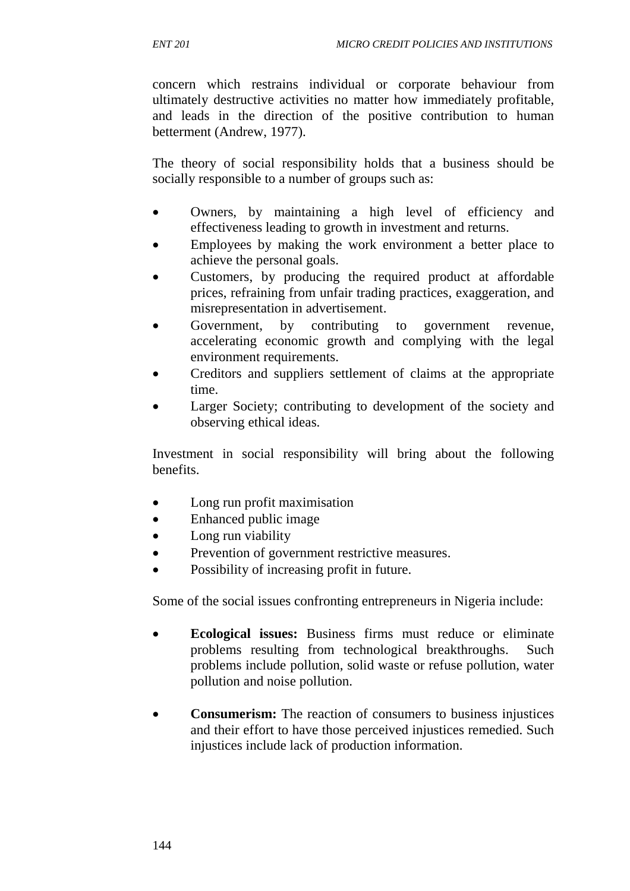concern which restrains individual or corporate behaviour from ultimately destructive activities no matter how immediately profitable, and leads in the direction of the positive contribution to human betterment (Andrew, 1977).

The theory of social responsibility holds that a business should be socially responsible to a number of groups such as:

- Owners, by maintaining a high level of efficiency and effectiveness leading to growth in investment and returns.
- Employees by making the work environment a better place to achieve the personal goals.
- Customers, by producing the required product at affordable prices, refraining from unfair trading practices, exaggeration, and misrepresentation in advertisement.
- Government, by contributing to government revenue, accelerating economic growth and complying with the legal environment requirements.
- Creditors and suppliers settlement of claims at the appropriate time.
- Larger Society; contributing to development of the society and observing ethical ideas.

Investment in social responsibility will bring about the following benefits.

- Long run profit maximisation
- Enhanced public image
- Long run viability
- Prevention of government restrictive measures.
- Possibility of increasing profit in future.

Some of the social issues confronting entrepreneurs in Nigeria include:

- **Ecological issues:** Business firms must reduce or eliminate problems resulting from technological breakthroughs. Such problems include pollution, solid waste or refuse pollution, water pollution and noise pollution.

- **Consumerism:** The reaction of consumers to business injustices and their effort to have those perceived injustices remedied. Such injustices include lack of production information.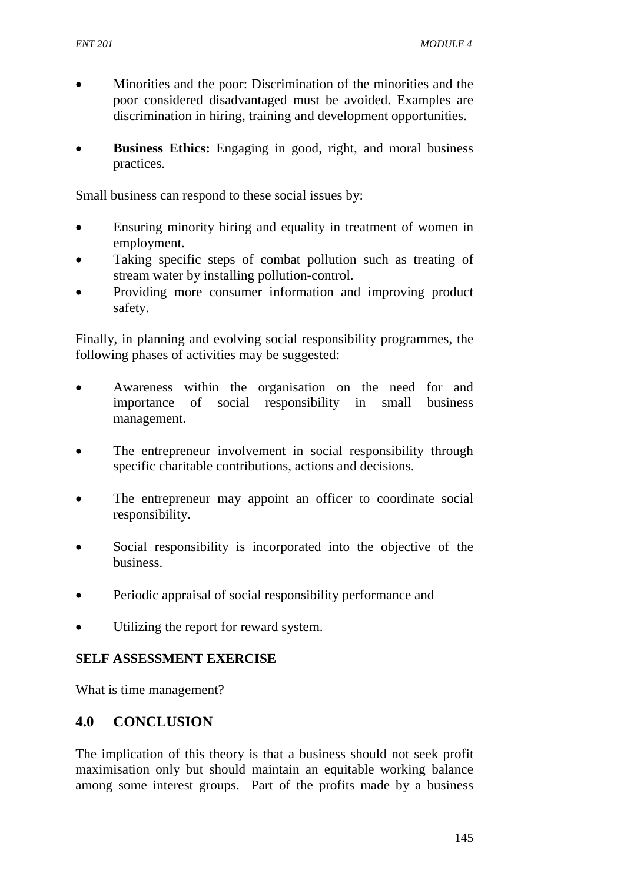- Minorities and the poor: Discrimination of the minorities and the poor considered disadvantaged must be avoided. Examples are discrimination in hiring, training and development opportunities.

- **Business Ethics:** Engaging in good, right, and moral business practices.

Small business can respond to these social issues by:

- Ensuring minority hiring and equality in treatment of women in employment.
- Taking specific steps of combat pollution such as treating of stream water by installing pollution-control.
- Providing more consumer information and improving product safety.

Finally, in planning and evolving social responsibility programmes, the following phases of activities may be suggested:

- Awareness within the organisation on the need for and importance of social responsibility in small business management.

- The entrepreneur involvement in social responsibility through specific charitable contributions, actions and decisions.

- The entrepreneur may appoint an officer to coordinate social responsibility.

- Social responsibility is incorporated into the objective of the business.

- Periodic appraisal of social responsibility performance and

- Utilizing the report for reward system.

**SELF ASSESSMENT EXERCISE**

What is time management?

## 4.0 CONCLUSION

The implication of this theory is that a business should not seek profit maximisation only but should maintain an equitable working balance among some interest groups. Part of the profits made by a business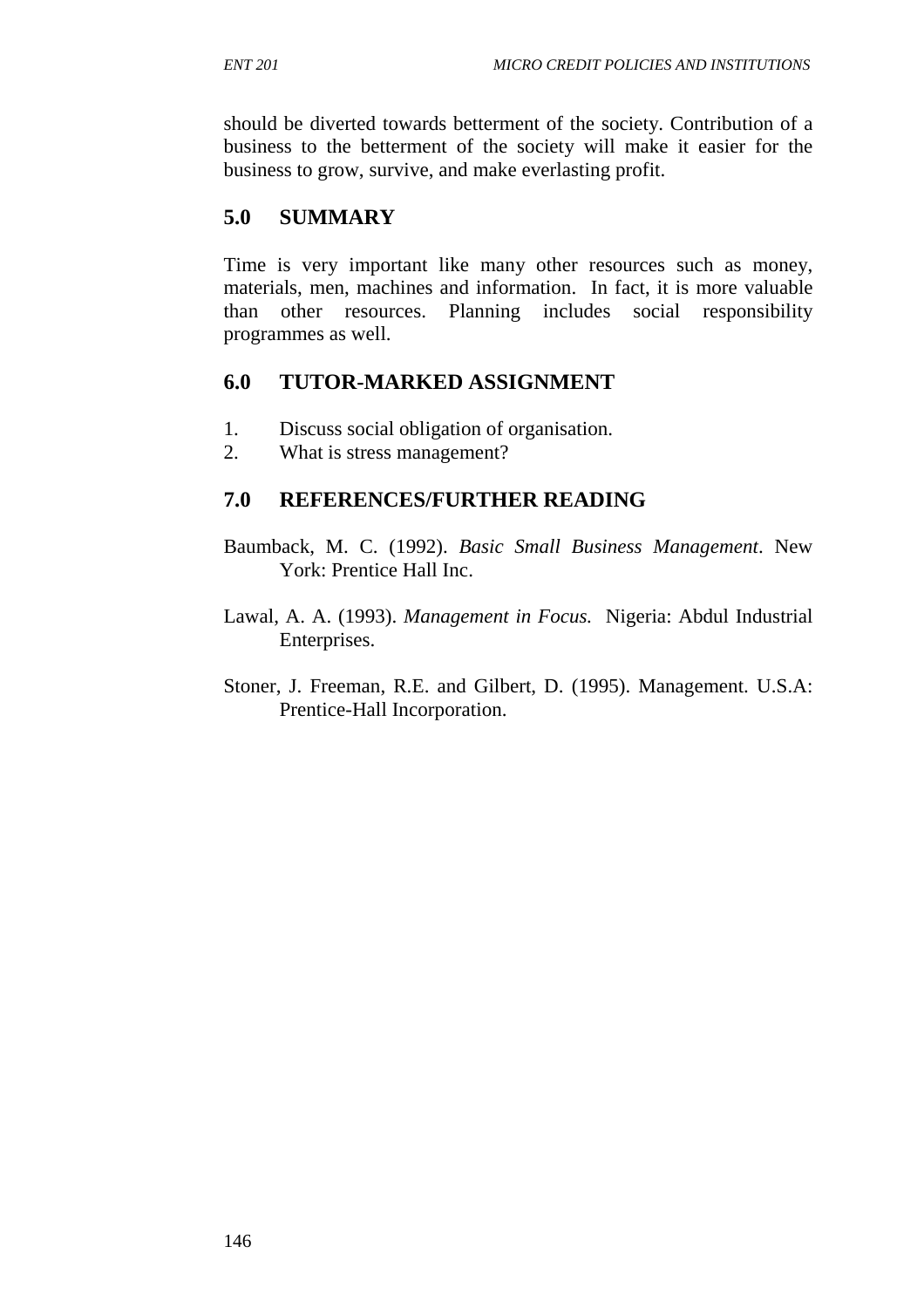should be diverted towards betterment of the society. Contribution of a business to the betterment of the society will make it easier for the business to grow, survive, and make everlasting profit.

## 5.0 SUMMARY

Time is very important like many other resources such as money, materials, men, machines and information. In fact, it is more valuable than other resources. Planning includes social responsibility programmes as well.

## 6.0 TUTOR-MARKED ASSIGNMENT

1. Discuss social obligation of organisation.
2. What is stress management?

## 7.0 REFERENCES/FURTHER READING

Baumback, M. C. (1992). *Basic Small Business Management*. New York: Prentice Hall Inc.

Lawal, A. A. (1993). *Management in Focus.* Nigeria: Abdul Industrial Enterprises.

Stoner, J. Freeman, R.E. and Gilbert, D. (1995). Management. U.S.A: Prentice-Hall Incorporation.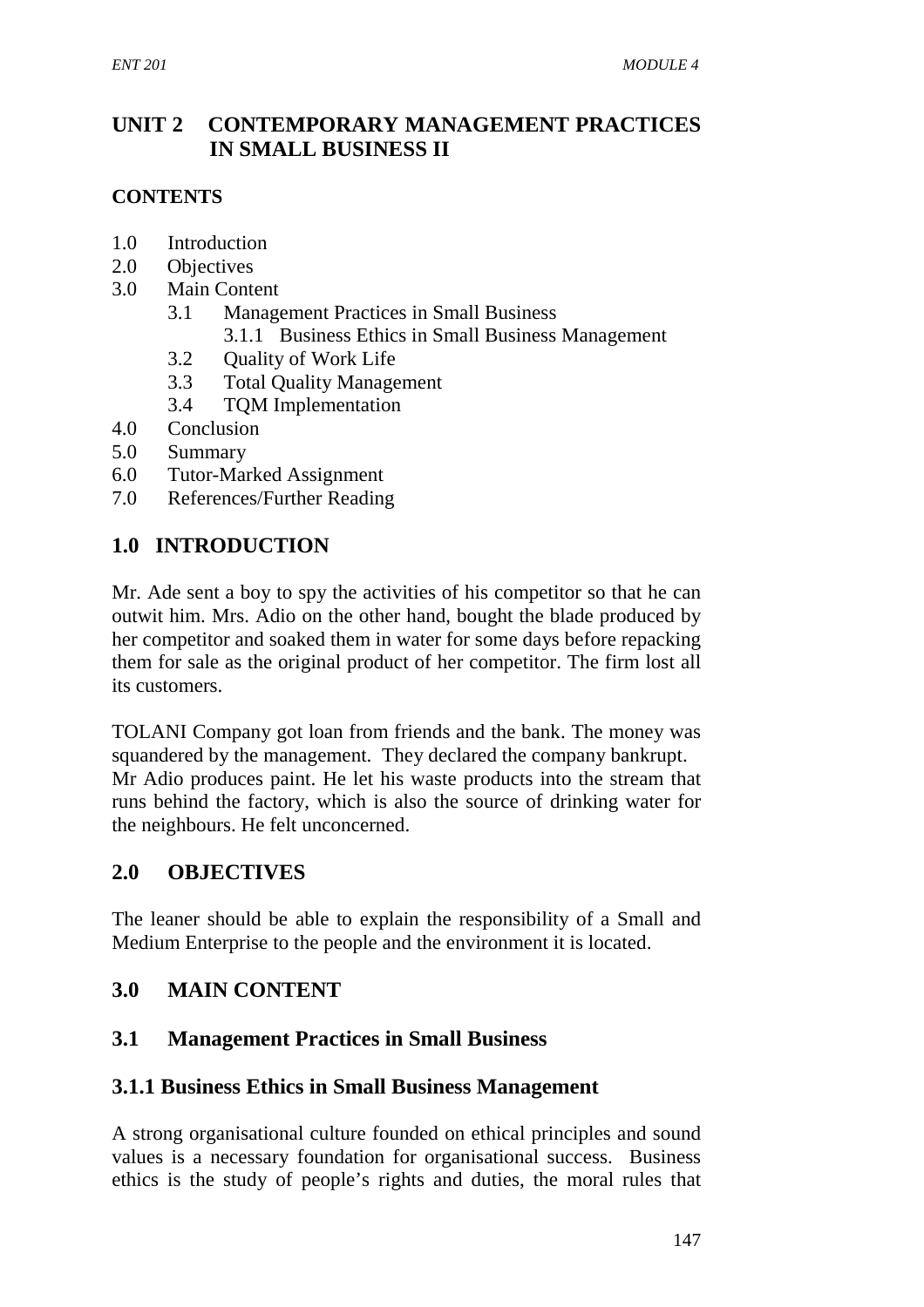## UNIT 2 CONTEMPORARY MANAGEMENT PRACTICES IN SMALL BUSINESS II

**CONTENTS**

- 1.0 Introduction
- 2.0 Objectives
- 3.0 Main Content
  - 3.1 Management Practices in Small Business
    - 3.1.1 Business Ethics in Small Business Management
  - 3.2 Quality of Work Life
  - 3.3 Total Quality Management
  - 3.4 TQM Implementation
- 4.0 Conclusion
- 5.0 Summary
- 6.0 Tutor-Marked Assignment
- 7.0 References/Further Reading

## 1.0 INTRODUCTION

Mr. Ade sent a boy to spy the activities of his competitor so that he can outwit him. Mrs. Adio on the other hand, bought the blade produced by her competitor and soaked them in water for some days before repacking them for sale as the original product of her competitor. The firm lost all its customers.

TOLANI Company got loan from friends and the bank. The money was squandered by the management. They declared the company bankrupt. Mr Adio produces paint. He let his waste products into the stream that runs behind the factory, which is also the source of drinking water for the neighbours. He felt unconcerned.

## 2.0 OBJECTIVES

The leaner should be able to explain the responsibility of a Small and Medium Enterprise to the people and the environment it is located.

## 3.0 MAIN CONTENT

### 3.1 Management Practices in Small Business

#### 3.1.1 Business Ethics in Small Business Management

A strong organisational culture founded on ethical principles and sound values is a necessary foundation for organisational success. Business ethics is the study of people's rights and duties, the moral rules that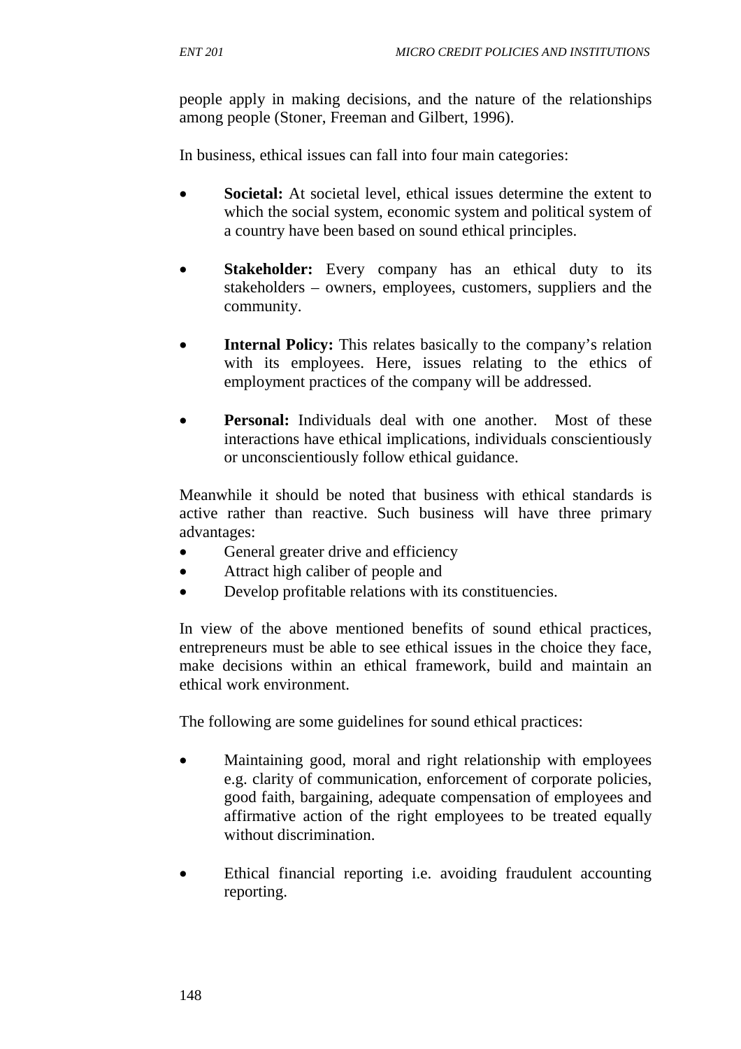people apply in making decisions, and the nature of the relationships among people (Stoner, Freeman and Gilbert, 1996).

In business, ethical issues can fall into four main categories:

- **Societal:** At societal level, ethical issues determine the extent to which the social system, economic system and political system of a country have been based on sound ethical principles.

- **Stakeholder:** Every company has an ethical duty to its stakeholders – owners, employees, customers, suppliers and the community.

- **Internal Policy:** This relates basically to the company's relation with its employees. Here, issues relating to the ethics of employment practices of the company will be addressed.

- **Personal:** Individuals deal with one another. Most of these interactions have ethical implications, individuals conscientiously or unconscientiously follow ethical guidance.

Meanwhile it should be noted that business with ethical standards is active rather than reactive. Such business will have three primary advantages:

- General greater drive and efficiency
- Attract high caliber of people and
- Develop profitable relations with its constituencies.

In view of the above mentioned benefits of sound ethical practices, entrepreneurs must be able to see ethical issues in the choice they face, make decisions within an ethical framework, build and maintain an ethical work environment.

The following are some guidelines for sound ethical practices:

- Maintaining good, moral and right relationship with employees e.g. clarity of communication, enforcement of corporate policies, good faith, bargaining, adequate compensation of employees and affirmative action of the right employees to be treated equally without discrimination.

- Ethical financial reporting i.e. avoiding fraudulent accounting reporting.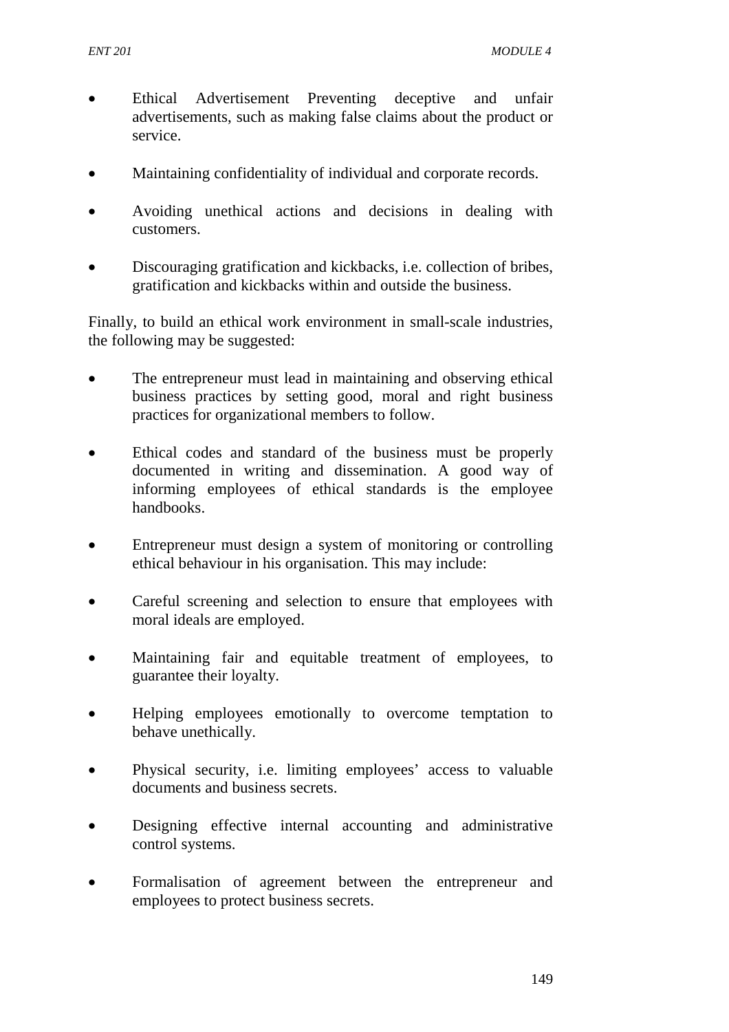- Ethical Advertisement Preventing deceptive and unfair advertisements, such as making false claims about the product or service.

- Maintaining confidentiality of individual and corporate records.

- Avoiding unethical actions and decisions in dealing with customers.

- Discouraging gratification and kickbacks, i.e. collection of bribes, gratification and kickbacks within and outside the business.

Finally, to build an ethical work environment in small-scale industries, the following may be suggested:

- The entrepreneur must lead in maintaining and observing ethical business practices by setting good, moral and right business practices for organizational members to follow.

- Ethical codes and standard of the business must be properly documented in writing and dissemination. A good way of informing employees of ethical standards is the employee handbooks.

- Entrepreneur must design a system of monitoring or controlling ethical behaviour in his organisation. This may include:

- Careful screening and selection to ensure that employees with moral ideals are employed.

- Maintaining fair and equitable treatment of employees, to guarantee their loyalty.

- Helping employees emotionally to overcome temptation to behave unethically.

- Physical security, i.e. limiting employees' access to valuable documents and business secrets.

- Designing effective internal accounting and administrative control systems.

- Formalisation of agreement between the entrepreneur and employees to protect business secrets.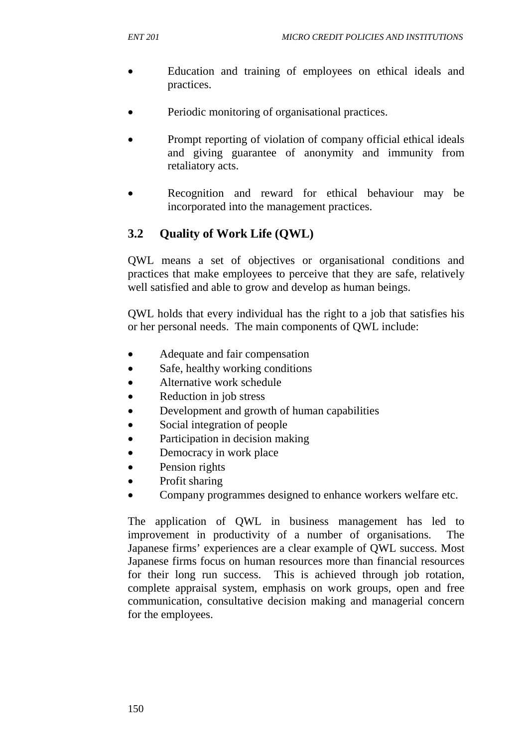- Education and training of employees on ethical ideals and practices.
- Periodic monitoring of organisational practices.
- Prompt reporting of violation of company official ethical ideals and giving guarantee of anonymity and immunity from retaliatory acts.
- Recognition and reward for ethical behaviour may be incorporated into the management practices.

## 3.2 Quality of Work Life (QWL)

QWL means a set of objectives or organisational conditions and practices that make employees to perceive that they are safe, relatively well satisfied and able to grow and develop as human beings.

QWL holds that every individual has the right to a job that satisfies his or her personal needs. The main components of QWL include:

- Adequate and fair compensation
- Safe, healthy working conditions
- Alternative work schedule
- Reduction in job stress
- Development and growth of human capabilities
- Social integration of people
- Participation in decision making
- Democracy in work place
- Pension rights
- Profit sharing
- Company programmes designed to enhance workers welfare etc.

The application of QWL in business management has led to improvement in productivity of a number of organisations. The Japanese firms' experiences are a clear example of QWL success. Most Japanese firms focus on human resources more than financial resources for their long run success. This is achieved through job rotation, complete appraisal system, emphasis on work groups, open and free communication, consultative decision making and managerial concern for the employees.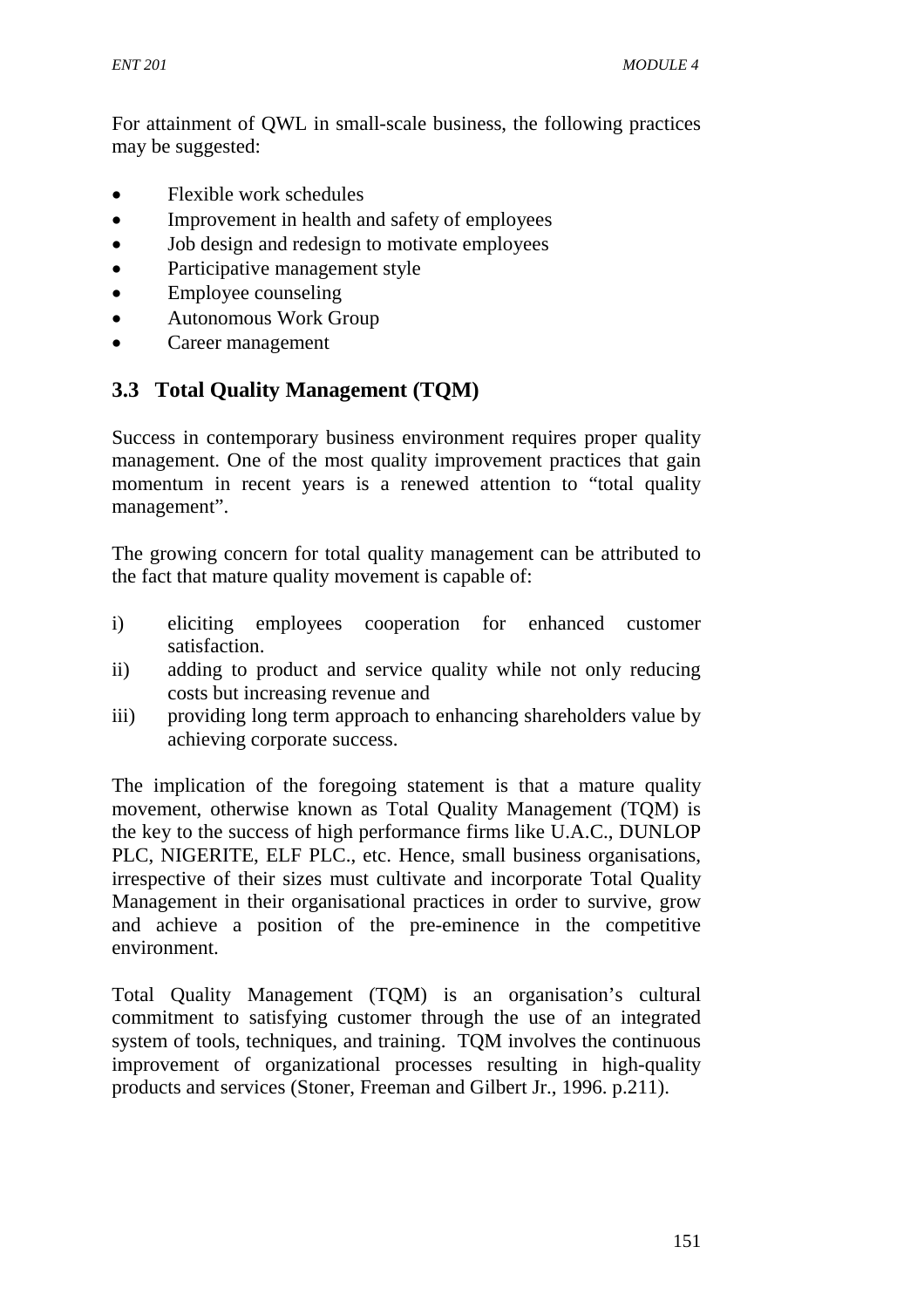For attainment of QWL in small-scale business, the following practices may be suggested:

- Flexible work schedules
- Improvement in health and safety of employees
- Job design and redesign to motivate employees
- Participative management style
- Employee counseling
- Autonomous Work Group
- Career management

### 3.3 Total Quality Management (TQM)

Success in contemporary business environment requires proper quality management. One of the most quality improvement practices that gain momentum in recent years is a renewed attention to "total quality management".

The growing concern for total quality management can be attributed to the fact that mature quality movement is capable of:

i) eliciting employees cooperation for enhanced customer satisfaction.
ii) adding to product and service quality while not only reducing costs but increasing revenue and
iii) providing long term approach to enhancing shareholders value by achieving corporate success.

The implication of the foregoing statement is that a mature quality movement, otherwise known as Total Quality Management (TQM) is the key to the success of high performance firms like U.A.C., DUNLOP PLC, NIGERITE, ELF PLC., etc. Hence, small business organisations, irrespective of their sizes must cultivate and incorporate Total Quality Management in their organisational practices in order to survive, grow and achieve a position of the pre-eminence in the competitive environment.

Total Quality Management (TQM) is an organisation's cultural commitment to satisfying customer through the use of an integrated system of tools, techniques, and training. TQM involves the continuous improvement of organizational processes resulting in high-quality products and services (Stoner, Freeman and Gilbert Jr., 1996. p.211).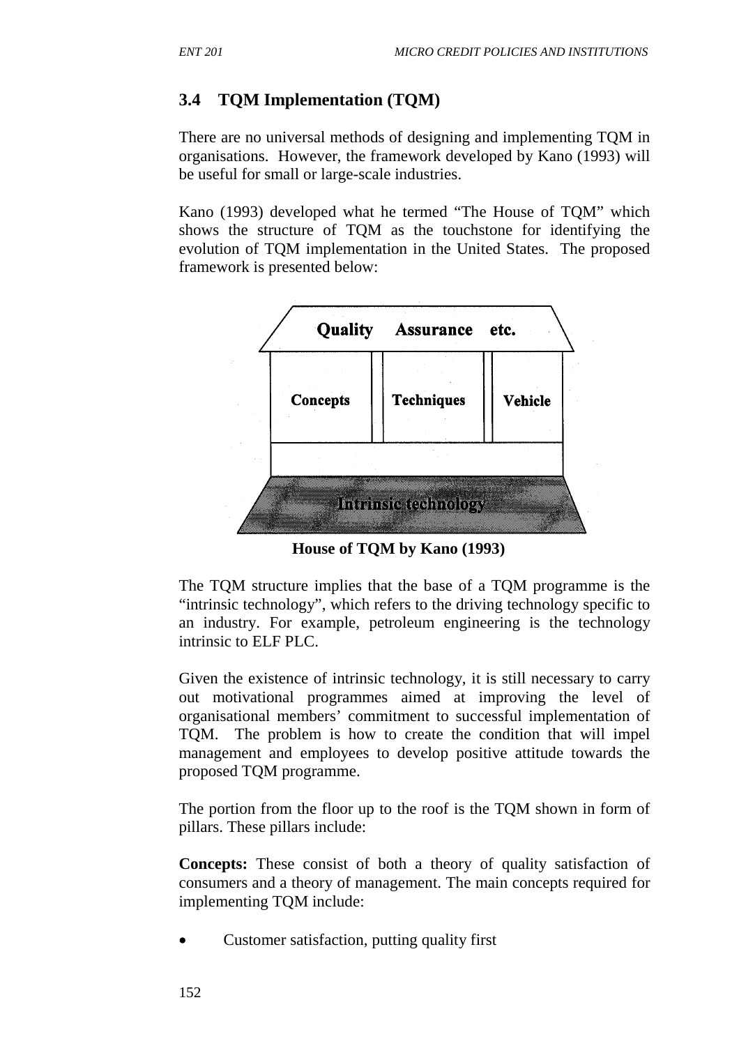## 3.4 TQM Implementation (TQM)

There are no universal methods of designing and implementing TQM in organisations. However, the framework developed by Kano (1993) will be useful for small or large-scale industries.

Kano (1993) developed what he termed "The House of TQM" which shows the structure of TQM as the touchstone for identifying the evolution of TQM implementation in the United States. The proposed framework is presented below:

Quality Assurance etc.

Concepts | Techniques | Vehicle

Intrinsic technology

**House of TQM by Kano (1993)**

The TQM structure implies that the base of a TQM programme is the "intrinsic technology", which refers to the driving technology specific to an industry. For example, petroleum engineering is the technology intrinsic to ELF PLC.

Given the existence of intrinsic technology, it is still necessary to carry out motivational programmes aimed at improving the level of organisational members' commitment to successful implementation of TQM. The problem is how to create the condition that will impel management and employees to develop positive attitude towards the proposed TQM programme.

The portion from the floor up to the roof is the TQM shown in form of pillars. These pillars include:

**Concepts:** These consist of both a theory of quality satisfaction of consumers and a theory of management. The main concepts required for implementing TQM include:

- Customer satisfaction, putting quality first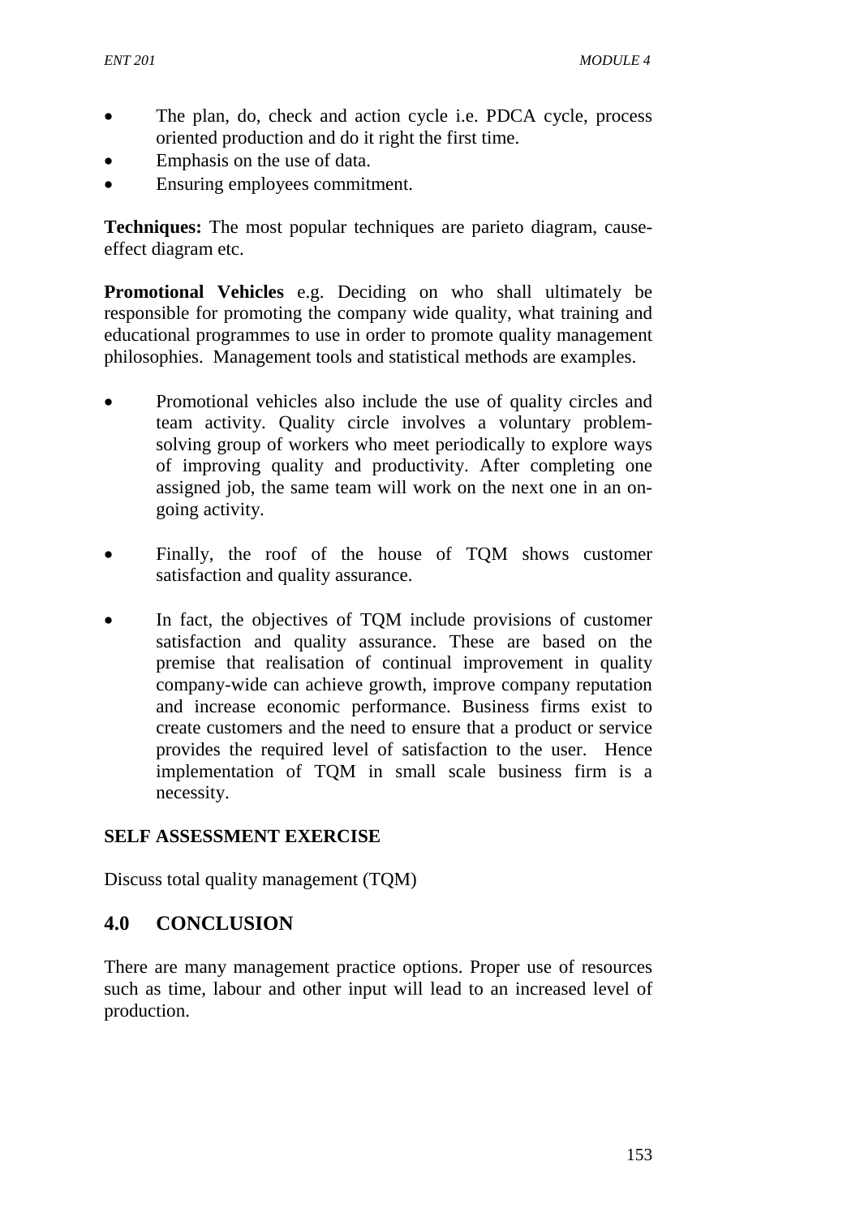- The plan, do, check and action cycle i.e. PDCA cycle, process oriented production and do it right the first time.
- Emphasis on the use of data.
- Ensuring employees commitment.

**Techniques:** The most popular techniques are parieto diagram, cause-effect diagram etc.

**Promotional Vehicles** e.g. Deciding on who shall ultimately be responsible for promoting the company wide quality, what training and educational programmes to use in order to promote quality management philosophies. Management tools and statistical methods are examples.

- Promotional vehicles also include the use of quality circles and team activity. Quality circle involves a voluntary problem-solving group of workers who meet periodically to explore ways of improving quality and productivity. After completing one assigned job, the same team will work on the next one in an on-going activity.

- Finally, the roof of the house of TQM shows customer satisfaction and quality assurance.

- In fact, the objectives of TQM include provisions of customer satisfaction and quality assurance. These are based on the premise that realisation of continual improvement in quality company-wide can achieve growth, improve company reputation and increase economic performance. Business firms exist to create customers and the need to ensure that a product or service provides the required level of satisfaction to the user. Hence implementation of TQM in small scale business firm is a necessity.

**SELF ASSESSMENT EXERCISE**

Discuss total quality management (TQM)

## 4.0 CONCLUSION

There are many management practice options. Proper use of resources such as time, labour and other input will lead to an increased level of production.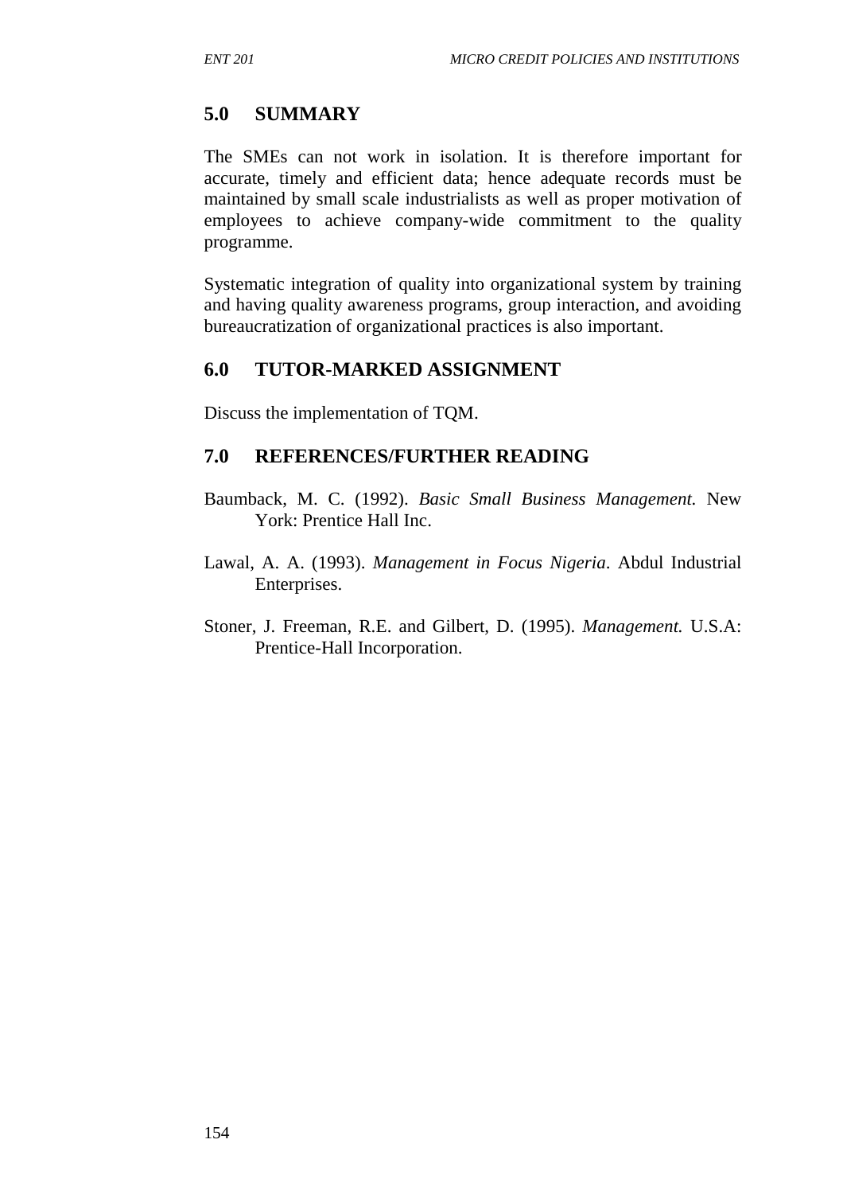## 5.0 SUMMARY

The SMEs can not work in isolation. It is therefore important for accurate, timely and efficient data; hence adequate records must be maintained by small scale industrialists as well as proper motivation of employees to achieve company-wide commitment to the quality programme.

Systematic integration of quality into organizational system by training and having quality awareness programs, group interaction, and avoiding bureaucratization of organizational practices is also important.

## 6.0 TUTOR-MARKED ASSIGNMENT

Discuss the implementation of TQM.

## 7.0 REFERENCES/FURTHER READING

Baumback, M. C. (1992). *Basic Small Business Management.* New York: Prentice Hall Inc.

Lawal, A. A. (1993). *Management in Focus Nigeria*. Abdul Industrial Enterprises.

Stoner, J. Freeman, R.E. and Gilbert, D. (1995). *Management.* U.S.A: Prentice-Hall Incorporation.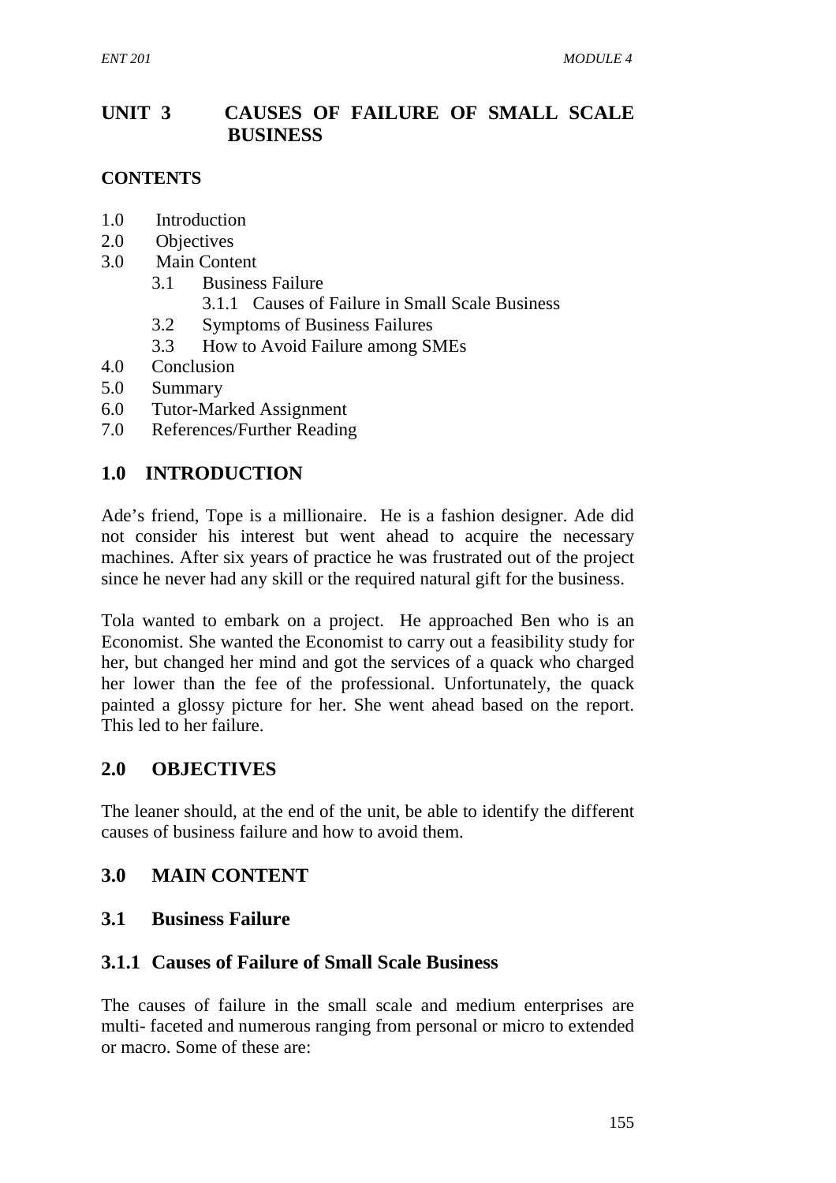# UNIT 3 CAUSES OF FAILURE OF SMALL SCALE BUSINESS

## CONTENTS

1.0 Introduction
2.0 Objectives
3.0 Main Content
 3.1 Business Failure
  3.1.1 Causes of Failure in Small Scale Business
 3.2 Symptoms of Business Failures
 3.3 How to Avoid Failure among SMEs
4.0 Conclusion
5.0 Summary
6.0 Tutor-Marked Assignment
7.0 References/Further Reading

## 1.0 INTRODUCTION

Ade's friend, Tope is a millionaire. He is a fashion designer. Ade did not consider his interest but went ahead to acquire the necessary machines. After six years of practice he was frustrated out of the project since he never had any skill or the required natural gift for the business.

Tola wanted to embark on a project. He approached Ben who is an Economist. She wanted the Economist to carry out a feasibility study for her, but changed her mind and got the services of a quack who charged her lower than the fee of the professional. Unfortunately, the quack painted a glossy picture for her. She went ahead based on the report. This led to her failure.

## 2.0 OBJECTIVES

The leaner should, at the end of the unit, be able to identify the different causes of business failure and how to avoid them.

## 3.0 MAIN CONTENT

### 3.1 Business Failure

#### 3.1.1 Causes of Failure of Small Scale Business

The causes of failure in the small scale and medium enterprises are multi- faceted and numerous ranging from personal or micro to extended or macro. Some of these are: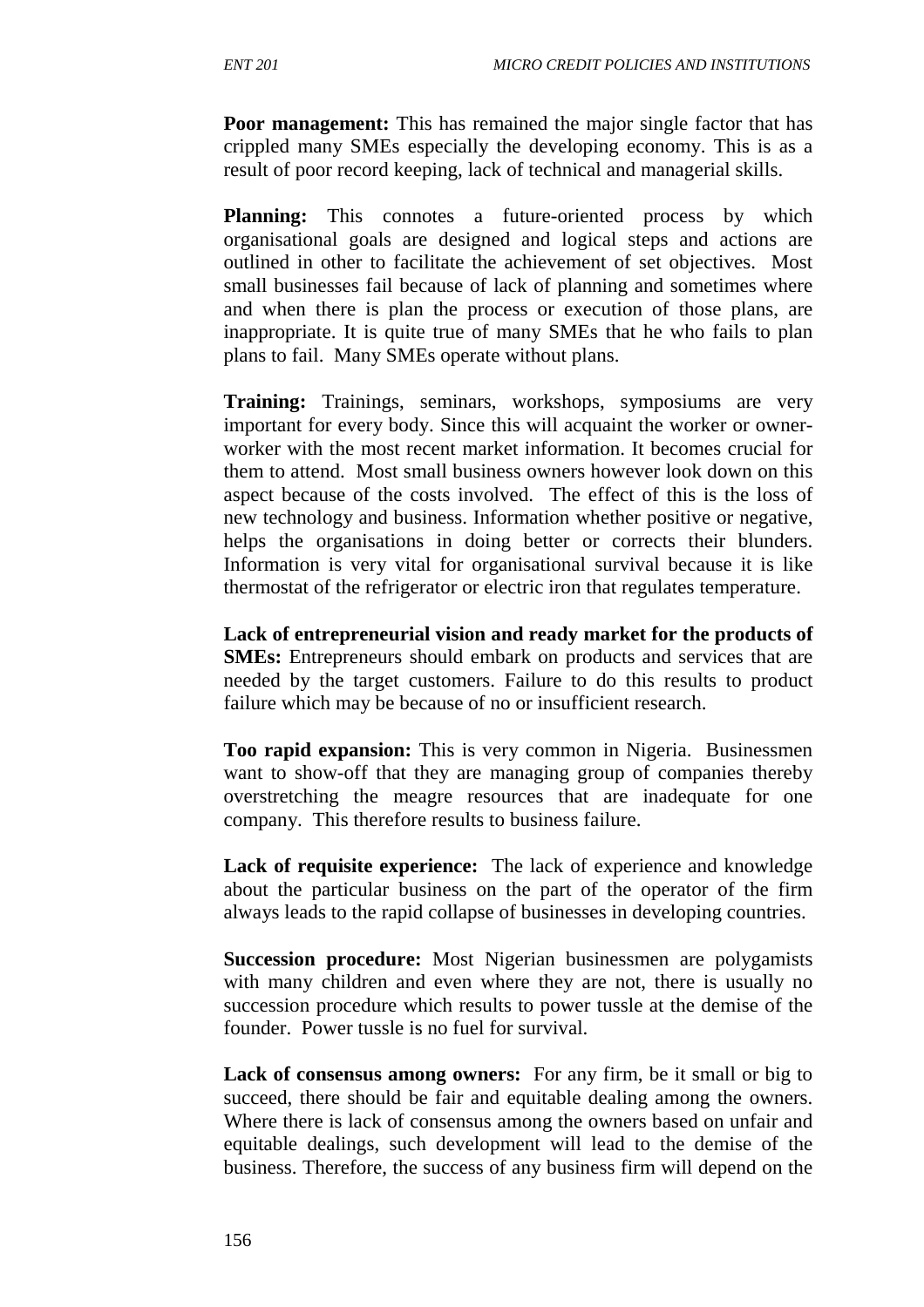**Poor management:** This has remained the major single factor that has crippled many SMEs especially the developing economy. This is as a result of poor record keeping, lack of technical and managerial skills.

**Planning:** This connotes a future-oriented process by which organisational goals are designed and logical steps and actions are outlined in other to facilitate the achievement of set objectives. Most small businesses fail because of lack of planning and sometimes where and when there is plan the process or execution of those plans, are inappropriate. It is quite true of many SMEs that he who fails to plan plans to fail. Many SMEs operate without plans.

**Training:** Trainings, seminars, workshops, symposiums are very important for every body. Since this will acquaint the worker or owner-worker with the most recent market information. It becomes crucial for them to attend. Most small business owners however look down on this aspect because of the costs involved. The effect of this is the loss of new technology and business. Information whether positive or negative, helps the organisations in doing better or corrects their blunders. Information is very vital for organisational survival because it is like thermostat of the refrigerator or electric iron that regulates temperature.

**Lack of entrepreneurial vision and ready market for the products of SMEs:** Entrepreneurs should embark on products and services that are needed by the target customers. Failure to do this results to product failure which may be because of no or insufficient research.

**Too rapid expansion:** This is very common in Nigeria. Businessmen want to show-off that they are managing group of companies thereby overstretching the meagre resources that are inadequate for one company. This therefore results to business failure.

**Lack of requisite experience:** The lack of experience and knowledge about the particular business on the part of the operator of the firm always leads to the rapid collapse of businesses in developing countries.

**Succession procedure:** Most Nigerian businessmen are polygamists with many children and even where they are not, there is usually no succession procedure which results to power tussle at the demise of the founder. Power tussle is no fuel for survival.

**Lack of consensus among owners:** For any firm, be it small or big to succeed, there should be fair and equitable dealing among the owners. Where there is lack of consensus among the owners based on unfair and equitable dealings, such development will lead to the demise of the business. Therefore, the success of any business firm will depend on the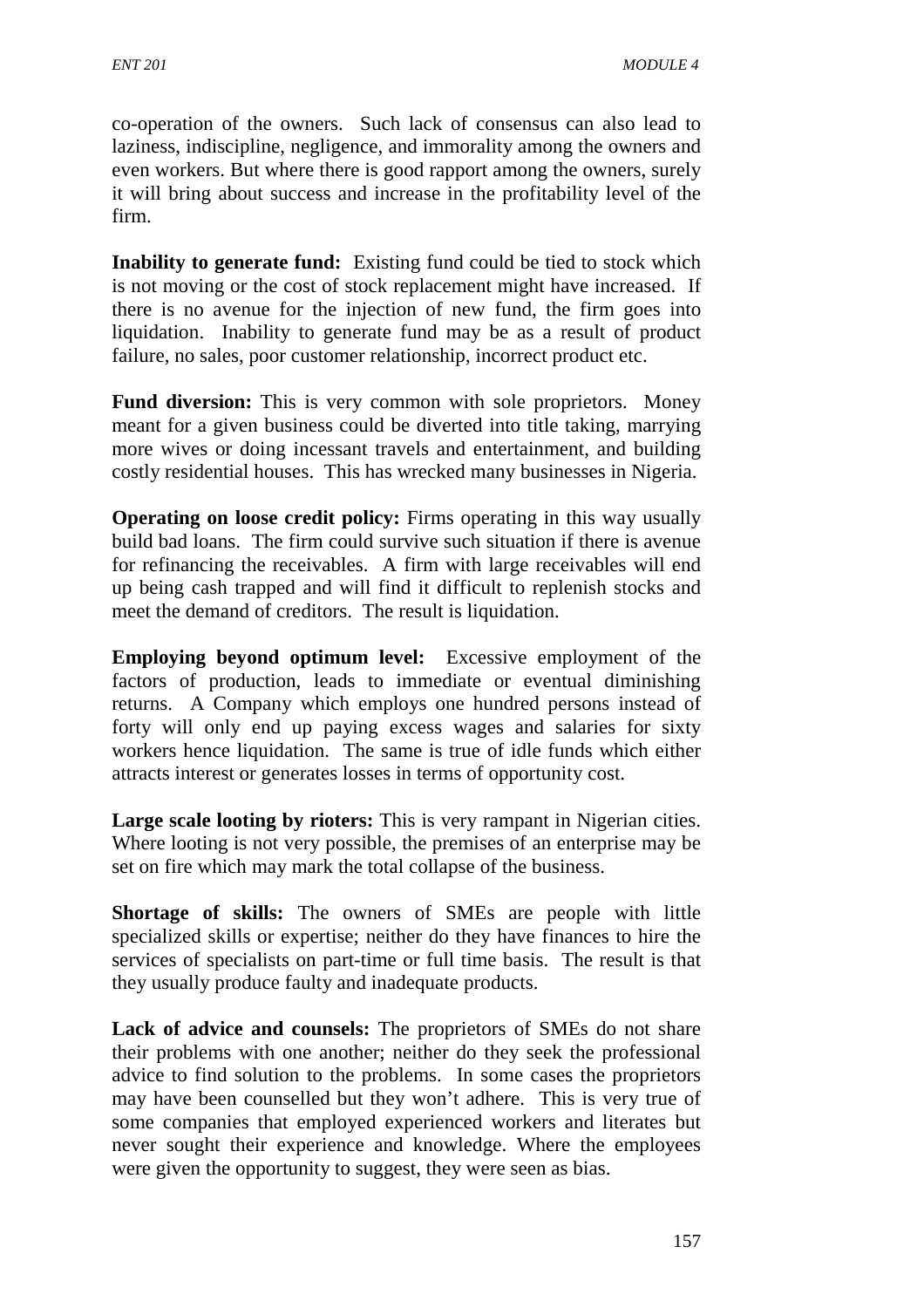co-operation of the owners. Such lack of consensus can also lead to laziness, indiscipline, negligence, and immorality among the owners and even workers. But where there is good rapport among the owners, surely it will bring about success and increase in the profitability level of the firm.

**Inability to generate fund:** Existing fund could be tied to stock which is not moving or the cost of stock replacement might have increased. If there is no avenue for the injection of new fund, the firm goes into liquidation. Inability to generate fund may be as a result of product failure, no sales, poor customer relationship, incorrect product etc.

**Fund diversion:** This is very common with sole proprietors. Money meant for a given business could be diverted into title taking, marrying more wives or doing incessant travels and entertainment, and building costly residential houses. This has wrecked many businesses in Nigeria.

**Operating on loose credit policy:** Firms operating in this way usually build bad loans. The firm could survive such situation if there is avenue for refinancing the receivables. A firm with large receivables will end up being cash trapped and will find it difficult to replenish stocks and meet the demand of creditors. The result is liquidation.

**Employing beyond optimum level:** Excessive employment of the factors of production, leads to immediate or eventual diminishing returns. A Company which employs one hundred persons instead of forty will only end up paying excess wages and salaries for sixty workers hence liquidation. The same is true of idle funds which either attracts interest or generates losses in terms of opportunity cost.

**Large scale looting by rioters:** This is very rampant in Nigerian cities. Where looting is not very possible, the premises of an enterprise may be set on fire which may mark the total collapse of the business.

**Shortage of skills:** The owners of SMEs are people with little specialized skills or expertise; neither do they have finances to hire the services of specialists on part-time or full time basis. The result is that they usually produce faulty and inadequate products.

**Lack of advice and counsels:** The proprietors of SMEs do not share their problems with one another; neither do they seek the professional advice to find solution to the problems. In some cases the proprietors may have been counselled but they won't adhere. This is very true of some companies that employed experienced workers and literates but never sought their experience and knowledge. Where the employees were given the opportunity to suggest, they were seen as bias.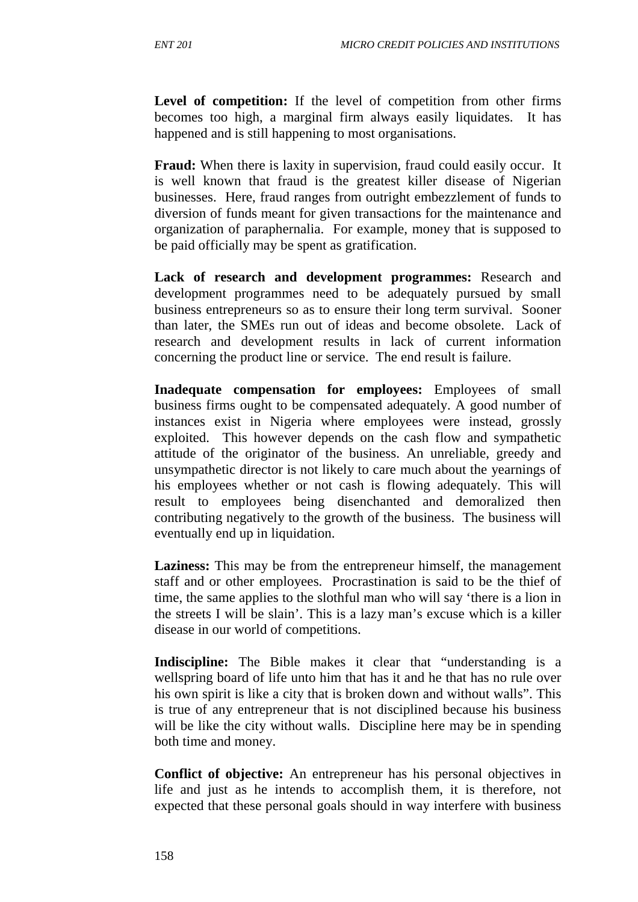**Level of competition:** If the level of competition from other firms becomes too high, a marginal firm always easily liquidates. It has happened and is still happening to most organisations.

**Fraud:** When there is laxity in supervision, fraud could easily occur. It is well known that fraud is the greatest killer disease of Nigerian businesses. Here, fraud ranges from outright embezzlement of funds to diversion of funds meant for given transactions for the maintenance and organization of paraphernalia. For example, money that is supposed to be paid officially may be spent as gratification.

**Lack of research and development programmes:** Research and development programmes need to be adequately pursued by small business entrepreneurs so as to ensure their long term survival. Sooner than later, the SMEs run out of ideas and become obsolete. Lack of research and development results in lack of current information concerning the product line or service. The end result is failure.

**Inadequate compensation for employees:** Employees of small business firms ought to be compensated adequately. A good number of instances exist in Nigeria where employees were instead, grossly exploited. This however depends on the cash flow and sympathetic attitude of the originator of the business. An unreliable, greedy and unsympathetic director is not likely to care much about the yearnings of his employees whether or not cash is flowing adequately. This will result to employees being disenchanted and demoralized then contributing negatively to the growth of the business. The business will eventually end up in liquidation.

**Laziness:** This may be from the entrepreneur himself, the management staff and or other employees. Procrastination is said to be the thief of time, the same applies to the slothful man who will say 'there is a lion in the streets I will be slain'. This is a lazy man's excuse which is a killer disease in our world of competitions.

**Indiscipline:** The Bible makes it clear that "understanding is a wellspring board of life unto him that has it and he that has no rule over his own spirit is like a city that is broken down and without walls". This is true of any entrepreneur that is not disciplined because his business will be like the city without walls. Discipline here may be in spending both time and money.

**Conflict of objective:** An entrepreneur has his personal objectives in life and just as he intends to accomplish them, it is therefore, not expected that these personal goals should in way interfere with business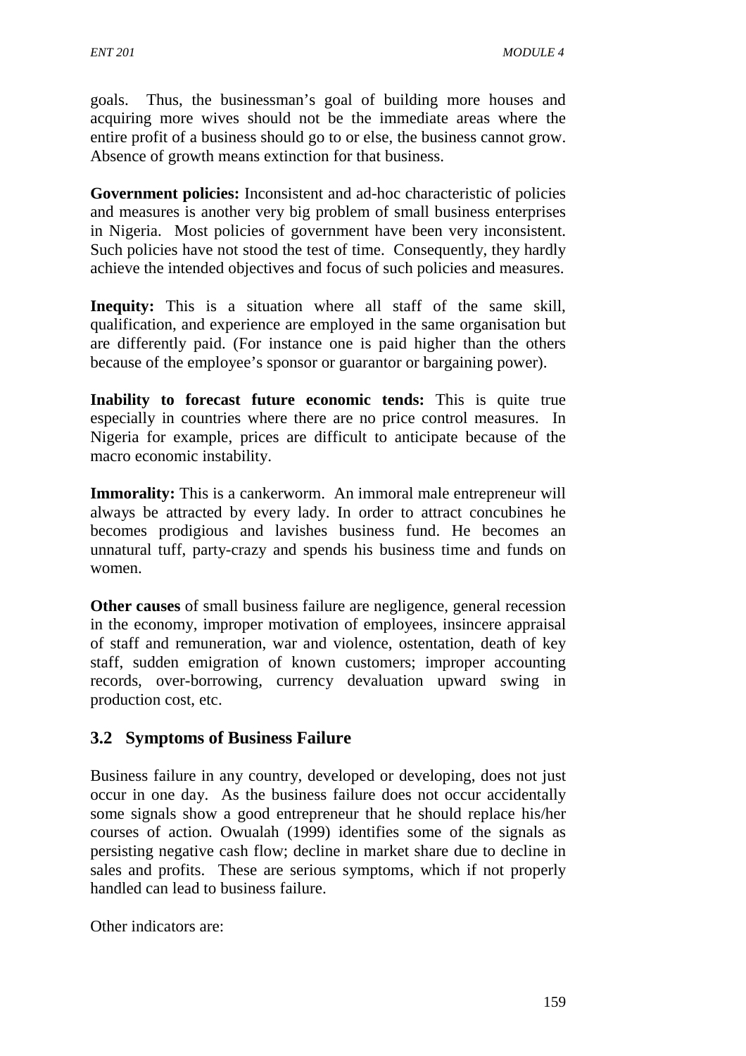goals. Thus, the businessman's goal of building more houses and acquiring more wives should not be the immediate areas where the entire profit of a business should go to or else, the business cannot grow. Absence of growth means extinction for that business.

**Government policies:** Inconsistent and ad-hoc characteristic of policies and measures is another very big problem of small business enterprises in Nigeria. Most policies of government have been very inconsistent. Such policies have not stood the test of time. Consequently, they hardly achieve the intended objectives and focus of such policies and measures.

**Inequity:** This is a situation where all staff of the same skill, qualification, and experience are employed in the same organisation but are differently paid. (For instance one is paid higher than the others because of the employee's sponsor or guarantor or bargaining power).

**Inability to forecast future economic tends:** This is quite true especially in countries where there are no price control measures. In Nigeria for example, prices are difficult to anticipate because of the macro economic instability.

**Immorality:** This is a cankerworm. An immoral male entrepreneur will always be attracted by every lady. In order to attract concubines he becomes prodigious and lavishes business fund. He becomes an unnatural tuff, party-crazy and spends his business time and funds on women.

**Other causes** of small business failure are negligence, general recession in the economy, improper motivation of employees, insincere appraisal of staff and remuneration, war and violence, ostentation, death of key staff, sudden emigration of known customers; improper accounting records, over-borrowing, currency devaluation upward swing in production cost, etc.

## 3.2 Symptoms of Business Failure

Business failure in any country, developed or developing, does not just occur in one day. As the business failure does not occur accidentally some signals show a good entrepreneur that he should replace his/her courses of action. Owualah (1999) identifies some of the signals as persisting negative cash flow; decline in market share due to decline in sales and profits. These are serious symptoms, which if not properly handled can lead to business failure.

Other indicators are: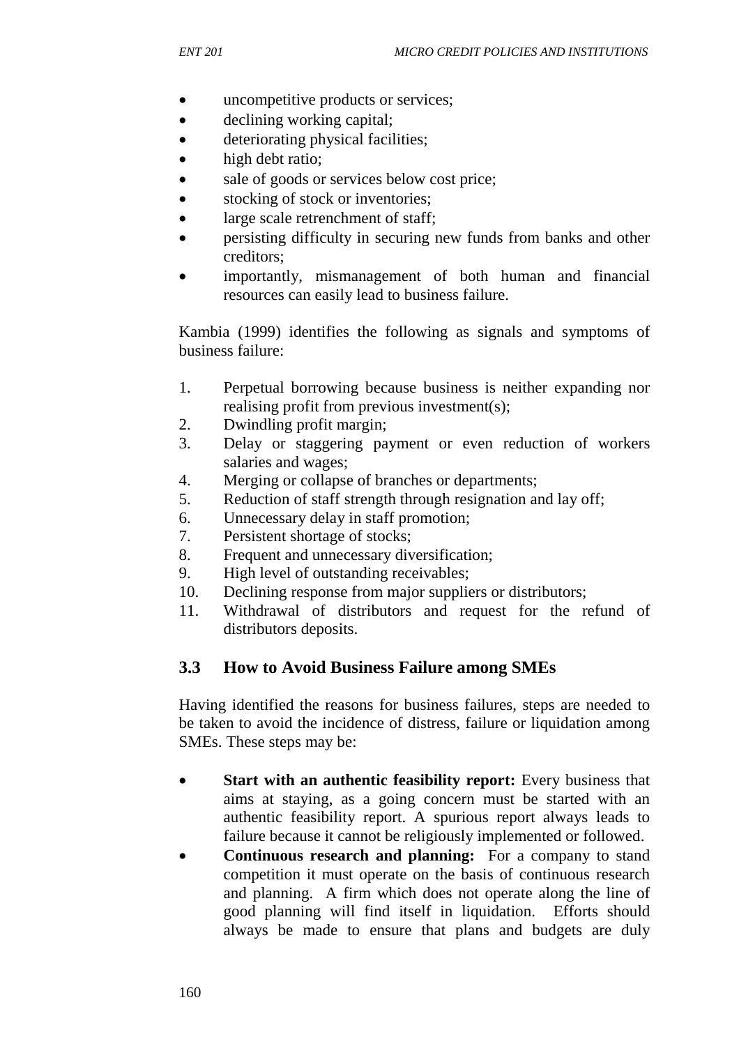- uncompetitive products or services;
- declining working capital;
- deteriorating physical facilities;
- high debt ratio;
- sale of goods or services below cost price;
- stocking of stock or inventories;
- large scale retrenchment of staff;
- persisting difficulty in securing new funds from banks and other creditors;
- importantly, mismanagement of both human and financial resources can easily lead to business failure.

Kambia (1999) identifies the following as signals and symptoms of business failure:

1. Perpetual borrowing because business is neither expanding nor realising profit from previous investment(s);
2. Dwindling profit margin;
3. Delay or staggering payment or even reduction of workers salaries and wages;
4. Merging or collapse of branches or departments;
5. Reduction of staff strength through resignation and lay off;
6. Unnecessary delay in staff promotion;
7. Persistent shortage of stocks;
8. Frequent and unnecessary diversification;
9. High level of outstanding receivables;
10. Declining response from major suppliers or distributors;
11. Withdrawal of distributors and request for the refund of distributors deposits.

## 3.3 How to Avoid Business Failure among SMEs

Having identified the reasons for business failures, steps are needed to be taken to avoid the incidence of distress, failure or liquidation among SMEs. These steps may be:

- **Start with an authentic feasibility report:** Every business that aims at staying, as a going concern must be started with an authentic feasibility report. A spurious report always leads to failure because it cannot be religiously implemented or followed.
- **Continuous research and planning:** For a company to stand competition it must operate on the basis of continuous research and planning. A firm which does not operate along the line of good planning will find itself in liquidation. Efforts should always be made to ensure that plans and budgets are duly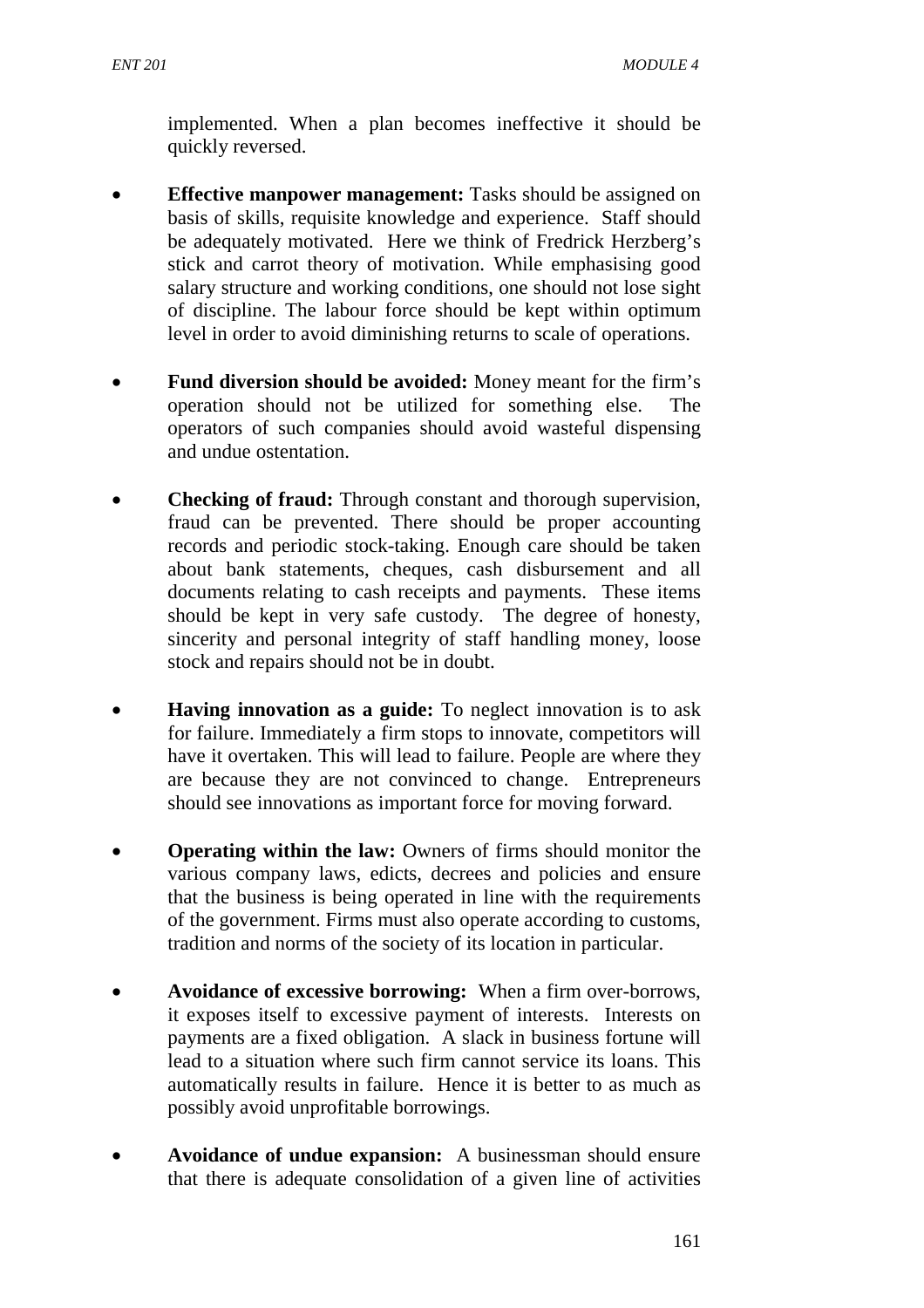implemented. When a plan becomes ineffective it should be quickly reversed.

- **Effective manpower management:** Tasks should be assigned on basis of skills, requisite knowledge and experience. Staff should be adequately motivated. Here we think of Fredrick Herzberg's stick and carrot theory of motivation. While emphasising good salary structure and working conditions, one should not lose sight of discipline. The labour force should be kept within optimum level in order to avoid diminishing returns to scale of operations.

- **Fund diversion should be avoided:** Money meant for the firm's operation should not be utilized for something else. The operators of such companies should avoid wasteful dispensing and undue ostentation.

- **Checking of fraud:** Through constant and thorough supervision, fraud can be prevented. There should be proper accounting records and periodic stock-taking. Enough care should be taken about bank statements, cheques, cash disbursement and all documents relating to cash receipts and payments. These items should be kept in very safe custody. The degree of honesty, sincerity and personal integrity of staff handling money, loose stock and repairs should not be in doubt.

- **Having innovation as a guide:** To neglect innovation is to ask for failure. Immediately a firm stops to innovate, competitors will have it overtaken. This will lead to failure. People are where they are because they are not convinced to change. Entrepreneurs should see innovations as important force for moving forward.

- **Operating within the law:** Owners of firms should monitor the various company laws, edicts, decrees and policies and ensure that the business is being operated in line with the requirements of the government. Firms must also operate according to customs, tradition and norms of the society of its location in particular.

- **Avoidance of excessive borrowing:** When a firm over-borrows, it exposes itself to excessive payment of interests. Interests on payments are a fixed obligation. A slack in business fortune will lead to a situation where such firm cannot service its loans. This automatically results in failure. Hence it is better to as much as possibly avoid unprofitable borrowings.

- **Avoidance of undue expansion:** A businessman should ensure that there is adequate consolidation of a given line of activities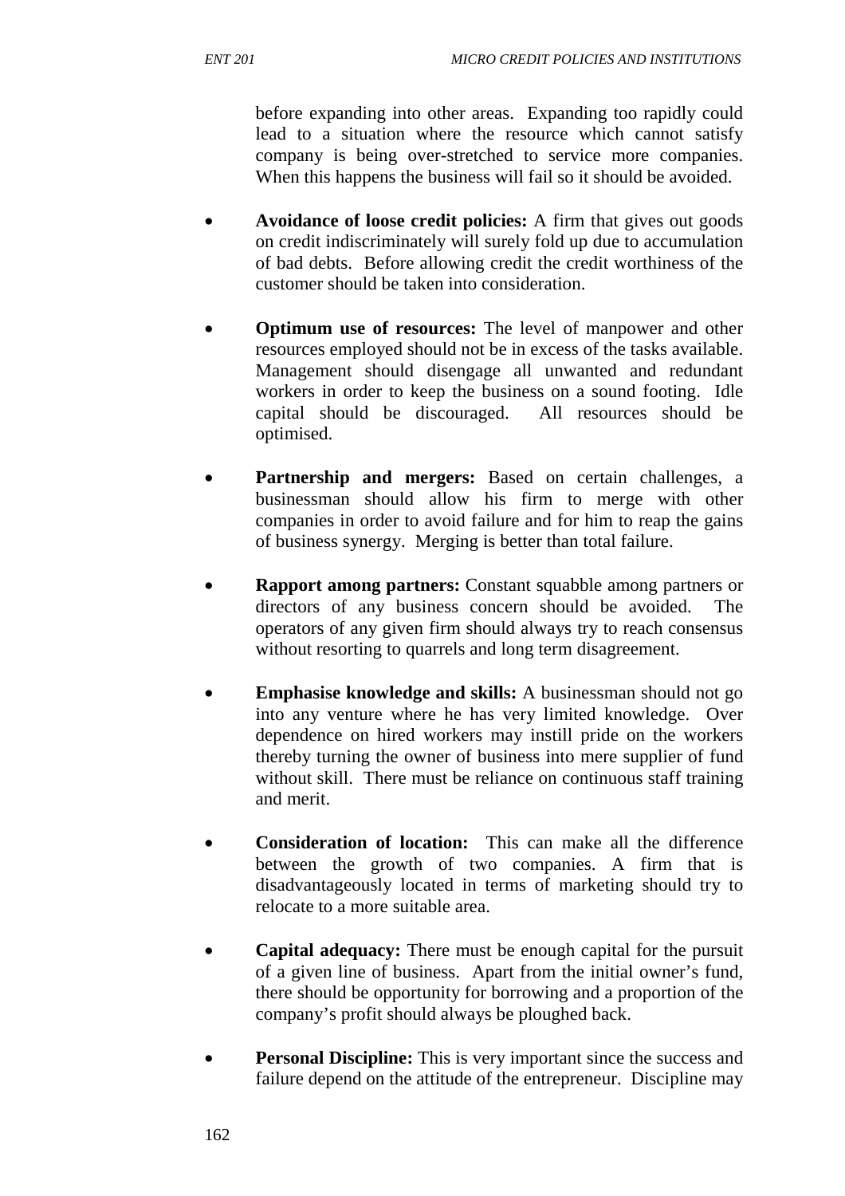before expanding into other areas. Expanding too rapidly could lead to a situation where the resource which cannot satisfy company is being over-stretched to service more companies. When this happens the business will fail so it should be avoided.

- **Avoidance of loose credit policies:** A firm that gives out goods on credit indiscriminately will surely fold up due to accumulation of bad debts. Before allowing credit the credit worthiness of the customer should be taken into consideration.

- **Optimum use of resources:** The level of manpower and other resources employed should not be in excess of the tasks available. Management should disengage all unwanted and redundant workers in order to keep the business on a sound footing. Idle capital should be discouraged. All resources should be optimised.

- **Partnership and mergers:** Based on certain challenges, a businessman should allow his firm to merge with other companies in order to avoid failure and for him to reap the gains of business synergy. Merging is better than total failure.

- **Rapport among partners:** Constant squabble among partners or directors of any business concern should be avoided. The operators of any given firm should always try to reach consensus without resorting to quarrels and long term disagreement.

- **Emphasise knowledge and skills:** A businessman should not go into any venture where he has very limited knowledge. Over dependence on hired workers may instill pride on the workers thereby turning the owner of business into mere supplier of fund without skill. There must be reliance on continuous staff training and merit.

- **Consideration of location:** This can make all the difference between the growth of two companies. A firm that is disadvantageously located in terms of marketing should try to relocate to a more suitable area.

- **Capital adequacy:** There must be enough capital for the pursuit of a given line of business. Apart from the initial owner's fund, there should be opportunity for borrowing and a proportion of the company's profit should always be ploughed back.

- **Personal Discipline:** This is very important since the success and failure depend on the attitude of the entrepreneur. Discipline may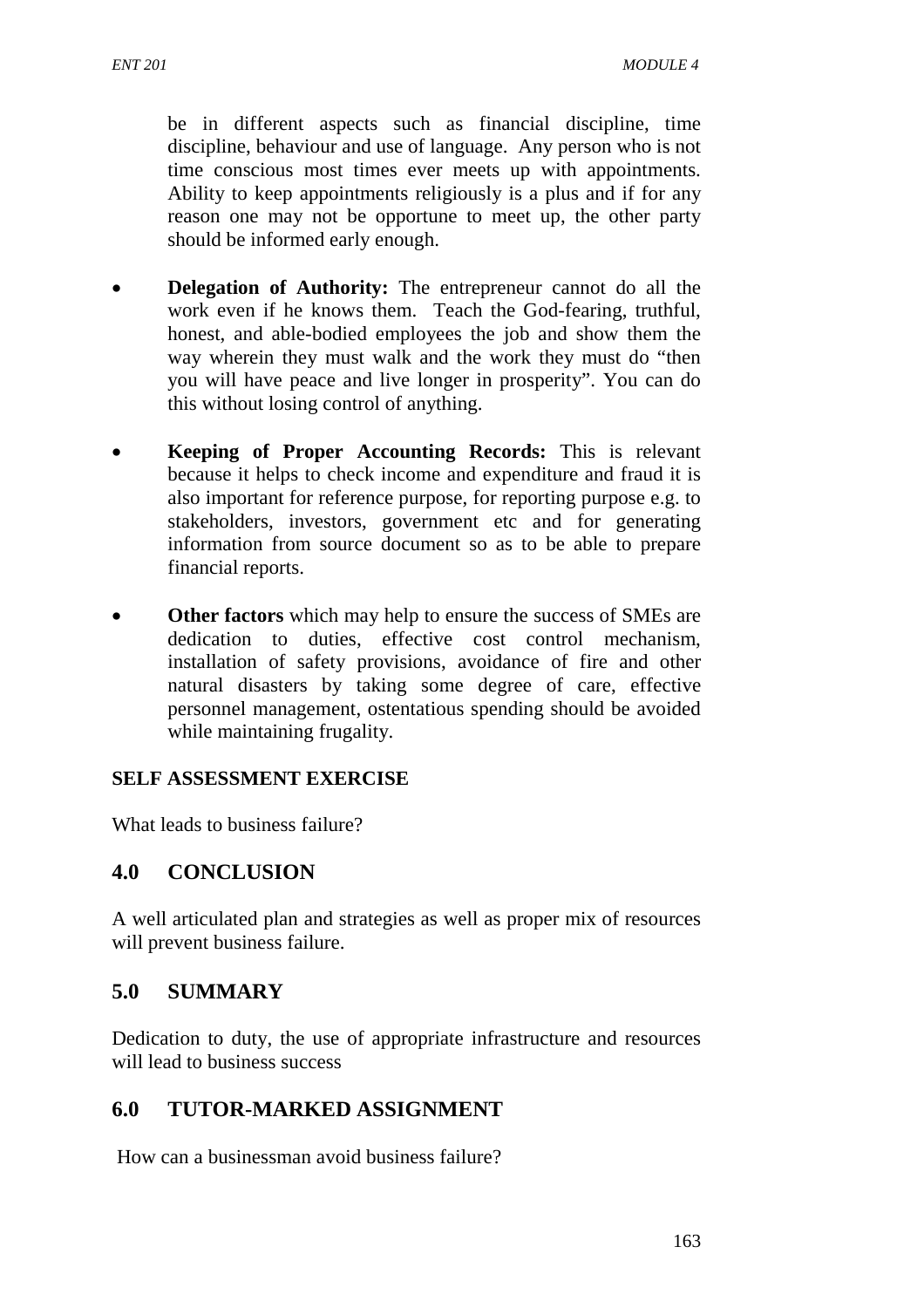be in different aspects such as financial discipline, time discipline, behaviour and use of language. Any person who is not time conscious most times ever meets up with appointments. Ability to keep appointments religiously is a plus and if for any reason one may not be opportune to meet up, the other party should be informed early enough.

- **Delegation of Authority:** The entrepreneur cannot do all the work even if he knows them. Teach the God-fearing, truthful, honest, and able-bodied employees the job and show them the way wherein they must walk and the work they must do "then you will have peace and live longer in prosperity". You can do this without losing control of anything.

- **Keeping of Proper Accounting Records:** This is relevant because it helps to check income and expenditure and fraud it is also important for reference purpose, for reporting purpose e.g. to stakeholders, investors, government etc and for generating information from source document so as to be able to prepare financial reports.

- **Other factors** which may help to ensure the success of SMEs are dedication to duties, effective cost control mechanism, installation of safety provisions, avoidance of fire and other natural disasters by taking some degree of care, effective personnel management, ostentatious spending should be avoided while maintaining frugality.

**SELF ASSESSMENT EXERCISE**

What leads to business failure?

## 4.0 CONCLUSION

A well articulated plan and strategies as well as proper mix of resources will prevent business failure.

## 5.0 SUMMARY

Dedication to duty, the use of appropriate infrastructure and resources will lead to business success

## 6.0 TUTOR-MARKED ASSIGNMENT

How can a businessman avoid business failure?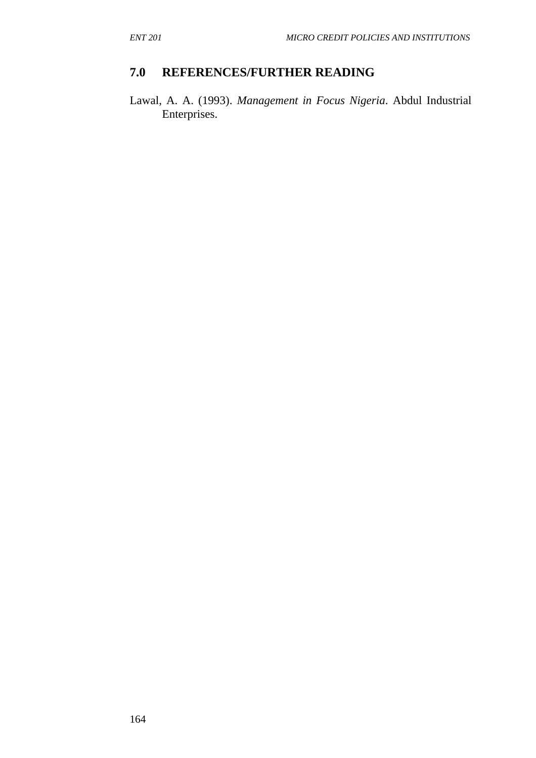## 7.0 REFERENCES/FURTHER READING

Lawal, A. A. (1993). *Management in Focus Nigeria*. Abdul Industrial Enterprises.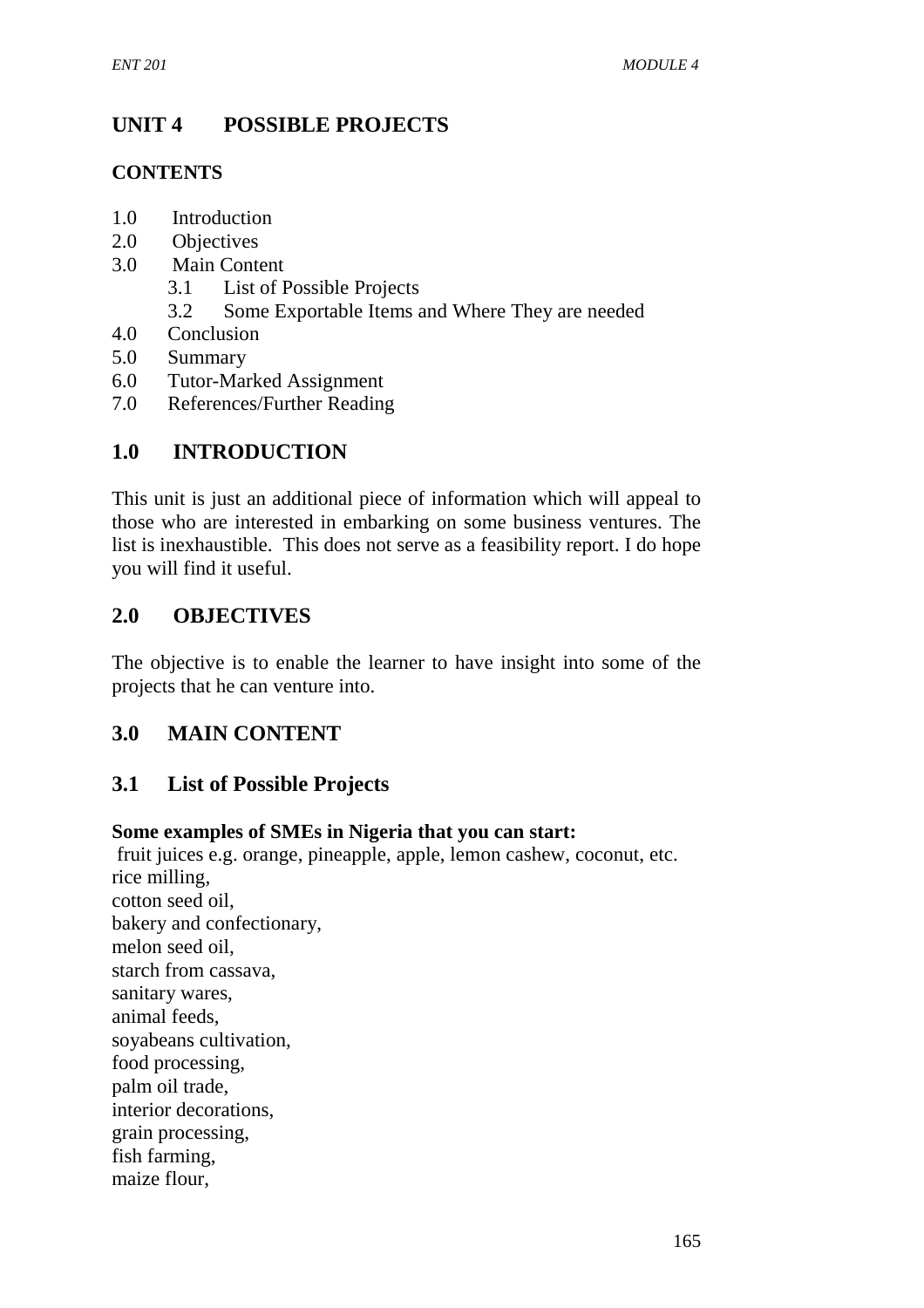# UNIT 4 POSSIBLE PROJECTS

**CONTENTS**

1.0 Introduction
2.0 Objectives
3.0 Main Content
    3.1 List of Possible Projects
    3.2 Some Exportable Items and Where They are needed
4.0 Conclusion
5.0 Summary
6.0 Tutor-Marked Assignment
7.0 References/Further Reading

## 1.0 INTRODUCTION

This unit is just an additional piece of information which will appeal to those who are interested in embarking on some business ventures. The list is inexhaustible. This does not serve as a feasibility report. I do hope you will find it useful.

## 2.0 OBJECTIVES

The objective is to enable the learner to have insight into some of the projects that he can venture into.

## 3.0 MAIN CONTENT

### 3.1 List of Possible Projects

**Some examples of SMEs in Nigeria that you can start:**

fruit juices e.g. orange, pineapple, apple, lemon cashew, coconut, etc.
rice milling,
cotton seed oil,
bakery and confectionary,
melon seed oil,
starch from cassava,
sanitary wares,
animal feeds,
soyabeans cultivation,
food processing,
palm oil trade,
interior decorations,
grain processing,
fish farming,
maize flour,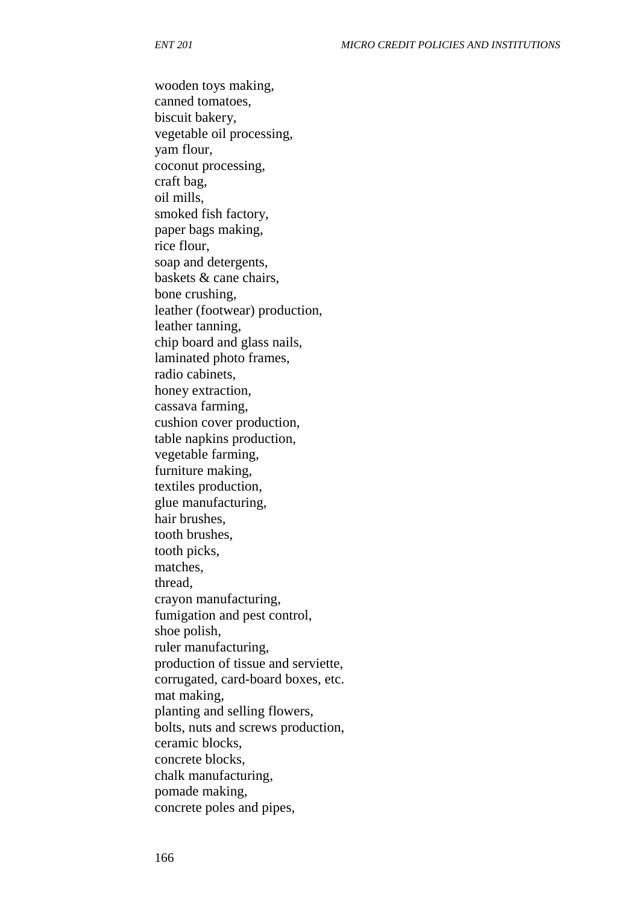wooden toys making,
canned tomatoes,
biscuit bakery,
vegetable oil processing,
yam flour,
coconut processing,
craft bag,
oil mills,
smoked fish factory,
paper bags making,
rice flour,
soap and detergents,
baskets & cane chairs,
bone crushing,
leather (footwear) production,
leather tanning,
chip board and glass nails,
laminated photo frames,
radio cabinets,
honey extraction,
cassava farming,
cushion cover production,
table napkins production,
vegetable farming,
furniture making,
textiles production,
glue manufacturing,
hair brushes,
tooth brushes,
tooth picks,
matches,
thread,
crayon manufacturing,
fumigation and pest control,
shoe polish,
ruler manufacturing,
production of tissue and serviette,
corrugated, card-board boxes, etc.
mat making,
planting and selling flowers,
bolts, nuts and screws production,
ceramic blocks,
concrete blocks,
chalk manufacturing,
pomade making,
concrete poles and pipes,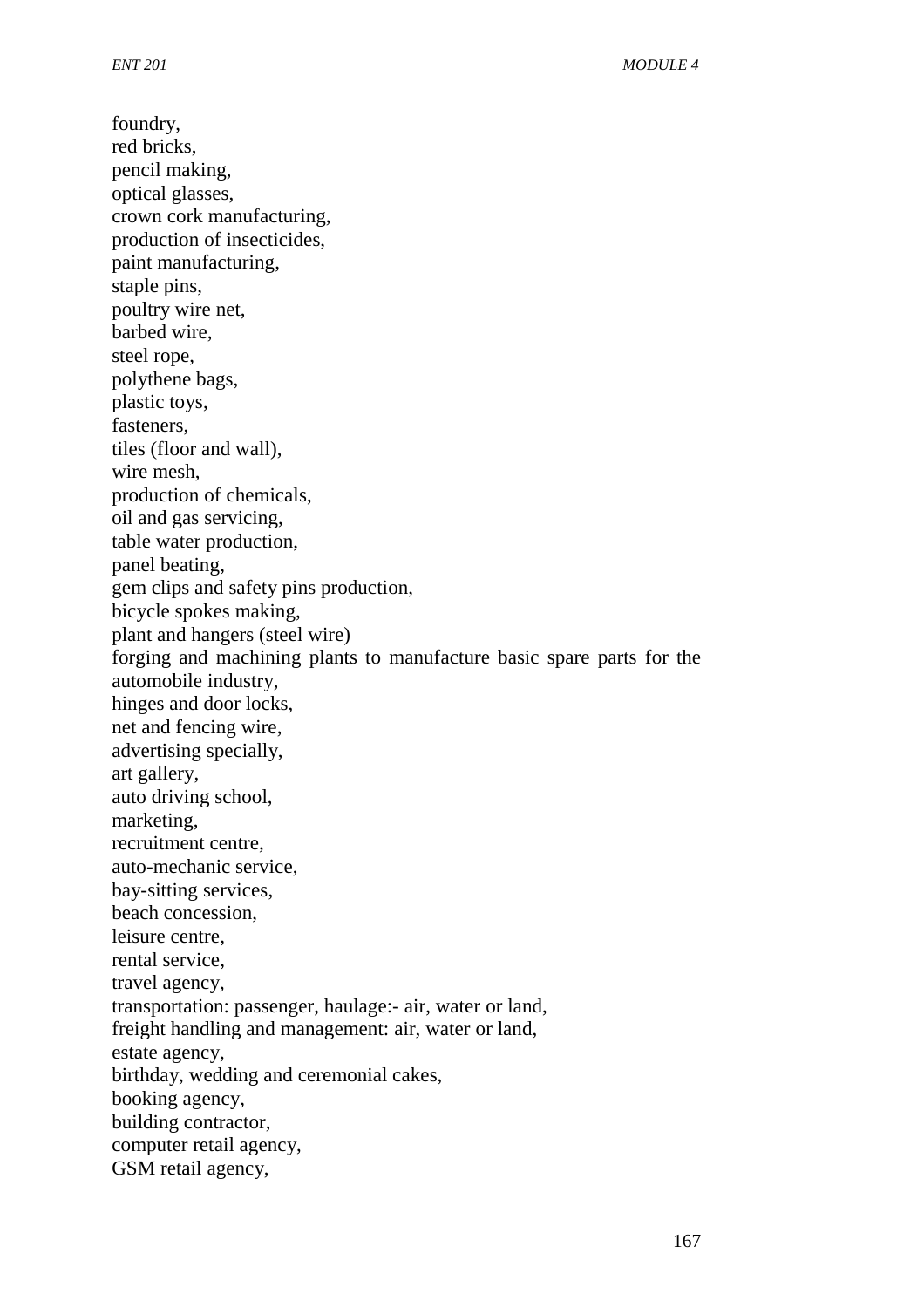foundry,
red bricks,
pencil making,
optical glasses,
crown cork manufacturing,
production of insecticides,
paint manufacturing,
staple pins,
poultry wire net,
barbed wire,
steel rope,
polythene bags,
plastic toys,
fasteners,
tiles (floor and wall),
wire mesh,
production of chemicals,
oil and gas servicing,
table water production,
panel beating,
gem clips and safety pins production,
bicycle spokes making,
plant and hangers (steel wire)
forging and machining plants to manufacture basic spare parts for the automobile industry,
hinges and door locks,
net and fencing wire,
advertising specially,
art gallery,
auto driving school,
marketing,
recruitment centre,
auto-mechanic service,
bay-sitting services,
beach concession,
leisure centre,
rental service,
travel agency,
transportation: passenger, haulage:- air, water or land,
freight handling and management: air, water or land,
estate agency,
birthday, wedding and ceremonial cakes,
booking agency,
building contractor,
computer retail agency,
GSM retail agency,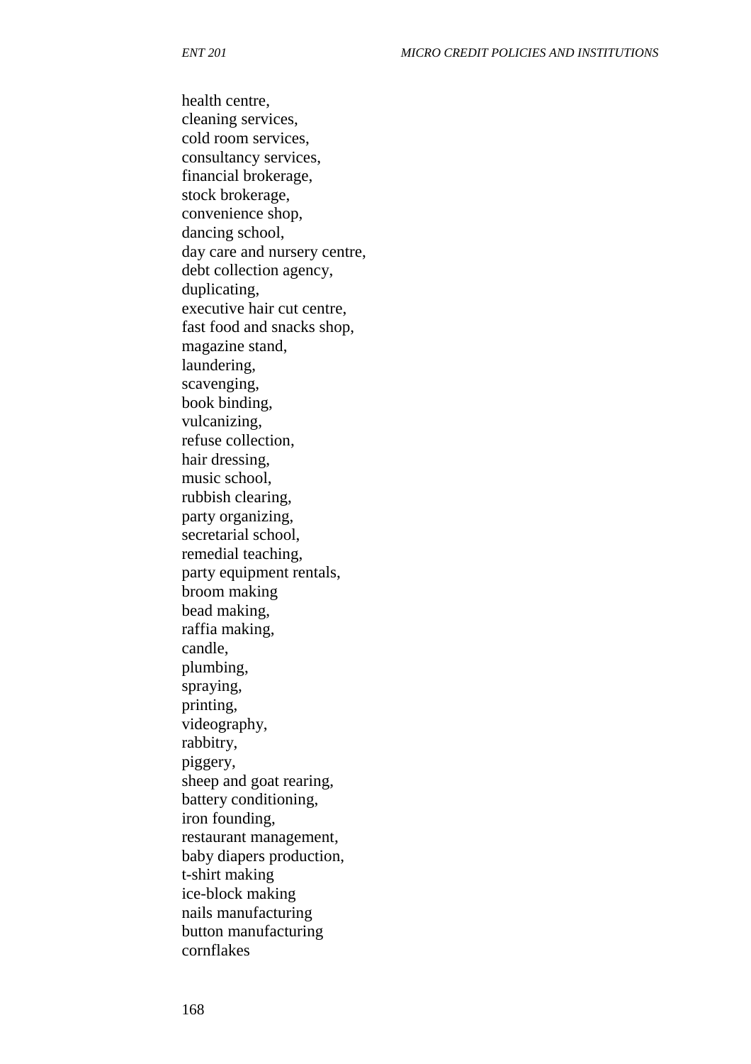health centre,
cleaning services,
cold room services,
consultancy services,
financial brokerage,
stock brokerage,
convenience shop,
dancing school,
day care and nursery centre,
debt collection agency,
duplicating,
executive hair cut centre,
fast food and snacks shop,
magazine stand,
laundering,
scavenging,
book binding,
vulcanizing,
refuse collection,
hair dressing,
music school,
rubbish clearing,
party organizing,
secretarial school,
remedial teaching,
party equipment rentals,
broom making
bead making,
raffia making,
candle,
plumbing,
spraying,
printing,
videography,
rabbitry,
piggery,
sheep and goat rearing,
battery conditioning,
iron founding,
restaurant management,
baby diapers production,
t-shirt making
ice-block making
nails manufacturing
button manufacturing
cornflakes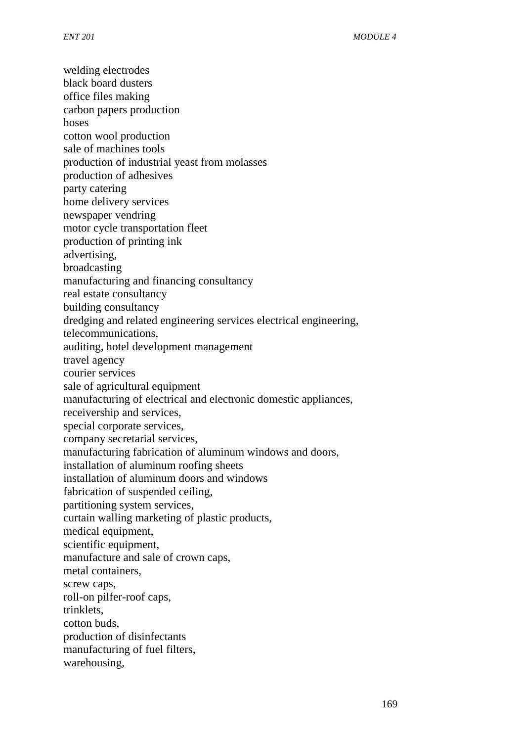welding electrodes
black board dusters
office files making
carbon papers production
hoses
cotton wool production
sale of machines tools
production of industrial yeast from molasses
production of adhesives
party catering
home delivery services
newspaper vendring
motor cycle transportation fleet
production of printing ink
advertising,
broadcasting
manufacturing and financing consultancy
real estate consultancy
building consultancy
dredging and related engineering services electrical engineering,
telecommunications,
auditing, hotel development management
travel agency
courier services
sale of agricultural equipment
manufacturing of electrical and electronic domestic appliances,
receivership and services,
special corporate services,
company secretarial services,
manufacturing fabrication of aluminum windows and doors,
installation of aluminum roofing sheets
installation of aluminum doors and windows
fabrication of suspended ceiling,
partitioning system services,
curtain walling marketing of plastic products,
medical equipment,
scientific equipment,
manufacture and sale of crown caps,
metal containers,
screw caps,
roll-on pilfer-roof caps,
trinklets,
cotton buds,
production of disinfectants
manufacturing of fuel filters,
warehousing,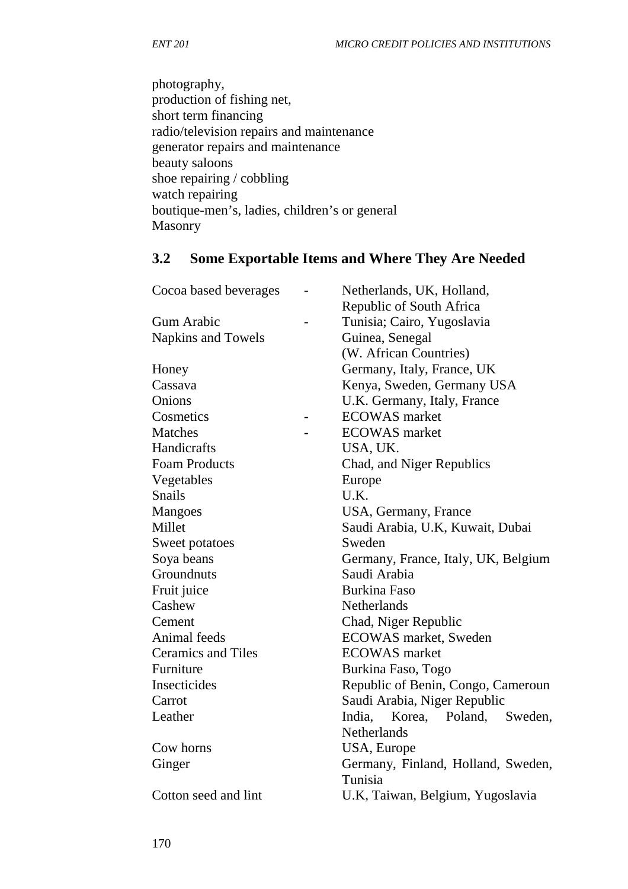photography,
production of fishing net,
short term financing
radio/television repairs and maintenance
generator repairs and maintenance
beauty saloons
shoe repairing / cobbling
watch repairing
boutique-men's, ladies, children's or general
Masonry

### 3.2 Some Exportable Items and Where They Are Needed

| | | |
|---|---|---|
| Cocoa based beverages | - | Netherlands, UK, Holland, Republic of South Africa |
| Gum Arabic | - | Tunisia; Cairo, Yugoslavia |
| Napkins and Towels | | Guinea, Senegal (W. African Countries) |
| Honey | | Germany, Italy, France, UK |
| Cassava | | Kenya, Sweden, Germany USA |
| Onions | | U.K. Germany, Italy, France |
| Cosmetics | - | ECOWAS market |
| Matches | - | ECOWAS market |
| Handicrafts | | USA, UK. |
| Foam Products | | Chad, and Niger Republics |
| Vegetables | | Europe |
| Snails | | U.K. |
| Mangoes | | USA, Germany, France |
| Millet | | Saudi Arabia, U.K, Kuwait, Dubai |
| Sweet potatoes | | Sweden |
| Soya beans | | Germany, France, Italy, UK, Belgium |
| Groundnuts | | Saudi Arabia |
| Fruit juice | | Burkina Faso |
| Cashew | | Netherlands |
| Cement | | Chad, Niger Republic |
| Animal feeds | | ECOWAS market, Sweden |
| Ceramics and Tiles | | ECOWAS market |
| Furniture | | Burkina Faso, Togo |
| Insecticides | | Republic of Benin, Congo, Cameroun |
| Carrot | | Saudi Arabia, Niger Republic |
| Leather | | India, Korea, Poland, Sweden, Netherlands |
| Cow horns | | USA, Europe |
| Ginger | | Germany, Finland, Holland, Sweden, Tunisia |
| Cotton seed and lint | | U.K, Taiwan, Belgium, Yugoslavia |